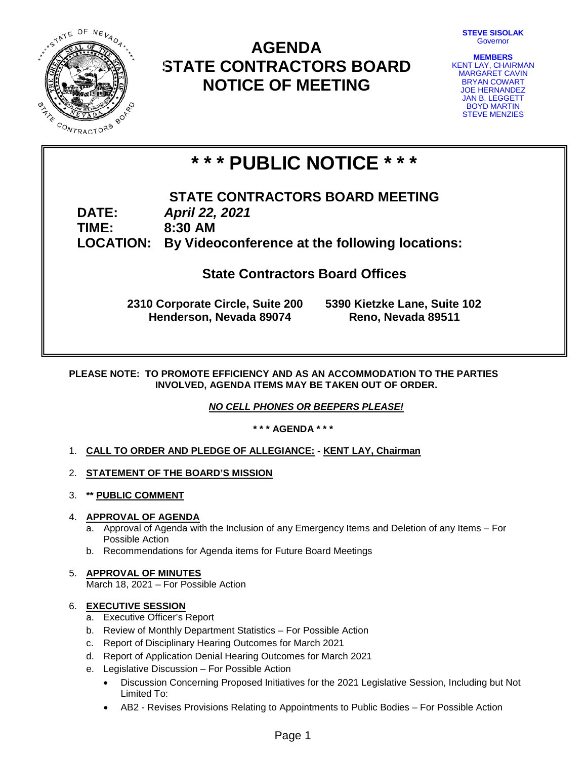# AGENDA
# STATE CONTRACTORS BOARD
# NOTICE OF MEETING

**STEVE SISOLAK**
Governor

**MEMBERS**
KENT LAY, CHAIRMAN
MARGARET CAVIN
BRYAN COWART
JOE HERNANDEZ
JAN B. LEGGETT
BOYD MARTIN
STEVE MENZIES

## * * * PUBLIC NOTICE * * *

**STATE CONTRACTORS BOARD MEETING**

**DATE:** ***April 22, 2021***
**TIME:** **8:30 AM**
**LOCATION:** **By Videoconference at the following locations:**

**State Contractors Board Offices**

**2310 Corporate Circle, Suite 200**
**Henderson, Nevada 89074**

**5390 Kietzke Lane, Suite 102**
**Reno, Nevada 89511**

**PLEASE NOTE: TO PROMOTE EFFICIENCY AND AS AN ACCOMMODATION TO THE PARTIES INVOLVED, AGENDA ITEMS MAY BE TAKEN OUT OF ORDER.**

***NO CELL PHONES OR BEEPERS PLEASE!***

**\* \* \* AGENDA \* \* \***

1. **CALL TO ORDER AND PLEDGE OF ALLEGIANCE: - KENT LAY, Chairman**
2. **STATEMENT OF THE BOARD'S MISSION**
3. **** PUBLIC COMMENT**
4. **APPROVAL OF AGENDA**
   a. Approval of Agenda with the Inclusion of any Emergency Items and Deletion of any Items – For Possible Action
   b. Recommendations for Agenda items for Future Board Meetings
5. **APPROVAL OF MINUTES**
   March 18, 2021 – For Possible Action
6. **EXECUTIVE SESSION**
   a. Executive Officer's Report
   b. Review of Monthly Department Statistics – For Possible Action
   c. Report of Disciplinary Hearing Outcomes for March 2021
   d. Report of Application Denial Hearing Outcomes for March 2021
   e. Legislative Discussion – For Possible Action
      - Discussion Concerning Proposed Initiatives for the 2021 Legislative Session, Including but Not Limited To:
      - AB2 - Revises Provisions Relating to Appointments to Public Bodies – For Possible Action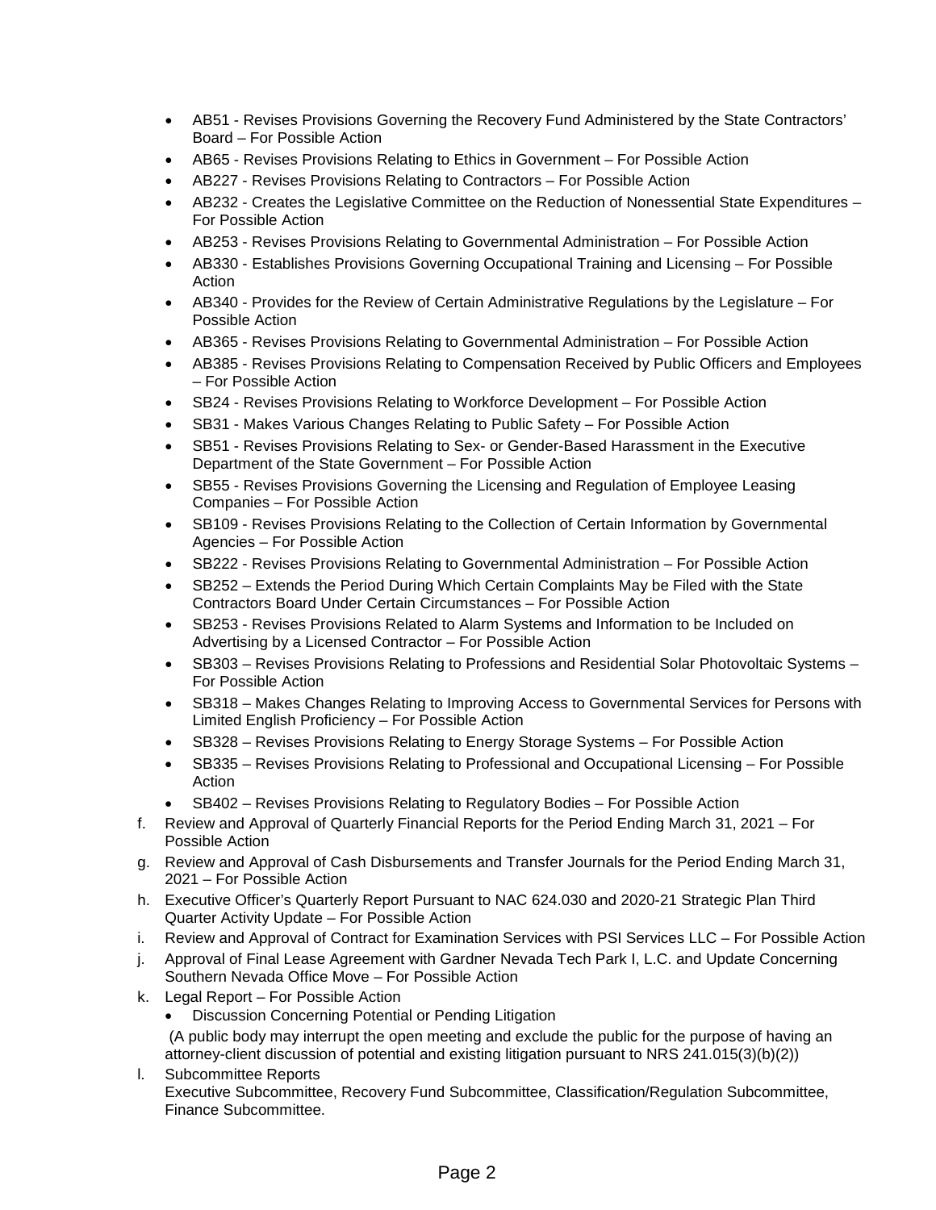- AB51 - Revises Provisions Governing the Recovery Fund Administered by the State Contractors' Board – For Possible Action
- AB65 - Revises Provisions Relating to Ethics in Government – For Possible Action
- AB227 - Revises Provisions Relating to Contractors – For Possible Action
- AB232 - Creates the Legislative Committee on the Reduction of Nonessential State Expenditures – For Possible Action
- AB253 - Revises Provisions Relating to Governmental Administration – For Possible Action
- AB330 - Establishes Provisions Governing Occupational Training and Licensing – For Possible Action
- AB340 - Provides for the Review of Certain Administrative Regulations by the Legislature – For Possible Action
- AB365 - Revises Provisions Relating to Governmental Administration – For Possible Action
- AB385 - Revises Provisions Relating to Compensation Received by Public Officers and Employees – For Possible Action
- SB24 - Revises Provisions Relating to Workforce Development – For Possible Action
- SB31 - Makes Various Changes Relating to Public Safety – For Possible Action
- SB51 - Revises Provisions Relating to Sex- or Gender-Based Harassment in the Executive Department of the State Government – For Possible Action
- SB55 - Revises Provisions Governing the Licensing and Regulation of Employee Leasing Companies – For Possible Action
- SB109 - Revises Provisions Relating to the Collection of Certain Information by Governmental Agencies – For Possible Action
- SB222 - Revises Provisions Relating to Governmental Administration – For Possible Action
- SB252 – Extends the Period During Which Certain Complaints May be Filed with the State Contractors Board Under Certain Circumstances – For Possible Action
- SB253 - Revises Provisions Related to Alarm Systems and Information to be Included on Advertising by a Licensed Contractor – For Possible Action
- SB303 – Revises Provisions Relating to Professions and Residential Solar Photovoltaic Systems – For Possible Action
- SB318 – Makes Changes Relating to Improving Access to Governmental Services for Persons with Limited English Proficiency – For Possible Action
- SB328 – Revises Provisions Relating to Energy Storage Systems – For Possible Action
- SB335 – Revises Provisions Relating to Professional and Occupational Licensing – For Possible Action
- SB402 – Revises Provisions Relating to Regulatory Bodies – For Possible Action

f. Review and Approval of Quarterly Financial Reports for the Period Ending March 31, 2021 – For Possible Action

g. Review and Approval of Cash Disbursements and Transfer Journals for the Period Ending March 31, 2021 – For Possible Action

h. Executive Officer's Quarterly Report Pursuant to NAC 624.030 and 2020-21 Strategic Plan Third Quarter Activity Update – For Possible Action

i. Review and Approval of Contract for Examination Services with PSI Services LLC – For Possible Action

j. Approval of Final Lease Agreement with Gardner Nevada Tech Park I, L.C. and Update Concerning Southern Nevada Office Move – For Possible Action

k. Legal Report – For Possible Action
   - Discussion Concerning Potential or Pending Litigation

   (A public body may interrupt the open meeting and exclude the public for the purpose of having an attorney-client discussion of potential and existing litigation pursuant to NRS 241.015(3)(b)(2))

l. Subcommittee Reports
   Executive Subcommittee, Recovery Fund Subcommittee, Classification/Regulation Subcommittee, Finance Subcommittee.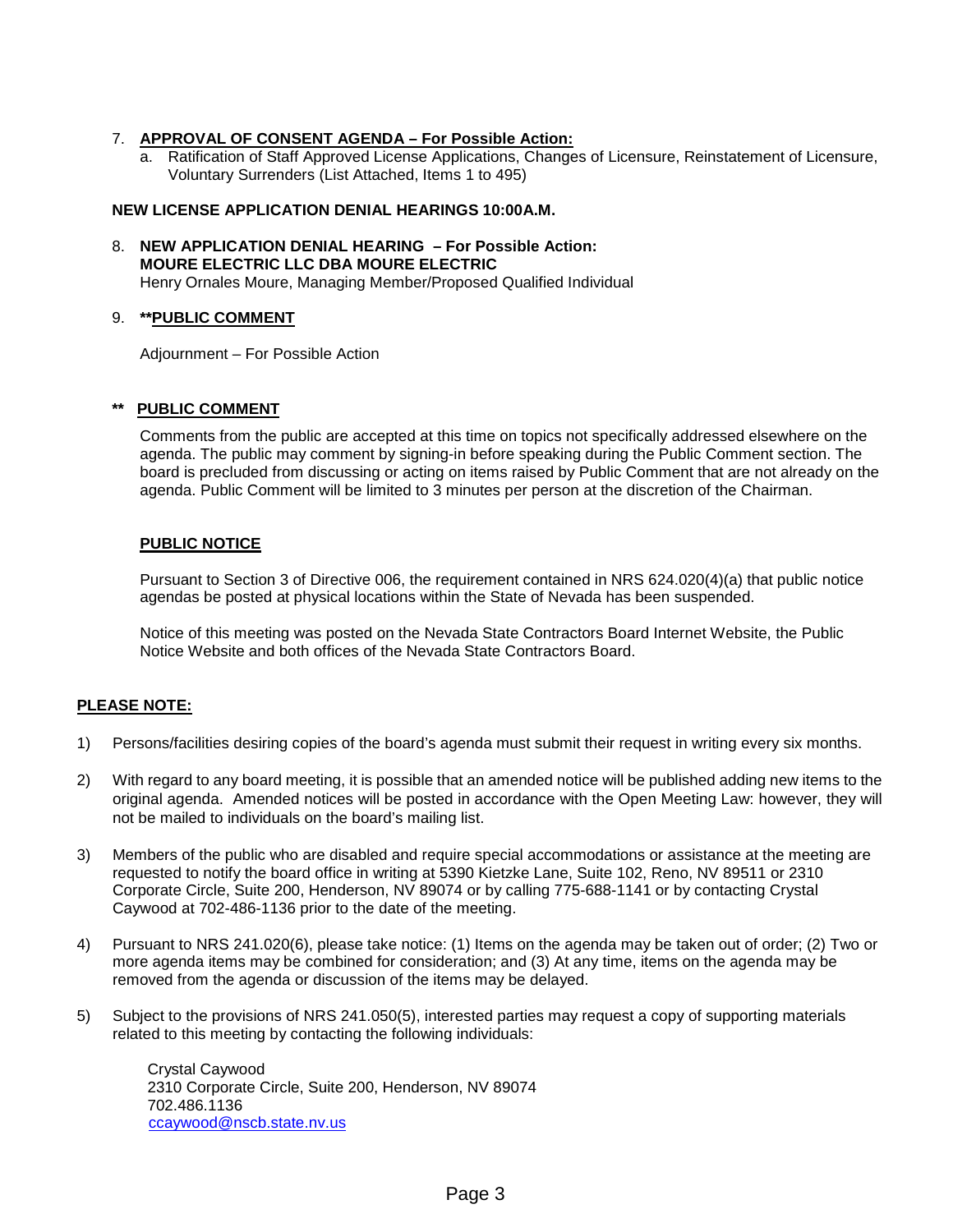7. **APPROVAL OF CONSENT AGENDA – For Possible Action:**
   a. Ratification of Staff Approved License Applications, Changes of Licensure, Reinstatement of Licensure, Voluntary Surrenders (List Attached, Items 1 to 495)

**NEW LICENSE APPLICATION DENIAL HEARINGS 10:00A.M.**

8. **NEW APPLICATION DENIAL HEARING – For Possible Action:**
   **MOURE ELECTRIC LLC DBA MOURE ELECTRIC**
   Henry Ornales Moure, Managing Member/Proposed Qualified Individual

9. **\*\*PUBLIC COMMENT**

   Adjournment – For Possible Action

**\*\* PUBLIC COMMENT**

Comments from the public are accepted at this time on topics not specifically addressed elsewhere on the agenda. The public may comment by signing-in before speaking during the Public Comment section. The board is precluded from discussing or acting on items raised by Public Comment that are not already on the agenda. Public Comment will be limited to 3 minutes per person at the discretion of the Chairman.

**PUBLIC NOTICE**

Pursuant to Section 3 of Directive 006, the requirement contained in NRS 624.020(4)(a) that public notice agendas be posted at physical locations within the State of Nevada has been suspended.

Notice of this meeting was posted on the Nevada State Contractors Board Internet Website, the Public Notice Website and both offices of the Nevada State Contractors Board.

**PLEASE NOTE:**

1) Persons/facilities desiring copies of the board's agenda must submit their request in writing every six months.

2) With regard to any board meeting, it is possible that an amended notice will be published adding new items to the original agenda. Amended notices will be posted in accordance with the Open Meeting Law: however, they will not be mailed to individuals on the board's mailing list.

3) Members of the public who are disabled and require special accommodations or assistance at the meeting are requested to notify the board office in writing at 5390 Kietzke Lane, Suite 102, Reno, NV 89511 or 2310 Corporate Circle, Suite 200, Henderson, NV 89074 or by calling 775-688-1141 or by contacting Crystal Caywood at 702-486-1136 prior to the date of the meeting.

4) Pursuant to NRS 241.020(6), please take notice: (1) Items on the agenda may be taken out of order; (2) Two or more agenda items may be combined for consideration; and (3) At any time, items on the agenda may be removed from the agenda or discussion of the items may be delayed.

5) Subject to the provisions of NRS 241.050(5), interested parties may request a copy of supporting materials related to this meeting by contacting the following individuals:

   Crystal Caywood
   2310 Corporate Circle, Suite 200, Henderson, NV 89074
   702.486.1136
   ccaywood@nscb.state.nv.us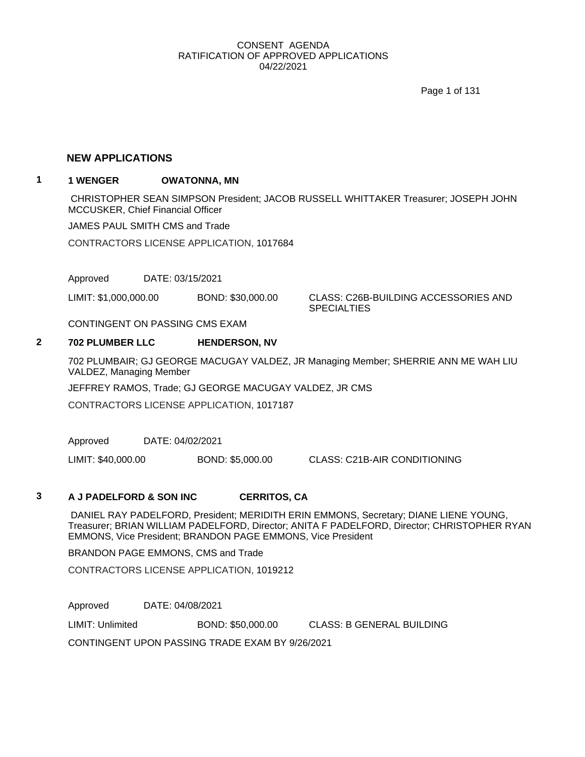CONSENT AGENDA
RATIFICATION OF APPROVED APPLICATIONS
04/22/2021

## NEW APPLICATIONS

### 1 1 WENGER OWATONNA, MN

CHRISTOPHER SEAN SIMPSON President; JACOB RUSSELL WHITTAKER Treasurer; JOSEPH JOHN MCCUSKER, Chief Financial Officer

JAMES PAUL SMITH CMS and Trade

CONTRACTORS LICENSE APPLICATION, 1017684

Approved DATE: 03/15/2021

LIMIT: $1,000,000.00 BOND: $30,000.00 CLASS: C26B-BUILDING ACCESSORIES AND SPECIALTIES

CONTINGENT ON PASSING CMS EXAM

### 2 702 PLUMBER LLC HENDERSON, NV

702 PLUMBAIR; GJ GEORGE MACUGAY VALDEZ, JR Managing Member; SHERRIE ANN ME WAH LIU VALDEZ, Managing Member

JEFFREY RAMOS, Trade; GJ GEORGE MACUGAY VALDEZ, JR CMS

CONTRACTORS LICENSE APPLICATION, 1017187

Approved DATE: 04/02/2021

LIMIT: $40,000.00 BOND: $5,000.00 CLASS: C21B-AIR CONDITIONING

### 3 A J PADELFORD & SON INC CERRITOS, CA

DANIEL RAY PADELFORD, President; MERIDITH ERIN EMMONS, Secretary; DIANE LIENE YOUNG, Treasurer; BRIAN WILLIAM PADELFORD, Director; ANITA F PADELFORD, Director; CHRISTOPHER RYAN EMMONS, Vice President; BRANDON PAGE EMMONS, Vice President

BRANDON PAGE EMMONS, CMS and Trade

CONTRACTORS LICENSE APPLICATION, 1019212

Approved DATE: 04/08/2021

LIMIT: Unlimited BOND: $50,000.00 CLASS: B GENERAL BUILDING

CONTINGENT UPON PASSING TRADE EXAM BY 9/26/2021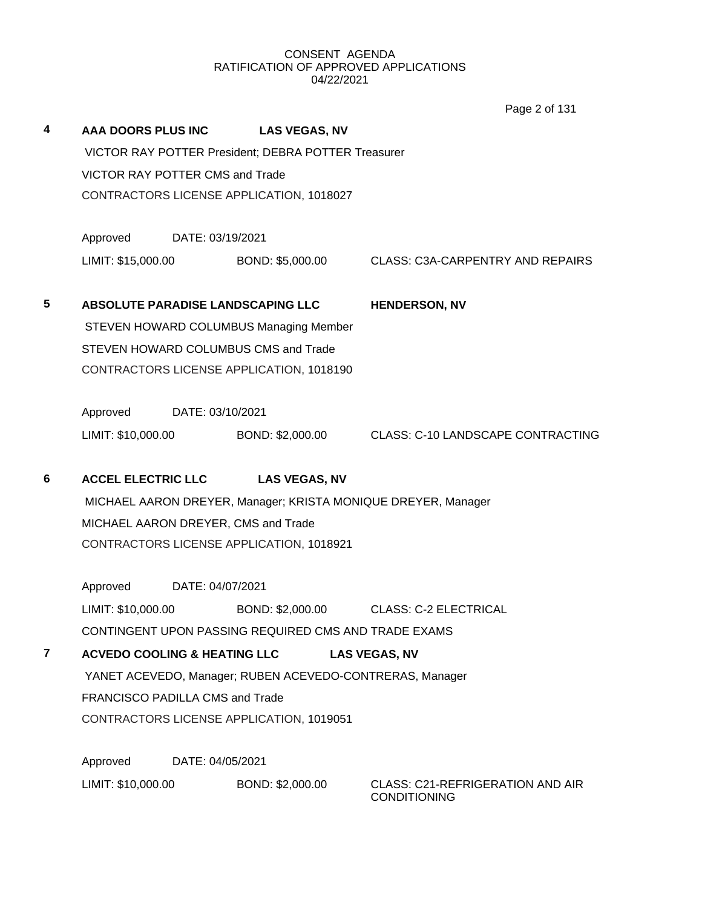CONSENT AGENDA
RATIFICATION OF APPROVED APPLICATIONS
04/22/2021

**4** **AAA DOORS PLUS INC** **LAS VEGAS, NV**

VICTOR RAY POTTER President; DEBRA POTTER Treasurer

VICTOR RAY POTTER CMS and Trade

CONTRACTORS LICENSE APPLICATION, 1018027

Approved DATE: 03/19/2021

LIMIT: $15,000.00 BOND: $5,000.00 CLASS: C3A-CARPENTRY AND REPAIRS

**5** **ABSOLUTE PARADISE LANDSCAPING LLC** **HENDERSON, NV**

STEVEN HOWARD COLUMBUS Managing Member

STEVEN HOWARD COLUMBUS CMS and Trade

CONTRACTORS LICENSE APPLICATION, 1018190

Approved DATE: 03/10/2021

LIMIT: $10,000.00 BOND: $2,000.00 CLASS: C-10 LANDSCAPE CONTRACTING

**6** **ACCEL ELECTRIC LLC** **LAS VEGAS, NV**

MICHAEL AARON DREYER, Manager; KRISTA MONIQUE DREYER, Manager

MICHAEL AARON DREYER, CMS and Trade

CONTRACTORS LICENSE APPLICATION, 1018921

Approved DATE: 04/07/2021

LIMIT: $10,000.00 BOND: $2,000.00 CLASS: C-2 ELECTRICAL

CONTINGENT UPON PASSING REQUIRED CMS AND TRADE EXAMS

**7** **ACVEDO COOLING & HEATING LLC** **LAS VEGAS, NV**

YANET ACEVEDO, Manager; RUBEN ACEVEDO-CONTRERAS, Manager

FRANCISCO PADILLA CMS and Trade

CONTRACTORS LICENSE APPLICATION, 1019051

Approved DATE: 04/05/2021

LIMIT: $10,000.00 BOND: $2,000.00 CLASS: C21-REFRIGERATION AND AIR CONDITIONING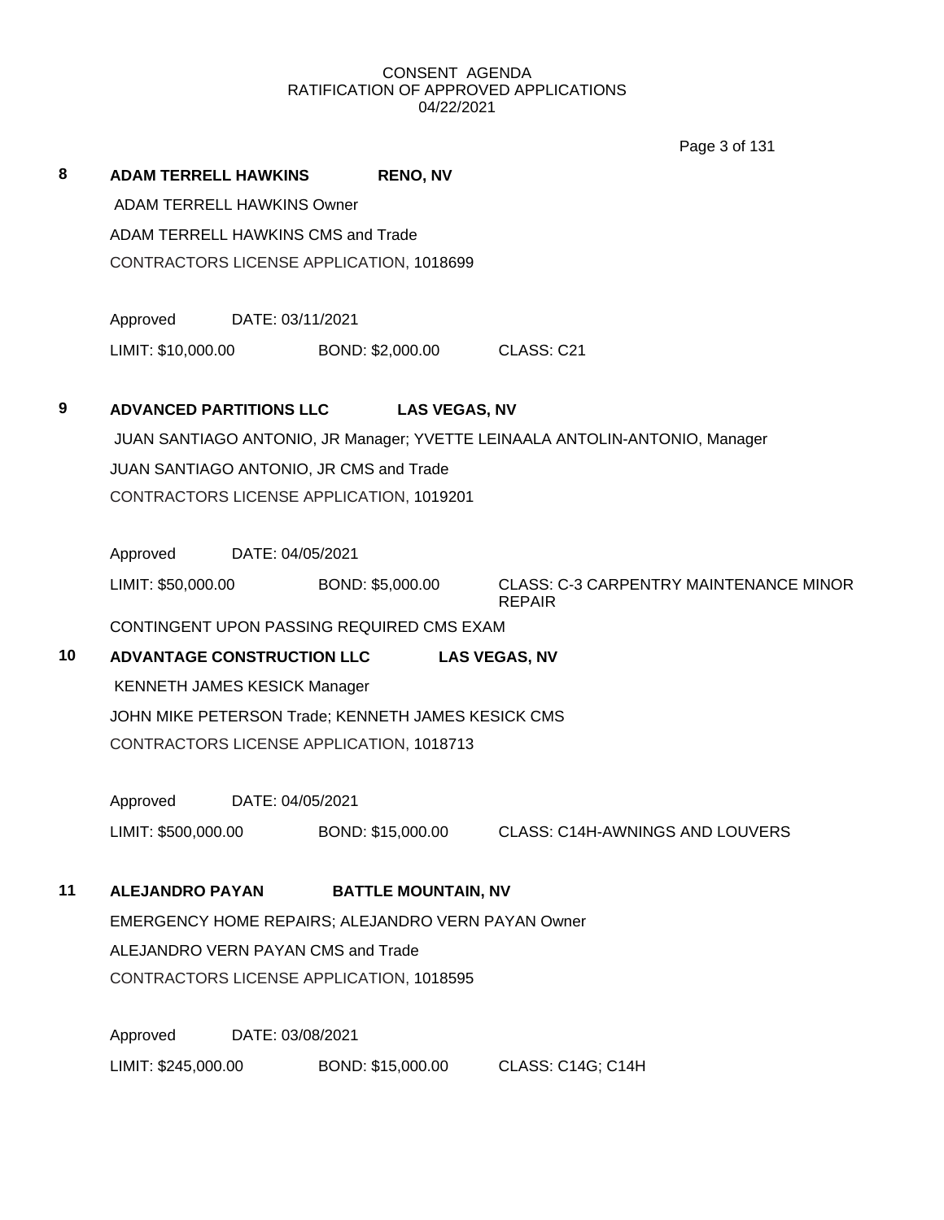CONSENT AGENDA
RATIFICATION OF APPROVED APPLICATIONS
04/22/2021

**8 ADAM TERRELL HAWKINS RENO, NV**

ADAM TERRELL HAWKINS Owner

ADAM TERRELL HAWKINS CMS and Trade

CONTRACTORS LICENSE APPLICATION, 1018699

Approved DATE: 03/11/2021

LIMIT: $10,000.00 BOND: $2,000.00 CLASS: C21

**9 ADVANCED PARTITIONS LLC LAS VEGAS, NV**

JUAN SANTIAGO ANTONIO, JR Manager; YVETTE LEINAALA ANTOLIN-ANTONIO, Manager

JUAN SANTIAGO ANTONIO, JR CMS and Trade

CONTRACTORS LICENSE APPLICATION, 1019201

Approved DATE: 04/05/2021

LIMIT: $50,000.00 BOND: $5,000.00 CLASS: C-3 CARPENTRY MAINTENANCE MINOR REPAIR

CONTINGENT UPON PASSING REQUIRED CMS EXAM

**10 ADVANTAGE CONSTRUCTION LLC LAS VEGAS, NV**

KENNETH JAMES KESICK Manager

JOHN MIKE PETERSON Trade; KENNETH JAMES KESICK CMS

CONTRACTORS LICENSE APPLICATION, 1018713

Approved DATE: 04/05/2021

LIMIT: $500,000.00 BOND: $15,000.00 CLASS: C14H-AWNINGS AND LOUVERS

**11 ALEJANDRO PAYAN BATTLE MOUNTAIN, NV**

EMERGENCY HOME REPAIRS; ALEJANDRO VERN PAYAN Owner

ALEJANDRO VERN PAYAN CMS and Trade

CONTRACTORS LICENSE APPLICATION, 1018595

Approved DATE: 03/08/2021

LIMIT: $245,000.00 BOND: $15,000.00 CLASS: C14G; C14H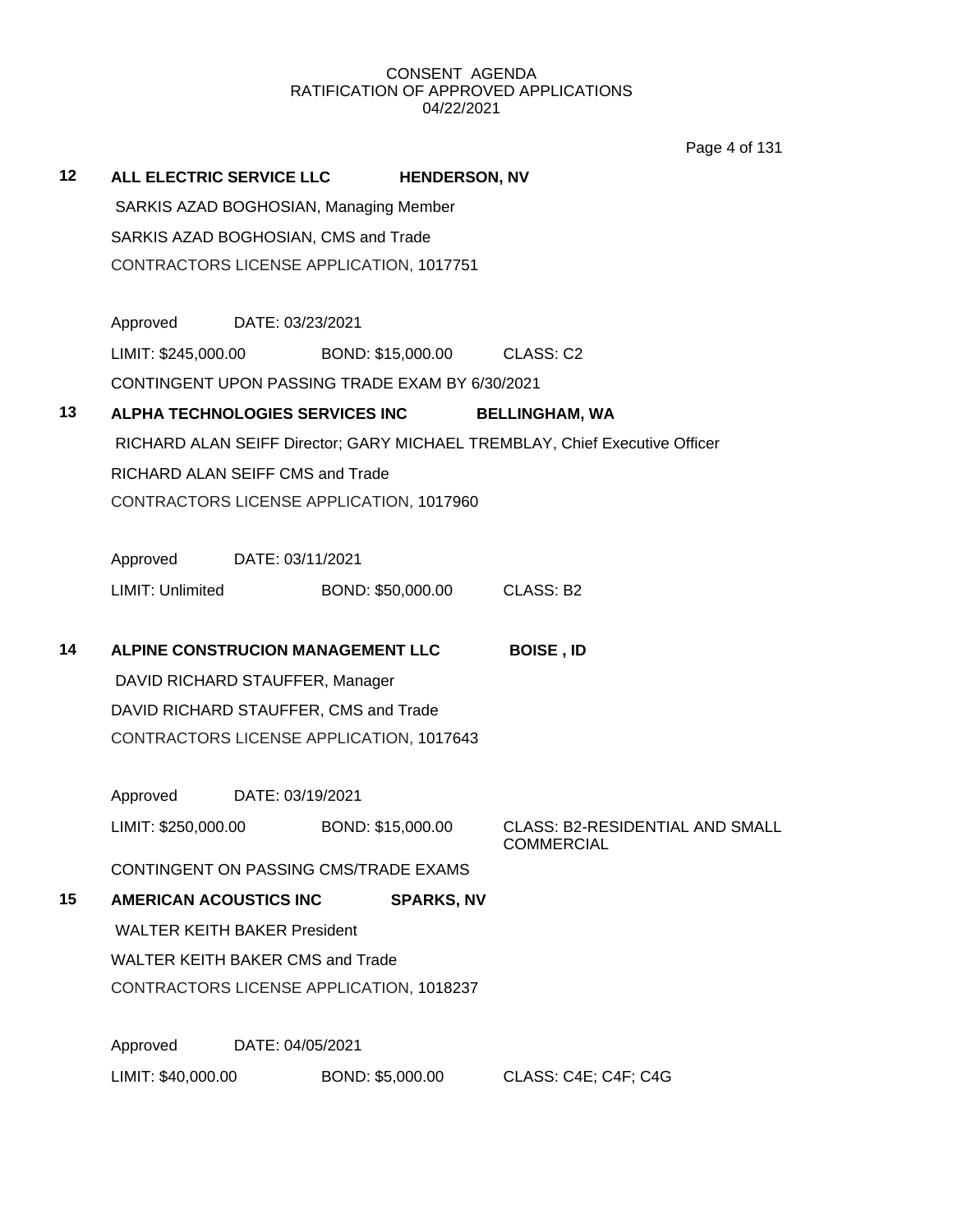CONSENT AGENDA
RATIFICATION OF APPROVED APPLICATIONS
04/22/2021

**12 ALL ELECTRIC SERVICE LLC HENDERSON, NV**

SARKIS AZAD BOGHOSIAN, Managing Member
SARKIS AZAD BOGHOSIAN, CMS and Trade
CONTRACTORS LICENSE APPLICATION, 1017751

Approved DATE: 03/23/2021
LIMIT: $245,000.00 BOND: $15,000.00 CLASS: C2
CONTINGENT UPON PASSING TRADE EXAM BY 6/30/2021

**13 ALPHA TECHNOLOGIES SERVICES INC BELLINGHAM, WA**

RICHARD ALAN SEIFF Director; GARY MICHAEL TREMBLAY, Chief Executive Officer
RICHARD ALAN SEIFF CMS and Trade
CONTRACTORS LICENSE APPLICATION, 1017960

Approved DATE: 03/11/2021
LIMIT: Unlimited BOND: $50,000.00 CLASS: B2

**14 ALPINE CONSTRUCION MANAGEMENT LLC BOISE , ID**

DAVID RICHARD STAUFFER, Manager
DAVID RICHARD STAUFFER, CMS and Trade
CONTRACTORS LICENSE APPLICATION, 1017643

Approved DATE: 03/19/2021
LIMIT: $250,000.00 BOND: $15,000.00 CLASS: B2-RESIDENTIAL AND SMALL COMMERCIAL
CONTINGENT ON PASSING CMS/TRADE EXAMS

**15 AMERICAN ACOUSTICS INC SPARKS, NV**

WALTER KEITH BAKER President
WALTER KEITH BAKER CMS and Trade
CONTRACTORS LICENSE APPLICATION, 1018237

Approved DATE: 04/05/2021
LIMIT: $40,000.00 BOND: $5,000.00 CLASS: C4E; C4F; C4G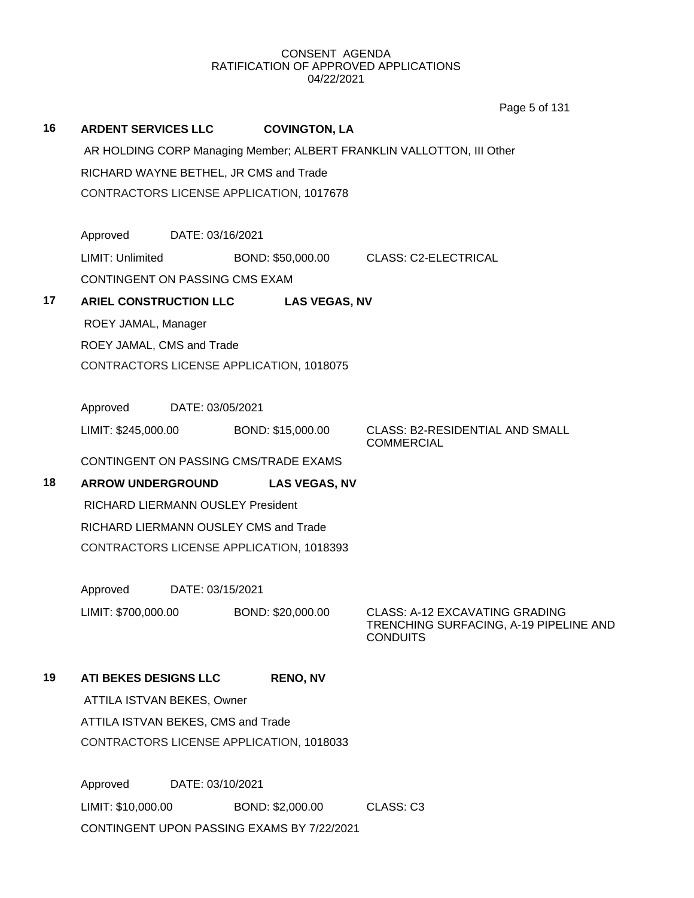CONSENT AGENDA
RATIFICATION OF APPROVED APPLICATIONS
04/22/2021

**16 ARDENT SERVICES LLC — COVINGTON, LA**

AR HOLDING CORP Managing Member; ALBERT FRANKLIN VALLOTTON, III Other

RICHARD WAYNE BETHEL, JR CMS and Trade

CONTRACTORS LICENSE APPLICATION, 1017678

Approved DATE: 03/16/2021

LIMIT: Unlimited BOND: $50,000.00 CLASS: C2-ELECTRICAL

CONTINGENT ON PASSING CMS EXAM

**17 ARIEL CONSTRUCTION LLC — LAS VEGAS, NV**

ROEY JAMAL, Manager

ROEY JAMAL, CMS and Trade

CONTRACTORS LICENSE APPLICATION, 1018075

Approved DATE: 03/05/2021

LIMIT: $245,000.00 BOND: $15,000.00 CLASS: B2-RESIDENTIAL AND SMALL COMMERCIAL

CONTINGENT ON PASSING CMS/TRADE EXAMS

**18 ARROW UNDERGROUND — LAS VEGAS, NV**

RICHARD LIERMANN OUSLEY President

RICHARD LIERMANN OUSLEY CMS and Trade

CONTRACTORS LICENSE APPLICATION, 1018393

Approved DATE: 03/15/2021

LIMIT: $700,000.00 BOND: $20,000.00 CLASS: A-12 EXCAVATING GRADING TRENCHING SURFACING, A-19 PIPELINE AND CONDUITS

**19 ATI BEKES DESIGNS LLC — RENO, NV**

ATTILA ISTVAN BEKES, Owner

ATTILA ISTVAN BEKES, CMS and Trade

CONTRACTORS LICENSE APPLICATION, 1018033

Approved DATE: 03/10/2021

LIMIT: $10,000.00 BOND: $2,000.00 CLASS: C3

CONTINGENT UPON PASSING EXAMS BY 7/22/2021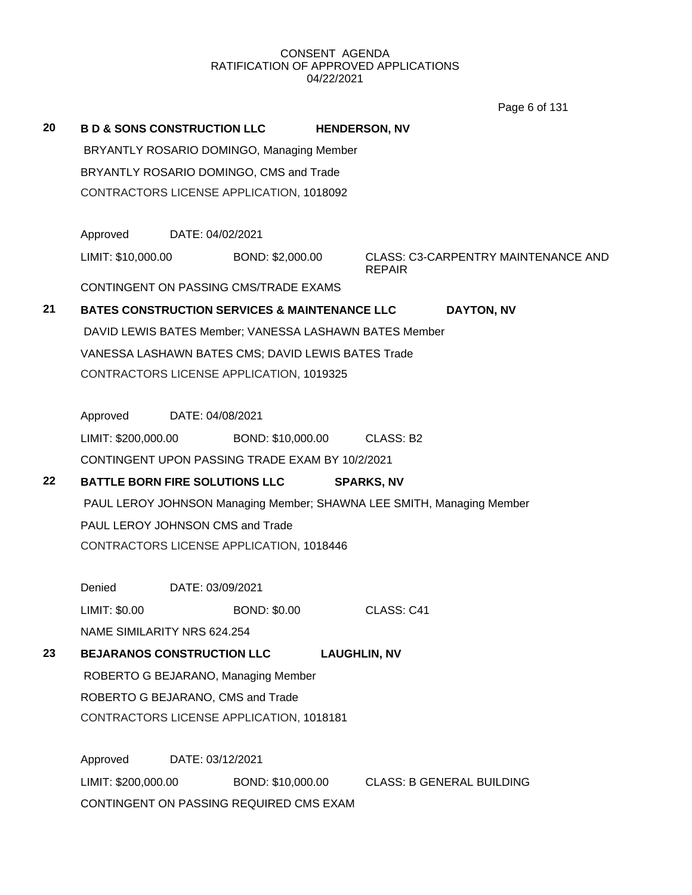CONSENT AGENDA
RATIFICATION OF APPROVED APPLICATIONS
04/22/2021

**20 B D & SONS CONSTRUCTION LLC HENDERSON, NV**

BRYANTLY ROSARIO DOMINGO, Managing Member

BRYANTLY ROSARIO DOMINGO, CMS and Trade

CONTRACTORS LICENSE APPLICATION, 1018092

Approved DATE: 04/02/2021

LIMIT: $10,000.00 BOND: $2,000.00 CLASS: C3-CARPENTRY MAINTENANCE AND REPAIR

CONTINGENT ON PASSING CMS/TRADE EXAMS

**21 BATES CONSTRUCTION SERVICES & MAINTENANCE LLC DAYTON, NV**

DAVID LEWIS BATES Member; VANESSA LASHAWN BATES Member

VANESSA LASHAWN BATES CMS; DAVID LEWIS BATES Trade

CONTRACTORS LICENSE APPLICATION, 1019325

Approved DATE: 04/08/2021

LIMIT: $200,000.00 BOND: $10,000.00 CLASS: B2

CONTINGENT UPON PASSING TRADE EXAM BY 10/2/2021

**22 BATTLE BORN FIRE SOLUTIONS LLC SPARKS, NV**

PAUL LEROY JOHNSON Managing Member; SHAWNA LEE SMITH, Managing Member

PAUL LEROY JOHNSON CMS and Trade

CONTRACTORS LICENSE APPLICATION, 1018446

Denied DATE: 03/09/2021

LIMIT: $0.00 BOND: $0.00 CLASS: C41

NAME SIMILARITY NRS 624.254

**23 BEJARANOS CONSTRUCTION LLC LAUGHLIN, NV**

ROBERTO G BEJARANO, Managing Member

ROBERTO G BEJARANO, CMS and Trade

CONTRACTORS LICENSE APPLICATION, 1018181

Approved DATE: 03/12/2021

LIMIT: $200,000.00 BOND: $10,000.00 CLASS: B GENERAL BUILDING

CONTINGENT ON PASSING REQUIRED CMS EXAM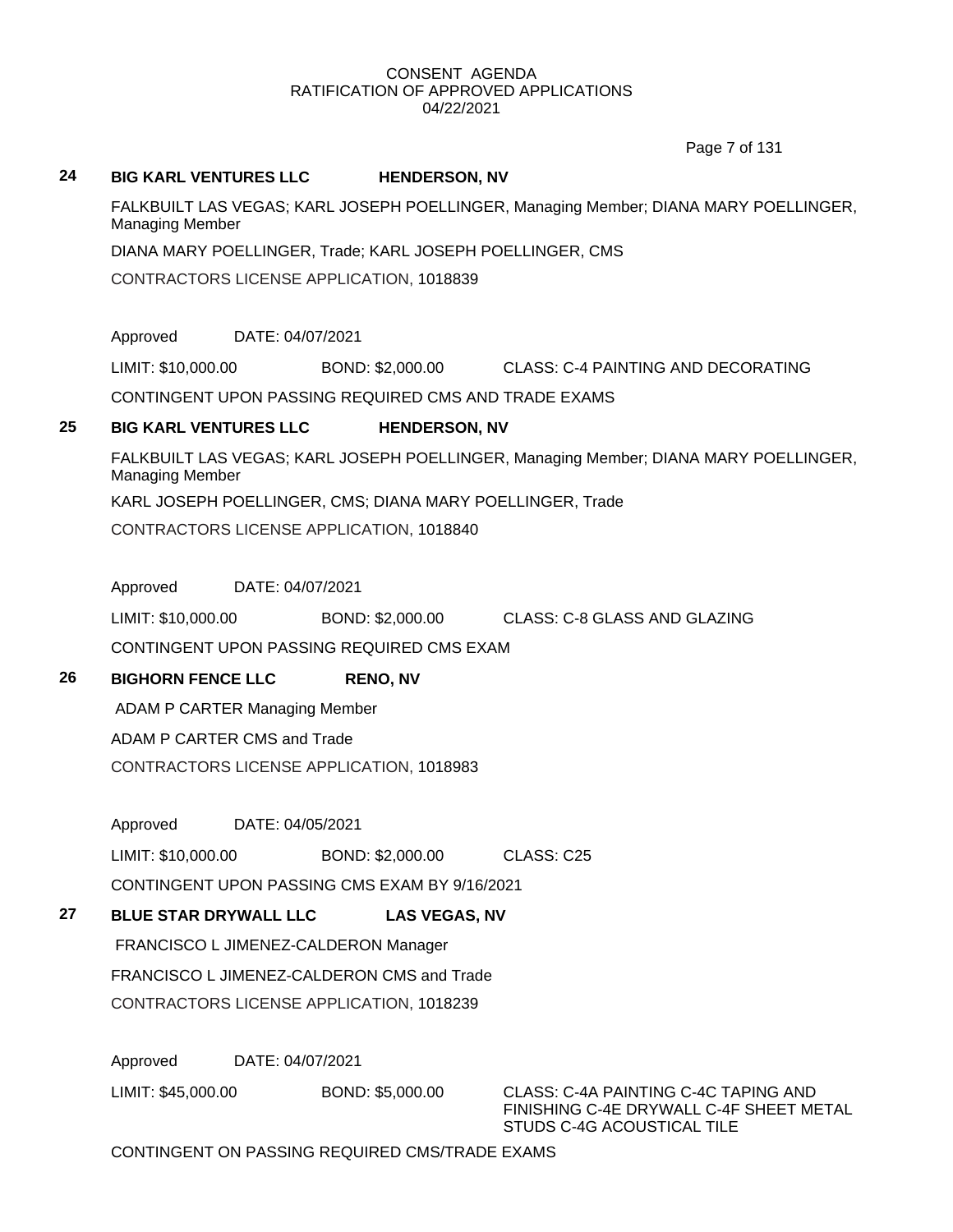CONSENT AGENDA
RATIFICATION OF APPROVED APPLICATIONS
04/22/2021

**24 BIG KARL VENTURES LLC HENDERSON, NV**

FALKBUILT LAS VEGAS; KARL JOSEPH POELLINGER, Managing Member; DIANA MARY POELLINGER, Managing Member

DIANA MARY POELLINGER, Trade; KARL JOSEPH POELLINGER, CMS

CONTRACTORS LICENSE APPLICATION, 1018839

Approved DATE: 04/07/2021

LIMIT: $10,000.00 BOND: $2,000.00 CLASS: C-4 PAINTING AND DECORATING

CONTINGENT UPON PASSING REQUIRED CMS AND TRADE EXAMS

**25 BIG KARL VENTURES LLC HENDERSON, NV**

FALKBUILT LAS VEGAS; KARL JOSEPH POELLINGER, Managing Member; DIANA MARY POELLINGER, Managing Member

KARL JOSEPH POELLINGER, CMS; DIANA MARY POELLINGER, Trade

CONTRACTORS LICENSE APPLICATION, 1018840

Approved DATE: 04/07/2021

LIMIT: $10,000.00 BOND: $2,000.00 CLASS: C-8 GLASS AND GLAZING

CONTINGENT UPON PASSING REQUIRED CMS EXAM

**26 BIGHORN FENCE LLC RENO, NV**

ADAM P CARTER Managing Member

ADAM P CARTER CMS and Trade

CONTRACTORS LICENSE APPLICATION, 1018983

Approved DATE: 04/05/2021

LIMIT: $10,000.00 BOND: $2,000.00 CLASS: C25

CONTINGENT UPON PASSING CMS EXAM BY 9/16/2021

**27 BLUE STAR DRYWALL LLC LAS VEGAS, NV**

FRANCISCO L JIMENEZ-CALDERON Manager

FRANCISCO L JIMENEZ-CALDERON CMS and Trade

CONTRACTORS LICENSE APPLICATION, 1018239

Approved DATE: 04/07/2021

LIMIT: $45,000.00 BOND: $5,000.00 CLASS: C-4A PAINTING C-4C TAPING AND FINISHING C-4E DRYWALL C-4F SHEET METAL STUDS C-4G ACOUSTICAL TILE

CONTINGENT ON PASSING REQUIRED CMS/TRADE EXAMS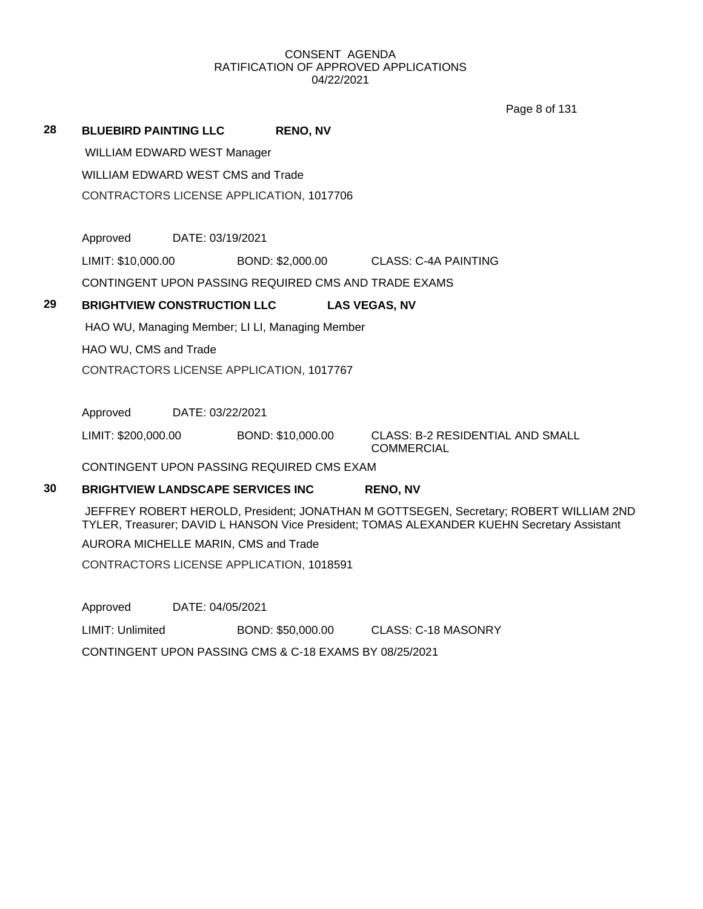CONSENT AGENDA
RATIFICATION OF APPROVED APPLICATIONS
04/22/2021

**28 BLUEBIRD PAINTING LLC RENO, NV**

WILLIAM EDWARD WEST Manager

WILLIAM EDWARD WEST CMS and Trade

CONTRACTORS LICENSE APPLICATION, 1017706

Approved DATE: 03/19/2021

LIMIT: $10,000.00 BOND: $2,000.00 CLASS: C-4A PAINTING

CONTINGENT UPON PASSING REQUIRED CMS AND TRADE EXAMS

**29 BRIGHTVIEW CONSTRUCTION LLC LAS VEGAS, NV**

HAO WU, Managing Member; LI LI, Managing Member

HAO WU, CMS and Trade

CONTRACTORS LICENSE APPLICATION, 1017767

Approved DATE: 03/22/2021

LIMIT: $200,000.00 BOND: $10,000.00 CLASS: B-2 RESIDENTIAL AND SMALL COMMERCIAL

CONTINGENT UPON PASSING REQUIRED CMS EXAM

**30 BRIGHTVIEW LANDSCAPE SERVICES INC RENO, NV**

JEFFREY ROBERT HEROLD, President; JONATHAN M GOTTSEGEN, Secretary; ROBERT WILLIAM 2ND TYLER, Treasurer; DAVID L HANSON Vice President; TOMAS ALEXANDER KUEHN Secretary Assistant

AURORA MICHELLE MARIN, CMS and Trade

CONTRACTORS LICENSE APPLICATION, 1018591

Approved DATE: 04/05/2021

LIMIT: Unlimited BOND: $50,000.00 CLASS: C-18 MASONRY

CONTINGENT UPON PASSING CMS & C-18 EXAMS BY 08/25/2021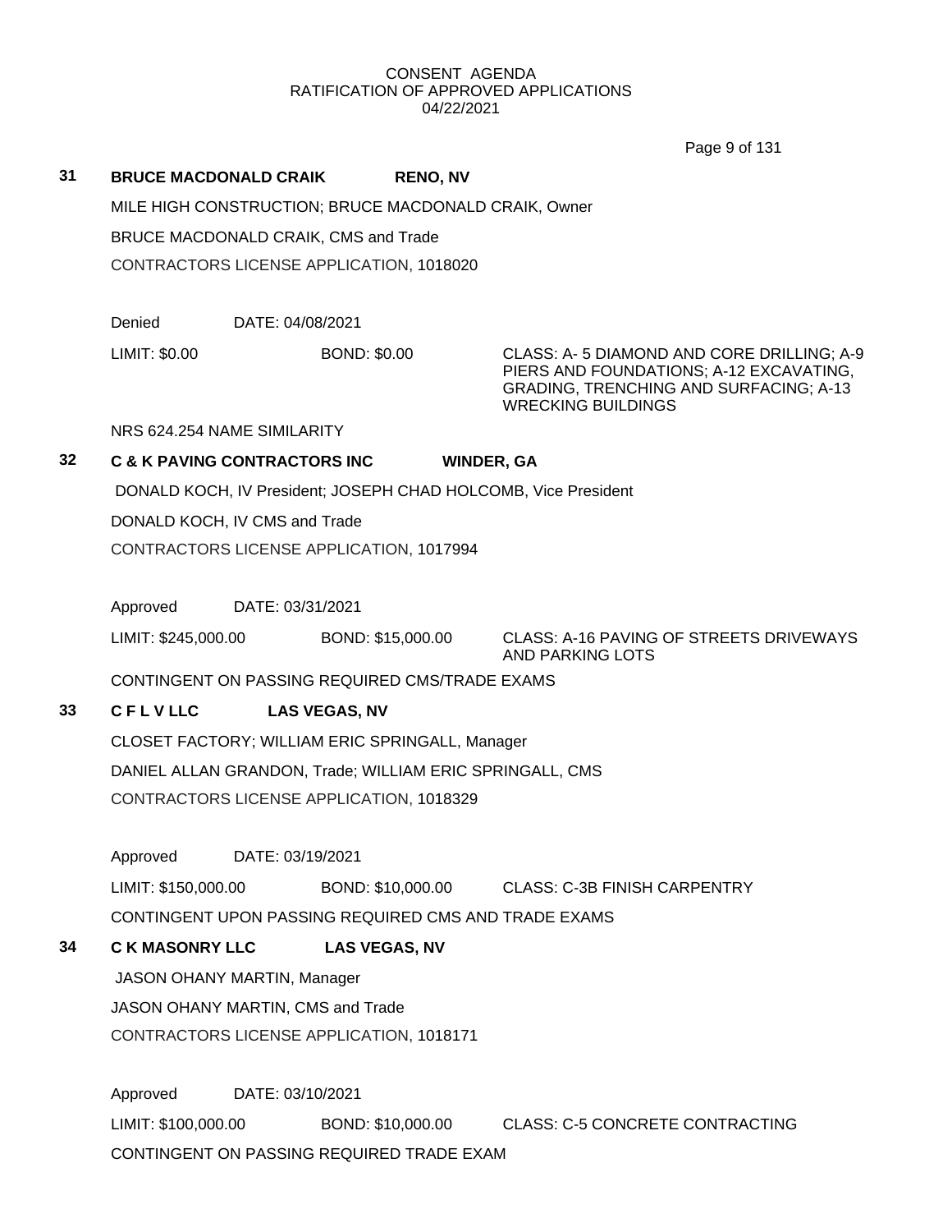CONSENT AGENDA
RATIFICATION OF APPROVED APPLICATIONS
04/22/2021

**31** **BRUCE MACDONALD CRAIK** **RENO, NV**

MILE HIGH CONSTRUCTION; BRUCE MACDONALD CRAIK, Owner

BRUCE MACDONALD CRAIK, CMS and Trade

CONTRACTORS LICENSE APPLICATION, 1018020

Denied DATE: 04/08/2021

LIMIT: $0.00 BOND: $0.00 CLASS: A- 5 DIAMOND AND CORE DRILLING; A-9 PIERS AND FOUNDATIONS; A-12 EXCAVATING, GRADING, TRENCHING AND SURFACING; A-13 WRECKING BUILDINGS

NRS 624.254 NAME SIMILARITY

**32** **C & K PAVING CONTRACTORS INC** **WINDER, GA**

DONALD KOCH, IV President; JOSEPH CHAD HOLCOMB, Vice President

DONALD KOCH, IV CMS and Trade

CONTRACTORS LICENSE APPLICATION, 1017994

Approved DATE: 03/31/2021

LIMIT: $245,000.00 BOND: $15,000.00 CLASS: A-16 PAVING OF STREETS DRIVEWAYS AND PARKING LOTS

CONTINGENT ON PASSING REQUIRED CMS/TRADE EXAMS

**33** **C F L V LLC** **LAS VEGAS, NV**

CLOSET FACTORY; WILLIAM ERIC SPRINGALL, Manager

DANIEL ALLAN GRANDON, Trade; WILLIAM ERIC SPRINGALL, CMS

CONTRACTORS LICENSE APPLICATION, 1018329

Approved DATE: 03/19/2021

LIMIT: $150,000.00 BOND: $10,000.00 CLASS: C-3B FINISH CARPENTRY

CONTINGENT UPON PASSING REQUIRED CMS AND TRADE EXAMS

**34** **C K MASONRY LLC** **LAS VEGAS, NV**

JASON OHANY MARTIN, Manager

JASON OHANY MARTIN, CMS and Trade

CONTRACTORS LICENSE APPLICATION, 1018171

Approved DATE: 03/10/2021

LIMIT: $100,000.00 BOND: $10,000.00 CLASS: C-5 CONCRETE CONTRACTING

CONTINGENT ON PASSING REQUIRED TRADE EXAM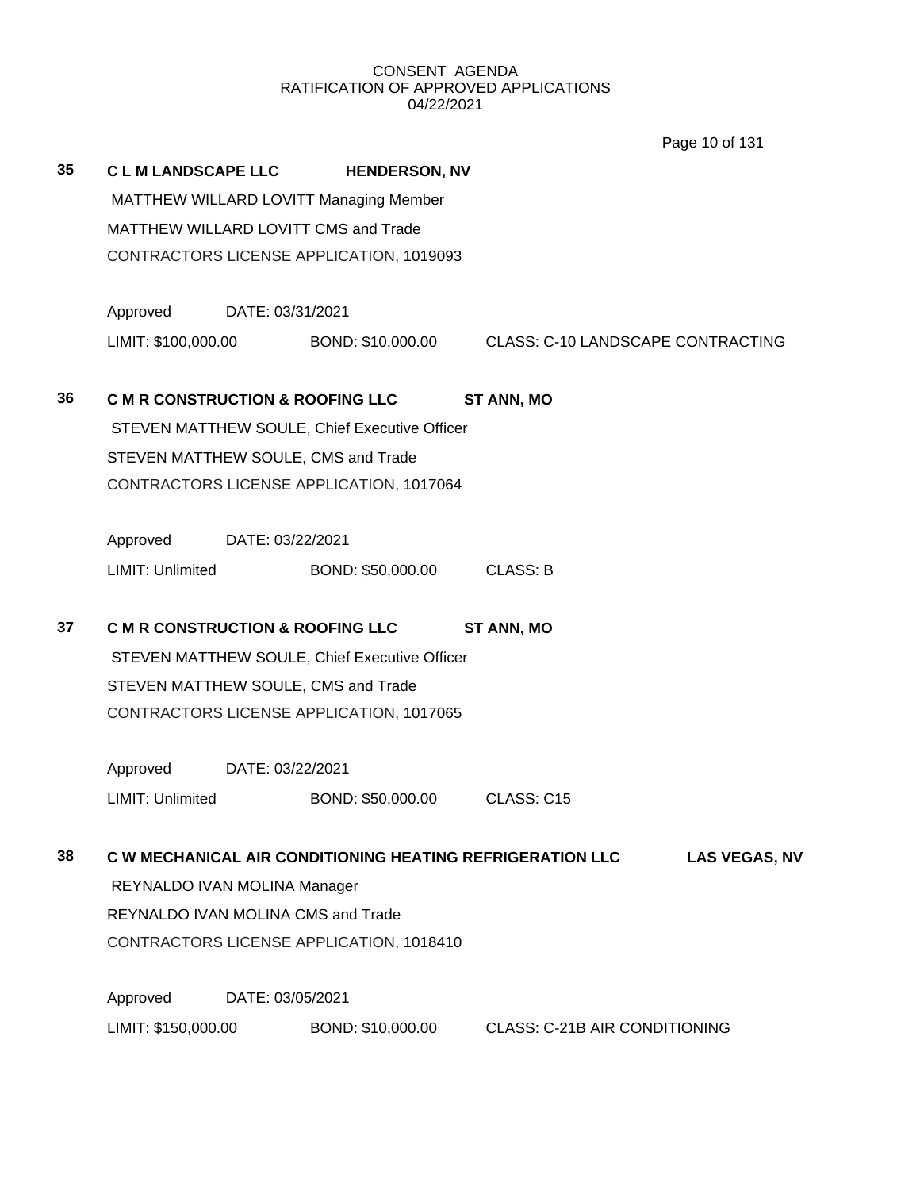CONSENT AGENDA
RATIFICATION OF APPROVED APPLICATIONS
04/22/2021

**35** **C L M LANDSCAPE LLC** **HENDERSON, NV**

MATTHEW WILLARD LOVITT Managing Member
MATTHEW WILLARD LOVITT CMS and Trade
CONTRACTORS LICENSE APPLICATION, 1019093

Approved DATE: 03/31/2021
LIMIT: $100,000.00 BOND: $10,000.00 CLASS: C-10 LANDSCAPE CONTRACTING

**36** **C M R CONSTRUCTION & ROOFING LLC** **ST ANN, MO**

STEVEN MATTHEW SOULE, Chief Executive Officer
STEVEN MATTHEW SOULE, CMS and Trade
CONTRACTORS LICENSE APPLICATION, 1017064

Approved DATE: 03/22/2021
LIMIT: Unlimited BOND: $50,000.00 CLASS: B

**37** **C M R CONSTRUCTION & ROOFING LLC** **ST ANN, MO**

STEVEN MATTHEW SOULE, Chief Executive Officer
STEVEN MATTHEW SOULE, CMS and Trade
CONTRACTORS LICENSE APPLICATION, 1017065

Approved DATE: 03/22/2021
LIMIT: Unlimited BOND: $50,000.00 CLASS: C15

**38** **C W MECHANICAL AIR CONDITIONING HEATING REFRIGERATION LLC** **LAS VEGAS, NV**

REYNALDO IVAN MOLINA Manager
REYNALDO IVAN MOLINA CMS and Trade
CONTRACTORS LICENSE APPLICATION, 1018410

Approved DATE: 03/05/2021
LIMIT: $150,000.00 BOND: $10,000.00 CLASS: C-21B AIR CONDITIONING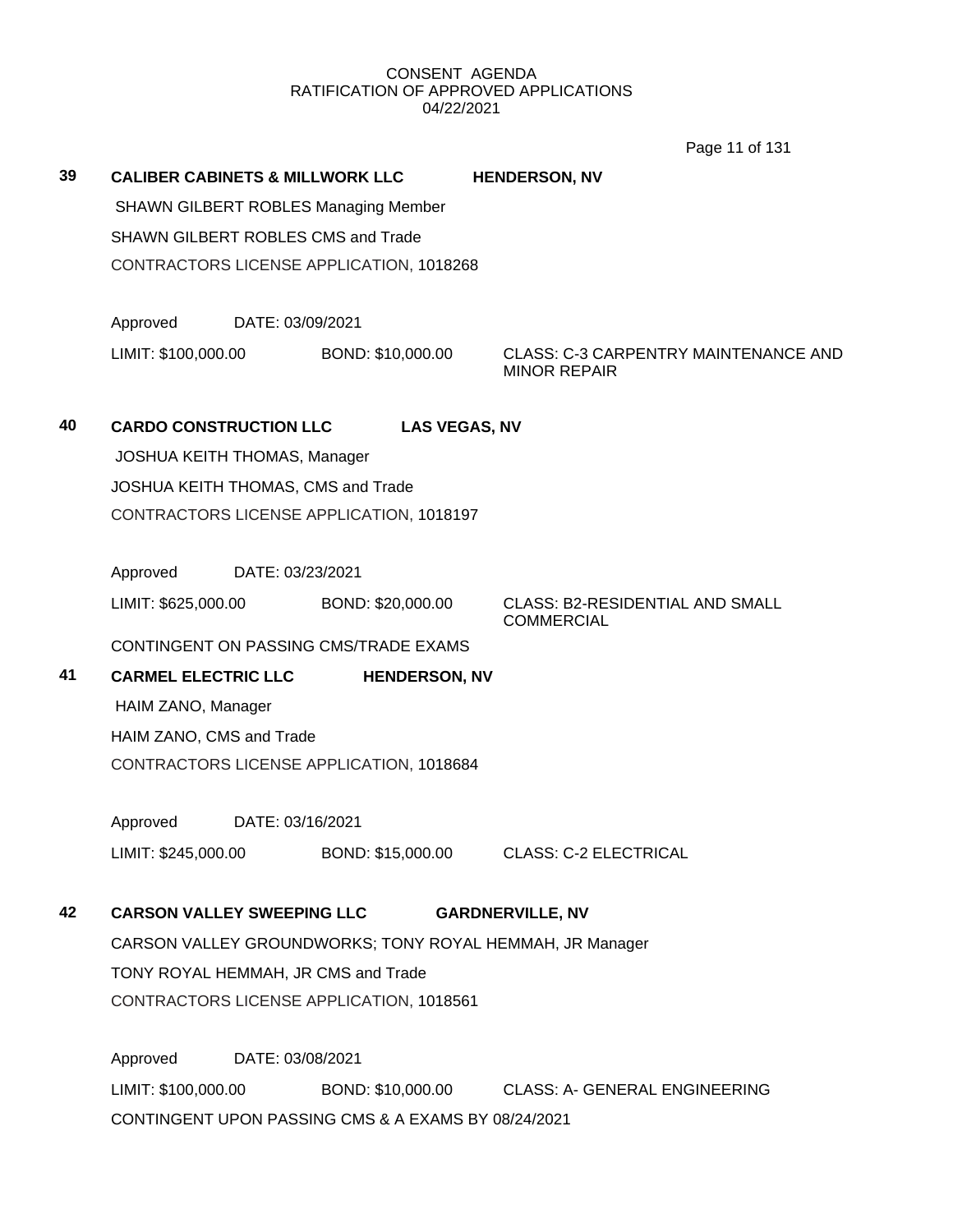CONSENT AGENDA
RATIFICATION OF APPROVED APPLICATIONS
04/22/2021

**39 CALIBER CABINETS & MILLWORK LLC HENDERSON, NV**

SHAWN GILBERT ROBLES Managing Member

SHAWN GILBERT ROBLES CMS and Trade

CONTRACTORS LICENSE APPLICATION, 1018268

Approved DATE: 03/09/2021

LIMIT: $100,000.00 BOND: $10,000.00 CLASS: C-3 CARPENTRY MAINTENANCE AND MINOR REPAIR

**40 CARDO CONSTRUCTION LLC LAS VEGAS, NV**

JOSHUA KEITH THOMAS, Manager

JOSHUA KEITH THOMAS, CMS and Trade

CONTRACTORS LICENSE APPLICATION, 1018197

Approved DATE: 03/23/2021

LIMIT: $625,000.00 BOND: $20,000.00 CLASS: B2-RESIDENTIAL AND SMALL COMMERCIAL

CONTINGENT ON PASSING CMS/TRADE EXAMS

**41 CARMEL ELECTRIC LLC HENDERSON, NV**

HAIM ZANO, Manager

HAIM ZANO, CMS and Trade

CONTRACTORS LICENSE APPLICATION, 1018684

Approved DATE: 03/16/2021

LIMIT: $245,000.00 BOND: $15,000.00 CLASS: C-2 ELECTRICAL

**42 CARSON VALLEY SWEEPING LLC GARDNERVILLE, NV**

CARSON VALLEY GROUNDWORKS; TONY ROYAL HEMMAH, JR Manager

TONY ROYAL HEMMAH, JR CMS and Trade

CONTRACTORS LICENSE APPLICATION, 1018561

Approved DATE: 03/08/2021

LIMIT: $100,000.00 BOND: $10,000.00 CLASS: A- GENERAL ENGINEERING

CONTINGENT UPON PASSING CMS & A EXAMS BY 08/24/2021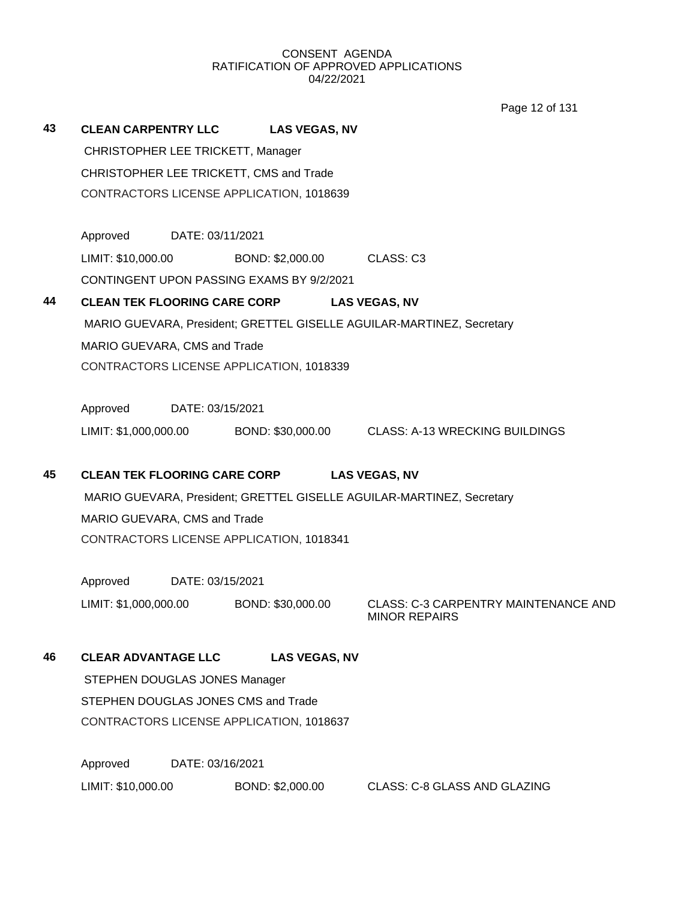CONSENT AGENDA
RATIFICATION OF APPROVED APPLICATIONS
04/22/2021

**43** **CLEAN CARPENTRY LLC** **LAS VEGAS, NV**

CHRISTOPHER LEE TRICKETT, Manager

CHRISTOPHER LEE TRICKETT, CMS and Trade

CONTRACTORS LICENSE APPLICATION, 1018639

Approved DATE: 03/11/2021

LIMIT: $10,000.00 BOND: $2,000.00 CLASS: C3

CONTINGENT UPON PASSING EXAMS BY 9/2/2021

**44** **CLEAN TEK FLOORING CARE CORP** **LAS VEGAS, NV**

MARIO GUEVARA, President; GRETTEL GISELLE AGUILAR-MARTINEZ, Secretary

MARIO GUEVARA, CMS and Trade

CONTRACTORS LICENSE APPLICATION, 1018339

Approved DATE: 03/15/2021

LIMIT: $1,000,000.00 BOND: $30,000.00 CLASS: A-13 WRECKING BUILDINGS

**45** **CLEAN TEK FLOORING CARE CORP** **LAS VEGAS, NV**

MARIO GUEVARA, President; GRETTEL GISELLE AGUILAR-MARTINEZ, Secretary

MARIO GUEVARA, CMS and Trade

CONTRACTORS LICENSE APPLICATION, 1018341

Approved DATE: 03/15/2021

LIMIT: $1,000,000.00 BOND: $30,000.00 CLASS: C-3 CARPENTRY MAINTENANCE AND MINOR REPAIRS

**46** **CLEAR ADVANTAGE LLC** **LAS VEGAS, NV**

STEPHEN DOUGLAS JONES Manager

STEPHEN DOUGLAS JONES CMS and Trade

CONTRACTORS LICENSE APPLICATION, 1018637

Approved DATE: 03/16/2021

LIMIT: $10,000.00 BOND: $2,000.00 CLASS: C-8 GLASS AND GLAZING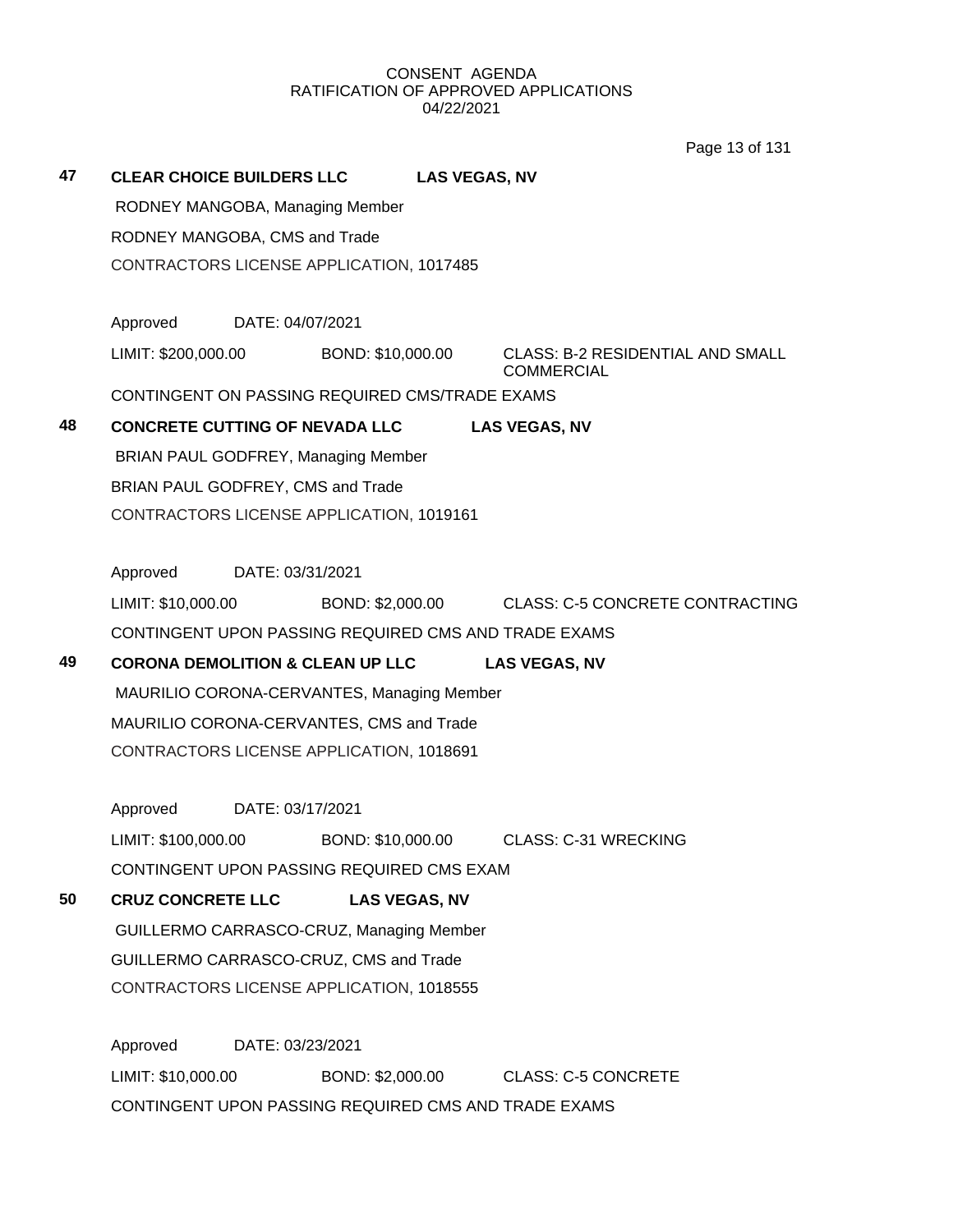CONSENT AGENDA
RATIFICATION OF APPROVED APPLICATIONS
04/22/2021

**47** **CLEAR CHOICE BUILDERS LLC** **LAS VEGAS, NV**

RODNEY MANGOBA, Managing Member

RODNEY MANGOBA, CMS and Trade

CONTRACTORS LICENSE APPLICATION, 1017485

Approved DATE: 04/07/2021

LIMIT: $200,000.00 BOND: $10,000.00 CLASS: B-2 RESIDENTIAL AND SMALL COMMERCIAL

CONTINGENT ON PASSING REQUIRED CMS/TRADE EXAMS

**48** **CONCRETE CUTTING OF NEVADA LLC** **LAS VEGAS, NV**

BRIAN PAUL GODFREY, Managing Member

BRIAN PAUL GODFREY, CMS and Trade

CONTRACTORS LICENSE APPLICATION, 1019161

Approved DATE: 03/31/2021

LIMIT: $10,000.00 BOND: $2,000.00 CLASS: C-5 CONCRETE CONTRACTING

CONTINGENT UPON PASSING REQUIRED CMS AND TRADE EXAMS

**49** **CORONA DEMOLITION & CLEAN UP LLC** **LAS VEGAS, NV**

MAURILIO CORONA-CERVANTES, Managing Member

MAURILIO CORONA-CERVANTES, CMS and Trade

CONTRACTORS LICENSE APPLICATION, 1018691

Approved DATE: 03/17/2021

LIMIT: $100,000.00 BOND: $10,000.00 CLASS: C-31 WRECKING

CONTINGENT UPON PASSING REQUIRED CMS EXAM

**50** **CRUZ CONCRETE LLC** **LAS VEGAS, NV**

GUILLERMO CARRASCO-CRUZ, Managing Member

GUILLERMO CARRASCO-CRUZ, CMS and Trade

CONTRACTORS LICENSE APPLICATION, 1018555

Approved DATE: 03/23/2021

LIMIT: $10,000.00 BOND: $2,000.00 CLASS: C-5 CONCRETE

CONTINGENT UPON PASSING REQUIRED CMS AND TRADE EXAMS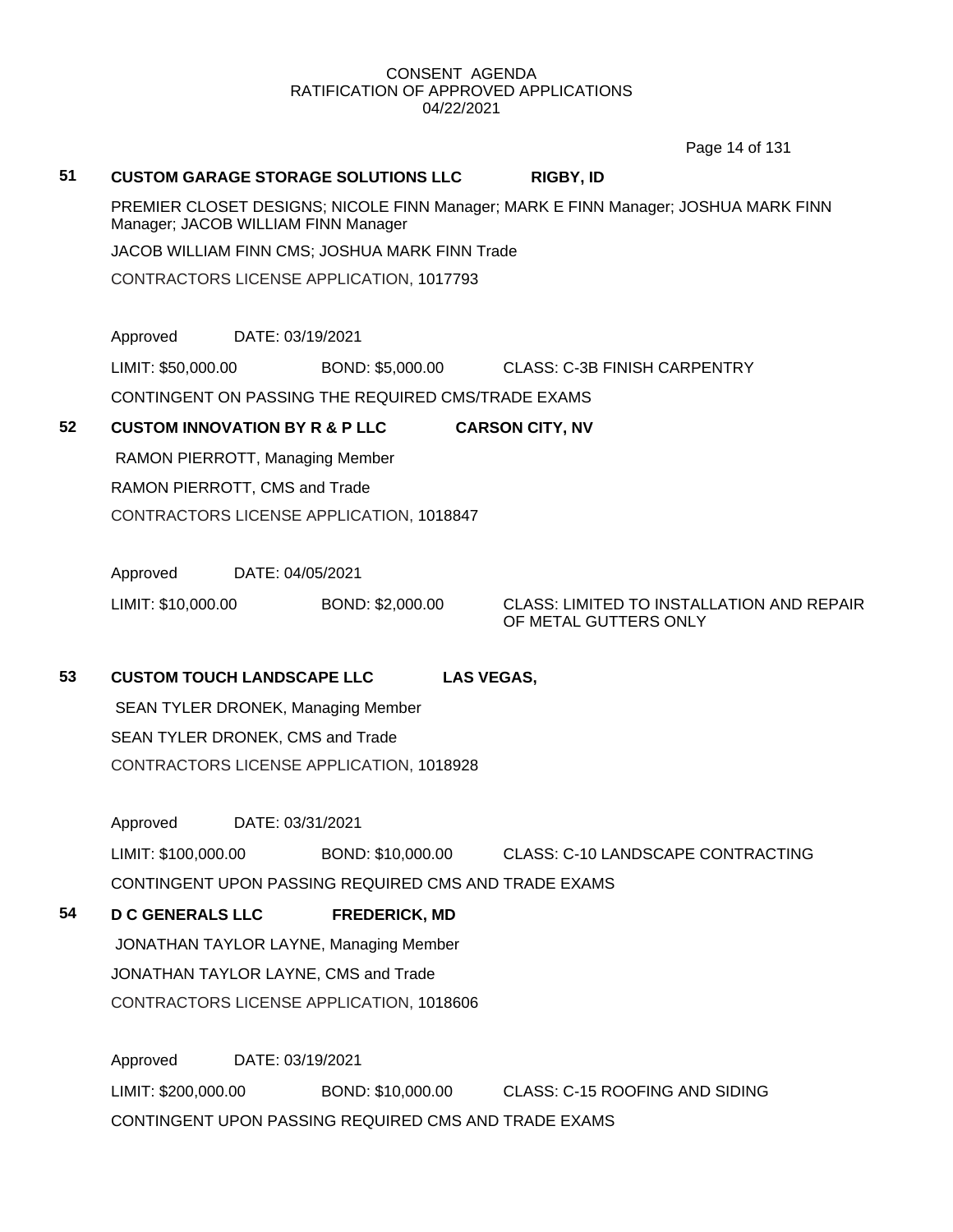CONSENT AGENDA
RATIFICATION OF APPROVED APPLICATIONS
04/22/2021

**51 CUSTOM GARAGE STORAGE SOLUTIONS LLC RIGBY, ID**

PREMIER CLOSET DESIGNS; NICOLE FINN Manager; MARK E FINN Manager; JOSHUA MARK FINN Manager; JACOB WILLIAM FINN Manager

JACOB WILLIAM FINN CMS; JOSHUA MARK FINN Trade

CONTRACTORS LICENSE APPLICATION, 1017793

Approved DATE: 03/19/2021

LIMIT: $50,000.00 BOND: $5,000.00 CLASS: C-3B FINISH CARPENTRY

CONTINGENT ON PASSING THE REQUIRED CMS/TRADE EXAMS

**52 CUSTOM INNOVATION BY R & P LLC CARSON CITY, NV**

RAMON PIERROTT, Managing Member

RAMON PIERROTT, CMS and Trade

CONTRACTORS LICENSE APPLICATION, 1018847

Approved DATE: 04/05/2021

LIMIT: $10,000.00 BOND: $2,000.00 CLASS: LIMITED TO INSTALLATION AND REPAIR OF METAL GUTTERS ONLY

**53 CUSTOM TOUCH LANDSCAPE LLC LAS VEGAS,**

SEAN TYLER DRONEK, Managing Member

SEAN TYLER DRONEK, CMS and Trade

CONTRACTORS LICENSE APPLICATION, 1018928

Approved DATE: 03/31/2021

LIMIT: $100,000.00 BOND: $10,000.00 CLASS: C-10 LANDSCAPE CONTRACTING

CONTINGENT UPON PASSING REQUIRED CMS AND TRADE EXAMS

**54 D C GENERALS LLC FREDERICK, MD**

JONATHAN TAYLOR LAYNE, Managing Member

JONATHAN TAYLOR LAYNE, CMS and Trade

CONTRACTORS LICENSE APPLICATION, 1018606

Approved DATE: 03/19/2021

LIMIT: $200,000.00 BOND: $10,000.00 CLASS: C-15 ROOFING AND SIDING

CONTINGENT UPON PASSING REQUIRED CMS AND TRADE EXAMS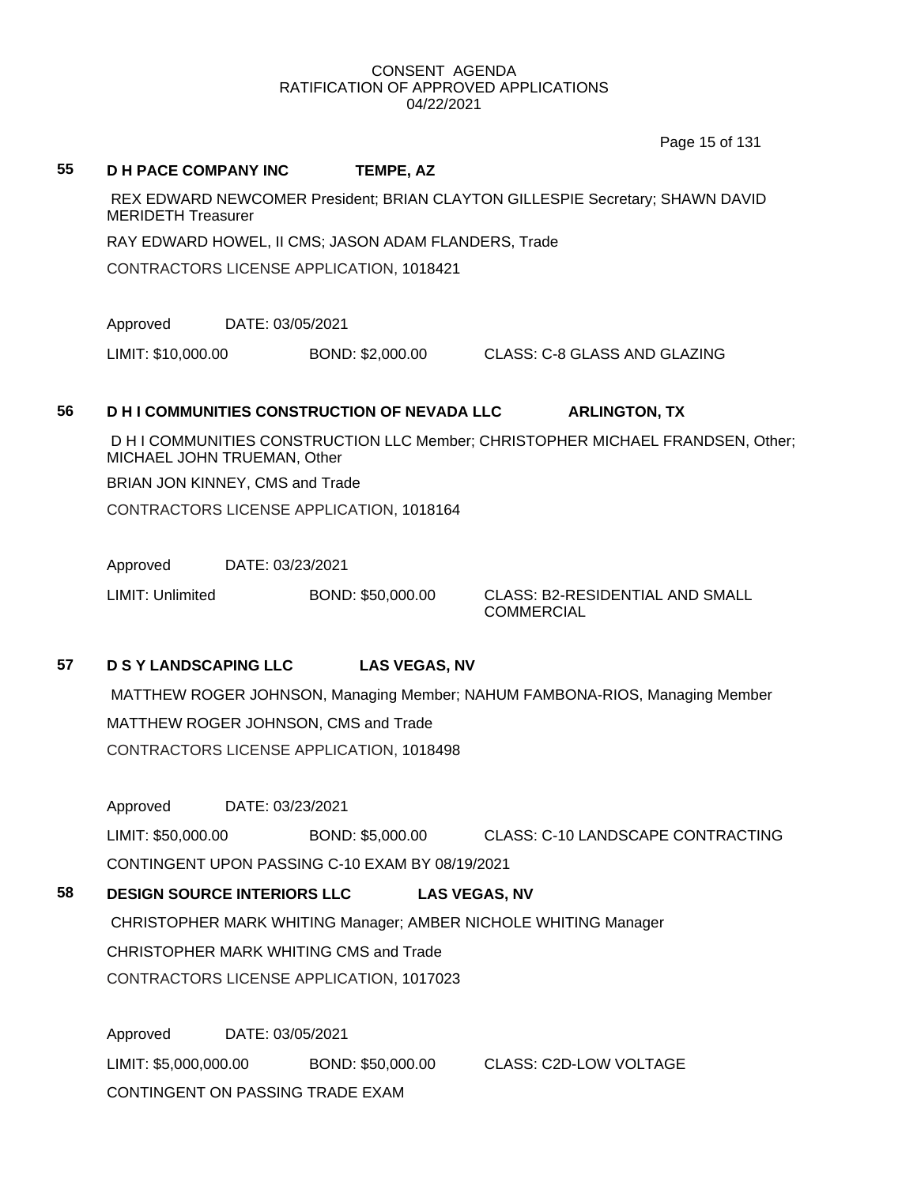CONSENT AGENDA
RATIFICATION OF APPROVED APPLICATIONS
04/22/2021

**55 D H PACE COMPANY INC TEMPE, AZ**

REX EDWARD NEWCOMER President; BRIAN CLAYTON GILLESPIE Secretary; SHAWN DAVID MERIDETH Treasurer

RAY EDWARD HOWEL, II CMS; JASON ADAM FLANDERS, Trade

CONTRACTORS LICENSE APPLICATION, 1018421

Approved DATE: 03/05/2021

LIMIT: $10,000.00 BOND: $2,000.00 CLASS: C-8 GLASS AND GLAZING

**56 D H I COMMUNITIES CONSTRUCTION OF NEVADA LLC ARLINGTON, TX**

D H I COMMUNITIES CONSTRUCTION LLC Member; CHRISTOPHER MICHAEL FRANDSEN, Other; MICHAEL JOHN TRUEMAN, Other

BRIAN JON KINNEY, CMS and Trade

CONTRACTORS LICENSE APPLICATION, 1018164

Approved DATE: 03/23/2021

LIMIT: Unlimited BOND: $50,000.00 CLASS: B2-RESIDENTIAL AND SMALL COMMERCIAL

**57 D S Y LANDSCAPING LLC LAS VEGAS, NV**

MATTHEW ROGER JOHNSON, Managing Member; NAHUM FAMBONA-RIOS, Managing Member

MATTHEW ROGER JOHNSON, CMS and Trade

CONTRACTORS LICENSE APPLICATION, 1018498

Approved DATE: 03/23/2021

LIMIT: $50,000.00 BOND: $5,000.00 CLASS: C-10 LANDSCAPE CONTRACTING

CONTINGENT UPON PASSING C-10 EXAM BY 08/19/2021

**58 DESIGN SOURCE INTERIORS LLC LAS VEGAS, NV**

CHRISTOPHER MARK WHITING Manager; AMBER NICHOLE WHITING Manager

CHRISTOPHER MARK WHITING CMS and Trade

CONTRACTORS LICENSE APPLICATION, 1017023

Approved DATE: 03/05/2021

LIMIT: $5,000,000.00 BOND: $50,000.00 CLASS: C2D-LOW VOLTAGE

CONTINGENT ON PASSING TRADE EXAM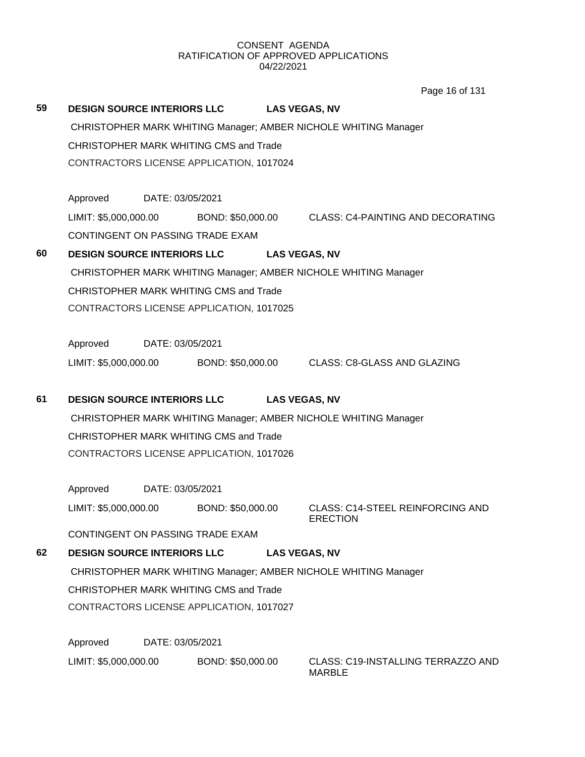CONSENT AGENDA
RATIFICATION OF APPROVED APPLICATIONS
04/22/2021

**59 DESIGN SOURCE INTERIORS LLC LAS VEGAS, NV**

CHRISTOPHER MARK WHITING Manager; AMBER NICHOLE WHITING Manager

CHRISTOPHER MARK WHITING CMS and Trade

CONTRACTORS LICENSE APPLICATION, 1017024

Approved DATE: 03/05/2021

LIMIT: $5,000,000.00 BOND: $50,000.00 CLASS: C4-PAINTING AND DECORATING

CONTINGENT ON PASSING TRADE EXAM

**60 DESIGN SOURCE INTERIORS LLC LAS VEGAS, NV**

CHRISTOPHER MARK WHITING Manager; AMBER NICHOLE WHITING Manager

CHRISTOPHER MARK WHITING CMS and Trade

CONTRACTORS LICENSE APPLICATION, 1017025

Approved DATE: 03/05/2021

LIMIT: $5,000,000.00 BOND: $50,000.00 CLASS: C8-GLASS AND GLAZING

**61 DESIGN SOURCE INTERIORS LLC LAS VEGAS, NV**

CHRISTOPHER MARK WHITING Manager; AMBER NICHOLE WHITING Manager

CHRISTOPHER MARK WHITING CMS and Trade

CONTRACTORS LICENSE APPLICATION, 1017026

Approved DATE: 03/05/2021

LIMIT: $5,000,000.00 BOND: $50,000.00 CLASS: C14-STEEL REINFORCING AND ERECTION

CONTINGENT ON PASSING TRADE EXAM

**62 DESIGN SOURCE INTERIORS LLC LAS VEGAS, NV**

CHRISTOPHER MARK WHITING Manager; AMBER NICHOLE WHITING Manager

CHRISTOPHER MARK WHITING CMS and Trade

CONTRACTORS LICENSE APPLICATION, 1017027

Approved DATE: 03/05/2021

LIMIT: $5,000,000.00 BOND: $50,000.00 CLASS: C19-INSTALLING TERRAZZO AND MARBLE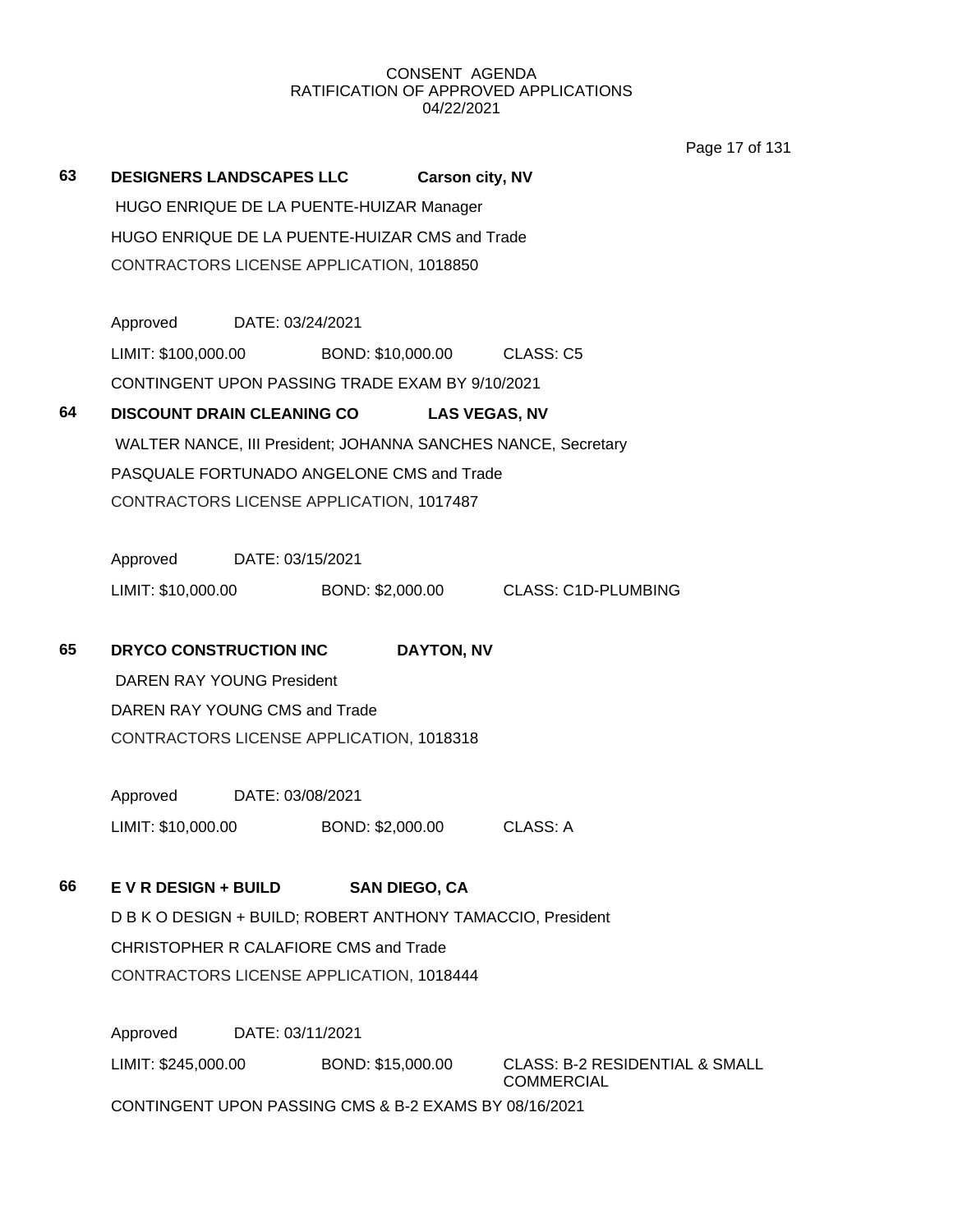CONSENT AGENDA
RATIFICATION OF APPROVED APPLICATIONS
04/22/2021

**63** **DESIGNERS LANDSCAPES LLC** **Carson city, NV**

HUGO ENRIQUE DE LA PUENTE-HUIZAR Manager

HUGO ENRIQUE DE LA PUENTE-HUIZAR CMS and Trade

CONTRACTORS LICENSE APPLICATION, 1018850

Approved DATE: 03/24/2021

LIMIT: $100,000.00 BOND: $10,000.00 CLASS: C5

CONTINGENT UPON PASSING TRADE EXAM BY 9/10/2021

**64** **DISCOUNT DRAIN CLEANING CO** **LAS VEGAS, NV**

WALTER NANCE, III President; JOHANNA SANCHES NANCE, Secretary

PASQUALE FORTUNADO ANGELONE CMS and Trade

CONTRACTORS LICENSE APPLICATION, 1017487

Approved DATE: 03/15/2021

LIMIT: $10,000.00 BOND: $2,000.00 CLASS: C1D-PLUMBING

**65** **DRYCO CONSTRUCTION INC** **DAYTON, NV**

DAREN RAY YOUNG President

DAREN RAY YOUNG CMS and Trade

CONTRACTORS LICENSE APPLICATION, 1018318

Approved DATE: 03/08/2021

LIMIT: $10,000.00 BOND: $2,000.00 CLASS: A

**66** **E V R DESIGN + BUILD** **SAN DIEGO, CA**

D B K O DESIGN + BUILD; ROBERT ANTHONY TAMACCIO, President

CHRISTOPHER R CALAFIORE CMS and Trade

CONTRACTORS LICENSE APPLICATION, 1018444

Approved DATE: 03/11/2021

LIMIT: $245,000.00 BOND: $15,000.00 CLASS: B-2 RESIDENTIAL & SMALL COMMERCIAL

CONTINGENT UPON PASSING CMS & B-2 EXAMS BY 08/16/2021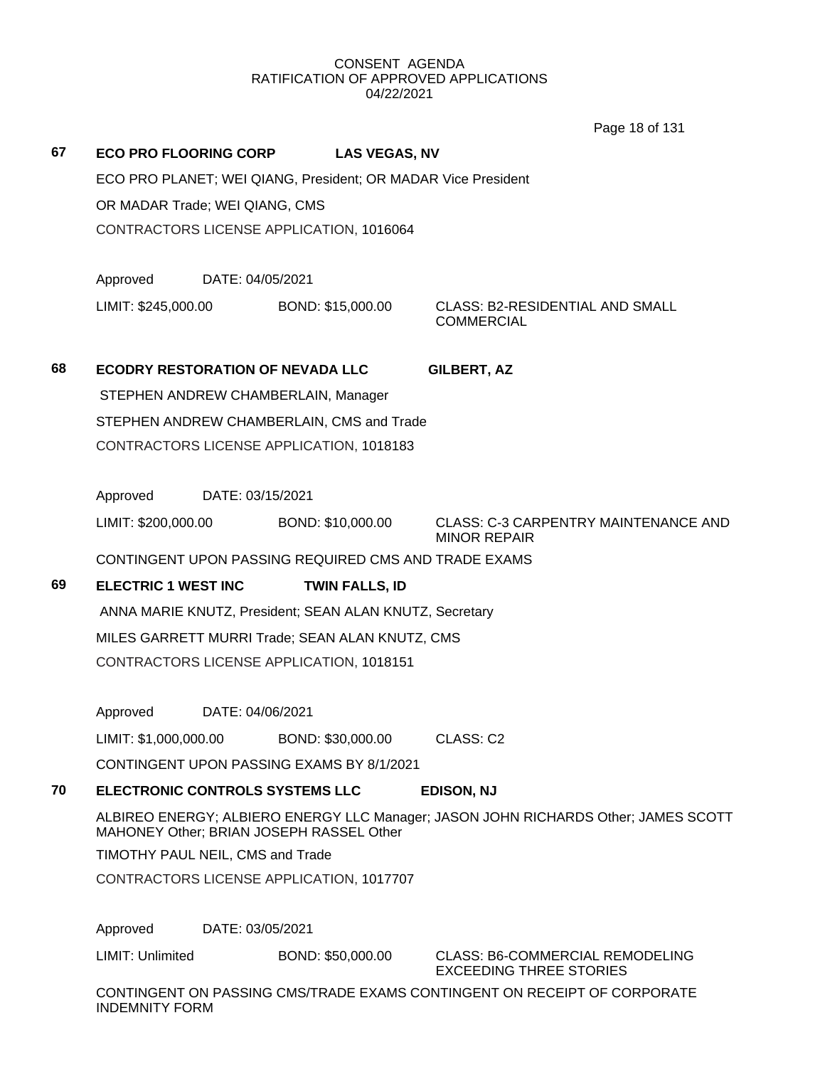CONSENT AGENDA
RATIFICATION OF APPROVED APPLICATIONS
04/22/2021

**67 ECO PRO FLOORING CORP LAS VEGAS, NV**

ECO PRO PLANET; WEI QIANG, President; OR MADAR Vice President

OR MADAR Trade; WEI QIANG, CMS

CONTRACTORS LICENSE APPLICATION, 1016064

Approved DATE: 04/05/2021

LIMIT: $245,000.00 BOND: $15,000.00 CLASS: B2-RESIDENTIAL AND SMALL COMMERCIAL

**68 ECODRY RESTORATION OF NEVADA LLC GILBERT, AZ**

STEPHEN ANDREW CHAMBERLAIN, Manager

STEPHEN ANDREW CHAMBERLAIN, CMS and Trade

CONTRACTORS LICENSE APPLICATION, 1018183

Approved DATE: 03/15/2021

LIMIT: $200,000.00 BOND: $10,000.00 CLASS: C-3 CARPENTRY MAINTENANCE AND MINOR REPAIR

CONTINGENT UPON PASSING REQUIRED CMS AND TRADE EXAMS

**69 ELECTRIC 1 WEST INC TWIN FALLS, ID**

ANNA MARIE KNUTZ, President; SEAN ALAN KNUTZ, Secretary

MILES GARRETT MURRI Trade; SEAN ALAN KNUTZ, CMS

CONTRACTORS LICENSE APPLICATION, 1018151

Approved DATE: 04/06/2021

LIMIT: $1,000,000.00 BOND: $30,000.00 CLASS: C2

CONTINGENT UPON PASSING EXAMS BY 8/1/2021

**70 ELECTRONIC CONTROLS SYSTEMS LLC EDISON, NJ**

ALBIREO ENERGY; ALBIERO ENERGY LLC Manager; JASON JOHN RICHARDS Other; JAMES SCOTT MAHONEY Other; BRIAN JOSEPH RASSEL Other

TIMOTHY PAUL NEIL, CMS and Trade

CONTRACTORS LICENSE APPLICATION, 1017707

Approved DATE: 03/05/2021

LIMIT: Unlimited BOND: $50,000.00 CLASS: B6-COMMERCIAL REMODELING EXCEEDING THREE STORIES

CONTINGENT ON PASSING CMS/TRADE EXAMS CONTINGENT ON RECEIPT OF CORPORATE INDEMNITY FORM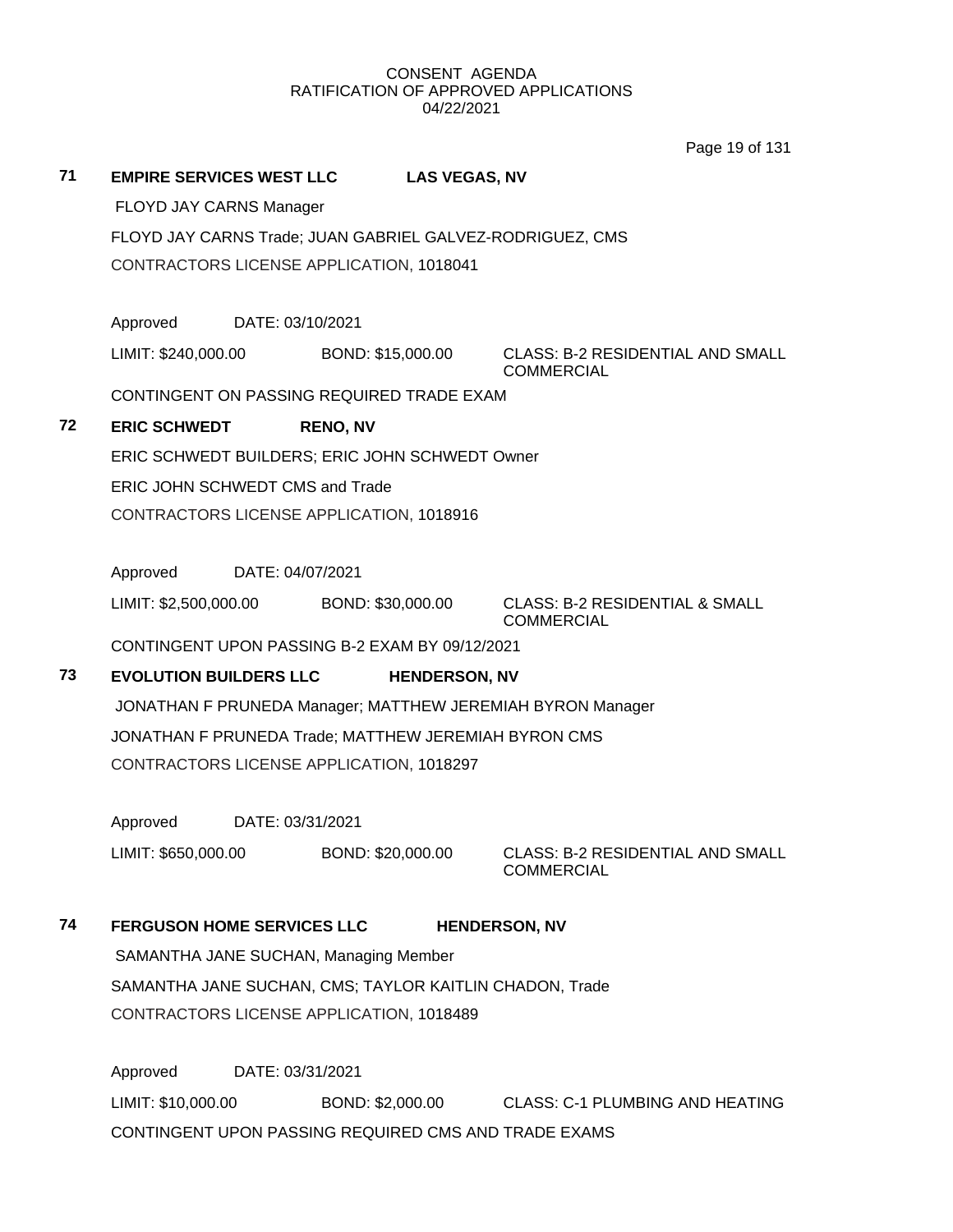CONSENT AGENDA
RATIFICATION OF APPROVED APPLICATIONS
04/22/2021

**71 EMPIRE SERVICES WEST LLC LAS VEGAS, NV**

FLOYD JAY CARNS Manager

FLOYD JAY CARNS Trade; JUAN GABRIEL GALVEZ-RODRIGUEZ, CMS

CONTRACTORS LICENSE APPLICATION, 1018041

Approved DATE: 03/10/2021

LIMIT: $240,000.00 BOND: $15,000.00 CLASS: B-2 RESIDENTIAL AND SMALL COMMERCIAL

CONTINGENT ON PASSING REQUIRED TRADE EXAM

**72 ERIC SCHWEDT RENO, NV**

ERIC SCHWEDT BUILDERS; ERIC JOHN SCHWEDT Owner

ERIC JOHN SCHWEDT CMS and Trade

CONTRACTORS LICENSE APPLICATION, 1018916

Approved DATE: 04/07/2021

LIMIT: $2,500,000.00 BOND: $30,000.00 CLASS: B-2 RESIDENTIAL & SMALL COMMERCIAL

CONTINGENT UPON PASSING B-2 EXAM BY 09/12/2021

**73 EVOLUTION BUILDERS LLC HENDERSON, NV**

JONATHAN F PRUNEDA Manager; MATTHEW JEREMIAH BYRON Manager

JONATHAN F PRUNEDA Trade; MATTHEW JEREMIAH BYRON CMS

CONTRACTORS LICENSE APPLICATION, 1018297

Approved DATE: 03/31/2021

LIMIT: $650,000.00 BOND: $20,000.00 CLASS: B-2 RESIDENTIAL AND SMALL COMMERCIAL

**74 FERGUSON HOME SERVICES LLC HENDERSON, NV**

SAMANTHA JANE SUCHAN, Managing Member

SAMANTHA JANE SUCHAN, CMS; TAYLOR KAITLIN CHADON, Trade

CONTRACTORS LICENSE APPLICATION, 1018489

Approved DATE: 03/31/2021

LIMIT: $10,000.00 BOND: $2,000.00 CLASS: C-1 PLUMBING AND HEATING

CONTINGENT UPON PASSING REQUIRED CMS AND TRADE EXAMS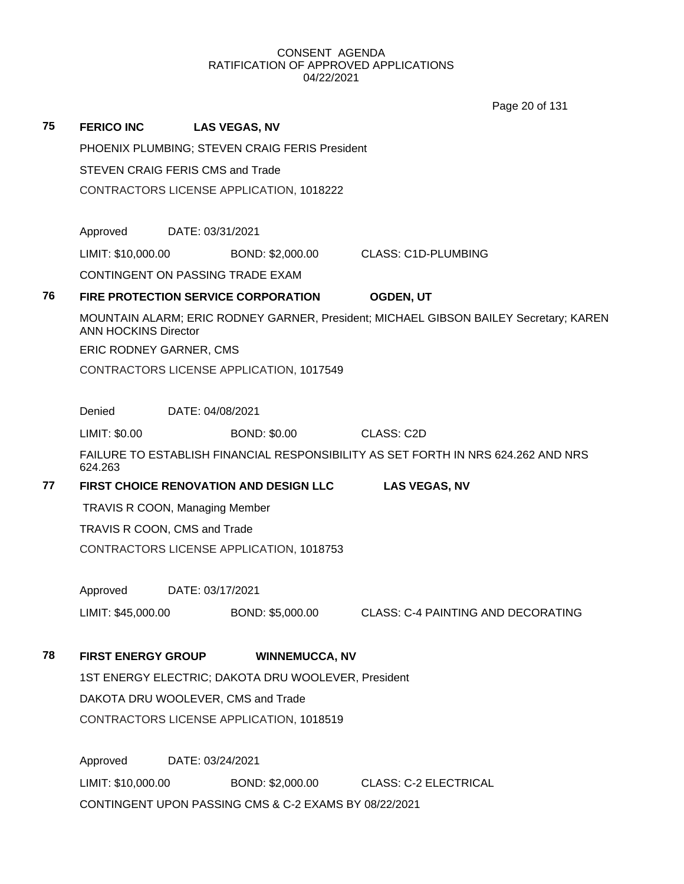CONSENT AGENDA
RATIFICATION OF APPROVED APPLICATIONS
04/22/2021

**75 FERICO INC LAS VEGAS, NV**

PHOENIX PLUMBING; STEVEN CRAIG FERIS President

STEVEN CRAIG FERIS CMS and Trade

CONTRACTORS LICENSE APPLICATION, 1018222

Approved DATE: 03/31/2021

LIMIT: $10,000.00 BOND: $2,000.00 CLASS: C1D-PLUMBING

CONTINGENT ON PASSING TRADE EXAM

**76 FIRE PROTECTION SERVICE CORPORATION OGDEN, UT**

MOUNTAIN ALARM; ERIC RODNEY GARNER, President; MICHAEL GIBSON BAILEY Secretary; KAREN ANN HOCKINS Director

ERIC RODNEY GARNER, CMS

CONTRACTORS LICENSE APPLICATION, 1017549

Denied DATE: 04/08/2021

LIMIT: $0.00 BOND: $0.00 CLASS: C2D

FAILURE TO ESTABLISH FINANCIAL RESPONSIBILITY AS SET FORTH IN NRS 624.262 AND NRS 624.263

**77 FIRST CHOICE RENOVATION AND DESIGN LLC LAS VEGAS, NV**

TRAVIS R COON, Managing Member

TRAVIS R COON, CMS and Trade

CONTRACTORS LICENSE APPLICATION, 1018753

Approved DATE: 03/17/2021

LIMIT: $45,000.00 BOND: $5,000.00 CLASS: C-4 PAINTING AND DECORATING

**78 FIRST ENERGY GROUP WINNEMUCCA, NV**

1ST ENERGY ELECTRIC; DAKOTA DRU WOOLEVER, President

DAKOTA DRU WOOLEVER, CMS and Trade

CONTRACTORS LICENSE APPLICATION, 1018519

Approved DATE: 03/24/2021

LIMIT: $10,000.00 BOND: $2,000.00 CLASS: C-2 ELECTRICAL

CONTINGENT UPON PASSING CMS & C-2 EXAMS BY 08/22/2021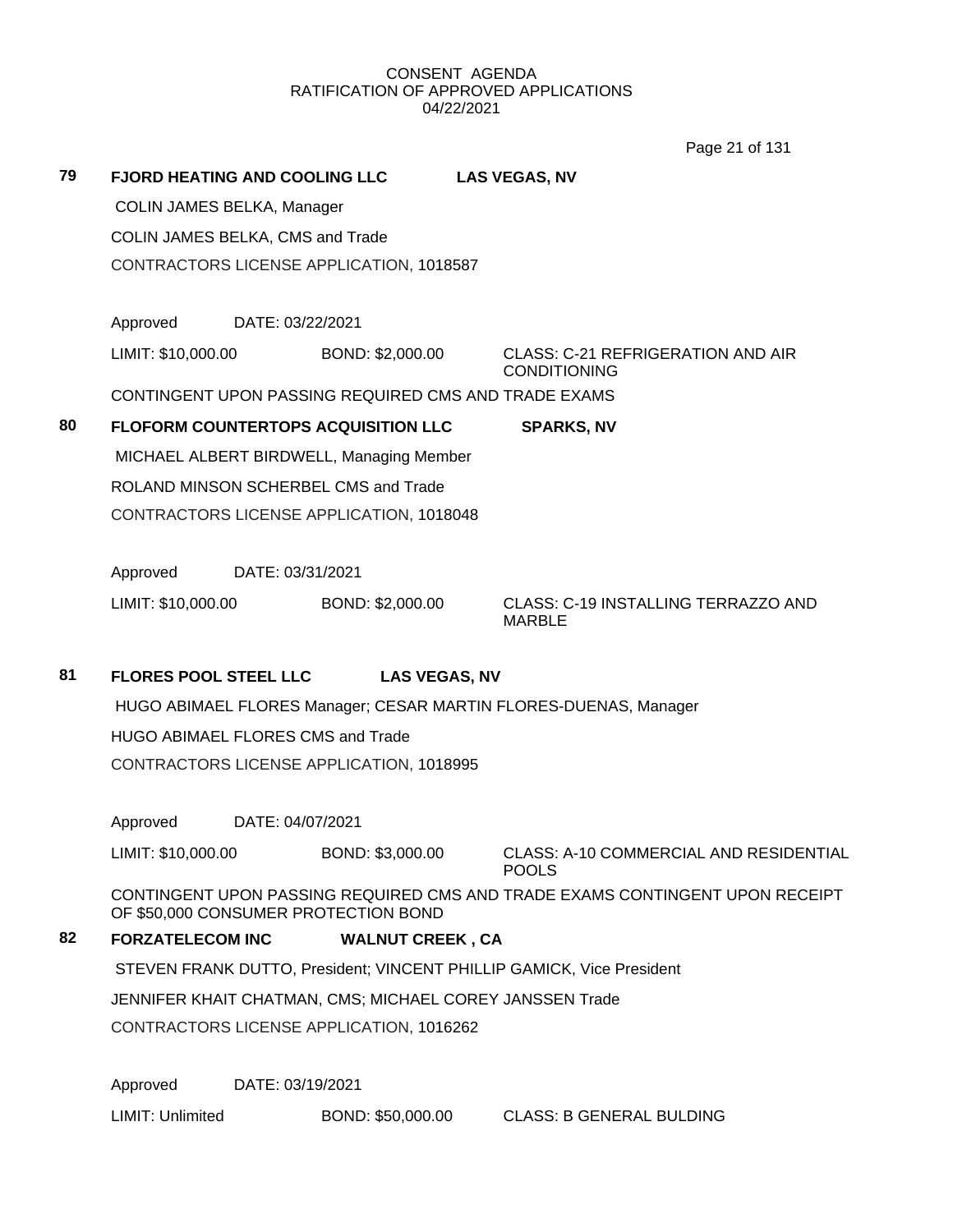CONSENT AGENDA
RATIFICATION OF APPROVED APPLICATIONS
04/22/2021

**79 FJORD HEATING AND COOLING LLC** **LAS VEGAS, NV**

COLIN JAMES BELKA, Manager

COLIN JAMES BELKA, CMS and Trade

CONTRACTORS LICENSE APPLICATION, 1018587

Approved DATE: 03/22/2021

LIMIT: $10,000.00 BOND: $2,000.00 CLASS: C-21 REFRIGERATION AND AIR CONDITIONING

CONTINGENT UPON PASSING REQUIRED CMS AND TRADE EXAMS

**80 FLOFORM COUNTERTOPS ACQUISITION LLC** **SPARKS, NV**

MICHAEL ALBERT BIRDWELL, Managing Member

ROLAND MINSON SCHERBEL CMS and Trade

CONTRACTORS LICENSE APPLICATION, 1018048

Approved DATE: 03/31/2021

LIMIT: $10,000.00 BOND: $2,000.00 CLASS: C-19 INSTALLING TERRAZZO AND MARBLE

**81 FLORES POOL STEEL LLC** **LAS VEGAS, NV**

HUGO ABIMAEL FLORES Manager; CESAR MARTIN FLORES-DUENAS, Manager

HUGO ABIMAEL FLORES CMS and Trade

CONTRACTORS LICENSE APPLICATION, 1018995

Approved DATE: 04/07/2021

LIMIT: $10,000.00 BOND: $3,000.00 CLASS: A-10 COMMERCIAL AND RESIDENTIAL POOLS

CONTINGENT UPON PASSING REQUIRED CMS AND TRADE EXAMS CONTINGENT UPON RECEIPT OF $50,000 CONSUMER PROTECTION BOND

**82 FORZATELECOM INC** **WALNUT CREEK , CA**

STEVEN FRANK DUTTO, President; VINCENT PHILLIP GAMICK, Vice President

JENNIFER KHAIT CHATMAN, CMS; MICHAEL COREY JANSSEN Trade

CONTRACTORS LICENSE APPLICATION, 1016262

Approved DATE: 03/19/2021

LIMIT: Unlimited BOND: $50,000.00 CLASS: B GENERAL BULDING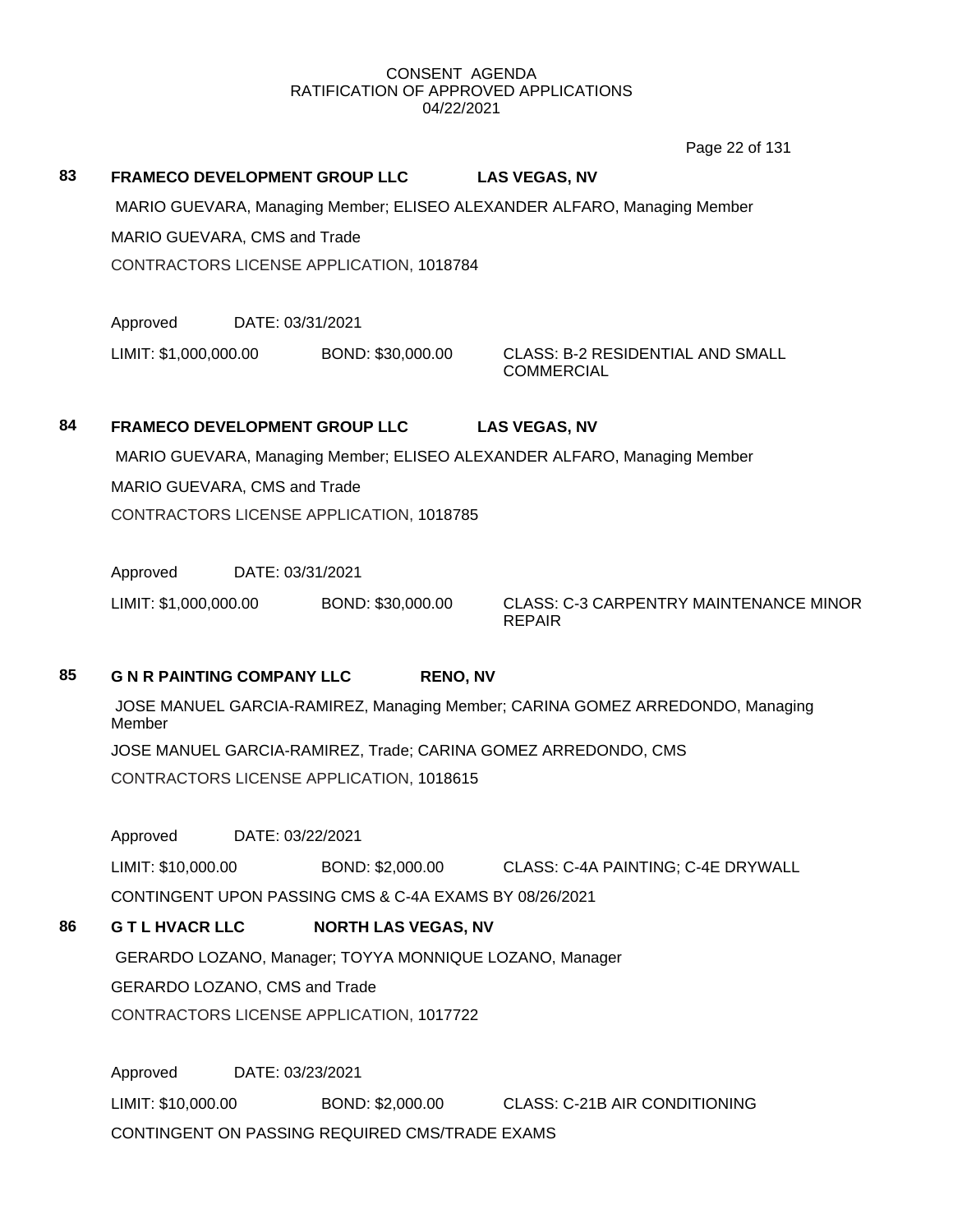CONSENT AGENDA
RATIFICATION OF APPROVED APPLICATIONS
04/22/2021

**83** **FRAMECO DEVELOPMENT GROUP LLC** **LAS VEGAS, NV**

MARIO GUEVARA, Managing Member; ELISEO ALEXANDER ALFARO, Managing Member

MARIO GUEVARA, CMS and Trade

CONTRACTORS LICENSE APPLICATION, 1018784

Approved DATE: 03/31/2021

LIMIT: $1,000,000.00 BOND: $30,000.00 CLASS: B-2 RESIDENTIAL AND SMALL COMMERCIAL

**84** **FRAMECO DEVELOPMENT GROUP LLC** **LAS VEGAS, NV**

MARIO GUEVARA, Managing Member; ELISEO ALEXANDER ALFARO, Managing Member

MARIO GUEVARA, CMS and Trade

CONTRACTORS LICENSE APPLICATION, 1018785

Approved DATE: 03/31/2021

LIMIT: $1,000,000.00 BOND: $30,000.00 CLASS: C-3 CARPENTRY MAINTENANCE MINOR REPAIR

**85** **G N R PAINTING COMPANY LLC** **RENO, NV**

JOSE MANUEL GARCIA-RAMIREZ, Managing Member; CARINA GOMEZ ARREDONDO, Managing Member

JOSE MANUEL GARCIA-RAMIREZ, Trade; CARINA GOMEZ ARREDONDO, CMS

CONTRACTORS LICENSE APPLICATION, 1018615

Approved DATE: 03/22/2021

LIMIT: $10,000.00 BOND: $2,000.00 CLASS: C-4A PAINTING; C-4E DRYWALL

CONTINGENT UPON PASSING CMS & C-4A EXAMS BY 08/26/2021

**86** **G T L HVACR LLC** **NORTH LAS VEGAS, NV**

GERARDO LOZANO, Manager; TOYYA MONNIQUE LOZANO, Manager

GERARDO LOZANO, CMS and Trade

CONTRACTORS LICENSE APPLICATION, 1017722

Approved DATE: 03/23/2021

LIMIT: $10,000.00 BOND: $2,000.00 CLASS: C-21B AIR CONDITIONING

CONTINGENT ON PASSING REQUIRED CMS/TRADE EXAMS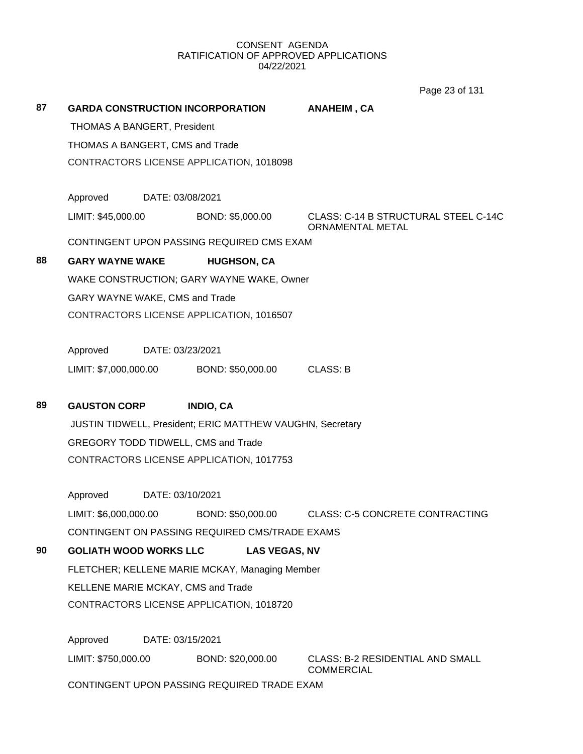CONSENT AGENDA
RATIFICATION OF APPROVED APPLICATIONS
04/22/2021

**87 GARDA CONSTRUCTION INCORPORATION** **ANAHEIM , CA**

THOMAS A BANGERT, President

THOMAS A BANGERT, CMS and Trade

CONTRACTORS LICENSE APPLICATION, 1018098

Approved DATE: 03/08/2021

LIMIT: $45,000.00 BOND: $5,000.00 CLASS: C-14 B STRUCTURAL STEEL C-14C ORNAMENTAL METAL

CONTINGENT UPON PASSING REQUIRED CMS EXAM

**88 GARY WAYNE WAKE** **HUGHSON, CA**

WAKE CONSTRUCTION; GARY WAYNE WAKE, Owner

GARY WAYNE WAKE, CMS and Trade

CONTRACTORS LICENSE APPLICATION, 1016507

Approved DATE: 03/23/2021

LIMIT: $7,000,000.00 BOND: $50,000.00 CLASS: B

**89 GAUSTON CORP** **INDIO, CA**

JUSTIN TIDWELL, President; ERIC MATTHEW VAUGHN, Secretary

GREGORY TODD TIDWELL, CMS and Trade

CONTRACTORS LICENSE APPLICATION, 1017753

Approved DATE: 03/10/2021

LIMIT: $6,000,000.00 BOND: $50,000.00 CLASS: C-5 CONCRETE CONTRACTING

CONTINGENT ON PASSING REQUIRED CMS/TRADE EXAMS

**90 GOLIATH WOOD WORKS LLC** **LAS VEGAS, NV**

FLETCHER; KELLENE MARIE MCKAY, Managing Member

KELLENE MARIE MCKAY, CMS and Trade

CONTRACTORS LICENSE APPLICATION, 1018720

Approved DATE: 03/15/2021

LIMIT: $750,000.00 BOND: $20,000.00 CLASS: B-2 RESIDENTIAL AND SMALL COMMERCIAL

CONTINGENT UPON PASSING REQUIRED TRADE EXAM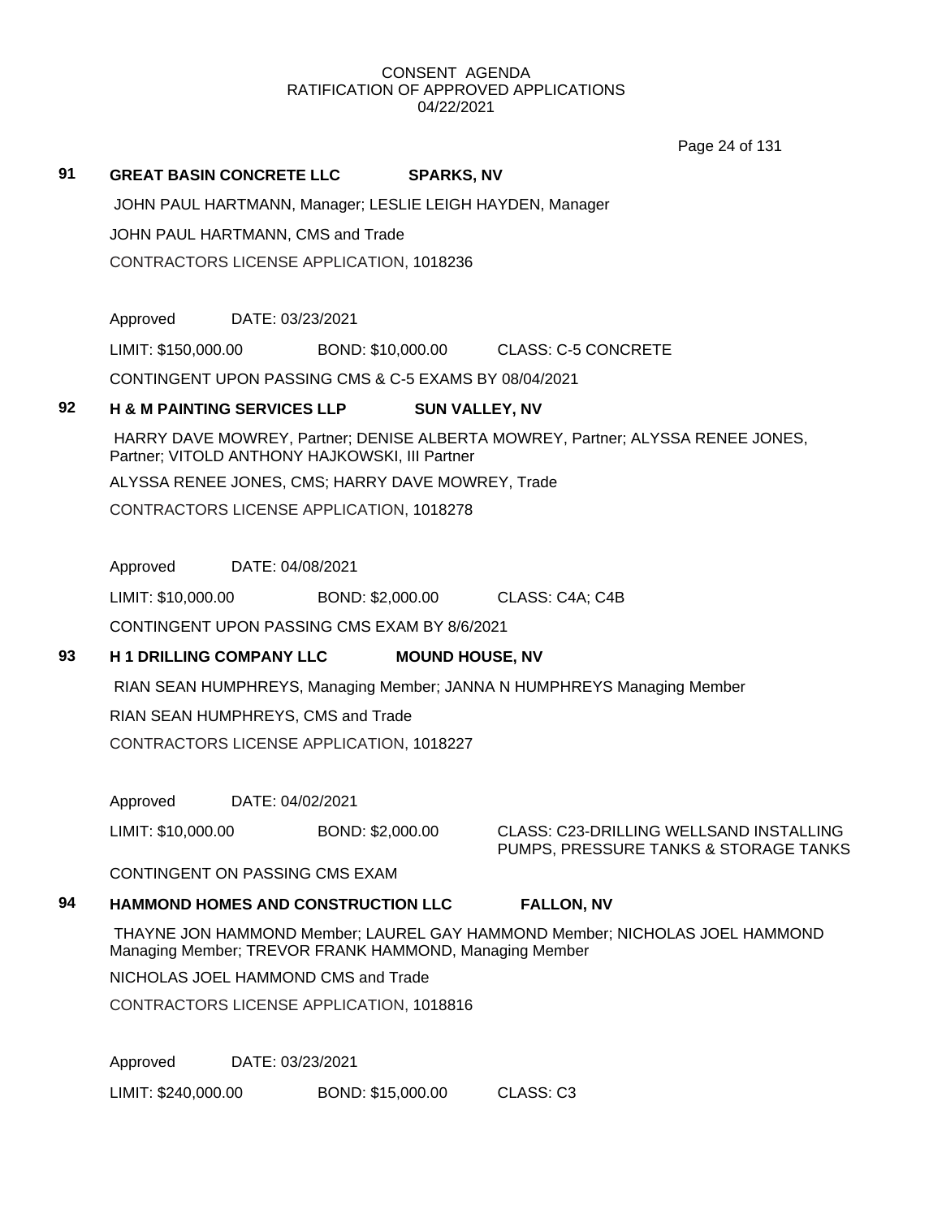CONSENT AGENDA
RATIFICATION OF APPROVED APPLICATIONS
04/22/2021

**91 GREAT BASIN CONCRETE LLC SPARKS, NV**

JOHN PAUL HARTMANN, Manager; LESLIE LEIGH HAYDEN, Manager

JOHN PAUL HARTMANN, CMS and Trade

CONTRACTORS LICENSE APPLICATION, 1018236

Approved DATE: 03/23/2021

LIMIT: $150,000.00 BOND: $10,000.00 CLASS: C-5 CONCRETE

CONTINGENT UPON PASSING CMS & C-5 EXAMS BY 08/04/2021

**92 H & M PAINTING SERVICES LLP SUN VALLEY, NV**

HARRY DAVE MOWREY, Partner; DENISE ALBERTA MOWREY, Partner; ALYSSA RENEE JONES, Partner; VITOLD ANTHONY HAJKOWSKI, III Partner

ALYSSA RENEE JONES, CMS; HARRY DAVE MOWREY, Trade

CONTRACTORS LICENSE APPLICATION, 1018278

Approved DATE: 04/08/2021

LIMIT: $10,000.00 BOND: $2,000.00 CLASS: C4A; C4B

CONTINGENT UPON PASSING CMS EXAM BY 8/6/2021

**93 H 1 DRILLING COMPANY LLC MOUND HOUSE, NV**

RIAN SEAN HUMPHREYS, Managing Member; JANNA N HUMPHREYS Managing Member

RIAN SEAN HUMPHREYS, CMS and Trade

CONTRACTORS LICENSE APPLICATION, 1018227

Approved DATE: 04/02/2021

LIMIT: $10,000.00 BOND: $2,000.00 CLASS: C23-DRILLING WELLSAND INSTALLING PUMPS, PRESSURE TANKS & STORAGE TANKS

CONTINGENT ON PASSING CMS EXAM

**94 HAMMOND HOMES AND CONSTRUCTION LLC FALLON, NV**

THAYNE JON HAMMOND Member; LAUREL GAY HAMMOND Member; NICHOLAS JOEL HAMMOND Managing Member; TREVOR FRANK HAMMOND, Managing Member

NICHOLAS JOEL HAMMOND CMS and Trade

CONTRACTORS LICENSE APPLICATION, 1018816

Approved DATE: 03/23/2021

LIMIT: $240,000.00 BOND: $15,000.00 CLASS: C3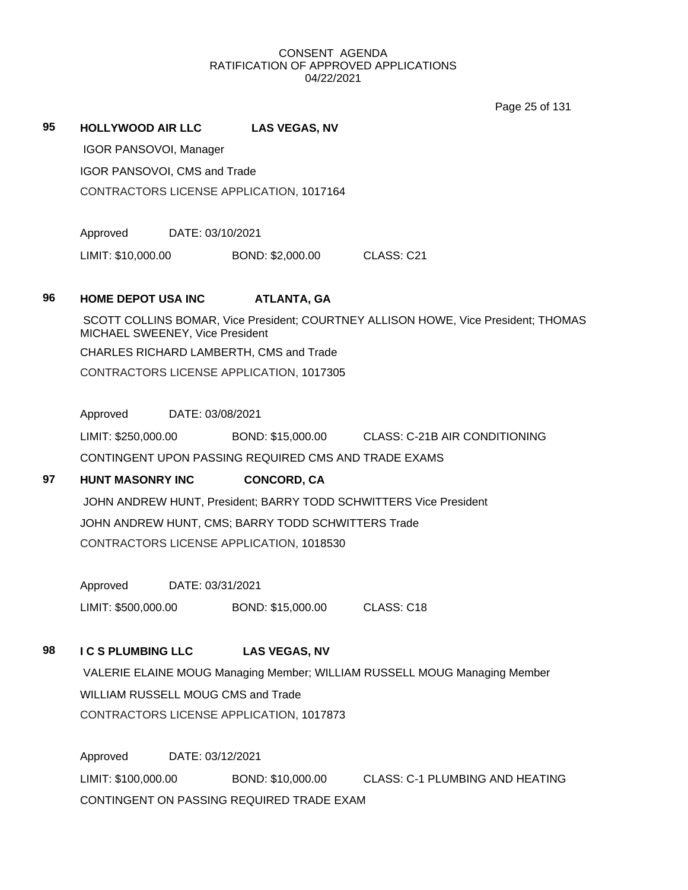CONSENT AGENDA
RATIFICATION OF APPROVED APPLICATIONS
04/22/2021

**95 HOLLYWOOD AIR LLC LAS VEGAS, NV**

IGOR PANSOVOI, Manager

IGOR PANSOVOI, CMS and Trade

CONTRACTORS LICENSE APPLICATION, 1017164

Approved DATE: 03/10/2021

LIMIT: $10,000.00 BOND: $2,000.00 CLASS: C21

**96 HOME DEPOT USA INC ATLANTA, GA**

SCOTT COLLINS BOMAR, Vice President; COURTNEY ALLISON HOWE, Vice President; THOMAS MICHAEL SWEENEY, Vice President

CHARLES RICHARD LAMBERTH, CMS and Trade

CONTRACTORS LICENSE APPLICATION, 1017305

Approved DATE: 03/08/2021

LIMIT: $250,000.00 BOND: $15,000.00 CLASS: C-21B AIR CONDITIONING

CONTINGENT UPON PASSING REQUIRED CMS AND TRADE EXAMS

**97 HUNT MASONRY INC CONCORD, CA**

JOHN ANDREW HUNT, President; BARRY TODD SCHWITTERS Vice President

JOHN ANDREW HUNT, CMS; BARRY TODD SCHWITTERS Trade

CONTRACTORS LICENSE APPLICATION, 1018530

Approved DATE: 03/31/2021

LIMIT: $500,000.00 BOND: $15,000.00 CLASS: C18

**98 I C S PLUMBING LLC LAS VEGAS, NV**

VALERIE ELAINE MOUG Managing Member; WILLIAM RUSSELL MOUG Managing Member

WILLIAM RUSSELL MOUG CMS and Trade

CONTRACTORS LICENSE APPLICATION, 1017873

Approved DATE: 03/12/2021

LIMIT: $100,000.00 BOND: $10,000.00 CLASS: C-1 PLUMBING AND HEATING

CONTINGENT ON PASSING REQUIRED TRADE EXAM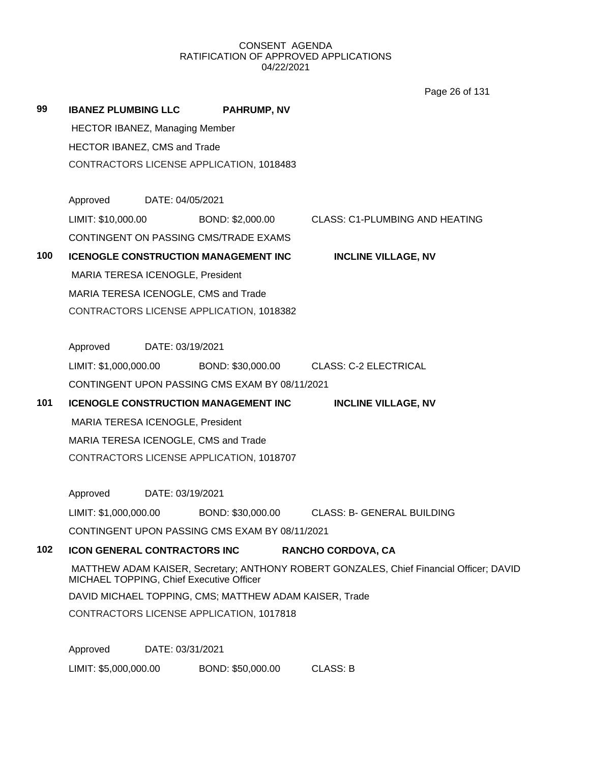CONSENT AGENDA
RATIFICATION OF APPROVED APPLICATIONS
04/22/2021

**99** **IBANEZ PLUMBING LLC** **PAHRUMP, NV**

HECTOR IBANEZ, Managing Member

HECTOR IBANEZ, CMS and Trade

CONTRACTORS LICENSE APPLICATION, 1018483

Approved DATE: 04/05/2021

LIMIT: $10,000.00 BOND: $2,000.00 CLASS: C1-PLUMBING AND HEATING

CONTINGENT ON PASSING CMS/TRADE EXAMS

**100** **ICENOGLE CONSTRUCTION MANAGEMENT INC** **INCLINE VILLAGE, NV**

MARIA TERESA ICENOGLE, President

MARIA TERESA ICENOGLE, CMS and Trade

CONTRACTORS LICENSE APPLICATION, 1018382

Approved DATE: 03/19/2021

LIMIT: $1,000,000.00 BOND: $30,000.00 CLASS: C-2 ELECTRICAL

CONTINGENT UPON PASSING CMS EXAM BY 08/11/2021

**101** **ICENOGLE CONSTRUCTION MANAGEMENT INC** **INCLINE VILLAGE, NV**

MARIA TERESA ICENOGLE, President

MARIA TERESA ICENOGLE, CMS and Trade

CONTRACTORS LICENSE APPLICATION, 1018707

Approved DATE: 03/19/2021

LIMIT: $1,000,000.00 BOND: $30,000.00 CLASS: B- GENERAL BUILDING

CONTINGENT UPON PASSING CMS EXAM BY 08/11/2021

**102** **ICON GENERAL CONTRACTORS INC** **RANCHO CORDOVA, CA**

MATTHEW ADAM KAISER, Secretary; ANTHONY ROBERT GONZALES, Chief Financial Officer; DAVID MICHAEL TOPPING, Chief Executive Officer

DAVID MICHAEL TOPPING, CMS; MATTHEW ADAM KAISER, Trade

CONTRACTORS LICENSE APPLICATION, 1017818

Approved DATE: 03/31/2021

LIMIT: $5,000,000.00 BOND: $50,000.00 CLASS: B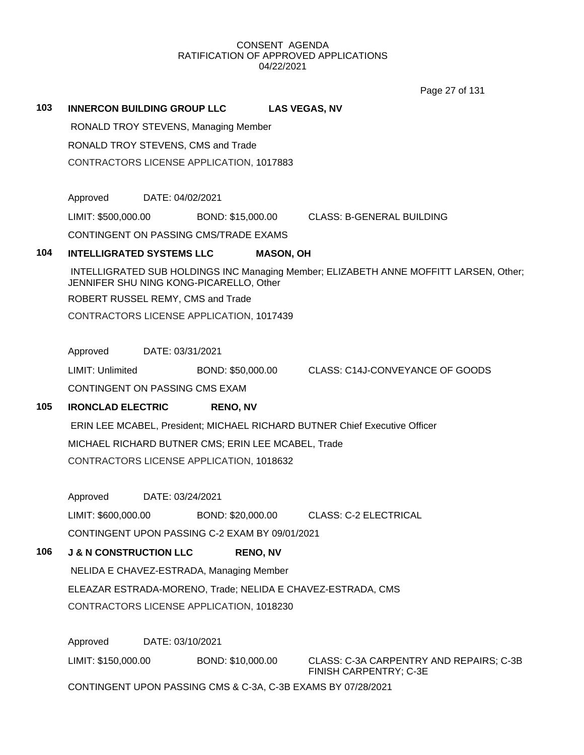CONSENT AGENDA
RATIFICATION OF APPROVED APPLICATIONS
04/22/2021

**103 INNERCON BUILDING GROUP LLC LAS VEGAS, NV**

RONALD TROY STEVENS, Managing Member

RONALD TROY STEVENS, CMS and Trade

CONTRACTORS LICENSE APPLICATION, 1017883

Approved DATE: 04/02/2021

LIMIT: $500,000.00 BOND: $15,000.00 CLASS: B-GENERAL BUILDING

CONTINGENT ON PASSING CMS/TRADE EXAMS

**104 INTELLIGRATED SYSTEMS LLC MASON, OH**

INTELLIGRATED SUB HOLDINGS INC Managing Member; ELIZABETH ANNE MOFFITT LARSEN, Other; JENNIFER SHU NING KONG-PICARELLO, Other

ROBERT RUSSEL REMY, CMS and Trade

CONTRACTORS LICENSE APPLICATION, 1017439

Approved DATE: 03/31/2021

LIMIT: Unlimited BOND: $50,000.00 CLASS: C14J-CONVEYANCE OF GOODS

CONTINGENT ON PASSING CMS EXAM

**105 IRONCLAD ELECTRIC RENO, NV**

ERIN LEE MCABEL, President; MICHAEL RICHARD BUTNER Chief Executive Officer

MICHAEL RICHARD BUTNER CMS; ERIN LEE MCABEL, Trade

CONTRACTORS LICENSE APPLICATION, 1018632

Approved DATE: 03/24/2021

LIMIT: $600,000.00 BOND: $20,000.00 CLASS: C-2 ELECTRICAL

CONTINGENT UPON PASSING C-2 EXAM BY 09/01/2021

**106 J & N CONSTRUCTION LLC RENO, NV**

NELIDA E CHAVEZ-ESTRADA, Managing Member

ELEAZAR ESTRADA-MORENO, Trade; NELIDA E CHAVEZ-ESTRADA, CMS

CONTRACTORS LICENSE APPLICATION, 1018230

Approved DATE: 03/10/2021

LIMIT: $150,000.00 BOND: $10,000.00 CLASS: C-3A CARPENTRY AND REPAIRS; C-3B FINISH CARPENTRY; C-3E

CONTINGENT UPON PASSING CMS & C-3A, C-3B EXAMS BY 07/28/2021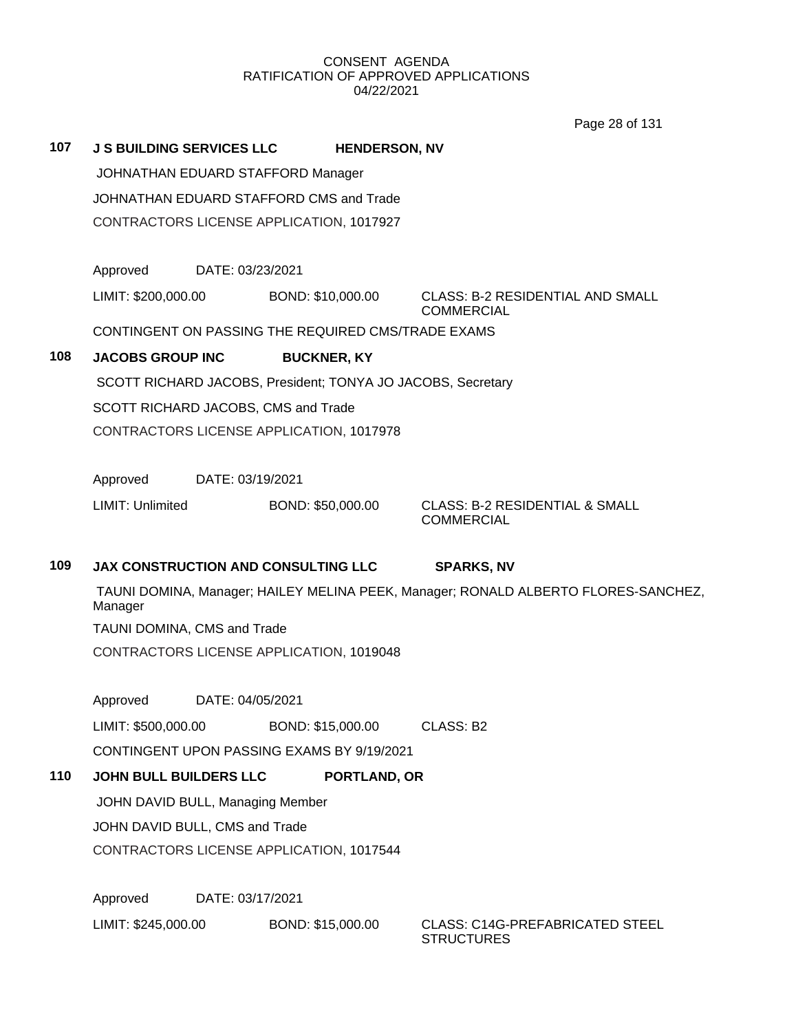CONSENT AGENDA
RATIFICATION OF APPROVED APPLICATIONS
04/22/2021

**107 J S BUILDING SERVICES LLC HENDERSON, NV**

JOHNATHAN EDUARD STAFFORD Manager

JOHNATHAN EDUARD STAFFORD CMS and Trade

CONTRACTORS LICENSE APPLICATION, 1017927

Approved DATE: 03/23/2021

LIMIT: $200,000.00 BOND: $10,000.00 CLASS: B-2 RESIDENTIAL AND SMALL COMMERCIAL

CONTINGENT ON PASSING THE REQUIRED CMS/TRADE EXAMS

**108 JACOBS GROUP INC BUCKNER, KY**

SCOTT RICHARD JACOBS, President; TONYA JO JACOBS, Secretary

SCOTT RICHARD JACOBS, CMS and Trade

CONTRACTORS LICENSE APPLICATION, 1017978

Approved DATE: 03/19/2021

LIMIT: Unlimited BOND: $50,000.00 CLASS: B-2 RESIDENTIAL & SMALL COMMERCIAL

**109 JAX CONSTRUCTION AND CONSULTING LLC SPARKS, NV**

TAUNI DOMINA, Manager; HAILEY MELINA PEEK, Manager; RONALD ALBERTO FLORES-SANCHEZ, Manager

TAUNI DOMINA, CMS and Trade

CONTRACTORS LICENSE APPLICATION, 1019048

Approved DATE: 04/05/2021

LIMIT: $500,000.00 BOND: $15,000.00 CLASS: B2

CONTINGENT UPON PASSING EXAMS BY 9/19/2021

**110 JOHN BULL BUILDERS LLC PORTLAND, OR**

JOHN DAVID BULL, Managing Member

JOHN DAVID BULL, CMS and Trade

CONTRACTORS LICENSE APPLICATION, 1017544

Approved DATE: 03/17/2021

LIMIT: $245,000.00 BOND: $15,000.00 CLASS: C14G-PREFABRICATED STEEL STRUCTURES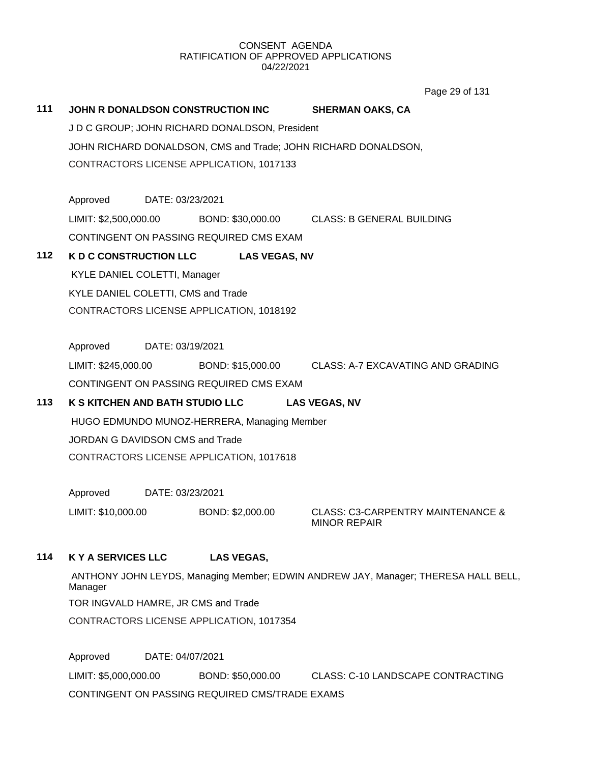CONSENT AGENDA
RATIFICATION OF APPROVED APPLICATIONS
04/22/2021

**111 JOHN R DONALDSON CONSTRUCTION INC SHERMAN OAKS, CA**

J D C GROUP; JOHN RICHARD DONALDSON, President

JOHN RICHARD DONALDSON, CMS and Trade; JOHN RICHARD DONALDSON,

CONTRACTORS LICENSE APPLICATION, 1017133

Approved DATE: 03/23/2021

LIMIT: $2,500,000.00 BOND: $30,000.00 CLASS: B GENERAL BUILDING

CONTINGENT ON PASSING REQUIRED CMS EXAM

**112 K D C CONSTRUCTION LLC LAS VEGAS, NV**

KYLE DANIEL COLETTI, Manager

KYLE DANIEL COLETTI, CMS and Trade

CONTRACTORS LICENSE APPLICATION, 1018192

Approved DATE: 03/19/2021

LIMIT: $245,000.00 BOND: $15,000.00 CLASS: A-7 EXCAVATING AND GRADING

CONTINGENT ON PASSING REQUIRED CMS EXAM

**113 K S KITCHEN AND BATH STUDIO LLC LAS VEGAS, NV**

HUGO EDMUNDO MUNOZ-HERRERA, Managing Member

JORDAN G DAVIDSON CMS and Trade

CONTRACTORS LICENSE APPLICATION, 1017618

Approved DATE: 03/23/2021

LIMIT: $10,000.00 BOND: $2,000.00 CLASS: C3-CARPENTRY MAINTENANCE & MINOR REPAIR

**114 K Y A SERVICES LLC LAS VEGAS,**

ANTHONY JOHN LEYDS, Managing Member; EDWIN ANDREW JAY, Manager; THERESA HALL BELL, Manager

TOR INGVALD HAMRE, JR CMS and Trade

CONTRACTORS LICENSE APPLICATION, 1017354

Approved DATE: 04/07/2021

LIMIT: $5,000,000.00 BOND: $50,000.00 CLASS: C-10 LANDSCAPE CONTRACTING

CONTINGENT ON PASSING REQUIRED CMS/TRADE EXAMS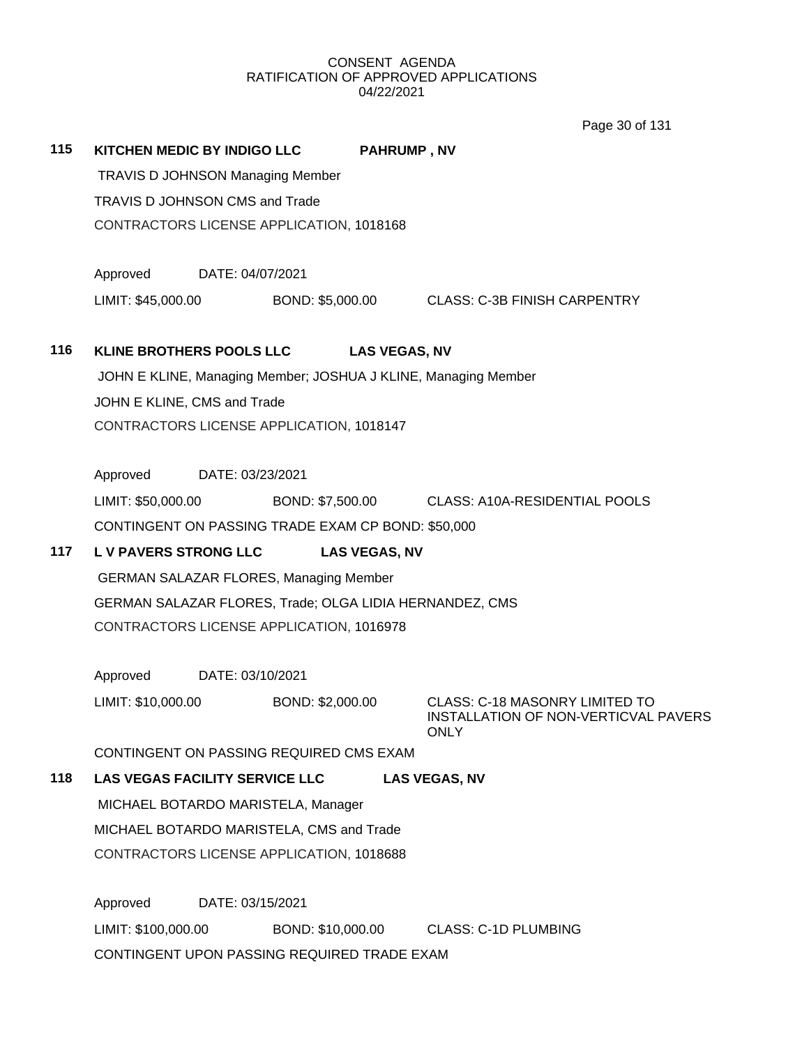CONSENT AGENDA
RATIFICATION OF APPROVED APPLICATIONS
04/22/2021

**115 KITCHEN MEDIC BY INDIGO LLC PAHRUMP , NV**

TRAVIS D JOHNSON Managing Member

TRAVIS D JOHNSON CMS and Trade

CONTRACTORS LICENSE APPLICATION, 1018168

Approved DATE: 04/07/2021

LIMIT: $45,000.00 BOND: $5,000.00 CLASS: C-3B FINISH CARPENTRY

**116 KLINE BROTHERS POOLS LLC LAS VEGAS, NV**

JOHN E KLINE, Managing Member; JOSHUA J KLINE, Managing Member

JOHN E KLINE, CMS and Trade

CONTRACTORS LICENSE APPLICATION, 1018147

Approved DATE: 03/23/2021

LIMIT: $50,000.00 BOND: $7,500.00 CLASS: A10A-RESIDENTIAL POOLS

CONTINGENT ON PASSING TRADE EXAM CP BOND: $50,000

**117 L V PAVERS STRONG LLC LAS VEGAS, NV**

GERMAN SALAZAR FLORES, Managing Member

GERMAN SALAZAR FLORES, Trade; OLGA LIDIA HERNANDEZ, CMS

CONTRACTORS LICENSE APPLICATION, 1016978

Approved DATE: 03/10/2021

LIMIT: $10,000.00 BOND: $2,000.00 CLASS: C-18 MASONRY LIMITED TO INSTALLATION OF NON-VERTICVAL PAVERS ONLY

CONTINGENT ON PASSING REQUIRED CMS EXAM

**118 LAS VEGAS FACILITY SERVICE LLC LAS VEGAS, NV**

MICHAEL BOTARDO MARISTELA, Manager

MICHAEL BOTARDO MARISTELA, CMS and Trade

CONTRACTORS LICENSE APPLICATION, 1018688

Approved DATE: 03/15/2021

LIMIT: $100,000.00 BOND: $10,000.00 CLASS: C-1D PLUMBING

CONTINGENT UPON PASSING REQUIRED TRADE EXAM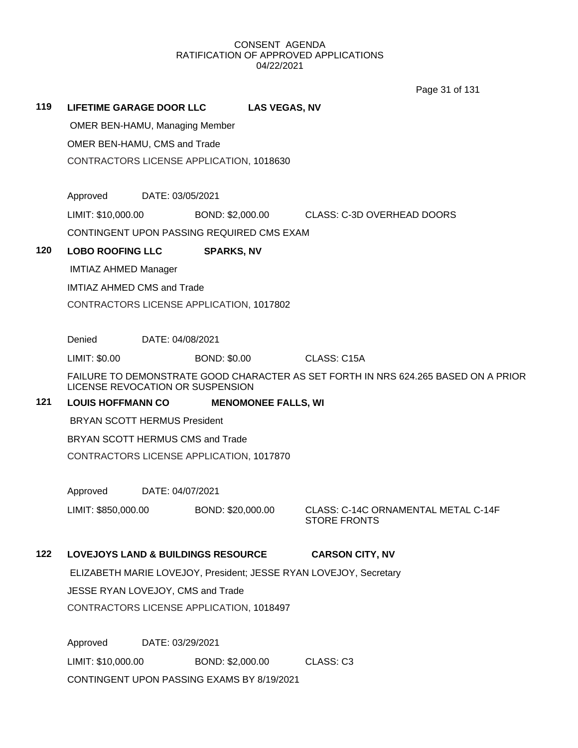CONSENT AGENDA
RATIFICATION OF APPROVED APPLICATIONS
04/22/2021

**119 LIFETIME GARAGE DOOR LLC LAS VEGAS, NV**

OMER BEN-HAMU, Managing Member

OMER BEN-HAMU, CMS and Trade

CONTRACTORS LICENSE APPLICATION, 1018630

Approved DATE: 03/05/2021

LIMIT: $10,000.00 BOND: $2,000.00 CLASS: C-3D OVERHEAD DOORS

CONTINGENT UPON PASSING REQUIRED CMS EXAM

**120 LOBO ROOFING LLC SPARKS, NV**

IMTIAZ AHMED Manager

IMTIAZ AHMED CMS and Trade

CONTRACTORS LICENSE APPLICATION, 1017802

Denied DATE: 04/08/2021

LIMIT: $0.00 BOND: $0.00 CLASS: C15A

FAILURE TO DEMONSTRATE GOOD CHARACTER AS SET FORTH IN NRS 624.265 BASED ON A PRIOR LICENSE REVOCATION OR SUSPENSION

**121 LOUIS HOFFMANN CO MENOMONEE FALLS, WI**

BRYAN SCOTT HERMUS President

BRYAN SCOTT HERMUS CMS and Trade

CONTRACTORS LICENSE APPLICATION, 1017870

Approved DATE: 04/07/2021

LIMIT: $850,000.00 BOND: $20,000.00 CLASS: C-14C ORNAMENTAL METAL C-14F STORE FRONTS

**122 LOVEJOYS LAND & BUILDINGS RESOURCE CARSON CITY, NV**

ELIZABETH MARIE LOVEJOY, President; JESSE RYAN LOVEJOY, Secretary

JESSE RYAN LOVEJOY, CMS and Trade

CONTRACTORS LICENSE APPLICATION, 1018497

Approved DATE: 03/29/2021

LIMIT: $10,000.00 BOND: $2,000.00 CLASS: C3

CONTINGENT UPON PASSING EXAMS BY 8/19/2021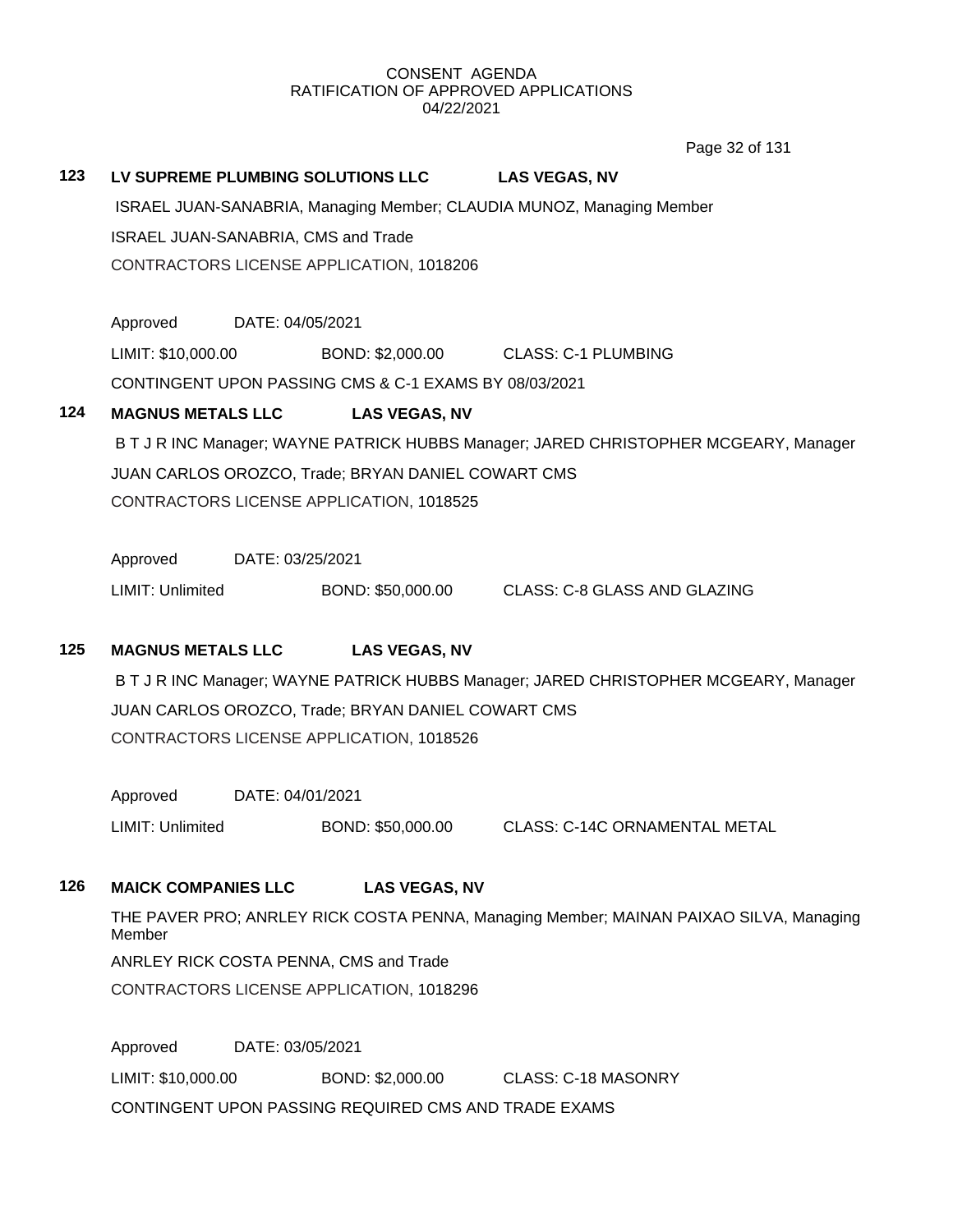CONSENT AGENDA
RATIFICATION OF APPROVED APPLICATIONS
04/22/2021

**123 LV SUPREME PLUMBING SOLUTIONS LLC LAS VEGAS, NV**

ISRAEL JUAN-SANABRIA, Managing Member; CLAUDIA MUNOZ, Managing Member

ISRAEL JUAN-SANABRIA, CMS and Trade

CONTRACTORS LICENSE APPLICATION, 1018206

Approved DATE: 04/05/2021

LIMIT: $10,000.00 BOND: $2,000.00 CLASS: C-1 PLUMBING

CONTINGENT UPON PASSING CMS & C-1 EXAMS BY 08/03/2021

**124 MAGNUS METALS LLC LAS VEGAS, NV**

B T J R INC Manager; WAYNE PATRICK HUBBS Manager; JARED CHRISTOPHER MCGEARY, Manager

JUAN CARLOS OROZCO, Trade; BRYAN DANIEL COWART CMS

CONTRACTORS LICENSE APPLICATION, 1018525

Approved DATE: 03/25/2021

LIMIT: Unlimited BOND: $50,000.00 CLASS: C-8 GLASS AND GLAZING

**125 MAGNUS METALS LLC LAS VEGAS, NV**

B T J R INC Manager; WAYNE PATRICK HUBBS Manager; JARED CHRISTOPHER MCGEARY, Manager

JUAN CARLOS OROZCO, Trade; BRYAN DANIEL COWART CMS

CONTRACTORS LICENSE APPLICATION, 1018526

Approved DATE: 04/01/2021

LIMIT: Unlimited BOND: $50,000.00 CLASS: C-14C ORNAMENTAL METAL

**126 MAICK COMPANIES LLC LAS VEGAS, NV**

THE PAVER PRO; ANRLEY RICK COSTA PENNA, Managing Member; MAINAN PAIXAO SILVA, Managing Member

ANRLEY RICK COSTA PENNA, CMS and Trade

CONTRACTORS LICENSE APPLICATION, 1018296

Approved DATE: 03/05/2021

LIMIT: $10,000.00 BOND: $2,000.00 CLASS: C-18 MASONRY

CONTINGENT UPON PASSING REQUIRED CMS AND TRADE EXAMS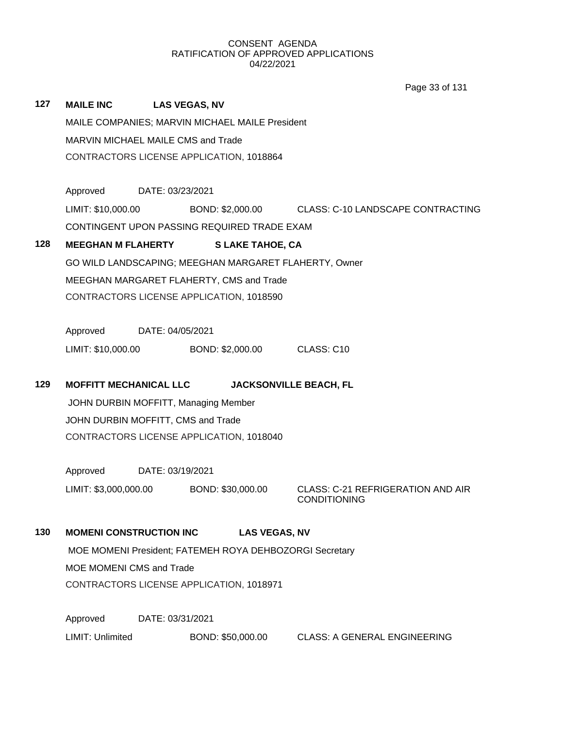CONSENT AGENDA
RATIFICATION OF APPROVED APPLICATIONS
04/22/2021

**127 MAILE INC LAS VEGAS, NV**

MAILE COMPANIES; MARVIN MICHAEL MAILE President

MARVIN MICHAEL MAILE CMS and Trade

CONTRACTORS LICENSE APPLICATION, 1018864

Approved DATE: 03/23/2021

LIMIT: $10,000.00 BOND: $2,000.00 CLASS: C-10 LANDSCAPE CONTRACTING

CONTINGENT UPON PASSING REQUIRED TRADE EXAM

**128 MEEGHAN M FLAHERTY S LAKE TAHOE, CA**

GO WILD LANDSCAPING; MEEGHAN MARGARET FLAHERTY, Owner

MEEGHAN MARGARET FLAHERTY, CMS and Trade

CONTRACTORS LICENSE APPLICATION, 1018590

Approved DATE: 04/05/2021

LIMIT: $10,000.00 BOND: $2,000.00 CLASS: C10

**129 MOFFITT MECHANICAL LLC JACKSONVILLE BEACH, FL**

JOHN DURBIN MOFFITT, Managing Member

JOHN DURBIN MOFFITT, CMS and Trade

CONTRACTORS LICENSE APPLICATION, 1018040

Approved DATE: 03/19/2021

LIMIT: $3,000,000.00 BOND: $30,000.00 CLASS: C-21 REFRIGERATION AND AIR CONDITIONING

**130 MOMENI CONSTRUCTION INC LAS VEGAS, NV**

MOE MOMENI President; FATEMEH ROYA DEHBOZORGI Secretary

MOE MOMENI CMS and Trade

CONTRACTORS LICENSE APPLICATION, 1018971

Approved DATE: 03/31/2021

LIMIT: Unlimited BOND: $50,000.00 CLASS: A GENERAL ENGINEERING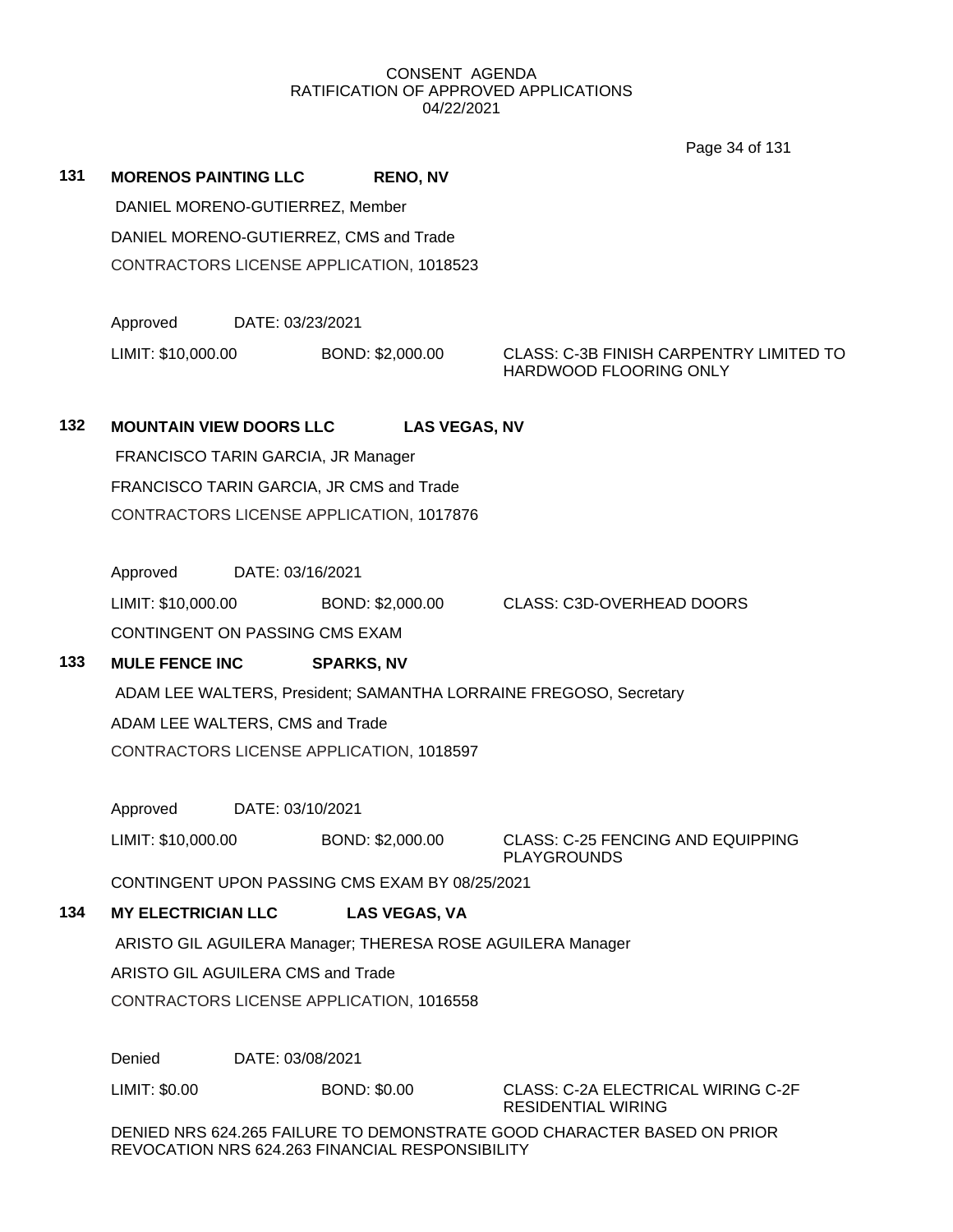CONSENT AGENDA
RATIFICATION OF APPROVED APPLICATIONS
04/22/2021

**131 MORENOS PAINTING LLC RENO, NV**

DANIEL MORENO-GUTIERREZ, Member

DANIEL MORENO-GUTIERREZ, CMS and Trade

CONTRACTORS LICENSE APPLICATION, 1018523

Approved DATE: 03/23/2021

LIMIT: $10,000.00 BOND: $2,000.00 CLASS: C-3B FINISH CARPENTRY LIMITED TO HARDWOOD FLOORING ONLY

**132 MOUNTAIN VIEW DOORS LLC LAS VEGAS, NV**

FRANCISCO TARIN GARCIA, JR Manager

FRANCISCO TARIN GARCIA, JR CMS and Trade

CONTRACTORS LICENSE APPLICATION, 1017876

Approved DATE: 03/16/2021

LIMIT: $10,000.00 BOND: $2,000.00 CLASS: C3D-OVERHEAD DOORS

CONTINGENT ON PASSING CMS EXAM

**133 MULE FENCE INC SPARKS, NV**

ADAM LEE WALTERS, President; SAMANTHA LORRAINE FREGOSO, Secretary

ADAM LEE WALTERS, CMS and Trade

CONTRACTORS LICENSE APPLICATION, 1018597

Approved DATE: 03/10/2021

LIMIT: $10,000.00 BOND: $2,000.00 CLASS: C-25 FENCING AND EQUIPPING PLAYGROUNDS

CONTINGENT UPON PASSING CMS EXAM BY 08/25/2021

**134 MY ELECTRICIAN LLC LAS VEGAS, VA**

ARISTO GIL AGUILERA Manager; THERESA ROSE AGUILERA Manager

ARISTO GIL AGUILERA CMS and Trade

CONTRACTORS LICENSE APPLICATION, 1016558

Denied DATE: 03/08/2021

LIMIT: $0.00 BOND: $0.00 CLASS: C-2A ELECTRICAL WIRING C-2F RESIDENTIAL WIRING

DENIED NRS 624.265 FAILURE TO DEMONSTRATE GOOD CHARACTER BASED ON PRIOR REVOCATION NRS 624.263 FINANCIAL RESPONSIBILITY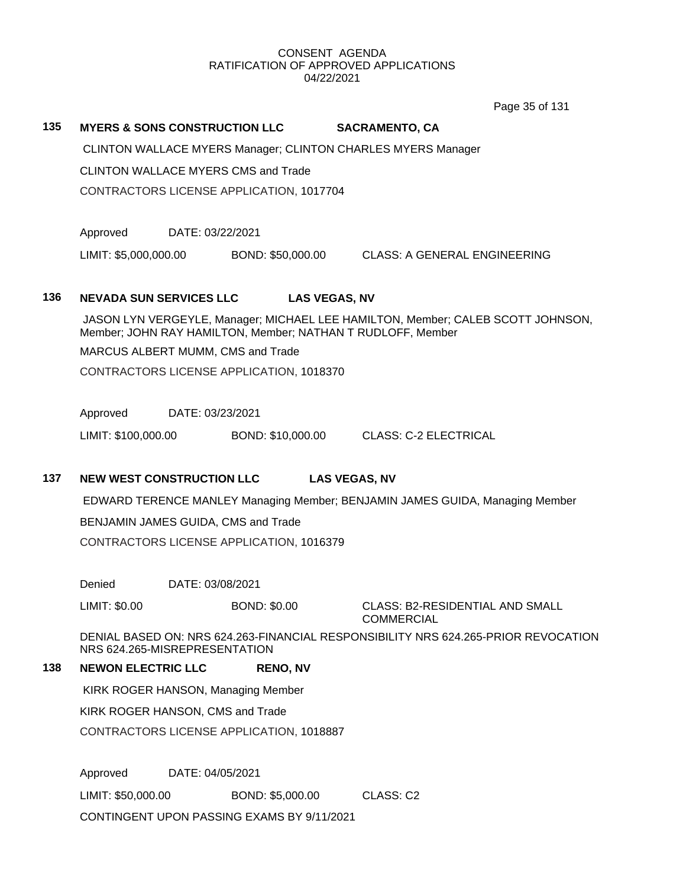CONSENT AGENDA
RATIFICATION OF APPROVED APPLICATIONS
04/22/2021

**135 MYERS & SONS CONSTRUCTION LLC SACRAMENTO, CA**

CLINTON WALLACE MYERS Manager; CLINTON CHARLES MYERS Manager

CLINTON WALLACE MYERS CMS and Trade

CONTRACTORS LICENSE APPLICATION, 1017704

Approved DATE: 03/22/2021

LIMIT: $5,000,000.00 BOND: $50,000.00 CLASS: A GENERAL ENGINEERING

**136 NEVADA SUN SERVICES LLC LAS VEGAS, NV**

JASON LYN VERGEYLE, Manager; MICHAEL LEE HAMILTON, Member; CALEB SCOTT JOHNSON, Member; JOHN RAY HAMILTON, Member; NATHAN T RUDLOFF, Member

MARCUS ALBERT MUMM, CMS and Trade

CONTRACTORS LICENSE APPLICATION, 1018370

Approved DATE: 03/23/2021

LIMIT: $100,000.00 BOND: $10,000.00 CLASS: C-2 ELECTRICAL

**137 NEW WEST CONSTRUCTION LLC LAS VEGAS, NV**

EDWARD TERENCE MANLEY Managing Member; BENJAMIN JAMES GUIDA, Managing Member

BENJAMIN JAMES GUIDA, CMS and Trade

CONTRACTORS LICENSE APPLICATION, 1016379

Denied DATE: 03/08/2021

LIMIT: $0.00 BOND: $0.00 CLASS: B2-RESIDENTIAL AND SMALL COMMERCIAL

DENIAL BASED ON: NRS 624.263-FINANCIAL RESPONSIBILITY NRS 624.265-PRIOR REVOCATION NRS 624.265-MISREPRESENTATION

**138 NEWON ELECTRIC LLC RENO, NV**

KIRK ROGER HANSON, Managing Member

KIRK ROGER HANSON, CMS and Trade

CONTRACTORS LICENSE APPLICATION, 1018887

Approved DATE: 04/05/2021

LIMIT: $50,000.00 BOND: $5,000.00 CLASS: C2

CONTINGENT UPON PASSING EXAMS BY 9/11/2021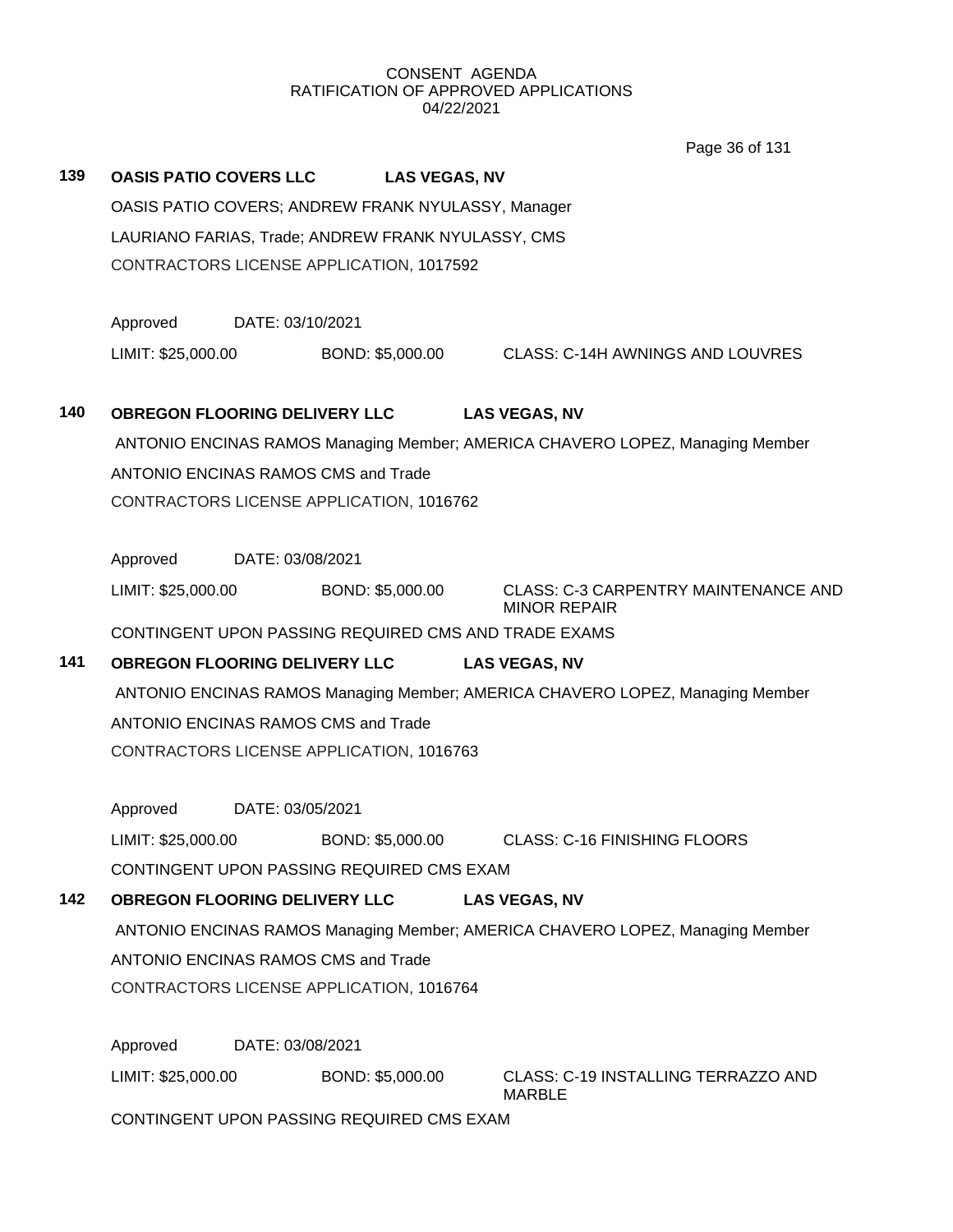CONSENT AGENDA
RATIFICATION OF APPROVED APPLICATIONS
04/22/2021

**139 OASIS PATIO COVERS LLC LAS VEGAS, NV**

OASIS PATIO COVERS; ANDREW FRANK NYULASSY, Manager

LAURIANO FARIAS, Trade; ANDREW FRANK NYULASSY, CMS

CONTRACTORS LICENSE APPLICATION, 1017592

Approved DATE: 03/10/2021

LIMIT: $25,000.00 BOND: $5,000.00 CLASS: C-14H AWNINGS AND LOUVRES

**140 OBREGON FLOORING DELIVERY LLC LAS VEGAS, NV**

ANTONIO ENCINAS RAMOS Managing Member; AMERICA CHAVERO LOPEZ, Managing Member

ANTONIO ENCINAS RAMOS CMS and Trade

CONTRACTORS LICENSE APPLICATION, 1016762

Approved DATE: 03/08/2021

LIMIT: $25,000.00 BOND: $5,000.00 CLASS: C-3 CARPENTRY MAINTENANCE AND MINOR REPAIR

CONTINGENT UPON PASSING REQUIRED CMS AND TRADE EXAMS

**141 OBREGON FLOORING DELIVERY LLC LAS VEGAS, NV**

ANTONIO ENCINAS RAMOS Managing Member; AMERICA CHAVERO LOPEZ, Managing Member

ANTONIO ENCINAS RAMOS CMS and Trade

CONTRACTORS LICENSE APPLICATION, 1016763

Approved DATE: 03/05/2021

LIMIT: $25,000.00 BOND: $5,000.00 CLASS: C-16 FINISHING FLOORS

CONTINGENT UPON PASSING REQUIRED CMS EXAM

**142 OBREGON FLOORING DELIVERY LLC LAS VEGAS, NV**

ANTONIO ENCINAS RAMOS Managing Member; AMERICA CHAVERO LOPEZ, Managing Member

ANTONIO ENCINAS RAMOS CMS and Trade

CONTRACTORS LICENSE APPLICATION, 1016764

Approved DATE: 03/08/2021

LIMIT: $25,000.00 BOND: $5,000.00 CLASS: C-19 INSTALLING TERRAZZO AND MARBLE

CONTINGENT UPON PASSING REQUIRED CMS EXAM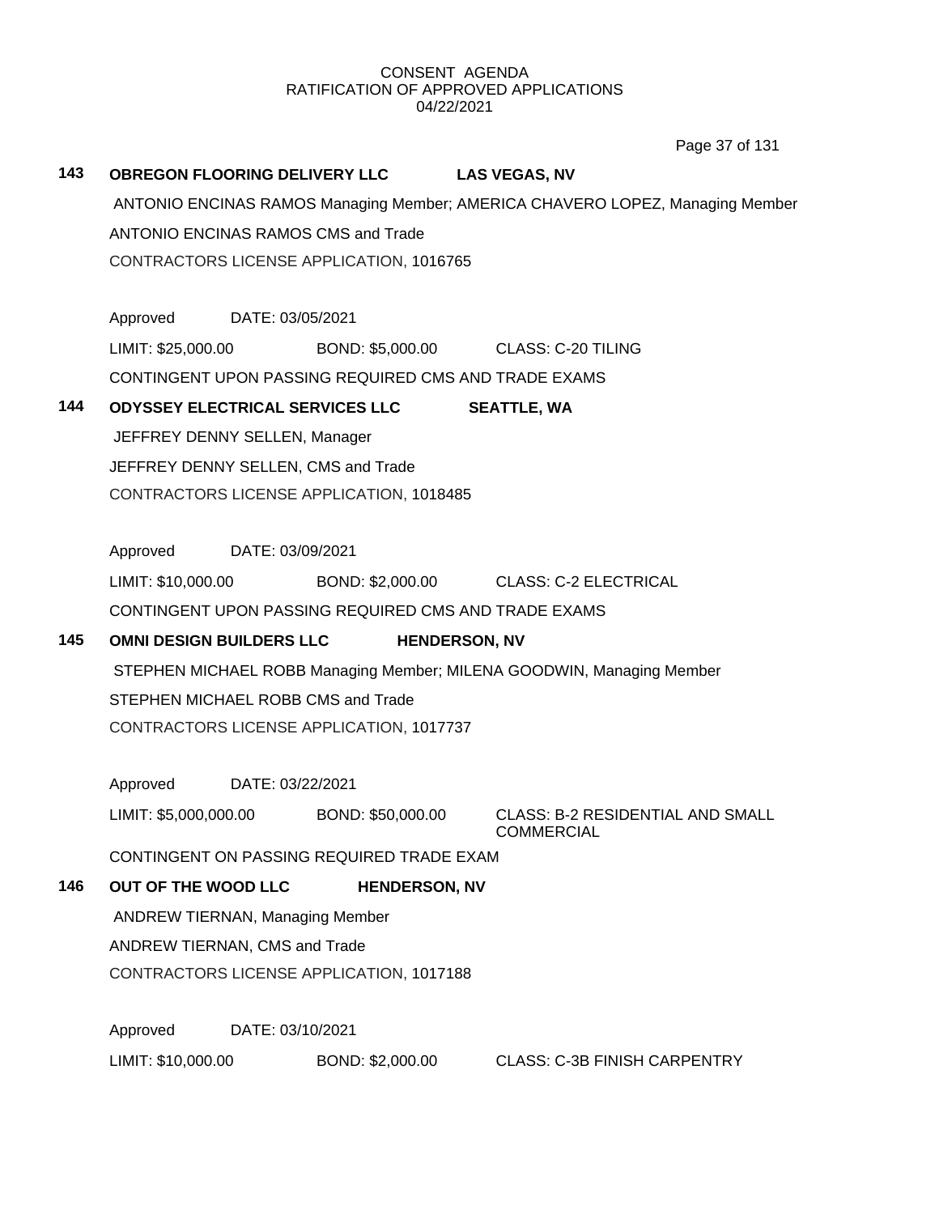CONSENT AGENDA
RATIFICATION OF APPROVED APPLICATIONS
04/22/2021

**143 OBREGON FLOORING DELIVERY LLC LAS VEGAS, NV**

ANTONIO ENCINAS RAMOS Managing Member; AMERICA CHAVERO LOPEZ, Managing Member

ANTONIO ENCINAS RAMOS CMS and Trade

CONTRACTORS LICENSE APPLICATION, 1016765

Approved DATE: 03/05/2021

LIMIT: $25,000.00 BOND: $5,000.00 CLASS: C-20 TILING

CONTINGENT UPON PASSING REQUIRED CMS AND TRADE EXAMS

**144 ODYSSEY ELECTRICAL SERVICES LLC SEATTLE, WA**

JEFFREY DENNY SELLEN, Manager

JEFFREY DENNY SELLEN, CMS and Trade

CONTRACTORS LICENSE APPLICATION, 1018485

Approved DATE: 03/09/2021

LIMIT: $10,000.00 BOND: $2,000.00 CLASS: C-2 ELECTRICAL

CONTINGENT UPON PASSING REQUIRED CMS AND TRADE EXAMS

**145 OMNI DESIGN BUILDERS LLC HENDERSON, NV**

STEPHEN MICHAEL ROBB Managing Member; MILENA GOODWIN, Managing Member

STEPHEN MICHAEL ROBB CMS and Trade

CONTRACTORS LICENSE APPLICATION, 1017737

Approved DATE: 03/22/2021

LIMIT: $5,000,000.00 BOND: $50,000.00 CLASS: B-2 RESIDENTIAL AND SMALL COMMERCIAL

CONTINGENT ON PASSING REQUIRED TRADE EXAM

**146 OUT OF THE WOOD LLC HENDERSON, NV**

ANDREW TIERNAN, Managing Member

ANDREW TIERNAN, CMS and Trade

CONTRACTORS LICENSE APPLICATION, 1017188

Approved DATE: 03/10/2021

LIMIT: $10,000.00 BOND: $2,000.00 CLASS: C-3B FINISH CARPENTRY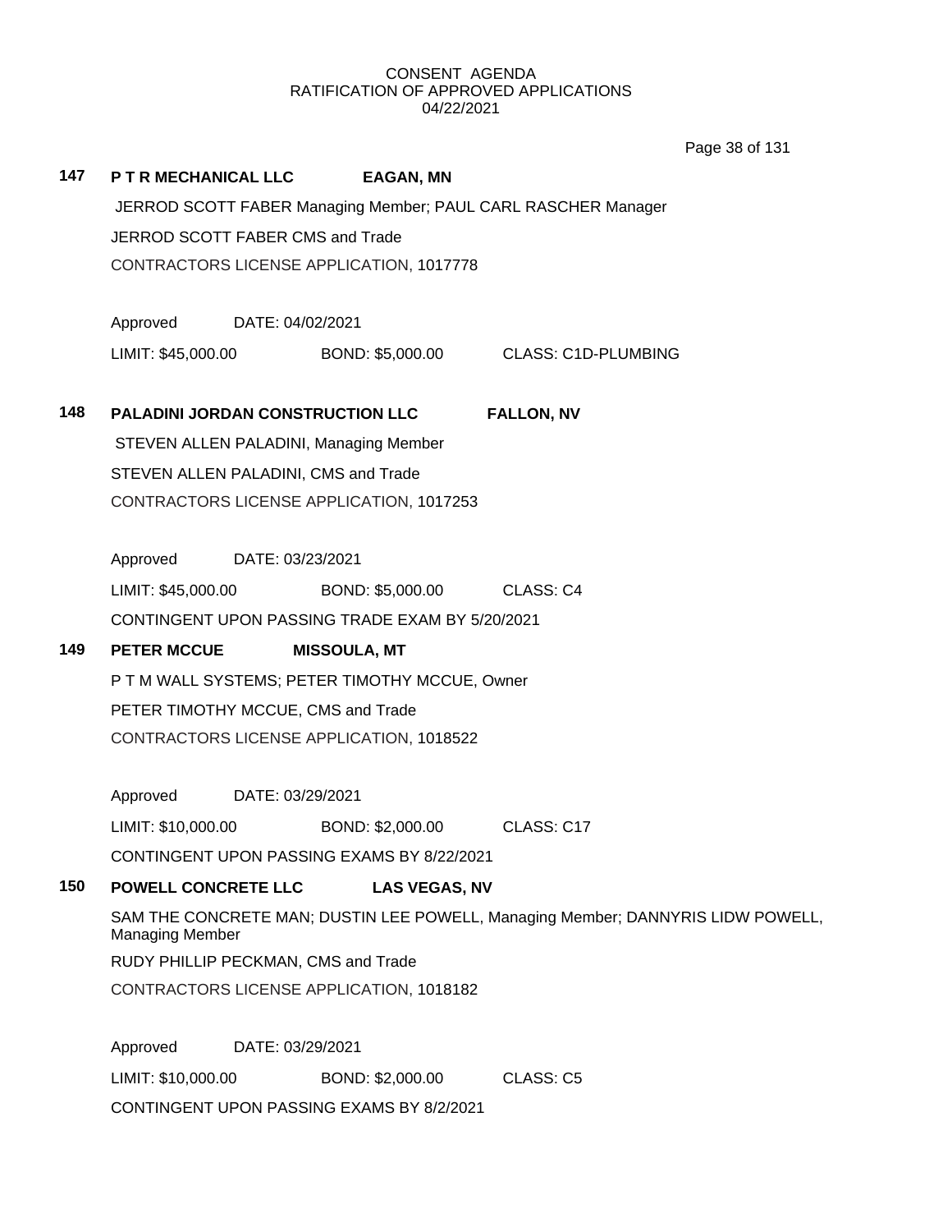CONSENT AGENDA
RATIFICATION OF APPROVED APPLICATIONS
04/22/2021

**147 P T R MECHANICAL LLC EAGAN, MN**

JERROD SCOTT FABER Managing Member; PAUL CARL RASCHER Manager

JERROD SCOTT FABER CMS and Trade

CONTRACTORS LICENSE APPLICATION, 1017778

Approved DATE: 04/02/2021

LIMIT: $45,000.00 BOND: $5,000.00 CLASS: C1D-PLUMBING

**148 PALADINI JORDAN CONSTRUCTION LLC FALLON, NV**

STEVEN ALLEN PALADINI, Managing Member

STEVEN ALLEN PALADINI, CMS and Trade

CONTRACTORS LICENSE APPLICATION, 1017253

Approved DATE: 03/23/2021

LIMIT: $45,000.00 BOND: $5,000.00 CLASS: C4

CONTINGENT UPON PASSING TRADE EXAM BY 5/20/2021

**149 PETER MCCUE MISSOULA, MT**

P T M WALL SYSTEMS; PETER TIMOTHY MCCUE, Owner

PETER TIMOTHY MCCUE, CMS and Trade

CONTRACTORS LICENSE APPLICATION, 1018522

Approved DATE: 03/29/2021

LIMIT: $10,000.00 BOND: $2,000.00 CLASS: C17

CONTINGENT UPON PASSING EXAMS BY 8/22/2021

**150 POWELL CONCRETE LLC LAS VEGAS, NV**

SAM THE CONCRETE MAN; DUSTIN LEE POWELL, Managing Member; DANNYRIS LIDW POWELL, Managing Member

RUDY PHILLIP PECKMAN, CMS and Trade

CONTRACTORS LICENSE APPLICATION, 1018182

Approved DATE: 03/29/2021

LIMIT: $10,000.00 BOND: $2,000.00 CLASS: C5

CONTINGENT UPON PASSING EXAMS BY 8/2/2021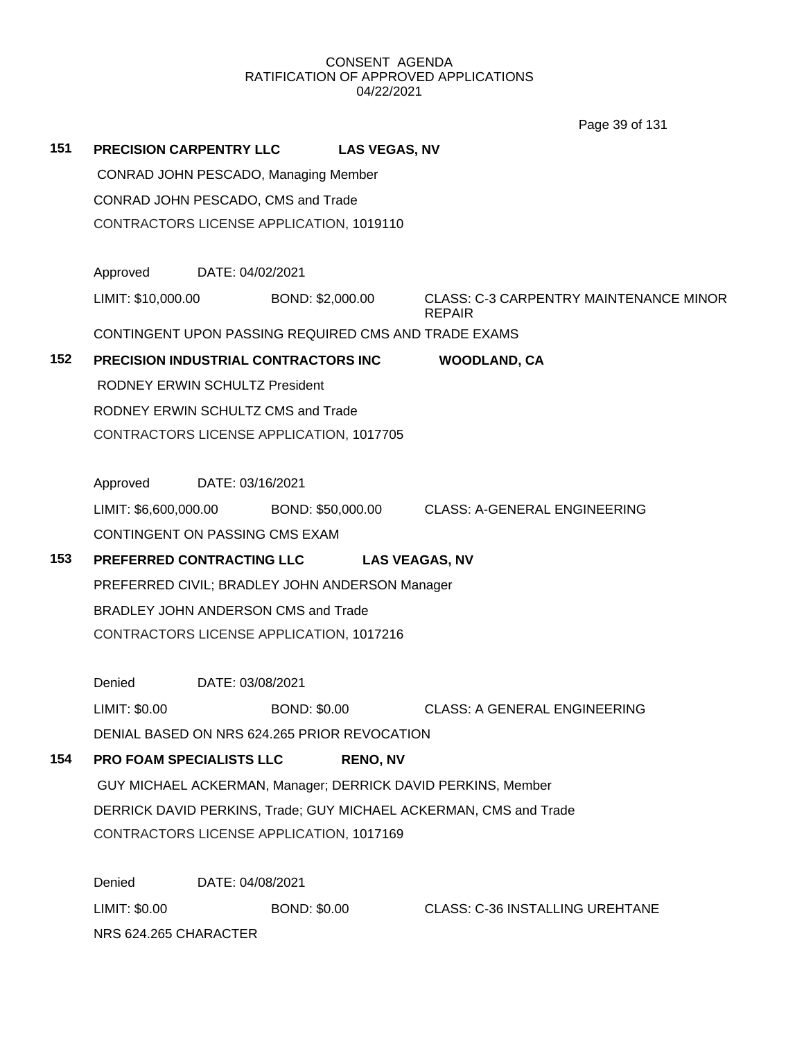CONSENT AGENDA
RATIFICATION OF APPROVED APPLICATIONS
04/22/2021

**151 PRECISION CARPENTRY LLC LAS VEGAS, NV**

CONRAD JOHN PESCADO, Managing Member

CONRAD JOHN PESCADO, CMS and Trade

CONTRACTORS LICENSE APPLICATION, 1019110

Approved DATE: 04/02/2021

LIMIT: $10,000.00 BOND: $2,000.00 CLASS: C-3 CARPENTRY MAINTENANCE MINOR REPAIR

CONTINGENT UPON PASSING REQUIRED CMS AND TRADE EXAMS

**152 PRECISION INDUSTRIAL CONTRACTORS INC WOODLAND, CA**

RODNEY ERWIN SCHULTZ President

RODNEY ERWIN SCHULTZ CMS and Trade

CONTRACTORS LICENSE APPLICATION, 1017705

Approved DATE: 03/16/2021

LIMIT: $6,600,000.00 BOND: $50,000.00 CLASS: A-GENERAL ENGINEERING

CONTINGENT ON PASSING CMS EXAM

**153 PREFERRED CONTRACTING LLC LAS VEAGAS, NV**

PREFERRED CIVIL; BRADLEY JOHN ANDERSON Manager

BRADLEY JOHN ANDERSON CMS and Trade

CONTRACTORS LICENSE APPLICATION, 1017216

Denied DATE: 03/08/2021

LIMIT: $0.00 BOND: $0.00 CLASS: A GENERAL ENGINEERING

DENIAL BASED ON NRS 624.265 PRIOR REVOCATION

**154 PRO FOAM SPECIALISTS LLC RENO, NV**

GUY MICHAEL ACKERMAN, Manager; DERRICK DAVID PERKINS, Member

DERRICK DAVID PERKINS, Trade; GUY MICHAEL ACKERMAN, CMS and Trade

CONTRACTORS LICENSE APPLICATION, 1017169

Denied DATE: 04/08/2021

LIMIT: $0.00 BOND: $0.00 CLASS: C-36 INSTALLING UREHTANE

NRS 624.265 CHARACTER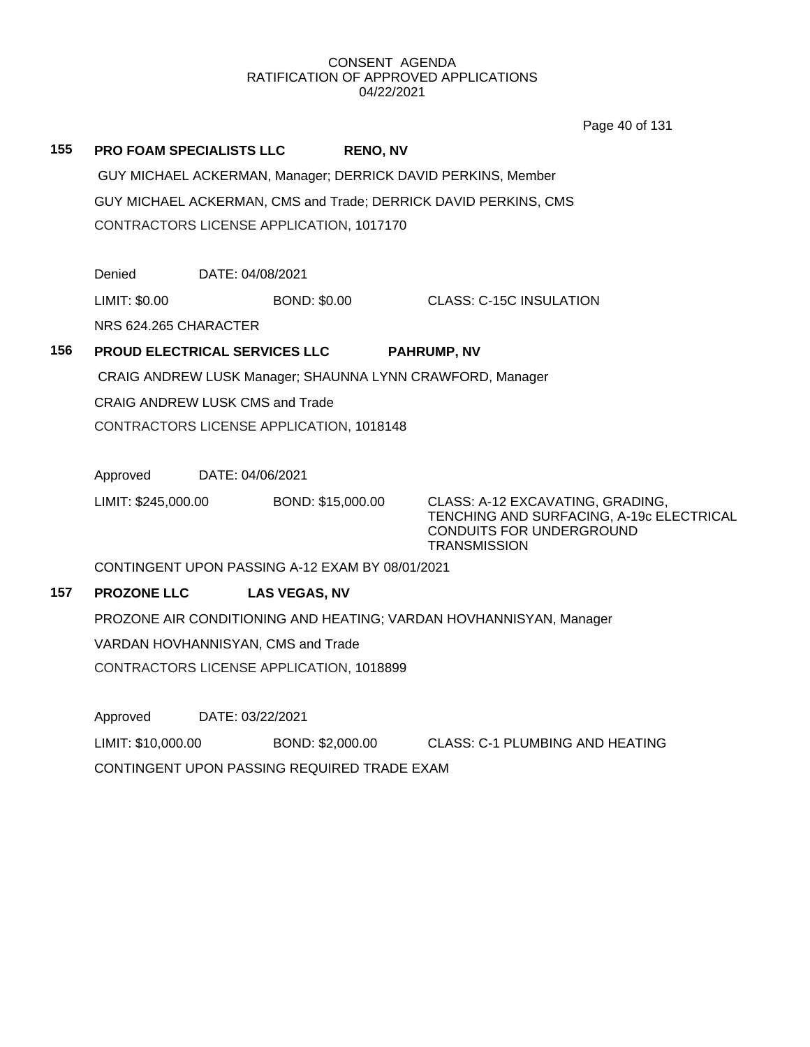CONSENT AGENDA
RATIFICATION OF APPROVED APPLICATIONS
04/22/2021

**155 PRO FOAM SPECIALISTS LLC RENO, NV**

GUY MICHAEL ACKERMAN, Manager; DERRICK DAVID PERKINS, Member

GUY MICHAEL ACKERMAN, CMS and Trade; DERRICK DAVID PERKINS, CMS

CONTRACTORS LICENSE APPLICATION, 1017170

Denied DATE: 04/08/2021

LIMIT: $0.00 BOND: $0.00 CLASS: C-15C INSULATION

NRS 624.265 CHARACTER

**156 PROUD ELECTRICAL SERVICES LLC PAHRUMP, NV**

CRAIG ANDREW LUSK Manager; SHAUNNA LYNN CRAWFORD, Manager

CRAIG ANDREW LUSK CMS and Trade

CONTRACTORS LICENSE APPLICATION, 1018148

Approved DATE: 04/06/2021

LIMIT: $245,000.00 BOND: $15,000.00 CLASS: A-12 EXCAVATING, GRADING, TENCHING AND SURFACING, A-19c ELECTRICAL CONDUITS FOR UNDERGROUND TRANSMISSION

CONTINGENT UPON PASSING A-12 EXAM BY 08/01/2021

**157 PROZONE LLC LAS VEGAS, NV**

PROZONE AIR CONDITIONING AND HEATING; VARDAN HOVHANNISYAN, Manager

VARDAN HOVHANNISYAN, CMS and Trade

CONTRACTORS LICENSE APPLICATION, 1018899

Approved DATE: 03/22/2021

LIMIT: $10,000.00 BOND: $2,000.00 CLASS: C-1 PLUMBING AND HEATING

CONTINGENT UPON PASSING REQUIRED TRADE EXAM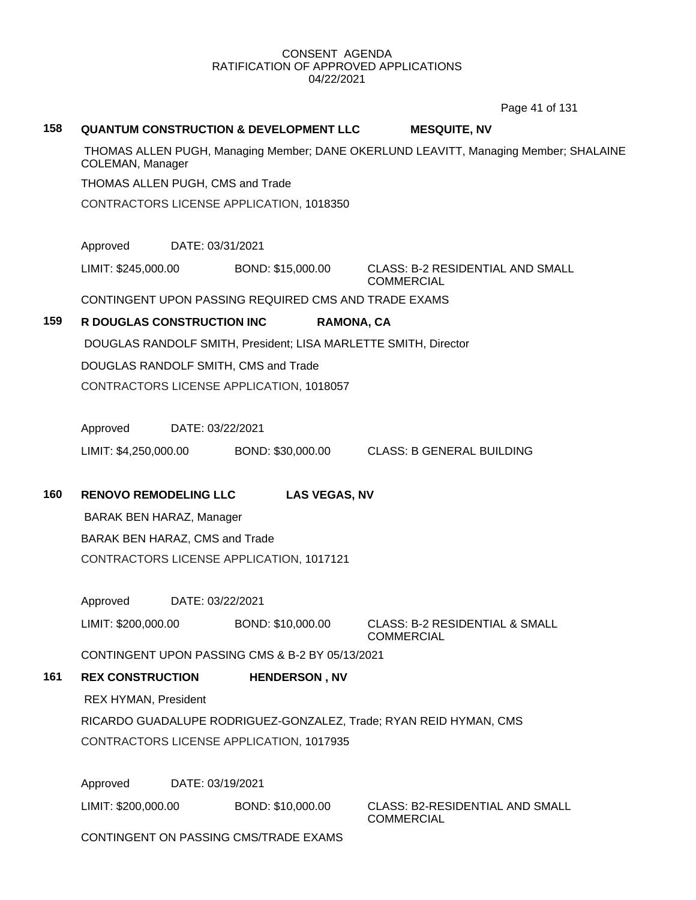CONSENT AGENDA
RATIFICATION OF APPROVED APPLICATIONS
04/22/2021

**158 QUANTUM CONSTRUCTION & DEVELOPMENT LLC MESQUITE, NV**

THOMAS ALLEN PUGH, Managing Member; DANE OKERLUND LEAVITT, Managing Member; SHALAINE COLEMAN, Manager

THOMAS ALLEN PUGH, CMS and Trade

CONTRACTORS LICENSE APPLICATION, 1018350

Approved DATE: 03/31/2021

LIMIT: $245,000.00 BOND: $15,000.00 CLASS: B-2 RESIDENTIAL AND SMALL COMMERCIAL

CONTINGENT UPON PASSING REQUIRED CMS AND TRADE EXAMS

**159 R DOUGLAS CONSTRUCTION INC RAMONA, CA**

DOUGLAS RANDOLF SMITH, President; LISA MARLETTE SMITH, Director

DOUGLAS RANDOLF SMITH, CMS and Trade

CONTRACTORS LICENSE APPLICATION, 1018057

Approved DATE: 03/22/2021

LIMIT: $4,250,000.00 BOND: $30,000.00 CLASS: B GENERAL BUILDING

**160 RENOVO REMODELING LLC LAS VEGAS, NV**

BARAK BEN HARAZ, Manager

BARAK BEN HARAZ, CMS and Trade

CONTRACTORS LICENSE APPLICATION, 1017121

Approved DATE: 03/22/2021

LIMIT: $200,000.00 BOND: $10,000.00 CLASS: B-2 RESIDENTIAL & SMALL COMMERCIAL

CONTINGENT UPON PASSING CMS & B-2 BY 05/13/2021

**161 REX CONSTRUCTION HENDERSON , NV**

REX HYMAN, President

RICARDO GUADALUPE RODRIGUEZ-GONZALEZ, Trade; RYAN REID HYMAN, CMS

CONTRACTORS LICENSE APPLICATION, 1017935

Approved DATE: 03/19/2021

LIMIT: $200,000.00 BOND: $10,000.00 CLASS: B2-RESIDENTIAL AND SMALL COMMERCIAL

CONTINGENT ON PASSING CMS/TRADE EXAMS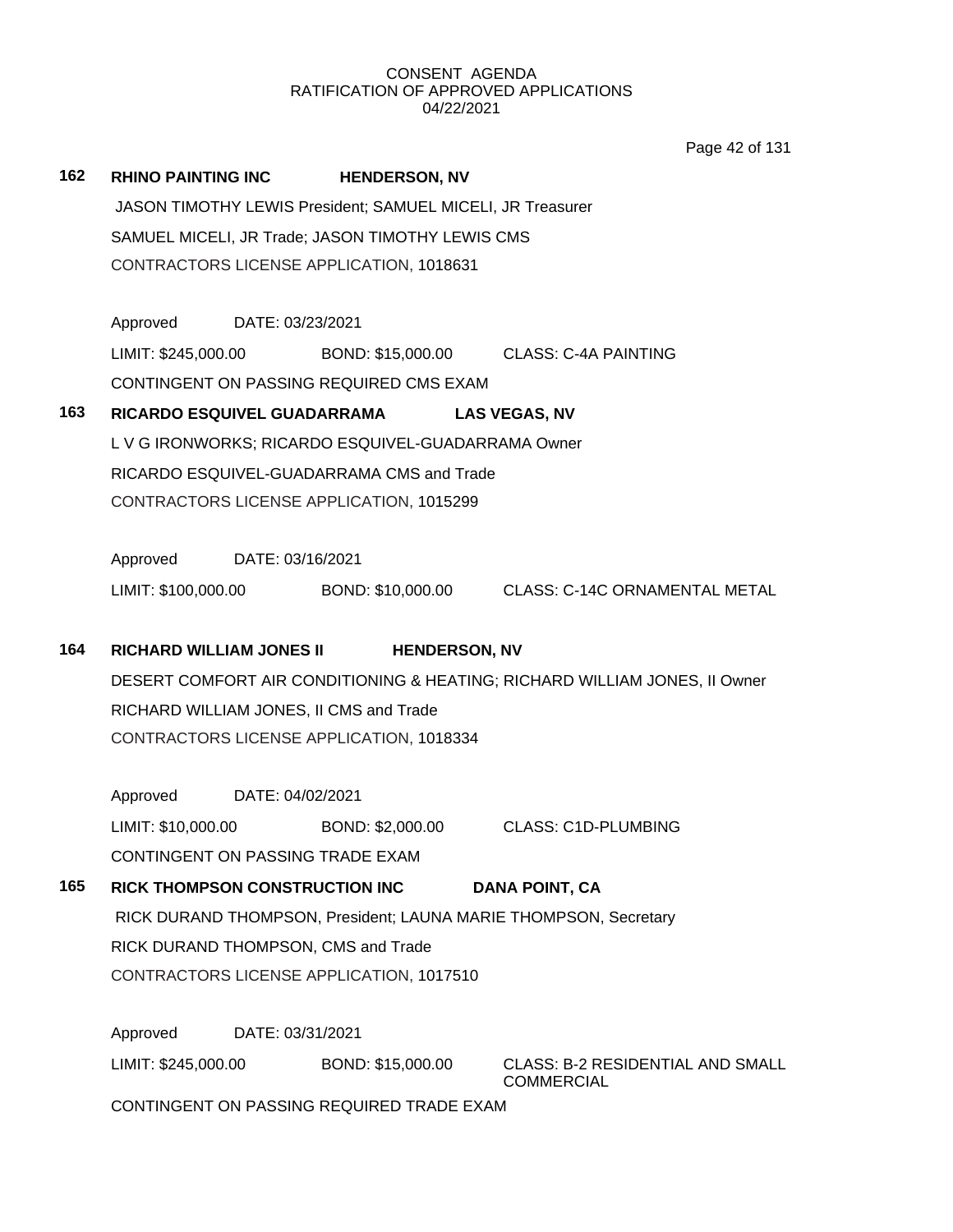CONSENT AGENDA
RATIFICATION OF APPROVED APPLICATIONS
04/22/2021

**162 RHINO PAINTING INC HENDERSON, NV**

JASON TIMOTHY LEWIS President; SAMUEL MICELI, JR Treasurer
SAMUEL MICELI, JR Trade; JASON TIMOTHY LEWIS CMS
CONTRACTORS LICENSE APPLICATION, 1018631

Approved DATE: 03/23/2021
LIMIT: $245,000.00 BOND: $15,000.00 CLASS: C-4A PAINTING
CONTINGENT ON PASSING REQUIRED CMS EXAM

**163 RICARDO ESQUIVEL GUADARRAMA LAS VEGAS, NV**

L V G IRONWORKS; RICARDO ESQUIVEL-GUADARRAMA Owner
RICARDO ESQUIVEL-GUADARRAMA CMS and Trade
CONTRACTORS LICENSE APPLICATION, 1015299

Approved DATE: 03/16/2021
LIMIT: $100,000.00 BOND: $10,000.00 CLASS: C-14C ORNAMENTAL METAL

**164 RICHARD WILLIAM JONES II HENDERSON, NV**

DESERT COMFORT AIR CONDITIONING & HEATING; RICHARD WILLIAM JONES, II Owner
RICHARD WILLIAM JONES, II CMS and Trade
CONTRACTORS LICENSE APPLICATION, 1018334

Approved DATE: 04/02/2021
LIMIT: $10,000.00 BOND: $2,000.00 CLASS: C1D-PLUMBING
CONTINGENT ON PASSING TRADE EXAM

**165 RICK THOMPSON CONSTRUCTION INC DANA POINT, CA**

RICK DURAND THOMPSON, President; LAUNA MARIE THOMPSON, Secretary
RICK DURAND THOMPSON, CMS and Trade
CONTRACTORS LICENSE APPLICATION, 1017510

Approved DATE: 03/31/2021
LIMIT: $245,000.00 BOND: $15,000.00 CLASS: B-2 RESIDENTIAL AND SMALL COMMERCIAL
CONTINGENT ON PASSING REQUIRED TRADE EXAM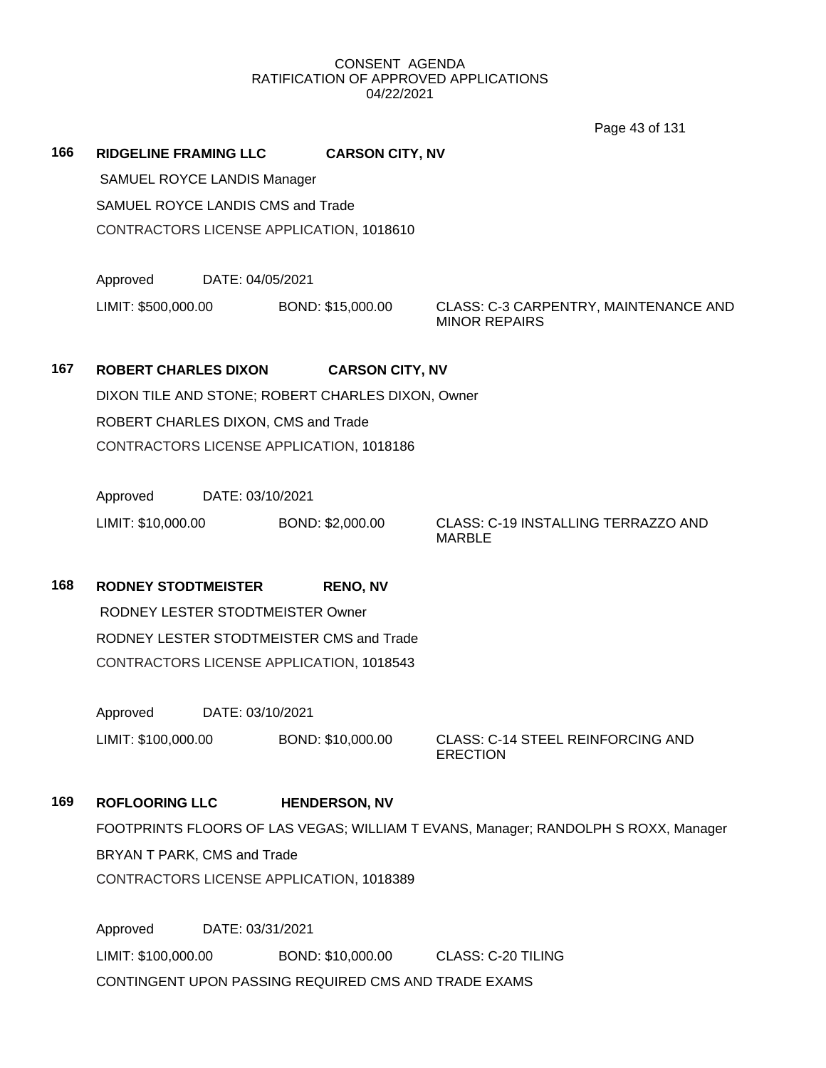CONSENT AGENDA
RATIFICATION OF APPROVED APPLICATIONS
04/22/2021

**166 RIDGELINE FRAMING LLC CARSON CITY, NV**

SAMUEL ROYCE LANDIS Manager

SAMUEL ROYCE LANDIS CMS and Trade

CONTRACTORS LICENSE APPLICATION, 1018610

Approved DATE: 04/05/2021

LIMIT: $500,000.00 BOND: $15,000.00 CLASS: C-3 CARPENTRY, MAINTENANCE AND MINOR REPAIRS

**167 ROBERT CHARLES DIXON CARSON CITY, NV**

DIXON TILE AND STONE; ROBERT CHARLES DIXON, Owner

ROBERT CHARLES DIXON, CMS and Trade

CONTRACTORS LICENSE APPLICATION, 1018186

Approved DATE: 03/10/2021

LIMIT: $10,000.00 BOND: $2,000.00 CLASS: C-19 INSTALLING TERRAZZO AND MARBLE

**168 RODNEY STODTMEISTER RENO, NV**

RODNEY LESTER STODTMEISTER Owner

RODNEY LESTER STODTMEISTER CMS and Trade

CONTRACTORS LICENSE APPLICATION, 1018543

Approved DATE: 03/10/2021

LIMIT: $100,000.00 BOND: $10,000.00 CLASS: C-14 STEEL REINFORCING AND ERECTION

**169 ROFLOORING LLC HENDERSON, NV**

FOOTPRINTS FLOORS OF LAS VEGAS; WILLIAM T EVANS, Manager; RANDOLPH S ROXX, Manager

BRYAN T PARK, CMS and Trade

CONTRACTORS LICENSE APPLICATION, 1018389

Approved DATE: 03/31/2021

LIMIT: $100,000.00 BOND: $10,000.00 CLASS: C-20 TILING

CONTINGENT UPON PASSING REQUIRED CMS AND TRADE EXAMS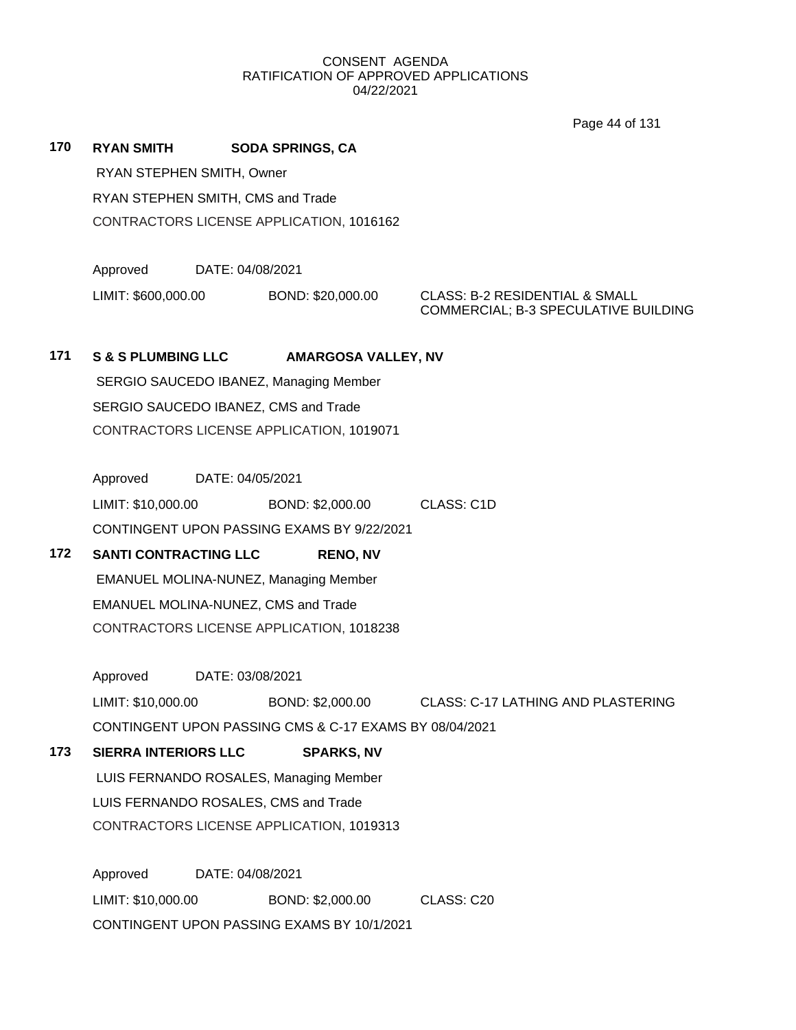CONSENT AGENDA
RATIFICATION OF APPROVED APPLICATIONS
04/22/2021

**170 RYAN SMITH** **SODA SPRINGS, CA**

RYAN STEPHEN SMITH, Owner

RYAN STEPHEN SMITH, CMS and Trade

CONTRACTORS LICENSE APPLICATION, 1016162

Approved DATE: 04/08/2021

LIMIT: $600,000.00 BOND: $20,000.00 CLASS: B-2 RESIDENTIAL & SMALL COMMERCIAL; B-3 SPECULATIVE BUILDING

**171 S & S PLUMBING LLC** **AMARGOSA VALLEY, NV**

SERGIO SAUCEDO IBANEZ, Managing Member

SERGIO SAUCEDO IBANEZ, CMS and Trade

CONTRACTORS LICENSE APPLICATION, 1019071

Approved DATE: 04/05/2021

LIMIT: $10,000.00 BOND: $2,000.00 CLASS: C1D

CONTINGENT UPON PASSING EXAMS BY 9/22/2021

**172 SANTI CONTRACTING LLC** **RENO, NV**

EMANUEL MOLINA-NUNEZ, Managing Member

EMANUEL MOLINA-NUNEZ, CMS and Trade

CONTRACTORS LICENSE APPLICATION, 1018238

Approved DATE: 03/08/2021

LIMIT: $10,000.00 BOND: $2,000.00 CLASS: C-17 LATHING AND PLASTERING

CONTINGENT UPON PASSING CMS & C-17 EXAMS BY 08/04/2021

**173 SIERRA INTERIORS LLC** **SPARKS, NV**

LUIS FERNANDO ROSALES, Managing Member

LUIS FERNANDO ROSALES, CMS and Trade

CONTRACTORS LICENSE APPLICATION, 1019313

Approved DATE: 04/08/2021

LIMIT: $10,000.00 BOND: $2,000.00 CLASS: C20

CONTINGENT UPON PASSING EXAMS BY 10/1/2021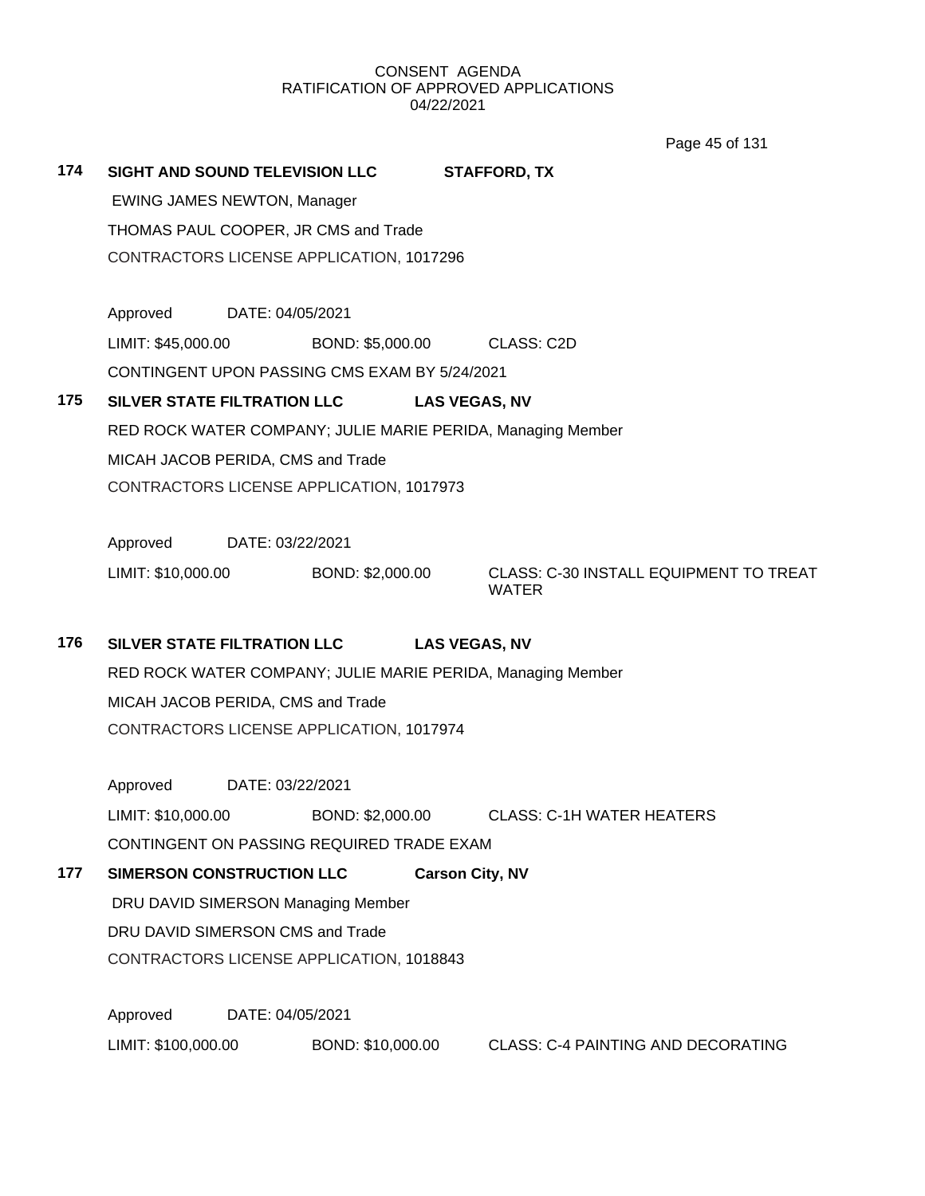CONSENT AGENDA
RATIFICATION OF APPROVED APPLICATIONS
04/22/2021

**174 SIGHT AND SOUND TELEVISION LLC STAFFORD, TX**

EWING JAMES NEWTON, Manager

THOMAS PAUL COOPER, JR CMS and Trade

CONTRACTORS LICENSE APPLICATION, 1017296

Approved DATE: 04/05/2021

LIMIT: $45,000.00 BOND: $5,000.00 CLASS: C2D

CONTINGENT UPON PASSING CMS EXAM BY 5/24/2021

**175 SILVER STATE FILTRATION LLC LAS VEGAS, NV**

RED ROCK WATER COMPANY; JULIE MARIE PERIDA, Managing Member

MICAH JACOB PERIDA, CMS and Trade

CONTRACTORS LICENSE APPLICATION, 1017973

Approved DATE: 03/22/2021

LIMIT: $10,000.00 BOND: $2,000.00 CLASS: C-30 INSTALL EQUIPMENT TO TREAT WATER

**176 SILVER STATE FILTRATION LLC LAS VEGAS, NV**

RED ROCK WATER COMPANY; JULIE MARIE PERIDA, Managing Member

MICAH JACOB PERIDA, CMS and Trade

CONTRACTORS LICENSE APPLICATION, 1017974

Approved DATE: 03/22/2021

LIMIT: $10,000.00 BOND: $2,000.00 CLASS: C-1H WATER HEATERS

CONTINGENT ON PASSING REQUIRED TRADE EXAM

**177 SIMERSON CONSTRUCTION LLC Carson City, NV**

DRU DAVID SIMERSON Managing Member

DRU DAVID SIMERSON CMS and Trade

CONTRACTORS LICENSE APPLICATION, 1018843

Approved DATE: 04/05/2021

LIMIT: $100,000.00 BOND: $10,000.00 CLASS: C-4 PAINTING AND DECORATING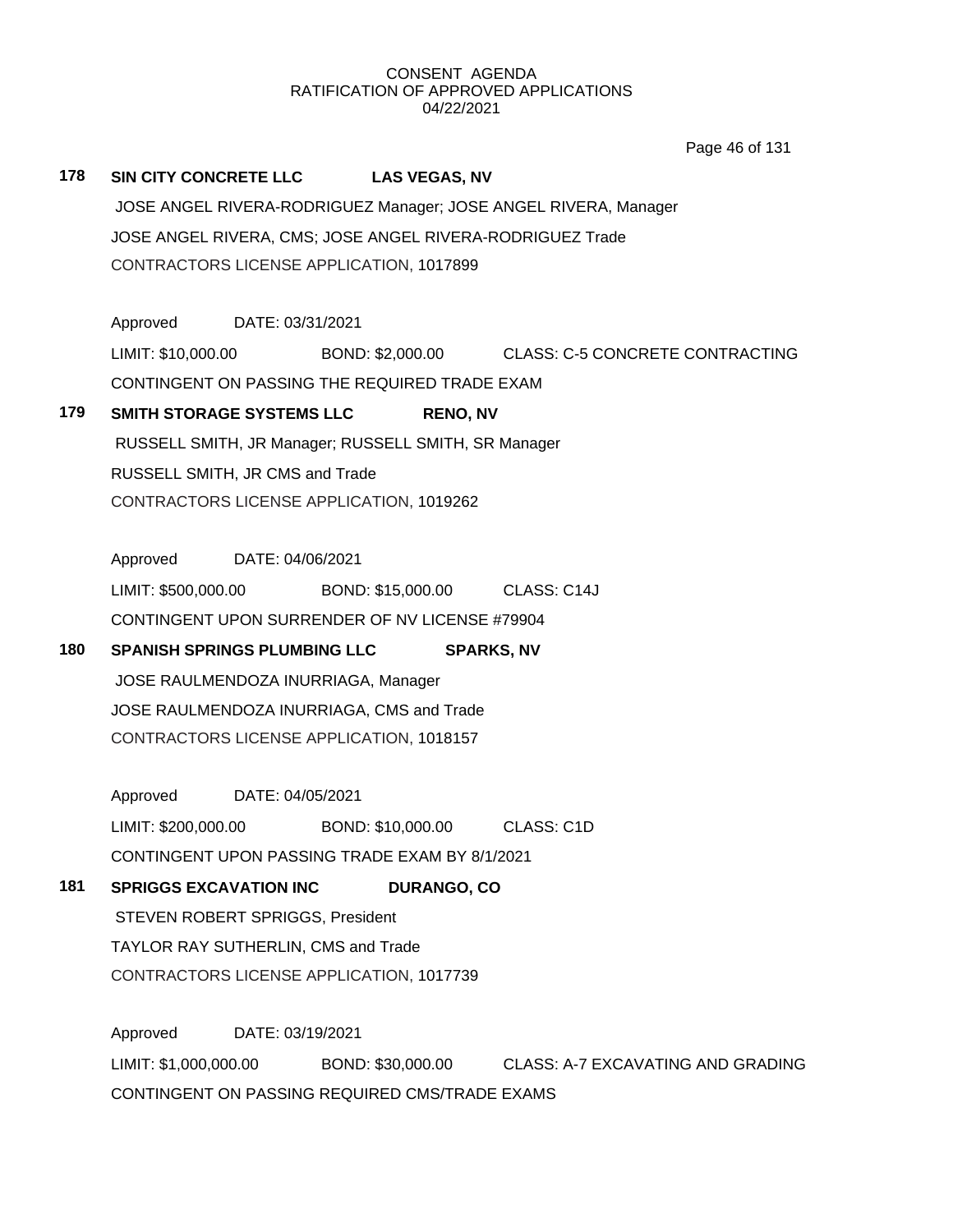CONSENT AGENDA
RATIFICATION OF APPROVED APPLICATIONS
04/22/2021

**178 SIN CITY CONCRETE LLC LAS VEGAS, NV**

JOSE ANGEL RIVERA-RODRIGUEZ Manager; JOSE ANGEL RIVERA, Manager
JOSE ANGEL RIVERA, CMS; JOSE ANGEL RIVERA-RODRIGUEZ Trade
CONTRACTORS LICENSE APPLICATION, 1017899

Approved DATE: 03/31/2021
LIMIT: $10,000.00 BOND: $2,000.00 CLASS: C-5 CONCRETE CONTRACTING
CONTINGENT ON PASSING THE REQUIRED TRADE EXAM

**179 SMITH STORAGE SYSTEMS LLC RENO, NV**

RUSSELL SMITH, JR Manager; RUSSELL SMITH, SR Manager
RUSSELL SMITH, JR CMS and Trade
CONTRACTORS LICENSE APPLICATION, 1019262

Approved DATE: 04/06/2021
LIMIT: $500,000.00 BOND: $15,000.00 CLASS: C14J
CONTINGENT UPON SURRENDER OF NV LICENSE #79904

**180 SPANISH SPRINGS PLUMBING LLC SPARKS, NV**

JOSE RAULMENDOZA INURRIAGA, Manager
JOSE RAULMENDOZA INURRIAGA, CMS and Trade
CONTRACTORS LICENSE APPLICATION, 1018157

Approved DATE: 04/05/2021
LIMIT: $200,000.00 BOND: $10,000.00 CLASS: C1D
CONTINGENT UPON PASSING TRADE EXAM BY 8/1/2021

**181 SPRIGGS EXCAVATION INC DURANGO, CO**

STEVEN ROBERT SPRIGGS, President
TAYLOR RAY SUTHERLIN, CMS and Trade
CONTRACTORS LICENSE APPLICATION, 1017739

Approved DATE: 03/19/2021
LIMIT: $1,000,000.00 BOND: $30,000.00 CLASS: A-7 EXCAVATING AND GRADING
CONTINGENT ON PASSING REQUIRED CMS/TRADE EXAMS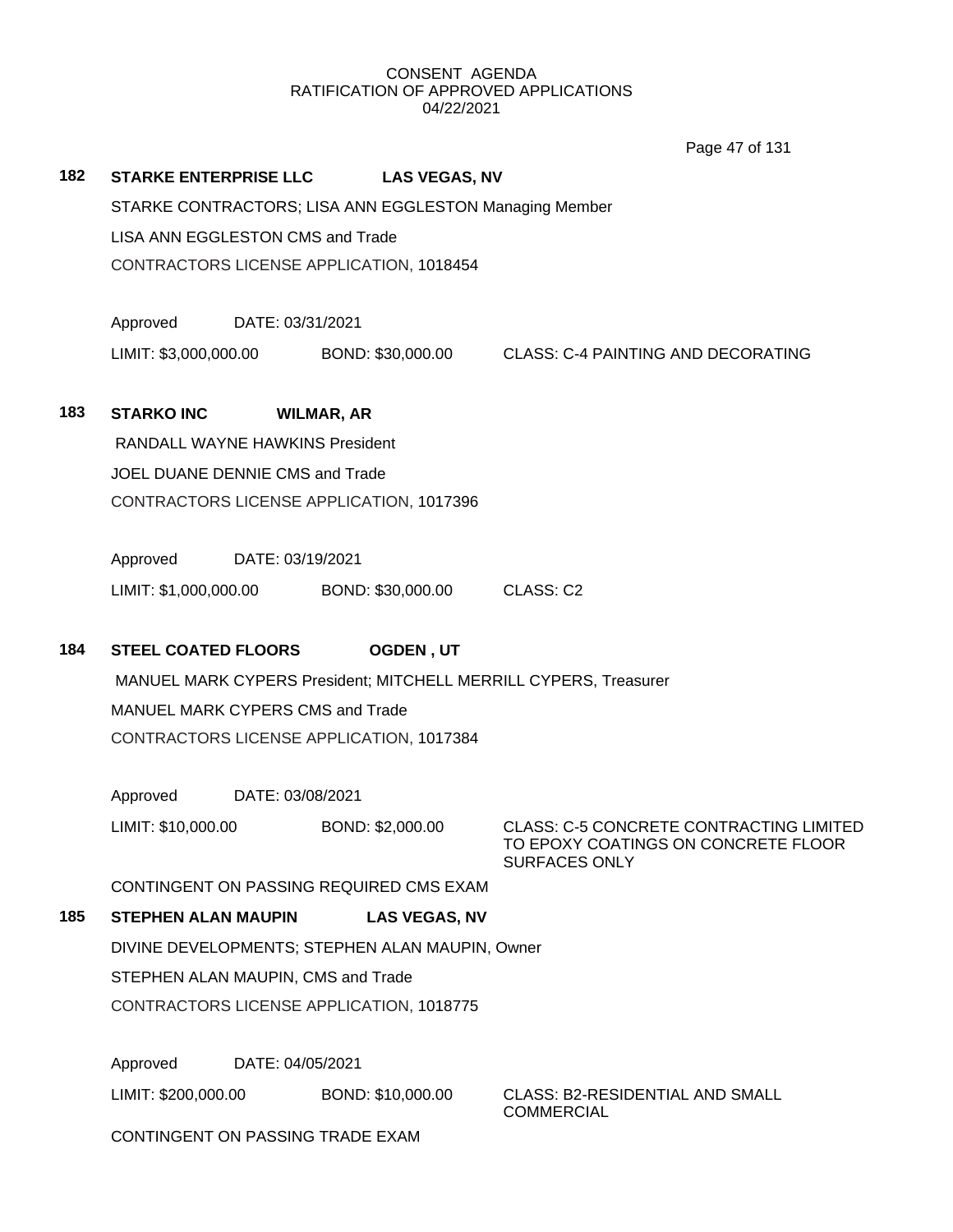CONSENT AGENDA
RATIFICATION OF APPROVED APPLICATIONS
04/22/2021

**182 STARKE ENTERPRISE LLC LAS VEGAS, NV**

STARKE CONTRACTORS; LISA ANN EGGLESTON Managing Member

LISA ANN EGGLESTON CMS and Trade

CONTRACTORS LICENSE APPLICATION, 1018454

Approved DATE: 03/31/2021

LIMIT: $3,000,000.00 BOND: $30,000.00 CLASS: C-4 PAINTING AND DECORATING

**183 STARKO INC WILMAR, AR**

RANDALL WAYNE HAWKINS President

JOEL DUANE DENNIE CMS and Trade

CONTRACTORS LICENSE APPLICATION, 1017396

Approved DATE: 03/19/2021

LIMIT: $1,000,000.00 BOND: $30,000.00 CLASS: C2

**184 STEEL COATED FLOORS OGDEN , UT**

MANUEL MARK CYPERS President; MITCHELL MERRILL CYPERS, Treasurer

MANUEL MARK CYPERS CMS and Trade

CONTRACTORS LICENSE APPLICATION, 1017384

Approved DATE: 03/08/2021

LIMIT: $10,000.00 BOND: $2,000.00 CLASS: C-5 CONCRETE CONTRACTING LIMITED TO EPOXY COATINGS ON CONCRETE FLOOR SURFACES ONLY

CONTINGENT ON PASSING REQUIRED CMS EXAM

**185 STEPHEN ALAN MAUPIN LAS VEGAS, NV**

DIVINE DEVELOPMENTS; STEPHEN ALAN MAUPIN, Owner

STEPHEN ALAN MAUPIN, CMS and Trade

CONTRACTORS LICENSE APPLICATION, 1018775

Approved DATE: 04/05/2021

LIMIT: $200,000.00 BOND: $10,000.00 CLASS: B2-RESIDENTIAL AND SMALL COMMERCIAL

CONTINGENT ON PASSING TRADE EXAM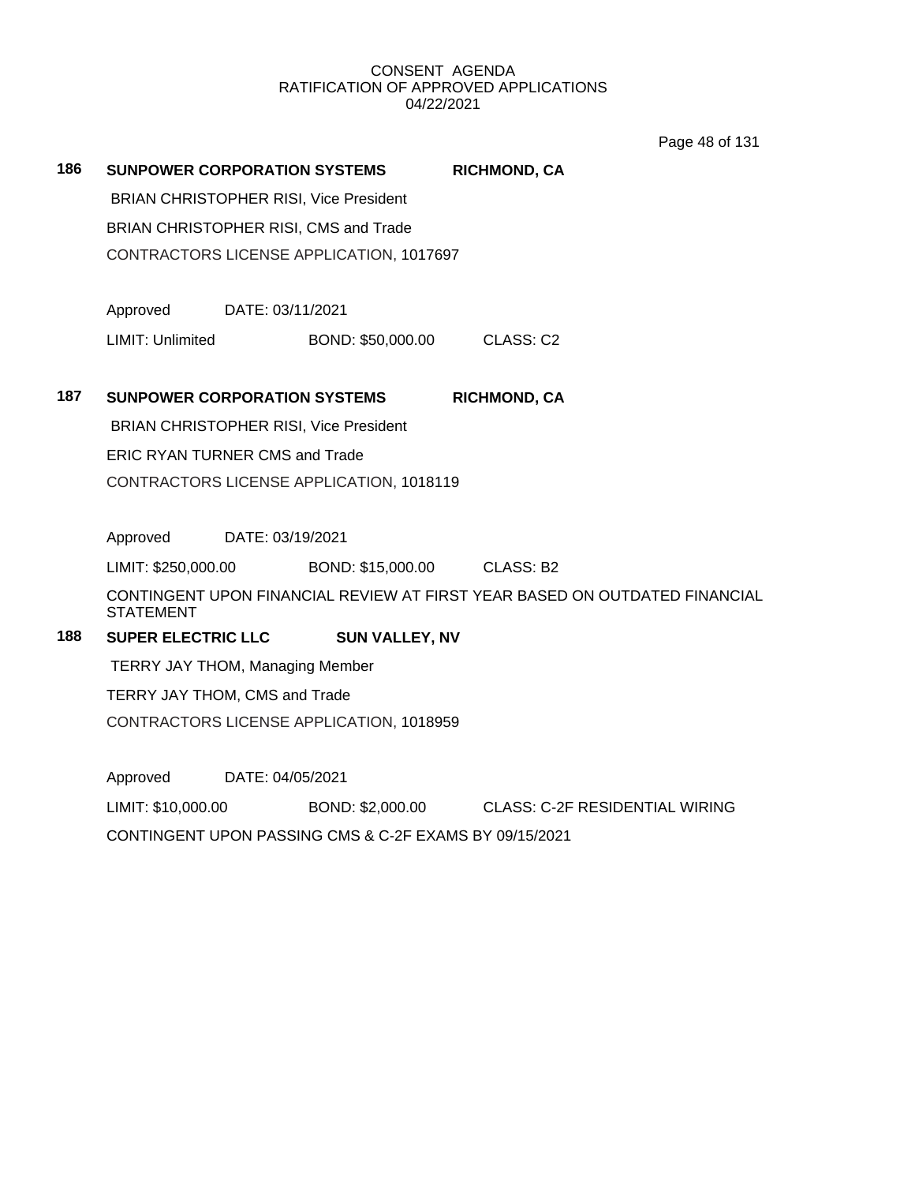CONSENT AGENDA
RATIFICATION OF APPROVED APPLICATIONS
04/22/2021

**186** **SUNPOWER CORPORATION SYSTEMS** **RICHMOND, CA**

BRIAN CHRISTOPHER RISI, Vice President

BRIAN CHRISTOPHER RISI, CMS and Trade

CONTRACTORS LICENSE APPLICATION, 1017697

Approved DATE: 03/11/2021

LIMIT: Unlimited BOND: $50,000.00 CLASS: C2

**187** **SUNPOWER CORPORATION SYSTEMS** **RICHMOND, CA**

BRIAN CHRISTOPHER RISI, Vice President

ERIC RYAN TURNER CMS and Trade

CONTRACTORS LICENSE APPLICATION, 1018119

Approved DATE: 03/19/2021

LIMIT: $250,000.00 BOND: $15,000.00 CLASS: B2

CONTINGENT UPON FINANCIAL REVIEW AT FIRST YEAR BASED ON OUTDATED FINANCIAL STATEMENT

**188** **SUPER ELECTRIC LLC** **SUN VALLEY, NV**

TERRY JAY THOM, Managing Member

TERRY JAY THOM, CMS and Trade

CONTRACTORS LICENSE APPLICATION, 1018959

Approved DATE: 04/05/2021

LIMIT: $10,000.00 BOND: $2,000.00 CLASS: C-2F RESIDENTIAL WIRING

CONTINGENT UPON PASSING CMS & C-2F EXAMS BY 09/15/2021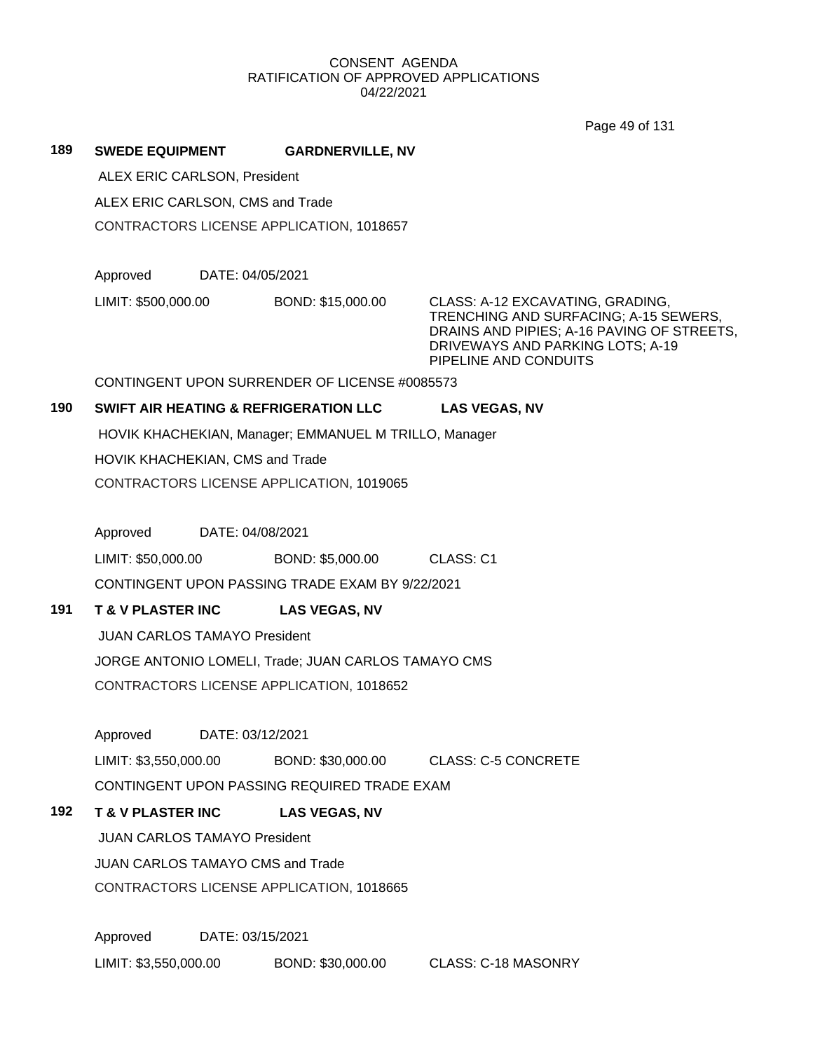CONSENT AGENDA
RATIFICATION OF APPROVED APPLICATIONS
04/22/2021

**189 SWEDE EQUIPMENT GARDNERVILLE, NV**

ALEX ERIC CARLSON, President

ALEX ERIC CARLSON, CMS and Trade

CONTRACTORS LICENSE APPLICATION, 1018657

Approved DATE: 04/05/2021

LIMIT: $500,000.00 BOND: $15,000.00 CLASS: A-12 EXCAVATING, GRADING, TRENCHING AND SURFACING; A-15 SEWERS, DRAINS AND PIPIES; A-16 PAVING OF STREETS, DRIVEWAYS AND PARKING LOTS; A-19 PIPELINE AND CONDUITS

CONTINGENT UPON SURRENDER OF LICENSE #0085573

**190 SWIFT AIR HEATING & REFRIGERATION LLC LAS VEGAS, NV**

HOVIK KHACHEKIAN, Manager; EMMANUEL M TRILLO, Manager

HOVIK KHACHEKIAN, CMS and Trade

CONTRACTORS LICENSE APPLICATION, 1019065

Approved DATE: 04/08/2021

LIMIT: $50,000.00 BOND: $5,000.00 CLASS: C1

CONTINGENT UPON PASSING TRADE EXAM BY 9/22/2021

**191 T & V PLASTER INC LAS VEGAS, NV**

JUAN CARLOS TAMAYO President

JORGE ANTONIO LOMELI, Trade; JUAN CARLOS TAMAYO CMS

CONTRACTORS LICENSE APPLICATION, 1018652

Approved DATE: 03/12/2021

LIMIT: $3,550,000.00 BOND: $30,000.00 CLASS: C-5 CONCRETE

CONTINGENT UPON PASSING REQUIRED TRADE EXAM

**192 T & V PLASTER INC LAS VEGAS, NV**

JUAN CARLOS TAMAYO President

JUAN CARLOS TAMAYO CMS and Trade

CONTRACTORS LICENSE APPLICATION, 1018665

Approved DATE: 03/15/2021

LIMIT: $3,550,000.00 BOND: $30,000.00 CLASS: C-18 MASONRY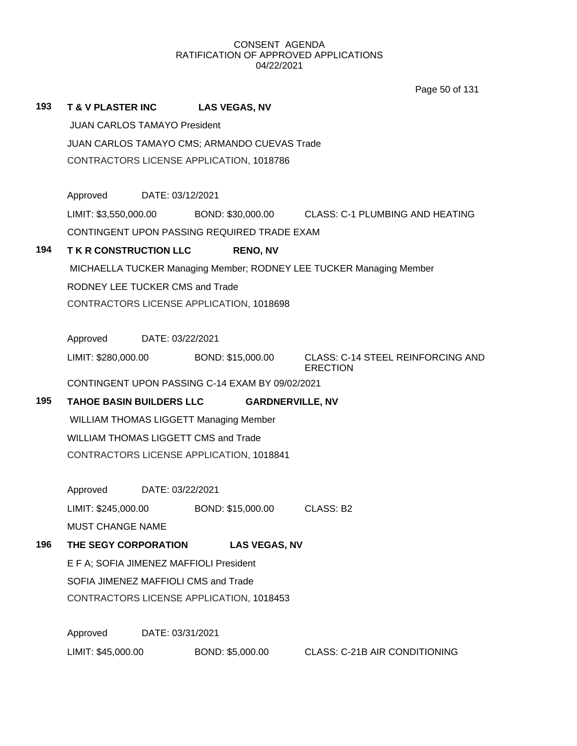CONSENT AGENDA
RATIFICATION OF APPROVED APPLICATIONS
04/22/2021

**193 T & V PLASTER INC LAS VEGAS, NV**

JUAN CARLOS TAMAYO President

JUAN CARLOS TAMAYO CMS; ARMANDO CUEVAS Trade

CONTRACTORS LICENSE APPLICATION, 1018786

Approved DATE: 03/12/2021

LIMIT: $3,550,000.00 BOND: $30,000.00 CLASS: C-1 PLUMBING AND HEATING

CONTINGENT UPON PASSING REQUIRED TRADE EXAM

**194 T K R CONSTRUCTION LLC RENO, NV**

MICHAELLA TUCKER Managing Member; RODNEY LEE TUCKER Managing Member

RODNEY LEE TUCKER CMS and Trade

CONTRACTORS LICENSE APPLICATION, 1018698

Approved DATE: 03/22/2021

LIMIT: $280,000.00 BOND: $15,000.00 CLASS: C-14 STEEL REINFORCING AND ERECTION

CONTINGENT UPON PASSING C-14 EXAM BY 09/02/2021

**195 TAHOE BASIN BUILDERS LLC GARDNERVILLE, NV**

WILLIAM THOMAS LIGGETT Managing Member

WILLIAM THOMAS LIGGETT CMS and Trade

CONTRACTORS LICENSE APPLICATION, 1018841

Approved DATE: 03/22/2021

LIMIT: $245,000.00 BOND: $15,000.00 CLASS: B2

MUST CHANGE NAME

**196 THE SEGY CORPORATION LAS VEGAS, NV**

E F A; SOFIA JIMENEZ MAFFIOLI President

SOFIA JIMENEZ MAFFIOLI CMS and Trade

CONTRACTORS LICENSE APPLICATION, 1018453

Approved DATE: 03/31/2021

LIMIT: $45,000.00 BOND: $5,000.00 CLASS: C-21B AIR CONDITIONING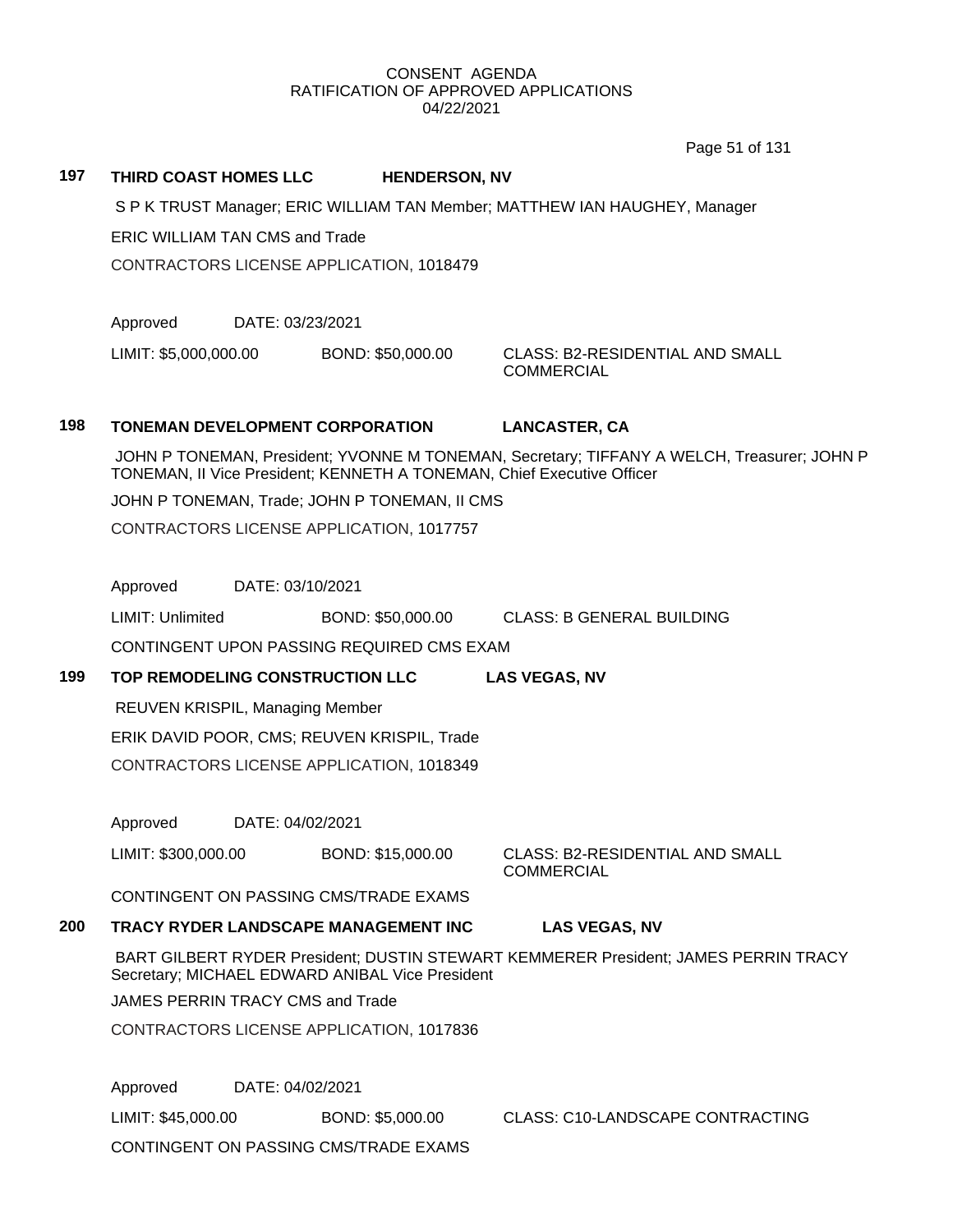CONSENT AGENDA
RATIFICATION OF APPROVED APPLICATIONS
04/22/2021

**197 THIRD COAST HOMES LLC HENDERSON, NV**

S P K TRUST Manager; ERIC WILLIAM TAN Member; MATTHEW IAN HAUGHEY, Manager

ERIC WILLIAM TAN CMS and Trade

CONTRACTORS LICENSE APPLICATION, 1018479

Approved DATE: 03/23/2021

LIMIT: $5,000,000.00 BOND: $50,000.00 CLASS: B2-RESIDENTIAL AND SMALL COMMERCIAL

**198 TONEMAN DEVELOPMENT CORPORATION LANCASTER, CA**

JOHN P TONEMAN, President; YVONNE M TONEMAN, Secretary; TIFFANY A WELCH, Treasurer; JOHN P TONEMAN, II Vice President; KENNETH A TONEMAN, Chief Executive Officer

JOHN P TONEMAN, Trade; JOHN P TONEMAN, II CMS

CONTRACTORS LICENSE APPLICATION, 1017757

Approved DATE: 03/10/2021

LIMIT: Unlimited BOND: $50,000.00 CLASS: B GENERAL BUILDING

CONTINGENT UPON PASSING REQUIRED CMS EXAM

**199 TOP REMODELING CONSTRUCTION LLC LAS VEGAS, NV**

REUVEN KRISPIL, Managing Member

ERIK DAVID POOR, CMS; REUVEN KRISPIL, Trade

CONTRACTORS LICENSE APPLICATION, 1018349

Approved DATE: 04/02/2021

LIMIT: $300,000.00 BOND: $15,000.00 CLASS: B2-RESIDENTIAL AND SMALL COMMERCIAL

CONTINGENT ON PASSING CMS/TRADE EXAMS

**200 TRACY RYDER LANDSCAPE MANAGEMENT INC LAS VEGAS, NV**

BART GILBERT RYDER President; DUSTIN STEWART KEMMERER President; JAMES PERRIN TRACY Secretary; MICHAEL EDWARD ANIBAL Vice President

JAMES PERRIN TRACY CMS and Trade

CONTRACTORS LICENSE APPLICATION, 1017836

Approved DATE: 04/02/2021

LIMIT: $45,000.00 BOND: $5,000.00 CLASS: C10-LANDSCAPE CONTRACTING

CONTINGENT ON PASSING CMS/TRADE EXAMS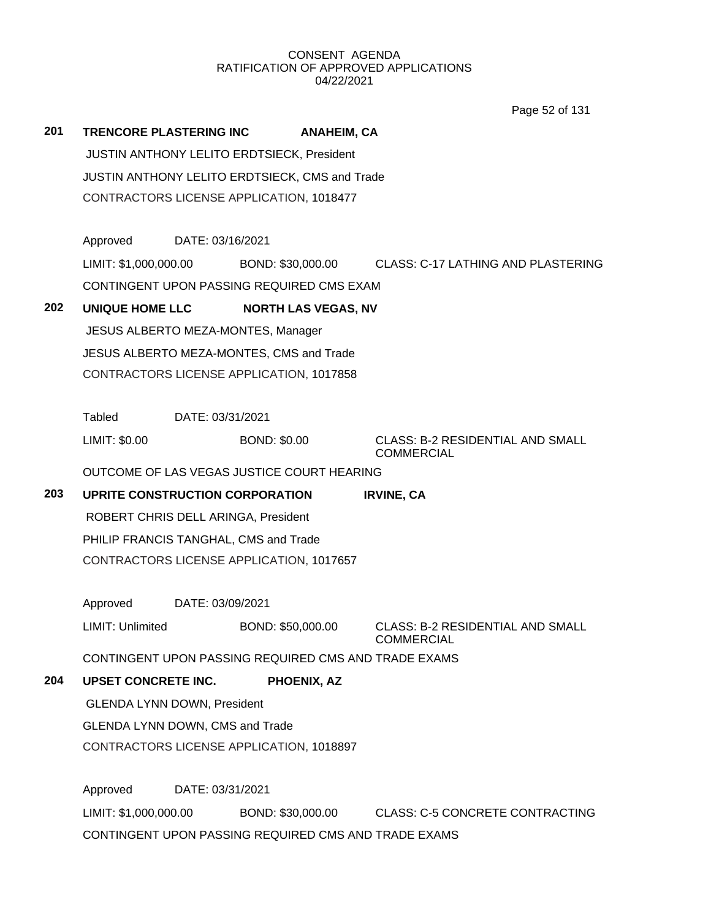CONSENT AGENDA
RATIFICATION OF APPROVED APPLICATIONS
04/22/2021

**201 TRENCORE PLASTERING INC ANAHEIM, CA**

JUSTIN ANTHONY LELITO ERDTSIECK, President

JUSTIN ANTHONY LELITO ERDTSIECK, CMS and Trade

CONTRACTORS LICENSE APPLICATION, 1018477

Approved DATE: 03/16/2021

LIMIT: $1,000,000.00 BOND: $30,000.00 CLASS: C-17 LATHING AND PLASTERING

CONTINGENT UPON PASSING REQUIRED CMS EXAM

**202 UNIQUE HOME LLC NORTH LAS VEGAS, NV**

JESUS ALBERTO MEZA-MONTES, Manager

JESUS ALBERTO MEZA-MONTES, CMS and Trade

CONTRACTORS LICENSE APPLICATION, 1017858

Tabled DATE: 03/31/2021

LIMIT: $0.00 BOND: $0.00 CLASS: B-2 RESIDENTIAL AND SMALL COMMERCIAL

OUTCOME OF LAS VEGAS JUSTICE COURT HEARING

**203 UPRITE CONSTRUCTION CORPORATION IRVINE, CA**

ROBERT CHRIS DELL ARINGA, President

PHILIP FRANCIS TANGHAL, CMS and Trade

CONTRACTORS LICENSE APPLICATION, 1017657

Approved DATE: 03/09/2021

LIMIT: Unlimited BOND: $50,000.00 CLASS: B-2 RESIDENTIAL AND SMALL COMMERCIAL

CONTINGENT UPON PASSING REQUIRED CMS AND TRADE EXAMS

**204 UPSET CONCRETE INC. PHOENIX, AZ**

GLENDA LYNN DOWN, President

GLENDA LYNN DOWN, CMS and Trade

CONTRACTORS LICENSE APPLICATION, 1018897

Approved DATE: 03/31/2021

LIMIT: $1,000,000.00 BOND: $30,000.00 CLASS: C-5 CONCRETE CONTRACTING

CONTINGENT UPON PASSING REQUIRED CMS AND TRADE EXAMS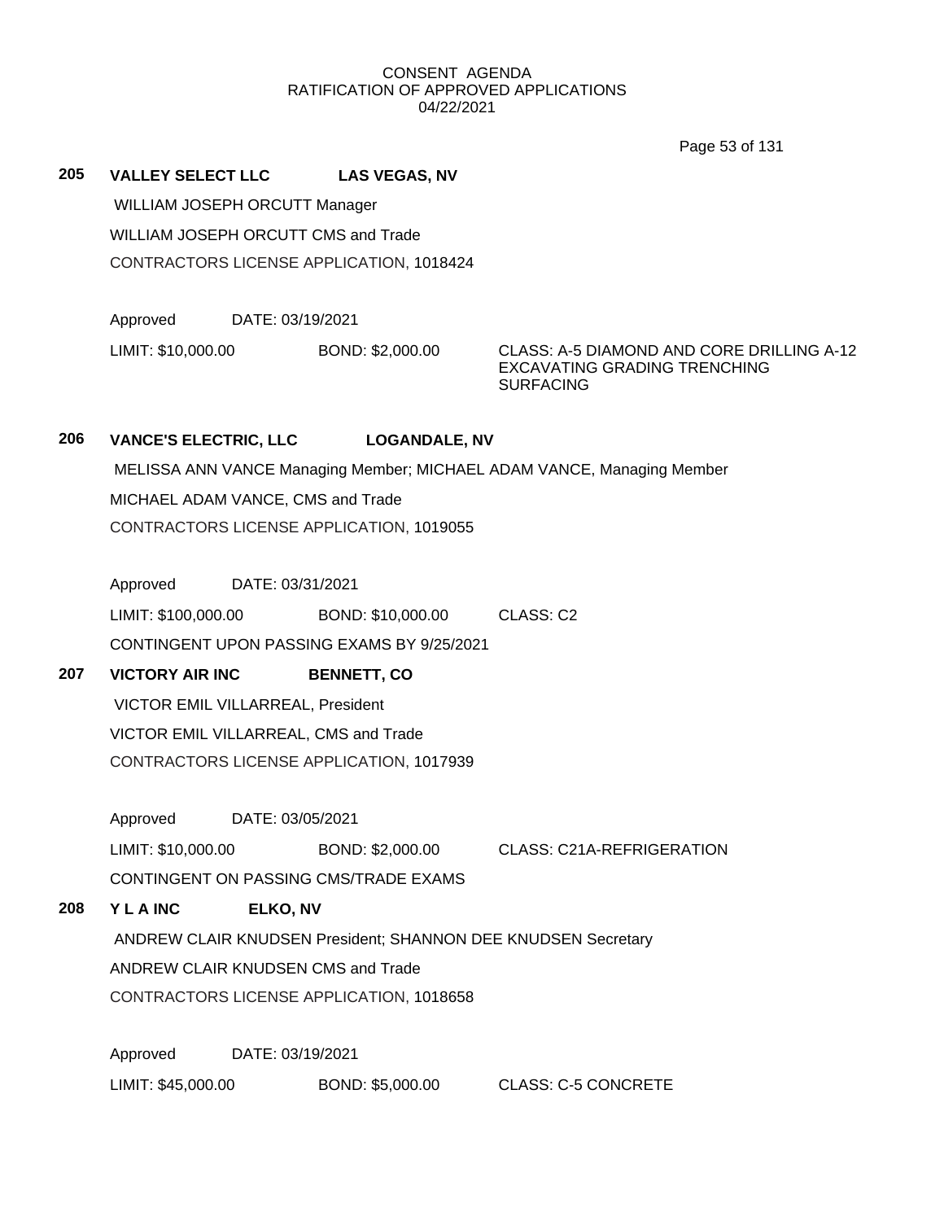CONSENT AGENDA
RATIFICATION OF APPROVED APPLICATIONS
04/22/2021

**205 VALLEY SELECT LLC LAS VEGAS, NV**

WILLIAM JOSEPH ORCUTT Manager

WILLIAM JOSEPH ORCUTT CMS and Trade

CONTRACTORS LICENSE APPLICATION, 1018424

Approved DATE: 03/19/2021

LIMIT: $10,000.00 BOND: $2,000.00 CLASS: A-5 DIAMOND AND CORE DRILLING A-12 EXCAVATING GRADING TRENCHING SURFACING

**206 VANCE'S ELECTRIC, LLC LOGANDALE, NV**

MELISSA ANN VANCE Managing Member; MICHAEL ADAM VANCE, Managing Member

MICHAEL ADAM VANCE, CMS and Trade

CONTRACTORS LICENSE APPLICATION, 1019055

Approved DATE: 03/31/2021

LIMIT: $100,000.00 BOND: $10,000.00 CLASS: C2

CONTINGENT UPON PASSING EXAMS BY 9/25/2021

**207 VICTORY AIR INC BENNETT, CO**

VICTOR EMIL VILLARREAL, President

VICTOR EMIL VILLARREAL, CMS and Trade

CONTRACTORS LICENSE APPLICATION, 1017939

Approved DATE: 03/05/2021

LIMIT: $10,000.00 BOND: $2,000.00 CLASS: C21A-REFRIGERATION

CONTINGENT ON PASSING CMS/TRADE EXAMS

**208 Y L A INC ELKO, NV**

ANDREW CLAIR KNUDSEN President; SHANNON DEE KNUDSEN Secretary

ANDREW CLAIR KNUDSEN CMS and Trade

CONTRACTORS LICENSE APPLICATION, 1018658

Approved DATE: 03/19/2021

LIMIT: $45,000.00 BOND: $5,000.00 CLASS: C-5 CONCRETE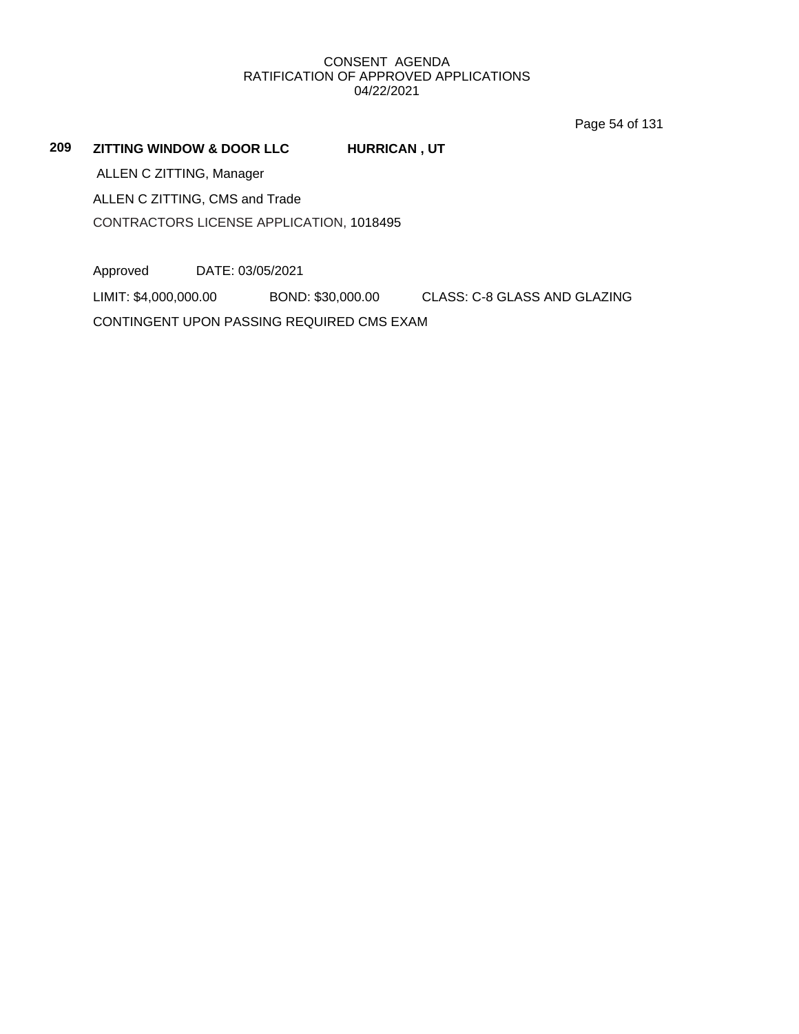CONSENT AGENDA
RATIFICATION OF APPROVED APPLICATIONS
04/22/2021

**209 ZITTING WINDOW & DOOR LLC HURRICAN , UT**

ALLEN C ZITTING, Manager

ALLEN C ZITTING, CMS and Trade

CONTRACTORS LICENSE APPLICATION, 1018495

Approved DATE: 03/05/2021

LIMIT: $4,000,000.00 BOND: $30,000.00 CLASS: C-8 GLASS AND GLAZING

CONTINGENT UPON PASSING REQUIRED CMS EXAM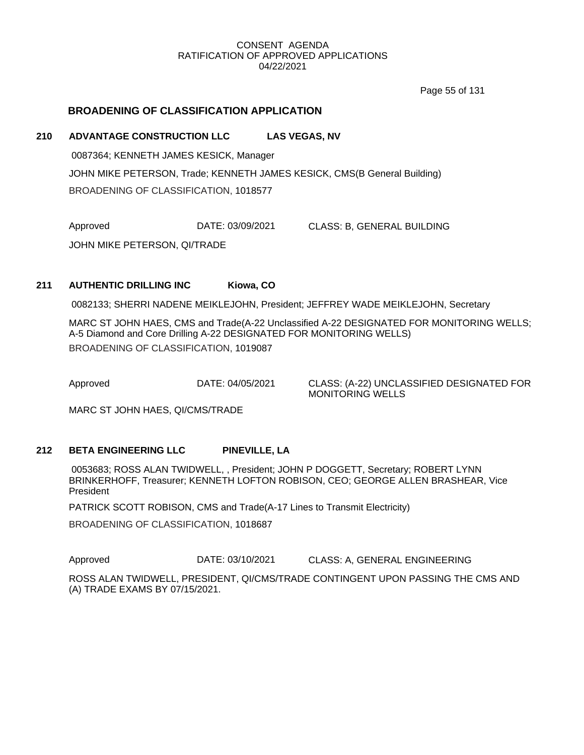CONSENT AGENDA
RATIFICATION OF APPROVED APPLICATIONS
04/22/2021

## BROADENING OF CLASSIFICATION APPLICATION

### 210 ADVANTAGE CONSTRUCTION LLC — LAS VEGAS, NV

0087364; KENNETH JAMES KESICK, Manager

JOHN MIKE PETERSON, Trade; KENNETH JAMES KESICK, CMS(B General Building)

BROADENING OF CLASSIFICATION, 1018577

Approved — DATE: 03/09/2021 — CLASS: B, GENERAL BUILDING

JOHN MIKE PETERSON, QI/TRADE

### 211 AUTHENTIC DRILLING INC — Kiowa, CO

0082133; SHERRI NADENE MEIKLEJOHN, President; JEFFREY WADE MEIKLEJOHN, Secretary

MARC ST JOHN HAES, CMS and Trade(A-22 Unclassified A-22 DESIGNATED FOR MONITORING WELLS; A-5 Diamond and Core Drilling A-22 DESIGNATED FOR MONITORING WELLS)

BROADENING OF CLASSIFICATION, 1019087

Approved — DATE: 04/05/2021 — CLASS: (A-22) UNCLASSIFIED DESIGNATED FOR MONITORING WELLS

MARC ST JOHN HAES, QI/CMS/TRADE

### 212 BETA ENGINEERING LLC — PINEVILLE, LA

0053683; ROSS ALAN TWIDWELL, , President; JOHN P DOGGETT, Secretary; ROBERT LYNN BRINKERHOFF, Treasurer; KENNETH LOFTON ROBISON, CEO; GEORGE ALLEN BRASHEAR, Vice President

PATRICK SCOTT ROBISON, CMS and Trade(A-17 Lines to Transmit Electricity)

BROADENING OF CLASSIFICATION, 1018687

Approved — DATE: 03/10/2021 — CLASS: A, GENERAL ENGINEERING

ROSS ALAN TWIDWELL, PRESIDENT, QI/CMS/TRADE CONTINGENT UPON PASSING THE CMS AND (A) TRADE EXAMS BY 07/15/2021.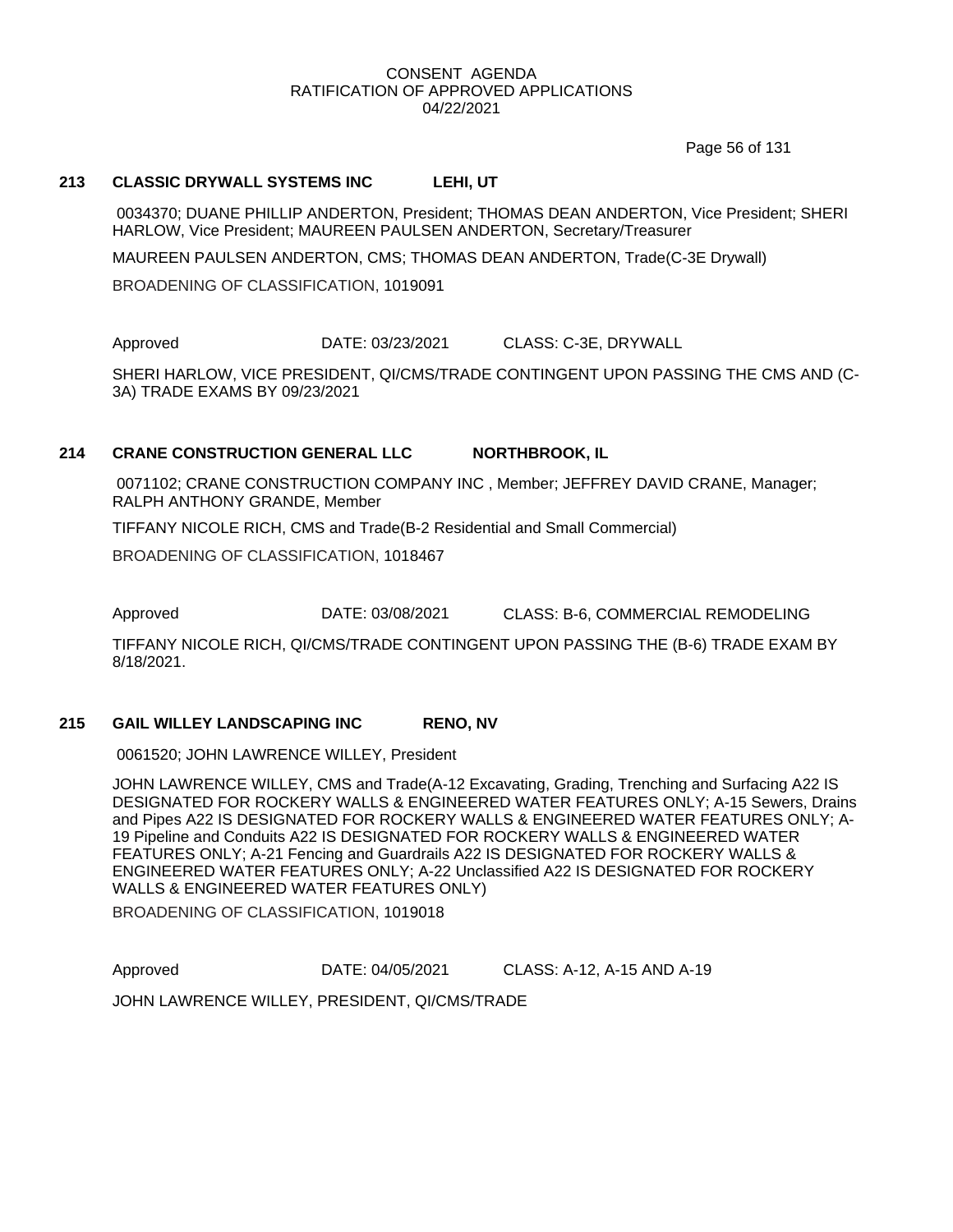CONSENT AGENDA
RATIFICATION OF APPROVED APPLICATIONS
04/22/2021

**213 CLASSIC DRYWALL SYSTEMS INC LEHI, UT**

0034370; DUANE PHILLIP ANDERTON, President; THOMAS DEAN ANDERTON, Vice President; SHERI HARLOW, Vice President; MAUREEN PAULSEN ANDERTON, Secretary/Treasurer

MAUREEN PAULSEN ANDERTON, CMS; THOMAS DEAN ANDERTON, Trade(C-3E Drywall)

BROADENING OF CLASSIFICATION, 1019091

Approved DATE: 03/23/2021 CLASS: C-3E, DRYWALL

SHERI HARLOW, VICE PRESIDENT, QI/CMS/TRADE CONTINGENT UPON PASSING THE CMS AND (C-3A) TRADE EXAMS BY 09/23/2021

**214 CRANE CONSTRUCTION GENERAL LLC NORTHBROOK, IL**

0071102; CRANE CONSTRUCTION COMPANY INC , Member; JEFFREY DAVID CRANE, Manager; RALPH ANTHONY GRANDE, Member

TIFFANY NICOLE RICH, CMS and Trade(B-2 Residential and Small Commercial)

BROADENING OF CLASSIFICATION, 1018467

Approved DATE: 03/08/2021 CLASS: B-6, COMMERCIAL REMODELING

TIFFANY NICOLE RICH, QI/CMS/TRADE CONTINGENT UPON PASSING THE (B-6) TRADE EXAM BY 8/18/2021.

**215 GAIL WILLEY LANDSCAPING INC RENO, NV**

0061520; JOHN LAWRENCE WILLEY, President

JOHN LAWRENCE WILLEY, CMS and Trade(A-12 Excavating, Grading, Trenching and Surfacing A22 IS DESIGNATED FOR ROCKERY WALLS & ENGINEERED WATER FEATURES ONLY; A-15 Sewers, Drains and Pipes A22 IS DESIGNATED FOR ROCKERY WALLS & ENGINEERED WATER FEATURES ONLY; A-19 Pipeline and Conduits A22 IS DESIGNATED FOR ROCKERY WALLS & ENGINEERED WATER FEATURES ONLY; A-21 Fencing and Guardrails A22 IS DESIGNATED FOR ROCKERY WALLS & ENGINEERED WATER FEATURES ONLY; A-22 Unclassified A22 IS DESIGNATED FOR ROCKERY WALLS & ENGINEERED WATER FEATURES ONLY)

BROADENING OF CLASSIFICATION, 1019018

Approved DATE: 04/05/2021 CLASS: A-12, A-15 AND A-19

JOHN LAWRENCE WILLEY, PRESIDENT, QI/CMS/TRADE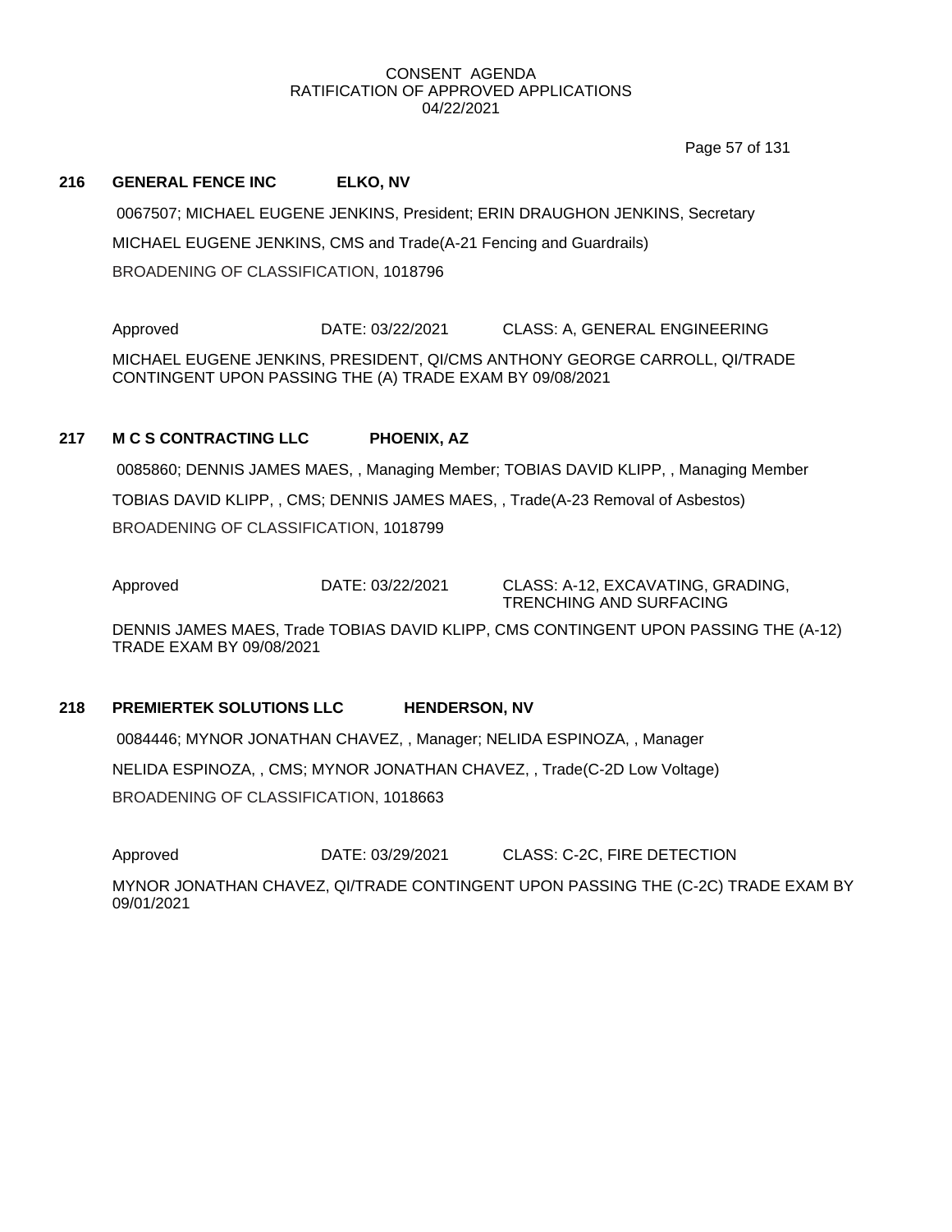CONSENT AGENDA
RATIFICATION OF APPROVED APPLICATIONS
04/22/2021

**216 GENERAL FENCE INC ELKO, NV**

0067507; MICHAEL EUGENE JENKINS, President; ERIN DRAUGHON JENKINS, Secretary

MICHAEL EUGENE JENKINS, CMS and Trade(A-21 Fencing and Guardrails)

BROADENING OF CLASSIFICATION, 1018796

Approved DATE: 03/22/2021 CLASS: A, GENERAL ENGINEERING

MICHAEL EUGENE JENKINS, PRESIDENT, QI/CMS ANTHONY GEORGE CARROLL, QI/TRADE CONTINGENT UPON PASSING THE (A) TRADE EXAM BY 09/08/2021

**217 M C S CONTRACTING LLC PHOENIX, AZ**

0085860; DENNIS JAMES MAES, , Managing Member; TOBIAS DAVID KLIPP, , Managing Member

TOBIAS DAVID KLIPP, , CMS; DENNIS JAMES MAES, , Trade(A-23 Removal of Asbestos)

BROADENING OF CLASSIFICATION, 1018799

Approved DATE: 03/22/2021 CLASS: A-12, EXCAVATING, GRADING, TRENCHING AND SURFACING

DENNIS JAMES MAES, Trade TOBIAS DAVID KLIPP, CMS CONTINGENT UPON PASSING THE (A-12) TRADE EXAM BY 09/08/2021

**218 PREMIERTEK SOLUTIONS LLC HENDERSON, NV**

0084446; MYNOR JONATHAN CHAVEZ, , Manager; NELIDA ESPINOZA, , Manager

NELIDA ESPINOZA, , CMS; MYNOR JONATHAN CHAVEZ, , Trade(C-2D Low Voltage)

BROADENING OF CLASSIFICATION, 1018663

Approved DATE: 03/29/2021 CLASS: C-2C, FIRE DETECTION

MYNOR JONATHAN CHAVEZ, QI/TRADE CONTINGENT UPON PASSING THE (C-2C) TRADE EXAM BY 09/01/2021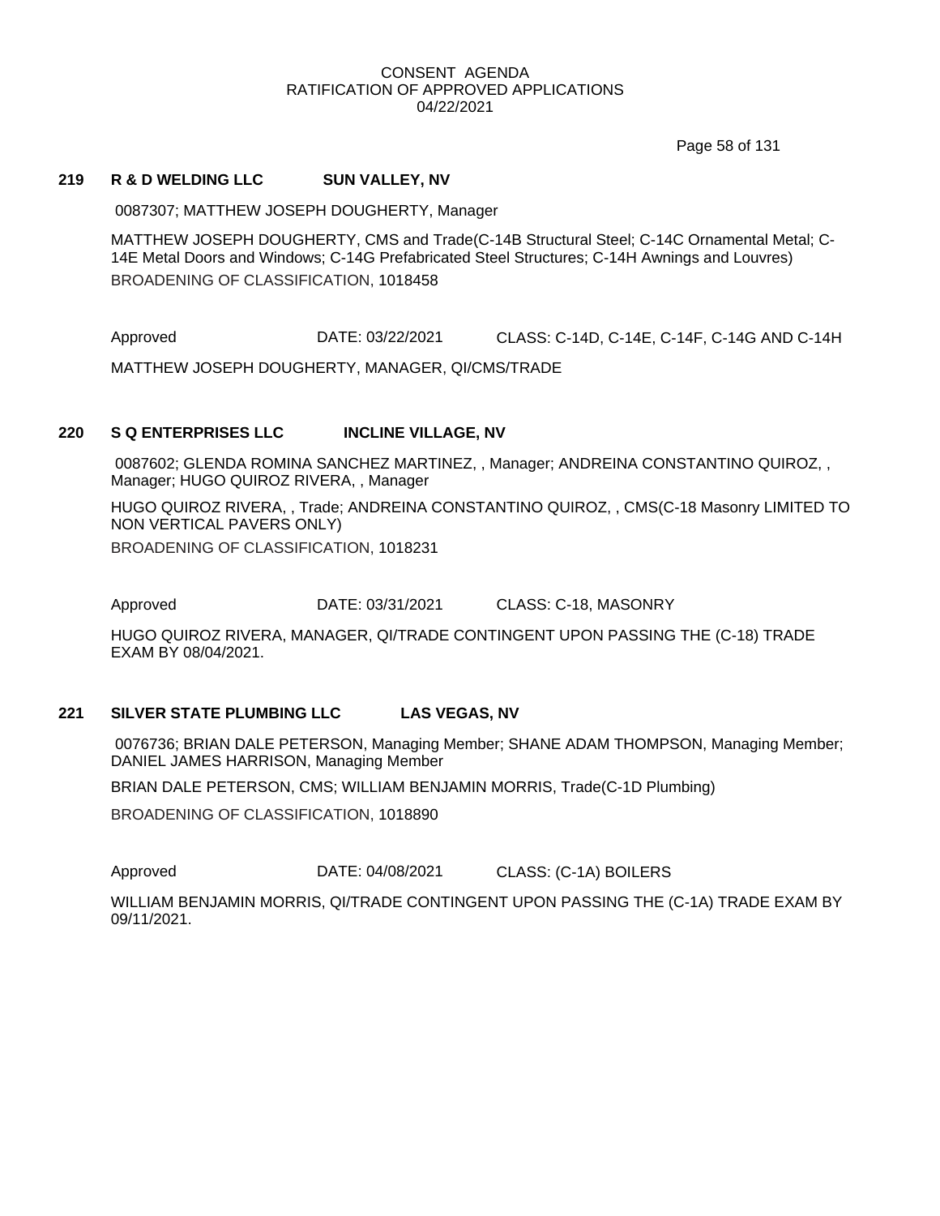CONSENT AGENDA
RATIFICATION OF APPROVED APPLICATIONS
04/22/2021

**219 R & D WELDING LLC SUN VALLEY, NV**

0087307; MATTHEW JOSEPH DOUGHERTY, Manager

MATTHEW JOSEPH DOUGHERTY, CMS and Trade(C-14B Structural Steel; C-14C Ornamental Metal; C-14E Metal Doors and Windows; C-14G Prefabricated Steel Structures; C-14H Awnings and Louvres)

BROADENING OF CLASSIFICATION, 1018458

Approved DATE: 03/22/2021 CLASS: C-14D, C-14E, C-14F, C-14G AND C-14H

MATTHEW JOSEPH DOUGHERTY, MANAGER, QI/CMS/TRADE

**220 S Q ENTERPRISES LLC INCLINE VILLAGE, NV**

0087602; GLENDA ROMINA SANCHEZ MARTINEZ, , Manager; ANDREINA CONSTANTINO QUIROZ, , Manager; HUGO QUIROZ RIVERA, , Manager

HUGO QUIROZ RIVERA, , Trade; ANDREINA CONSTANTINO QUIROZ, , CMS(C-18 Masonry LIMITED TO NON VERTICAL PAVERS ONLY)

BROADENING OF CLASSIFICATION, 1018231

Approved DATE: 03/31/2021 CLASS: C-18, MASONRY

HUGO QUIROZ RIVERA, MANAGER, QI/TRADE CONTINGENT UPON PASSING THE (C-18) TRADE EXAM BY 08/04/2021.

**221 SILVER STATE PLUMBING LLC LAS VEGAS, NV**

0076736; BRIAN DALE PETERSON, Managing Member; SHANE ADAM THOMPSON, Managing Member; DANIEL JAMES HARRISON, Managing Member

BRIAN DALE PETERSON, CMS; WILLIAM BENJAMIN MORRIS, Trade(C-1D Plumbing)

BROADENING OF CLASSIFICATION, 1018890

Approved DATE: 04/08/2021 CLASS: (C-1A) BOILERS

WILLIAM BENJAMIN MORRIS, QI/TRADE CONTINGENT UPON PASSING THE (C-1A) TRADE EXAM BY 09/11/2021.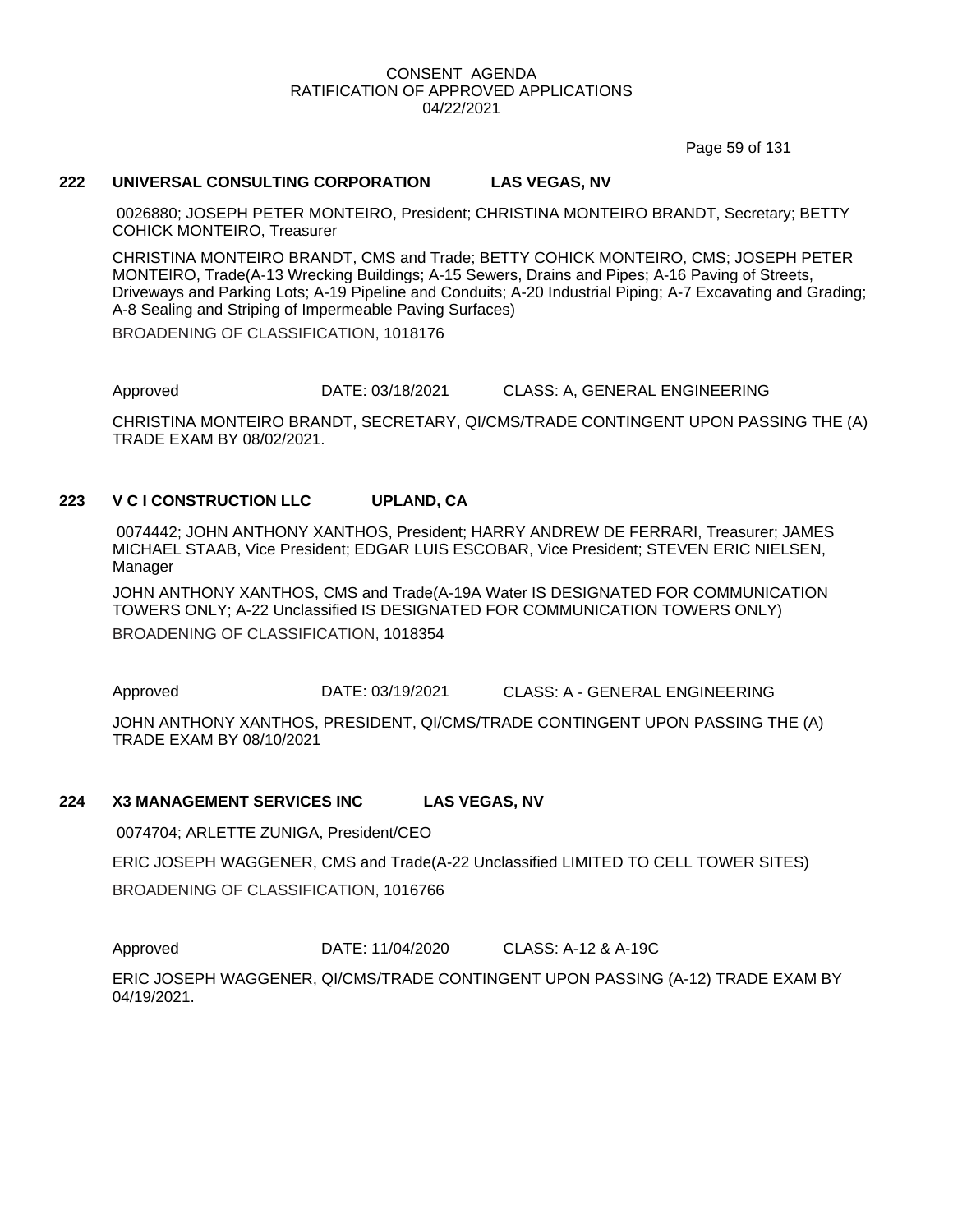CONSENT AGENDA
RATIFICATION OF APPROVED APPLICATIONS
04/22/2021

**222 UNIVERSAL CONSULTING CORPORATION LAS VEGAS, NV**

0026880; JOSEPH PETER MONTEIRO, President; CHRISTINA MONTEIRO BRANDT, Secretary; BETTY COHICK MONTEIRO, Treasurer

CHRISTINA MONTEIRO BRANDT, CMS and Trade; BETTY COHICK MONTEIRO, CMS; JOSEPH PETER MONTEIRO, Trade(A-13 Wrecking Buildings; A-15 Sewers, Drains and Pipes; A-16 Paving of Streets, Driveways and Parking Lots; A-19 Pipeline and Conduits; A-20 Industrial Piping; A-7 Excavating and Grading; A-8 Sealing and Striping of Impermeable Paving Surfaces)

BROADENING OF CLASSIFICATION, 1018176

Approved DATE: 03/18/2021 CLASS: A, GENERAL ENGINEERING

CHRISTINA MONTEIRO BRANDT, SECRETARY, QI/CMS/TRADE CONTINGENT UPON PASSING THE (A) TRADE EXAM BY 08/02/2021.

**223 V C I CONSTRUCTION LLC UPLAND, CA**

0074442; JOHN ANTHONY XANTHOS, President; HARRY ANDREW DE FERRARI, Treasurer; JAMES MICHAEL STAAB, Vice President; EDGAR LUIS ESCOBAR, Vice President; STEVEN ERIC NIELSEN, Manager

JOHN ANTHONY XANTHOS, CMS and Trade(A-19A Water IS DESIGNATED FOR COMMUNICATION TOWERS ONLY; A-22 Unclassified IS DESIGNATED FOR COMMUNICATION TOWERS ONLY)

BROADENING OF CLASSIFICATION, 1018354

Approved DATE: 03/19/2021 CLASS: A - GENERAL ENGINEERING

JOHN ANTHONY XANTHOS, PRESIDENT, QI/CMS/TRADE CONTINGENT UPON PASSING THE (A) TRADE EXAM BY 08/10/2021

**224 X3 MANAGEMENT SERVICES INC LAS VEGAS, NV**

0074704; ARLETTE ZUNIGA, President/CEO

ERIC JOSEPH WAGGENER, CMS and Trade(A-22 Unclassified LIMITED TO CELL TOWER SITES)

BROADENING OF CLASSIFICATION, 1016766

Approved DATE: 11/04/2020 CLASS: A-12 & A-19C

ERIC JOSEPH WAGGENER, QI/CMS/TRADE CONTINGENT UPON PASSING (A-12) TRADE EXAM BY 04/19/2021.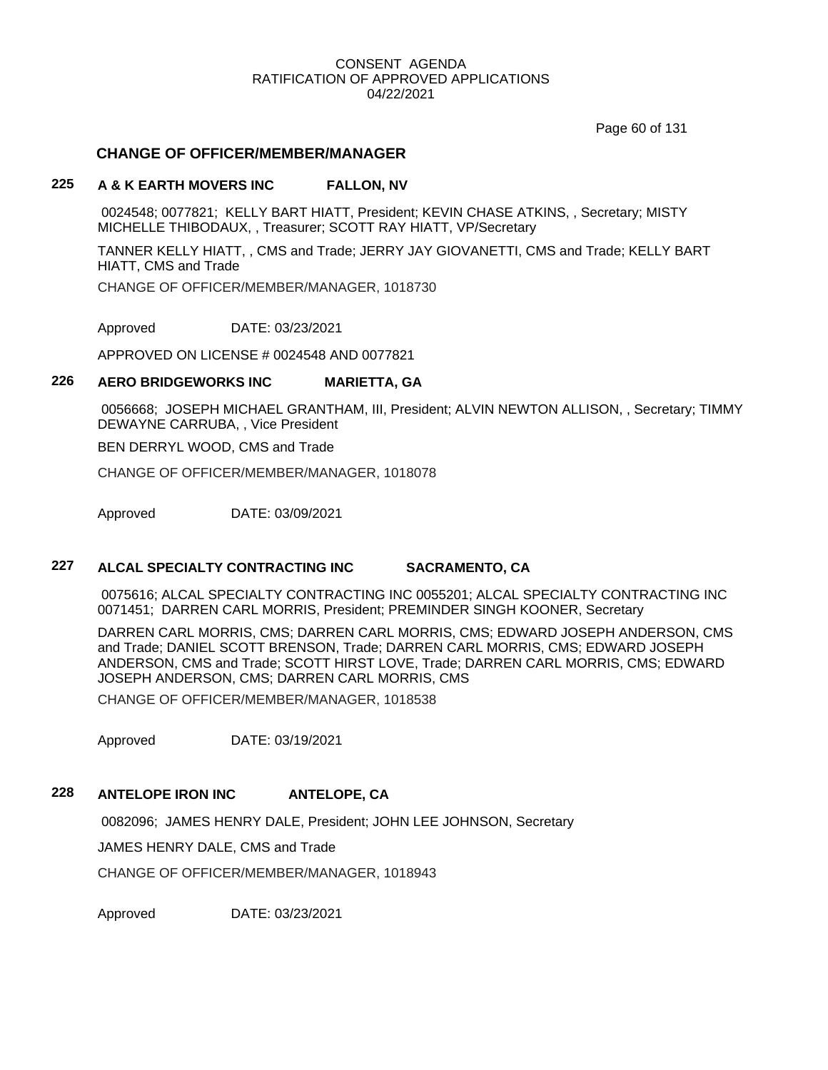CONSENT AGENDA
RATIFICATION OF APPROVED APPLICATIONS
04/22/2021

## CHANGE OF OFFICER/MEMBER/MANAGER

### 225 A & K EARTH MOVERS INC FALLON, NV

0024548; 0077821; KELLY BART HIATT, President; KEVIN CHASE ATKINS, , Secretary; MISTY MICHELLE THIBODAUX, , Treasurer; SCOTT RAY HIATT, VP/Secretary

TANNER KELLY HIATT, , CMS and Trade; JERRY JAY GIOVANETTI, CMS and Trade; KELLY BART HIATT, CMS and Trade

CHANGE OF OFFICER/MEMBER/MANAGER, 1018730

Approved DATE: 03/23/2021

APPROVED ON LICENSE # 0024548 AND 0077821

### 226 AERO BRIDGEWORKS INC MARIETTA, GA

0056668; JOSEPH MICHAEL GRANTHAM, III, President; ALVIN NEWTON ALLISON, , Secretary; TIMMY DEWAYNE CARRUBA, , Vice President

BEN DERRYL WOOD, CMS and Trade

CHANGE OF OFFICER/MEMBER/MANAGER, 1018078

Approved DATE: 03/09/2021

### 227 ALCAL SPECIALTY CONTRACTING INC SACRAMENTO, CA

0075616; ALCAL SPECIALTY CONTRACTING INC 0055201; ALCAL SPECIALTY CONTRACTING INC 0071451; DARREN CARL MORRIS, President; PREMINDER SINGH KOONER, Secretary

DARREN CARL MORRIS, CMS; DARREN CARL MORRIS, CMS; EDWARD JOSEPH ANDERSON, CMS and Trade; DANIEL SCOTT BRENSON, Trade; DARREN CARL MORRIS, CMS; EDWARD JOSEPH ANDERSON, CMS and Trade; SCOTT HIRST LOVE, Trade; DARREN CARL MORRIS, CMS; EDWARD JOSEPH ANDERSON, CMS; DARREN CARL MORRIS, CMS

CHANGE OF OFFICER/MEMBER/MANAGER, 1018538

Approved DATE: 03/19/2021

### 228 ANTELOPE IRON INC ANTELOPE, CA

0082096; JAMES HENRY DALE, President; JOHN LEE JOHNSON, Secretary

JAMES HENRY DALE, CMS and Trade

CHANGE OF OFFICER/MEMBER/MANAGER, 1018943

Approved DATE: 03/23/2021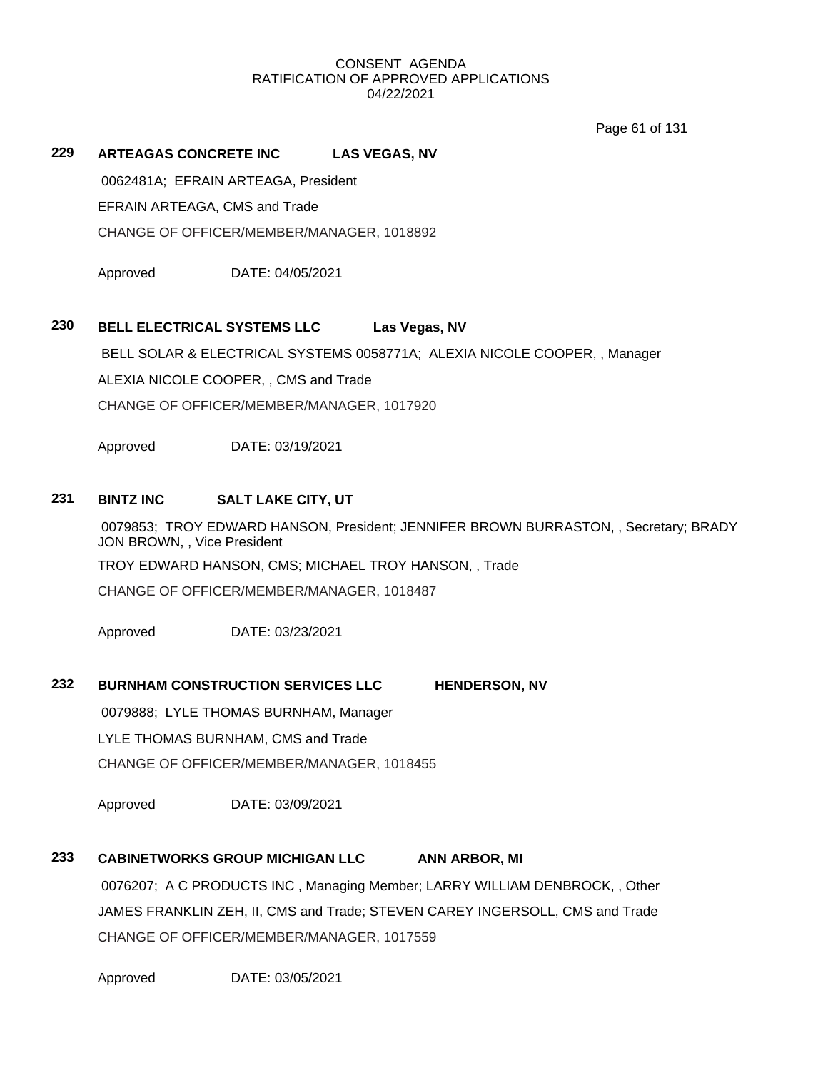CONSENT AGENDA
RATIFICATION OF APPROVED APPLICATIONS
04/22/2021

**229 ARTEAGAS CONCRETE INC LAS VEGAS, NV**

0062481A; EFRAIN ARTEAGA, President

EFRAIN ARTEAGA, CMS and Trade

CHANGE OF OFFICER/MEMBER/MANAGER, 1018892

Approved DATE: 04/05/2021

**230 BELL ELECTRICAL SYSTEMS LLC Las Vegas, NV**

BELL SOLAR & ELECTRICAL SYSTEMS 0058771A; ALEXIA NICOLE COOPER, , Manager

ALEXIA NICOLE COOPER, , CMS and Trade

CHANGE OF OFFICER/MEMBER/MANAGER, 1017920

Approved DATE: 03/19/2021

**231 BINTZ INC SALT LAKE CITY, UT**

0079853; TROY EDWARD HANSON, President; JENNIFER BROWN BURRASTON, , Secretary; BRADY JON BROWN, , Vice President

TROY EDWARD HANSON, CMS; MICHAEL TROY HANSON, , Trade

CHANGE OF OFFICER/MEMBER/MANAGER, 1018487

Approved DATE: 03/23/2021

**232 BURNHAM CONSTRUCTION SERVICES LLC HENDERSON, NV**

0079888; LYLE THOMAS BURNHAM, Manager

LYLE THOMAS BURNHAM, CMS and Trade

CHANGE OF OFFICER/MEMBER/MANAGER, 1018455

Approved DATE: 03/09/2021

**233 CABINETWORKS GROUP MICHIGAN LLC ANN ARBOR, MI**

0076207; A C PRODUCTS INC , Managing Member; LARRY WILLIAM DENBROCK, , Other

JAMES FRANKLIN ZEH, II, CMS and Trade; STEVEN CAREY INGERSOLL, CMS and Trade

CHANGE OF OFFICER/MEMBER/MANAGER, 1017559

Approved DATE: 03/05/2021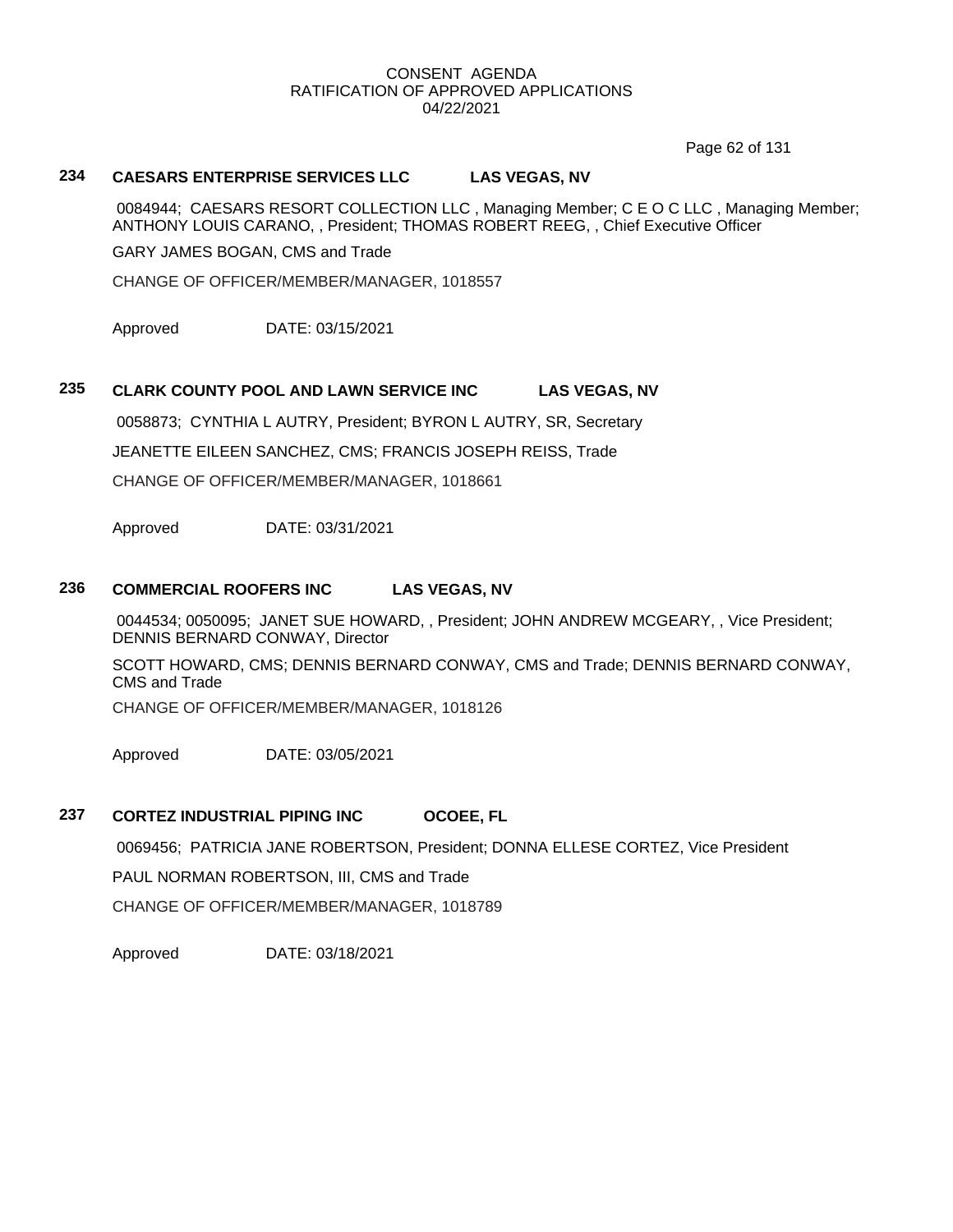CONSENT AGENDA
RATIFICATION OF APPROVED APPLICATIONS
04/22/2021

**234 CAESARS ENTERPRISE SERVICES LLC LAS VEGAS, NV**

0084944; CAESARS RESORT COLLECTION LLC , Managing Member; C E O C LLC , Managing Member; ANTHONY LOUIS CARANO, , President; THOMAS ROBERT REEG, , Chief Executive Officer

GARY JAMES BOGAN, CMS and Trade

CHANGE OF OFFICER/MEMBER/MANAGER, 1018557

Approved DATE: 03/15/2021

**235 CLARK COUNTY POOL AND LAWN SERVICE INC LAS VEGAS, NV**

0058873; CYNTHIA L AUTRY, President; BYRON L AUTRY, SR, Secretary

JEANETTE EILEEN SANCHEZ, CMS; FRANCIS JOSEPH REISS, Trade

CHANGE OF OFFICER/MEMBER/MANAGER, 1018661

Approved DATE: 03/31/2021

**236 COMMERCIAL ROOFERS INC LAS VEGAS, NV**

0044534; 0050095; JANET SUE HOWARD, , President; JOHN ANDREW MCGEARY, , Vice President; DENNIS BERNARD CONWAY, Director

SCOTT HOWARD, CMS; DENNIS BERNARD CONWAY, CMS and Trade; DENNIS BERNARD CONWAY, CMS and Trade

CHANGE OF OFFICER/MEMBER/MANAGER, 1018126

Approved DATE: 03/05/2021

**237 CORTEZ INDUSTRIAL PIPING INC OCOEE, FL**

0069456; PATRICIA JANE ROBERTSON, President; DONNA ELLESE CORTEZ, Vice President

PAUL NORMAN ROBERTSON, III, CMS and Trade

CHANGE OF OFFICER/MEMBER/MANAGER, 1018789

Approved DATE: 03/18/2021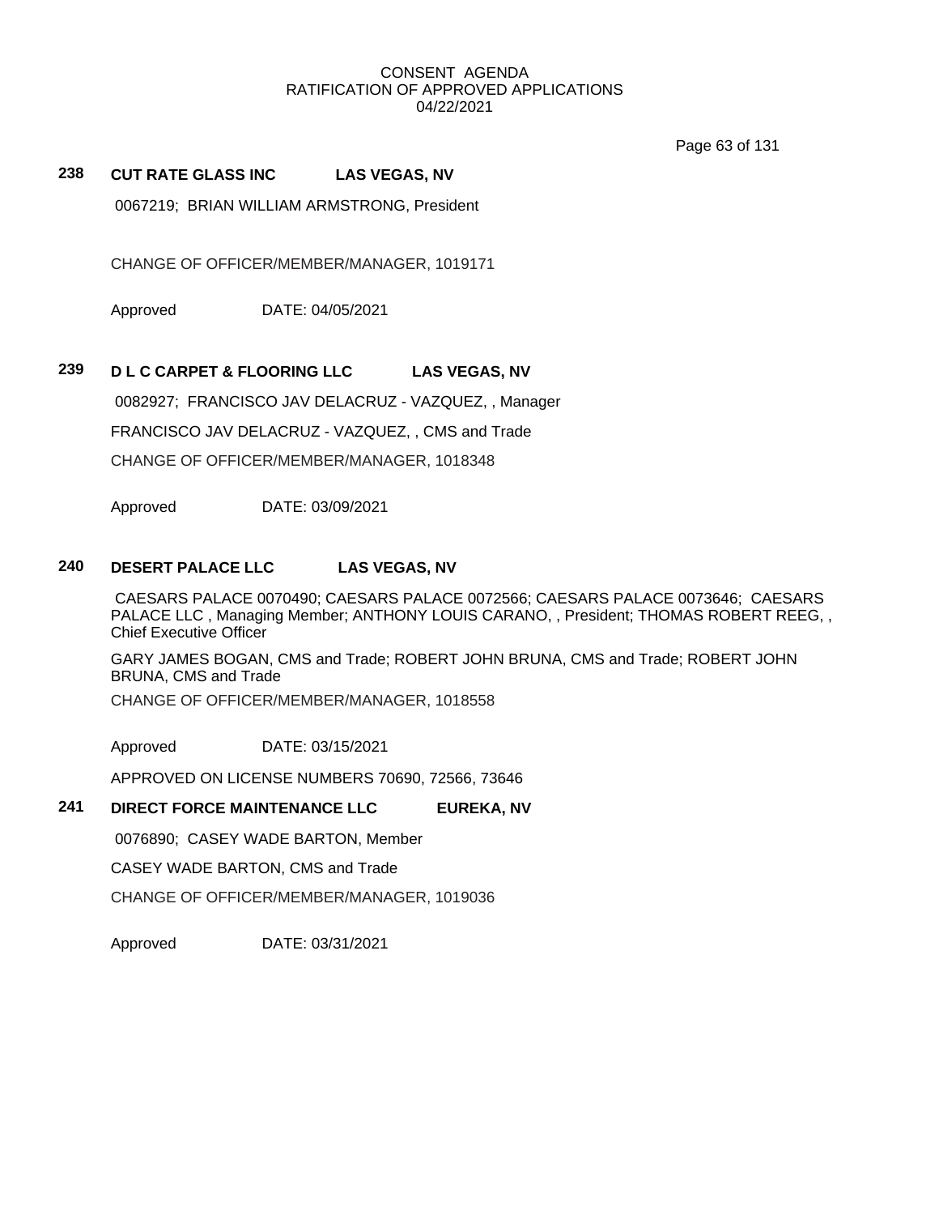CONSENT AGENDA
RATIFICATION OF APPROVED APPLICATIONS
04/22/2021

**238 CUT RATE GLASS INC LAS VEGAS, NV**

0067219; BRIAN WILLIAM ARMSTRONG, President

CHANGE OF OFFICER/MEMBER/MANAGER, 1019171

Approved DATE: 04/05/2021

**239 D L C CARPET & FLOORING LLC LAS VEGAS, NV**

0082927; FRANCISCO JAV DELACRUZ - VAZQUEZ, , Manager

FRANCISCO JAV DELACRUZ - VAZQUEZ, , CMS and Trade

CHANGE OF OFFICER/MEMBER/MANAGER, 1018348

Approved DATE: 03/09/2021

**240 DESERT PALACE LLC LAS VEGAS, NV**

CAESARS PALACE 0070490; CAESARS PALACE 0072566; CAESARS PALACE 0073646; CAESARS PALACE LLC , Managing Member; ANTHONY LOUIS CARANO, , President; THOMAS ROBERT REEG, , Chief Executive Officer

GARY JAMES BOGAN, CMS and Trade; ROBERT JOHN BRUNA, CMS and Trade; ROBERT JOHN BRUNA, CMS and Trade

CHANGE OF OFFICER/MEMBER/MANAGER, 1018558

Approved DATE: 03/15/2021

APPROVED ON LICENSE NUMBERS 70690, 72566, 73646

**241 DIRECT FORCE MAINTENANCE LLC EUREKA, NV**

0076890; CASEY WADE BARTON, Member

CASEY WADE BARTON, CMS and Trade

CHANGE OF OFFICER/MEMBER/MANAGER, 1019036

Approved DATE: 03/31/2021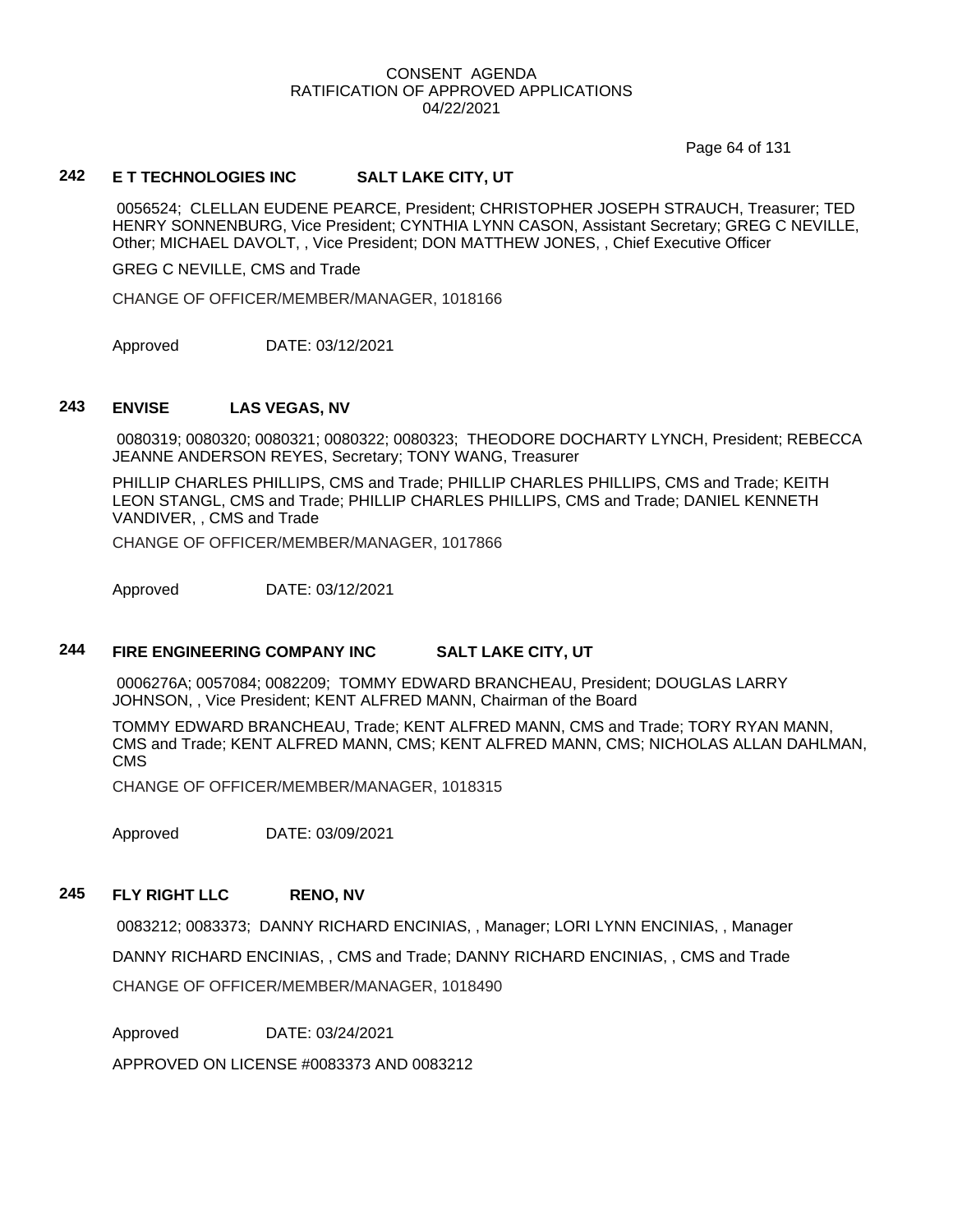CONSENT AGENDA
RATIFICATION OF APPROVED APPLICATIONS
04/22/2021

### 242 E T TECHNOLOGIES INC SALT LAKE CITY, UT

0056524; CLELLAN EUDENE PEARCE, President; CHRISTOPHER JOSEPH STRAUCH, Treasurer; TED HENRY SONNENBURG, Vice President; CYNTHIA LYNN CASON, Assistant Secretary; GREG C NEVILLE, Other; MICHAEL DAVOLT, , Vice President; DON MATTHEW JONES, , Chief Executive Officer

GREG C NEVILLE, CMS and Trade

CHANGE OF OFFICER/MEMBER/MANAGER, 1018166

Approved DATE: 03/12/2021

### 243 ENVISE LAS VEGAS, NV

0080319; 0080320; 0080321; 0080322; 0080323; THEODORE DOCHARTY LYNCH, President; REBECCA JEANNE ANDERSON REYES, Secretary; TONY WANG, Treasurer

PHILLIP CHARLES PHILLIPS, CMS and Trade; PHILLIP CHARLES PHILLIPS, CMS and Trade; KEITH LEON STANGL, CMS and Trade; PHILLIP CHARLES PHILLIPS, CMS and Trade; DANIEL KENNETH VANDIVER, , CMS and Trade

CHANGE OF OFFICER/MEMBER/MANAGER, 1017866

Approved DATE: 03/12/2021

### 244 FIRE ENGINEERING COMPANY INC SALT LAKE CITY, UT

0006276A; 0057084; 0082209; TOMMY EDWARD BRANCHEAU, President; DOUGLAS LARRY JOHNSON, , Vice President; KENT ALFRED MANN, Chairman of the Board

TOMMY EDWARD BRANCHEAU, Trade; KENT ALFRED MANN, CMS and Trade; TORY RYAN MANN, CMS and Trade; KENT ALFRED MANN, CMS; KENT ALFRED MANN, CMS; NICHOLAS ALLAN DAHLMAN, CMS

CHANGE OF OFFICER/MEMBER/MANAGER, 1018315

Approved DATE: 03/09/2021

### 245 FLY RIGHT LLC RENO, NV

0083212; 0083373; DANNY RICHARD ENCINIAS, , Manager; LORI LYNN ENCINIAS, , Manager

DANNY RICHARD ENCINIAS, , CMS and Trade; DANNY RICHARD ENCINIAS, , CMS and Trade

CHANGE OF OFFICER/MEMBER/MANAGER, 1018490

Approved DATE: 03/24/2021

APPROVED ON LICENSE #0083373 AND 0083212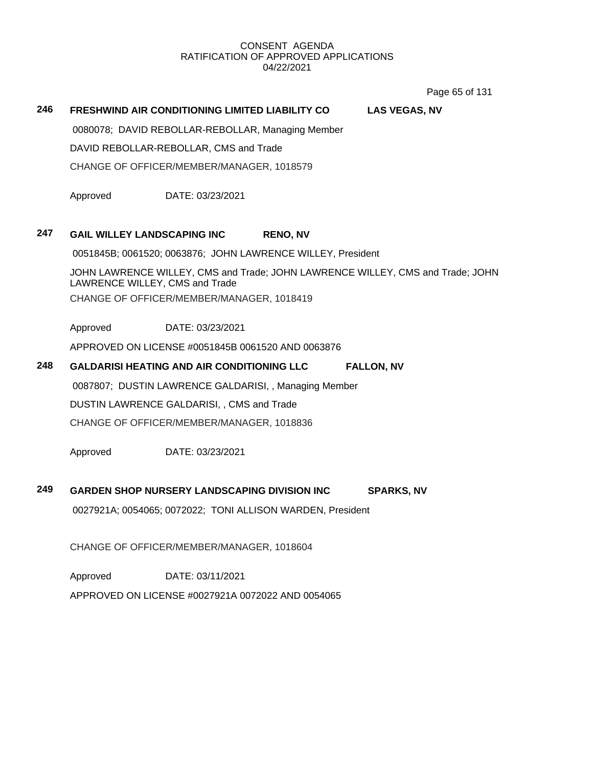CONSENT AGENDA
RATIFICATION OF APPROVED APPLICATIONS
04/22/2021

**246 FRESHWIND AIR CONDITIONING LIMITED LIABILITY CO LAS VEGAS, NV**

0080078; DAVID REBOLLAR-REBOLLAR, Managing Member

DAVID REBOLLAR-REBOLLAR, CMS and Trade

CHANGE OF OFFICER/MEMBER/MANAGER, 1018579

Approved DATE: 03/23/2021

**247 GAIL WILLEY LANDSCAPING INC RENO, NV**

0051845B; 0061520; 0063876; JOHN LAWRENCE WILLEY, President

JOHN LAWRENCE WILLEY, CMS and Trade; JOHN LAWRENCE WILLEY, CMS and Trade; JOHN LAWRENCE WILLEY, CMS and Trade

CHANGE OF OFFICER/MEMBER/MANAGER, 1018419

Approved DATE: 03/23/2021

APPROVED ON LICENSE #0051845B 0061520 AND 0063876

**248 GALDARISI HEATING AND AIR CONDITIONING LLC FALLON, NV**

0087807; DUSTIN LAWRENCE GALDARISI, , Managing Member

DUSTIN LAWRENCE GALDARISI, , CMS and Trade

CHANGE OF OFFICER/MEMBER/MANAGER, 1018836

Approved DATE: 03/23/2021

**249 GARDEN SHOP NURSERY LANDSCAPING DIVISION INC SPARKS, NV**

0027921A; 0054065; 0072022; TONI ALLISON WARDEN, President

CHANGE OF OFFICER/MEMBER/MANAGER, 1018604

Approved DATE: 03/11/2021

APPROVED ON LICENSE #0027921A 0072022 AND 0054065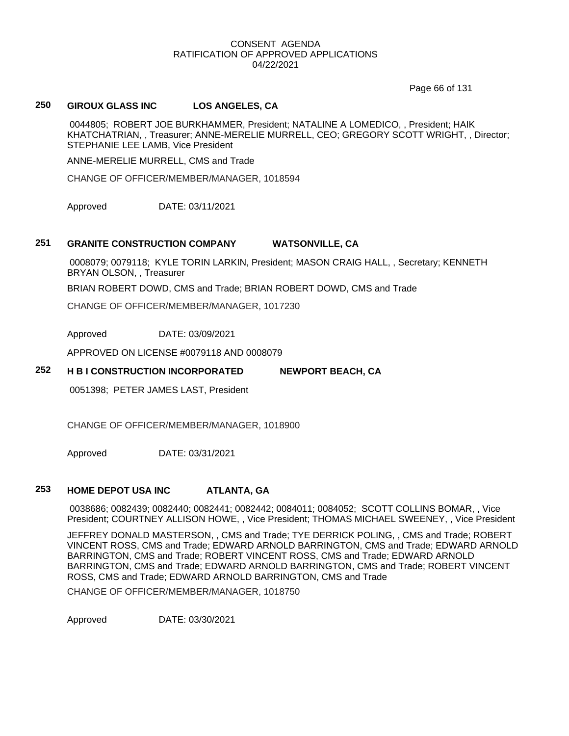## 250 GIROUX GLASS INC LOS ANGELES, CA

0044805; ROBERT JOE BURKHAMMER, President; NATALINE A LOMEDICO, , President; HAIK KHATCHATRIAN, , Treasurer; ANNE-MERELIE MURRELL, CEO; GREGORY SCOTT WRIGHT, , Director; STEPHANIE LEE LAMB, Vice President

ANNE-MERELIE MURRELL, CMS and Trade

CHANGE OF OFFICER/MEMBER/MANAGER, 1018594

Approved DATE: 03/11/2021

## 251 GRANITE CONSTRUCTION COMPANY WATSONVILLE, CA

0008079; 0079118; KYLE TORIN LARKIN, President; MASON CRAIG HALL, , Secretary; KENNETH BRYAN OLSON, , Treasurer

BRIAN ROBERT DOWD, CMS and Trade; BRIAN ROBERT DOWD, CMS and Trade

CHANGE OF OFFICER/MEMBER/MANAGER, 1017230

Approved DATE: 03/09/2021

APPROVED ON LICENSE #0079118 AND 0008079

## 252 H B I CONSTRUCTION INCORPORATED NEWPORT BEACH, CA

0051398; PETER JAMES LAST, President

CHANGE OF OFFICER/MEMBER/MANAGER, 1018900

Approved DATE: 03/31/2021

## 253 HOME DEPOT USA INC ATLANTA, GA

0038686; 0082439; 0082440; 0082441; 0082442; 0084011; 0084052; SCOTT COLLINS BOMAR, , Vice President; COURTNEY ALLISON HOWE, , Vice President; THOMAS MICHAEL SWEENEY, , Vice President

JEFFREY DONALD MASTERSON, , CMS and Trade; TYE DERRICK POLING, , CMS and Trade; ROBERT VINCENT ROSS, CMS and Trade; EDWARD ARNOLD BARRINGTON, CMS and Trade; EDWARD ARNOLD BARRINGTON, CMS and Trade; ROBERT VINCENT ROSS, CMS and Trade; EDWARD ARNOLD BARRINGTON, CMS and Trade; EDWARD ARNOLD BARRINGTON, CMS and Trade; ROBERT VINCENT ROSS, CMS and Trade; EDWARD ARNOLD BARRINGTON, CMS and Trade

CHANGE OF OFFICER/MEMBER/MANAGER, 1018750

Approved DATE: 03/30/2021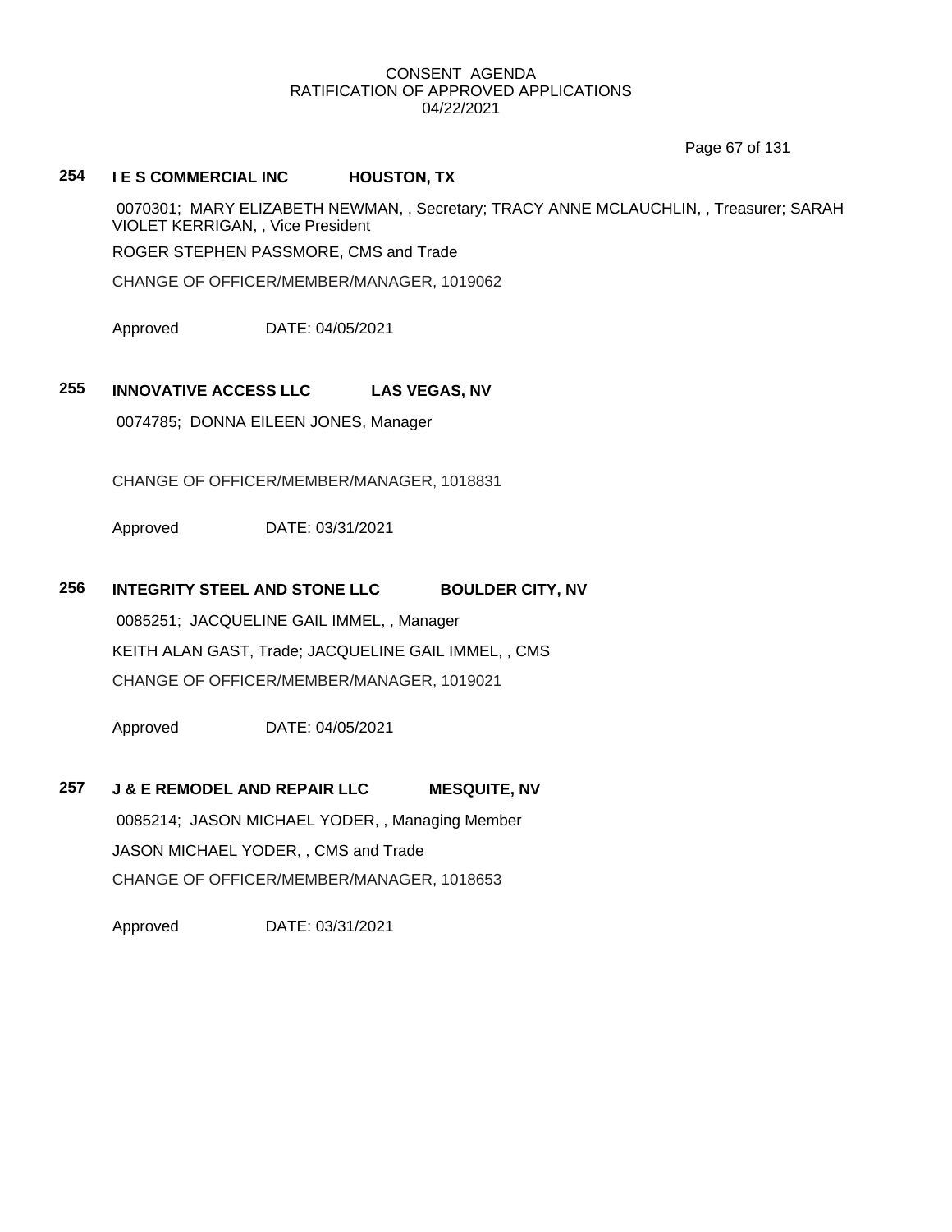CONSENT AGENDA
RATIFICATION OF APPROVED APPLICATIONS
04/22/2021

**254 I E S COMMERCIAL INC HOUSTON, TX**

0070301; MARY ELIZABETH NEWMAN, , Secretary; TRACY ANNE MCLAUCHLIN, , Treasurer; SARAH VIOLET KERRIGAN, , Vice President

ROGER STEPHEN PASSMORE, CMS and Trade

CHANGE OF OFFICER/MEMBER/MANAGER, 1019062

Approved DATE: 04/05/2021

**255 INNOVATIVE ACCESS LLC LAS VEGAS, NV**

0074785; DONNA EILEEN JONES, Manager

CHANGE OF OFFICER/MEMBER/MANAGER, 1018831

Approved DATE: 03/31/2021

**256 INTEGRITY STEEL AND STONE LLC BOULDER CITY, NV**

0085251; JACQUELINE GAIL IMMEL, , Manager

KEITH ALAN GAST, Trade; JACQUELINE GAIL IMMEL, , CMS

CHANGE OF OFFICER/MEMBER/MANAGER, 1019021

Approved DATE: 04/05/2021

**257 J & E REMODEL AND REPAIR LLC MESQUITE, NV**

0085214; JASON MICHAEL YODER, , Managing Member

JASON MICHAEL YODER, , CMS and Trade

CHANGE OF OFFICER/MEMBER/MANAGER, 1018653

Approved DATE: 03/31/2021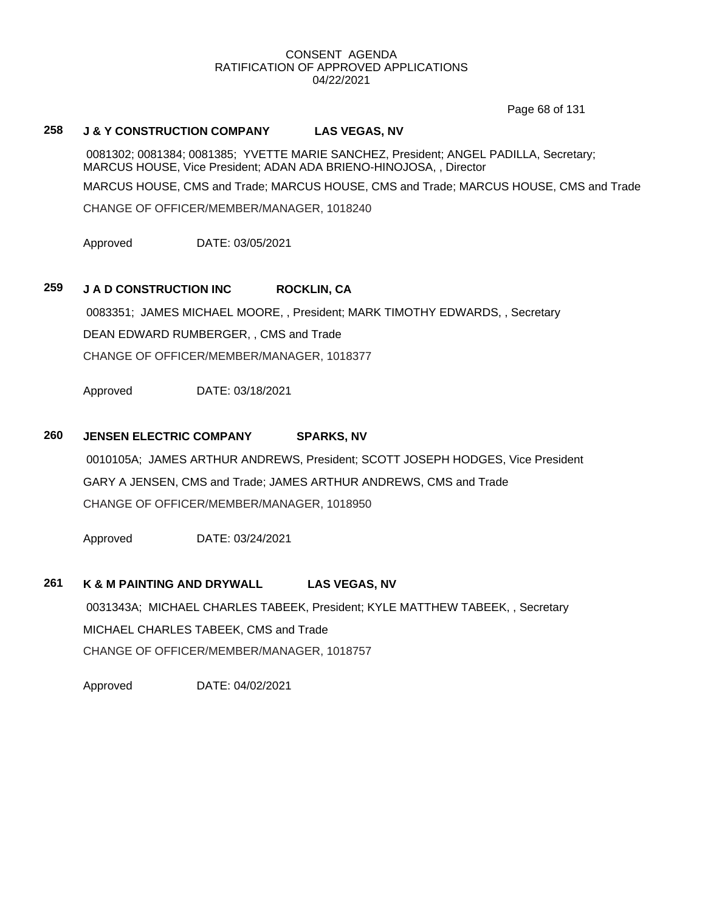CONSENT AGENDA
RATIFICATION OF APPROVED APPLICATIONS
04/22/2021

**258 J & Y CONSTRUCTION COMPANY LAS VEGAS, NV**

0081302; 0081384; 0081385; YVETTE MARIE SANCHEZ, President; ANGEL PADILLA, Secretary; MARCUS HOUSE, Vice President; ADAN ADA BRIENO-HINOJOSA, , Director

MARCUS HOUSE, CMS and Trade; MARCUS HOUSE, CMS and Trade; MARCUS HOUSE, CMS and Trade

CHANGE OF OFFICER/MEMBER/MANAGER, 1018240

Approved DATE: 03/05/2021

**259 J A D CONSTRUCTION INC ROCKLIN, CA**

0083351; JAMES MICHAEL MOORE, , President; MARK TIMOTHY EDWARDS, , Secretary

DEAN EDWARD RUMBERGER, , CMS and Trade

CHANGE OF OFFICER/MEMBER/MANAGER, 1018377

Approved DATE: 03/18/2021

**260 JENSEN ELECTRIC COMPANY SPARKS, NV**

0010105A; JAMES ARTHUR ANDREWS, President; SCOTT JOSEPH HODGES, Vice President

GARY A JENSEN, CMS and Trade; JAMES ARTHUR ANDREWS, CMS and Trade

CHANGE OF OFFICER/MEMBER/MANAGER, 1018950

Approved DATE: 03/24/2021

**261 K & M PAINTING AND DRYWALL LAS VEGAS, NV**

0031343A; MICHAEL CHARLES TABEEK, President; KYLE MATTHEW TABEEK, , Secretary

MICHAEL CHARLES TABEEK, CMS and Trade

CHANGE OF OFFICER/MEMBER/MANAGER, 1018757

Approved DATE: 04/02/2021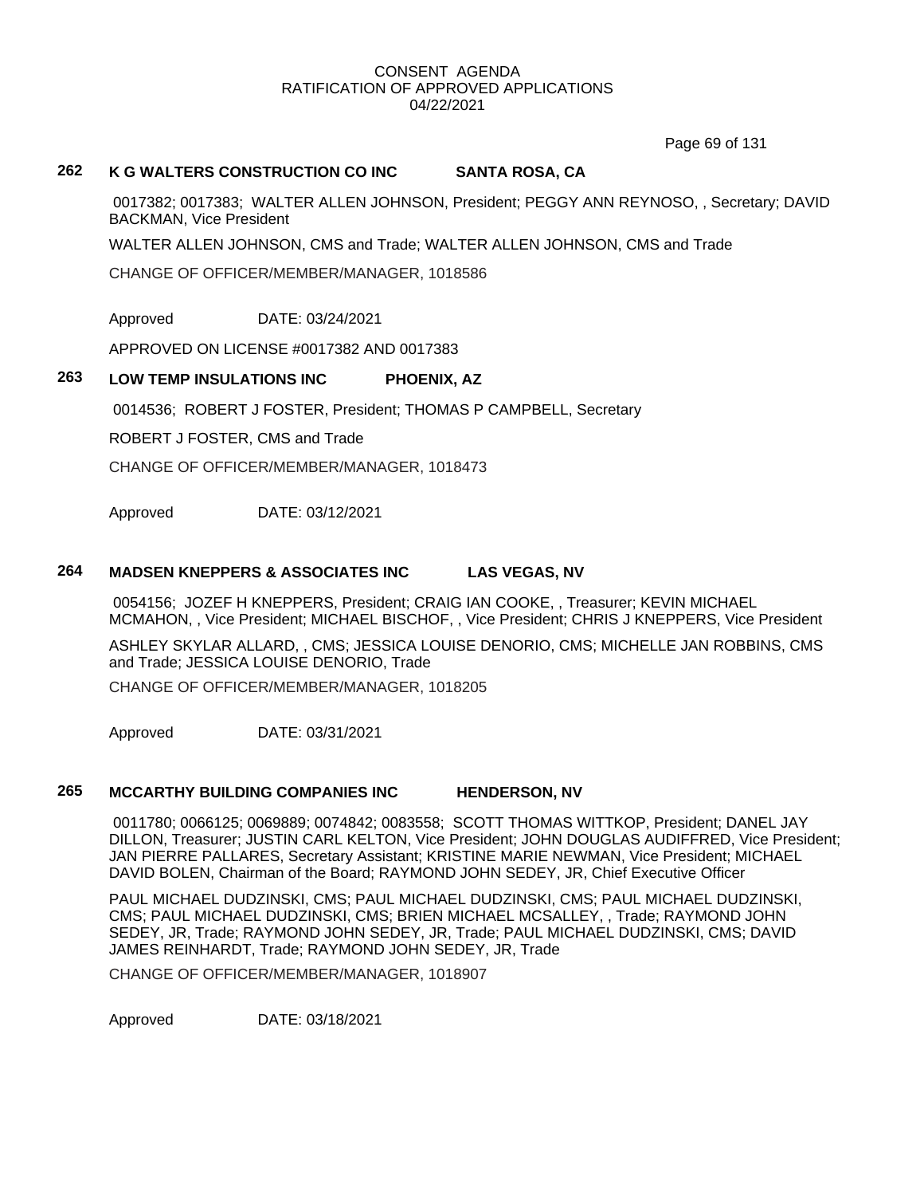CONSENT AGENDA
RATIFICATION OF APPROVED APPLICATIONS
04/22/2021

### 262 K G WALTERS CONSTRUCTION CO INC SANTA ROSA, CA

0017382; 0017383; WALTER ALLEN JOHNSON, President; PEGGY ANN REYNOSO, , Secretary; DAVID BACKMAN, Vice President

WALTER ALLEN JOHNSON, CMS and Trade; WALTER ALLEN JOHNSON, CMS and Trade

CHANGE OF OFFICER/MEMBER/MANAGER, 1018586

Approved DATE: 03/24/2021

APPROVED ON LICENSE #0017382 AND 0017383

### 263 LOW TEMP INSULATIONS INC PHOENIX, AZ

0014536; ROBERT J FOSTER, President; THOMAS P CAMPBELL, Secretary

ROBERT J FOSTER, CMS and Trade

CHANGE OF OFFICER/MEMBER/MANAGER, 1018473

Approved DATE: 03/12/2021

### 264 MADSEN KNEPPERS & ASSOCIATES INC LAS VEGAS, NV

0054156; JOZEF H KNEPPERS, President; CRAIG IAN COOKE, , Treasurer; KEVIN MICHAEL MCMAHON, , Vice President; MICHAEL BISCHOF, , Vice President; CHRIS J KNEPPERS, Vice President

ASHLEY SKYLAR ALLARD, , CMS; JESSICA LOUISE DENORIO, CMS; MICHELLE JAN ROBBINS, CMS and Trade; JESSICA LOUISE DENORIO, Trade

CHANGE OF OFFICER/MEMBER/MANAGER, 1018205

Approved DATE: 03/31/2021

### 265 MCCARTHY BUILDING COMPANIES INC HENDERSON, NV

0011780; 0066125; 0069889; 0074842; 0083558; SCOTT THOMAS WITTKOP, President; DANEL JAY DILLON, Treasurer; JUSTIN CARL KELTON, Vice President; JOHN DOUGLAS AUDIFFRED, Vice President; JAN PIERRE PALLARES, Secretary Assistant; KRISTINE MARIE NEWMAN, Vice President; MICHAEL DAVID BOLEN, Chairman of the Board; RAYMOND JOHN SEDEY, JR, Chief Executive Officer

PAUL MICHAEL DUDZINSKI, CMS; PAUL MICHAEL DUDZINSKI, CMS; PAUL MICHAEL DUDZINSKI, CMS; PAUL MICHAEL DUDZINSKI, CMS; BRIEN MICHAEL MCSALLEY, , Trade; RAYMOND JOHN SEDEY, JR, Trade; RAYMOND JOHN SEDEY, JR, Trade; PAUL MICHAEL DUDZINSKI, CMS; DAVID JAMES REINHARDT, Trade; RAYMOND JOHN SEDEY, JR, Trade

CHANGE OF OFFICER/MEMBER/MANAGER, 1018907

Approved DATE: 03/18/2021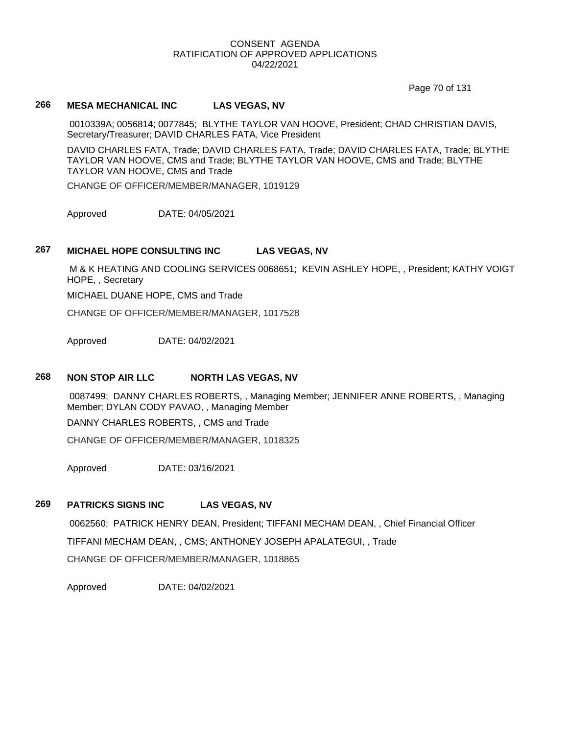CONSENT AGENDA
RATIFICATION OF APPROVED APPLICATIONS
04/22/2021

## 266 MESA MECHANICAL INC LAS VEGAS, NV

0010339A; 0056814; 0077845; BLYTHE TAYLOR VAN HOOVE, President; CHAD CHRISTIAN DAVIS, Secretary/Treasurer; DAVID CHARLES FATA, Vice President

DAVID CHARLES FATA, Trade; DAVID CHARLES FATA, Trade; DAVID CHARLES FATA, Trade; BLYTHE TAYLOR VAN HOOVE, CMS and Trade; BLYTHE TAYLOR VAN HOOVE, CMS and Trade; BLYTHE TAYLOR VAN HOOVE, CMS and Trade

CHANGE OF OFFICER/MEMBER/MANAGER, 1019129

Approved DATE: 04/05/2021

## 267 MICHAEL HOPE CONSULTING INC LAS VEGAS, NV

M & K HEATING AND COOLING SERVICES 0068651; KEVIN ASHLEY HOPE, , President; KATHY VOIGT HOPE, , Secretary

MICHAEL DUANE HOPE, CMS and Trade

CHANGE OF OFFICER/MEMBER/MANAGER, 1017528

Approved DATE: 04/02/2021

## 268 NON STOP AIR LLC NORTH LAS VEGAS, NV

0087499; DANNY CHARLES ROBERTS, , Managing Member; JENNIFER ANNE ROBERTS, , Managing Member; DYLAN CODY PAVAO, , Managing Member

DANNY CHARLES ROBERTS, , CMS and Trade

CHANGE OF OFFICER/MEMBER/MANAGER, 1018325

Approved DATE: 03/16/2021

## 269 PATRICKS SIGNS INC LAS VEGAS, NV

0062560; PATRICK HENRY DEAN, President; TIFFANI MECHAM DEAN, , Chief Financial Officer

TIFFANI MECHAM DEAN, , CMS; ANTHONEY JOSEPH APALATEGUI, , Trade

CHANGE OF OFFICER/MEMBER/MANAGER, 1018865

Approved DATE: 04/02/2021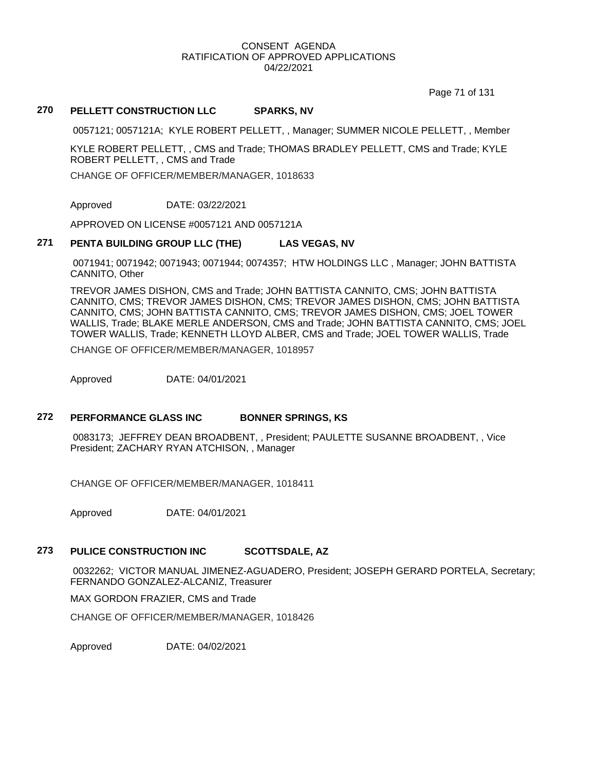CONSENT AGENDA
RATIFICATION OF APPROVED APPLICATIONS
04/22/2021

### 270 PELLETT CONSTRUCTION LLC SPARKS, NV

0057121; 0057121A; KYLE ROBERT PELLETT, , Manager; SUMMER NICOLE PELLETT, , Member

KYLE ROBERT PELLETT, , CMS and Trade; THOMAS BRADLEY PELLETT, CMS and Trade; KYLE ROBERT PELLETT, , CMS and Trade

CHANGE OF OFFICER/MEMBER/MANAGER, 1018633

Approved DATE: 03/22/2021

APPROVED ON LICENSE #0057121 AND 0057121A

### 271 PENTA BUILDING GROUP LLC (THE) LAS VEGAS, NV

0071941; 0071942; 0071943; 0071944; 0074357; HTW HOLDINGS LLC , Manager; JOHN BATTISTA CANNITO, Other

TREVOR JAMES DISHON, CMS and Trade; JOHN BATTISTA CANNITO, CMS; JOHN BATTISTA CANNITO, CMS; TREVOR JAMES DISHON, CMS; TREVOR JAMES DISHON, CMS; JOHN BATTISTA CANNITO, CMS; JOHN BATTISTA CANNITO, CMS; TREVOR JAMES DISHON, CMS; JOEL TOWER WALLIS, Trade; BLAKE MERLE ANDERSON, CMS and Trade; JOHN BATTISTA CANNITO, CMS; JOEL TOWER WALLIS, Trade; KENNETH LLOYD ALBER, CMS and Trade; JOEL TOWER WALLIS, Trade

CHANGE OF OFFICER/MEMBER/MANAGER, 1018957

Approved DATE: 04/01/2021

### 272 PERFORMANCE GLASS INC BONNER SPRINGS, KS

0083173; JEFFREY DEAN BROADBENT, , President; PAULETTE SUSANNE BROADBENT, , Vice President; ZACHARY RYAN ATCHISON, , Manager

CHANGE OF OFFICER/MEMBER/MANAGER, 1018411

Approved DATE: 04/01/2021

### 273 PULICE CONSTRUCTION INC SCOTTSDALE, AZ

0032262; VICTOR MANUAL JIMENEZ-AGUADERO, President; JOSEPH GERARD PORTELA, Secretary; FERNANDO GONZALEZ-ALCANIZ, Treasurer

MAX GORDON FRAZIER, CMS and Trade

CHANGE OF OFFICER/MEMBER/MANAGER, 1018426

Approved DATE: 04/02/2021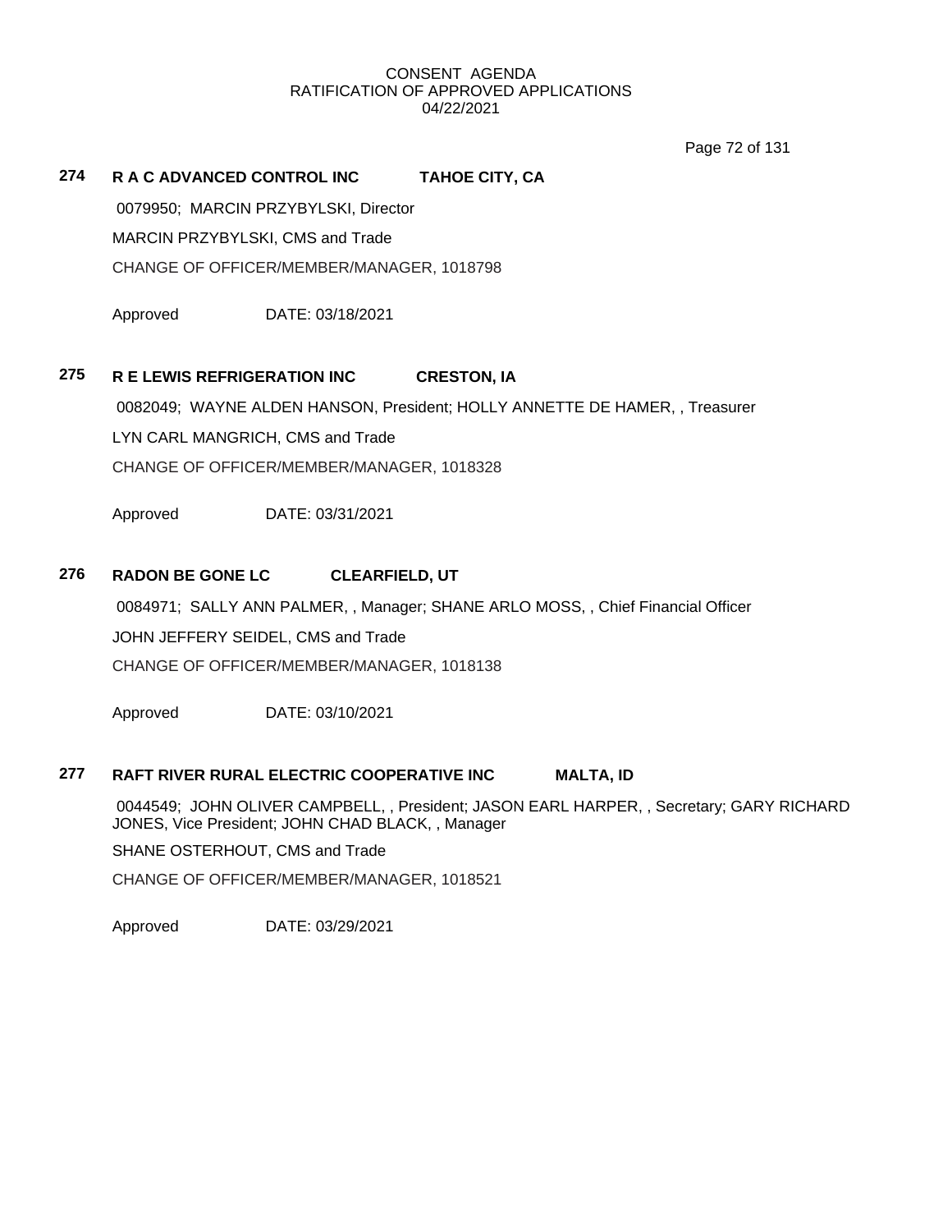CONSENT AGENDA
RATIFICATION OF APPROVED APPLICATIONS
04/22/2021

**274 R A C ADVANCED CONTROL INC TAHOE CITY, CA**

0079950; MARCIN PRZYBYLSKI, Director

MARCIN PRZYBYLSKI, CMS and Trade

CHANGE OF OFFICER/MEMBER/MANAGER, 1018798

Approved DATE: 03/18/2021

**275 R E LEWIS REFRIGERATION INC CRESTON, IA**

0082049; WAYNE ALDEN HANSON, President; HOLLY ANNETTE DE HAMER, , Treasurer

LYN CARL MANGRICH, CMS and Trade

CHANGE OF OFFICER/MEMBER/MANAGER, 1018328

Approved DATE: 03/31/2021

**276 RADON BE GONE LC CLEARFIELD, UT**

0084971; SALLY ANN PALMER, , Manager; SHANE ARLO MOSS, , Chief Financial Officer

JOHN JEFFERY SEIDEL, CMS and Trade

CHANGE OF OFFICER/MEMBER/MANAGER, 1018138

Approved DATE: 03/10/2021

**277 RAFT RIVER RURAL ELECTRIC COOPERATIVE INC MALTA, ID**

0044549; JOHN OLIVER CAMPBELL, , President; JASON EARL HARPER, , Secretary; GARY RICHARD JONES, Vice President; JOHN CHAD BLACK, , Manager

SHANE OSTERHOUT, CMS and Trade

CHANGE OF OFFICER/MEMBER/MANAGER, 1018521

Approved DATE: 03/29/2021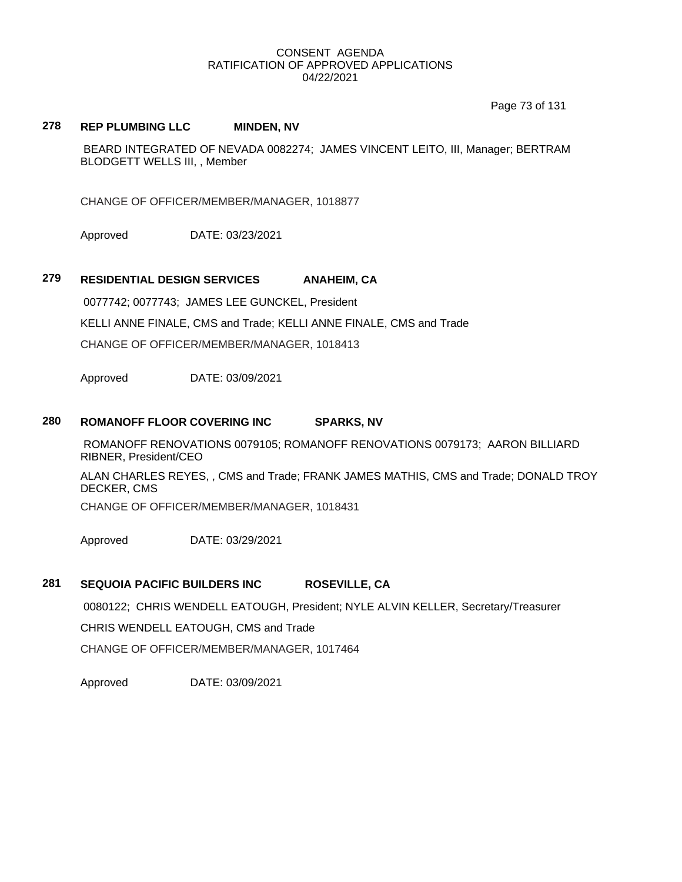CONSENT AGENDA
RATIFICATION OF APPROVED APPLICATIONS
04/22/2021

### 278 REP PLUMBING LLC MINDEN, NV

BEARD INTEGRATED OF NEVADA 0082274; JAMES VINCENT LEITO, III, Manager; BERTRAM BLODGETT WELLS III, , Member

CHANGE OF OFFICER/MEMBER/MANAGER, 1018877

Approved DATE: 03/23/2021

### 279 RESIDENTIAL DESIGN SERVICES ANAHEIM, CA

0077742; 0077743; JAMES LEE GUNCKEL, President

KELLI ANNE FINALE, CMS and Trade; KELLI ANNE FINALE, CMS and Trade

CHANGE OF OFFICER/MEMBER/MANAGER, 1018413

Approved DATE: 03/09/2021

### 280 ROMANOFF FLOOR COVERING INC SPARKS, NV

ROMANOFF RENOVATIONS 0079105; ROMANOFF RENOVATIONS 0079173; AARON BILLIARD RIBNER, President/CEO

ALAN CHARLES REYES, , CMS and Trade; FRANK JAMES MATHIS, CMS and Trade; DONALD TROY DECKER, CMS

CHANGE OF OFFICER/MEMBER/MANAGER, 1018431

Approved DATE: 03/29/2021

### 281 SEQUOIA PACIFIC BUILDERS INC ROSEVILLE, CA

0080122; CHRIS WENDELL EATOUGH, President; NYLE ALVIN KELLER, Secretary/Treasurer

CHRIS WENDELL EATOUGH, CMS and Trade

CHANGE OF OFFICER/MEMBER/MANAGER, 1017464

Approved DATE: 03/09/2021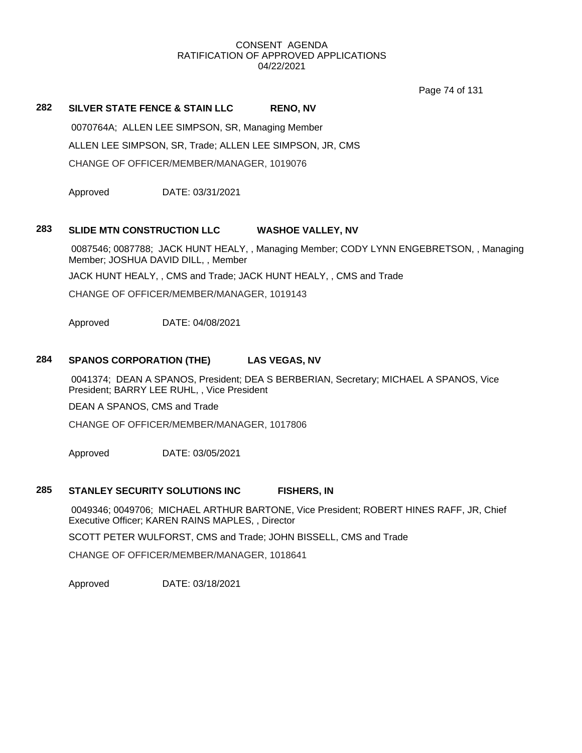CONSENT AGENDA
RATIFICATION OF APPROVED APPLICATIONS
04/22/2021

**282 SILVER STATE FENCE & STAIN LLC RENO, NV**

0070764A; ALLEN LEE SIMPSON, SR, Managing Member

ALLEN LEE SIMPSON, SR, Trade; ALLEN LEE SIMPSON, JR, CMS

CHANGE OF OFFICER/MEMBER/MANAGER, 1019076

Approved DATE: 03/31/2021

**283 SLIDE MTN CONSTRUCTION LLC WASHOE VALLEY, NV**

0087546; 0087788; JACK HUNT HEALY, , Managing Member; CODY LYNN ENGEBRETSON, , Managing Member; JOSHUA DAVID DILL, , Member

JACK HUNT HEALY, , CMS and Trade; JACK HUNT HEALY, , CMS and Trade

CHANGE OF OFFICER/MEMBER/MANAGER, 1019143

Approved DATE: 04/08/2021

**284 SPANOS CORPORATION (THE) LAS VEGAS, NV**

0041374; DEAN A SPANOS, President; DEA S BERBERIAN, Secretary; MICHAEL A SPANOS, Vice President; BARRY LEE RUHL, , Vice President

DEAN A SPANOS, CMS and Trade

CHANGE OF OFFICER/MEMBER/MANAGER, 1017806

Approved DATE: 03/05/2021

**285 STANLEY SECURITY SOLUTIONS INC FISHERS, IN**

0049346; 0049706; MICHAEL ARTHUR BARTONE, Vice President; ROBERT HINES RAFF, JR, Chief Executive Officer; KAREN RAINS MAPLES, , Director

SCOTT PETER WULFORST, CMS and Trade; JOHN BISSELL, CMS and Trade

CHANGE OF OFFICER/MEMBER/MANAGER, 1018641

Approved DATE: 03/18/2021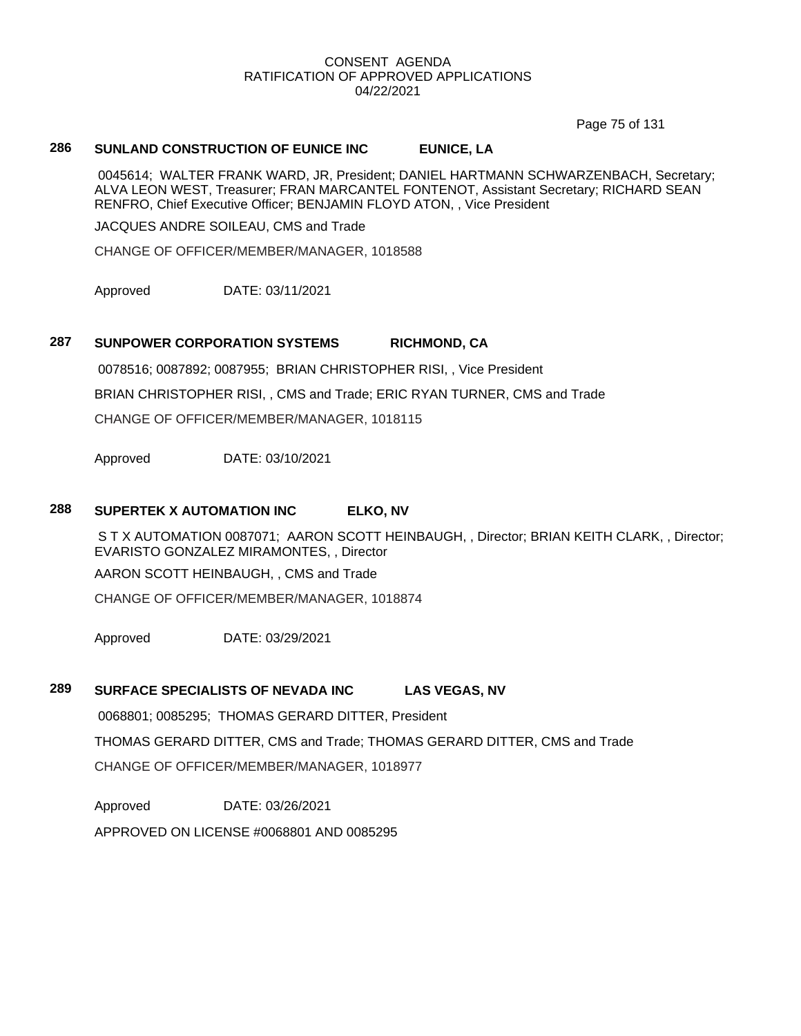CONSENT AGENDA
RATIFICATION OF APPROVED APPLICATIONS
04/22/2021

**286 SUNLAND CONSTRUCTION OF EUNICE INC EUNICE, LA**

0045614; WALTER FRANK WARD, JR, President; DANIEL HARTMANN SCHWARZENBACH, Secretary; ALVA LEON WEST, Treasurer; FRAN MARCANTEL FONTENOT, Assistant Secretary; RICHARD SEAN RENFRO, Chief Executive Officer; BENJAMIN FLOYD ATON, , Vice President

JACQUES ANDRE SOILEAU, CMS and Trade

CHANGE OF OFFICER/MEMBER/MANAGER, 1018588

Approved DATE: 03/11/2021

**287 SUNPOWER CORPORATION SYSTEMS RICHMOND, CA**

0078516; 0087892; 0087955; BRIAN CHRISTOPHER RISI, , Vice President

BRIAN CHRISTOPHER RISI, , CMS and Trade; ERIC RYAN TURNER, CMS and Trade

CHANGE OF OFFICER/MEMBER/MANAGER, 1018115

Approved DATE: 03/10/2021

**288 SUPERTEK X AUTOMATION INC ELKO, NV**

S T X AUTOMATION 0087071; AARON SCOTT HEINBAUGH, , Director; BRIAN KEITH CLARK, , Director; EVARISTO GONZALEZ MIRAMONTES, , Director

AARON SCOTT HEINBAUGH, , CMS and Trade

CHANGE OF OFFICER/MEMBER/MANAGER, 1018874

Approved DATE: 03/29/2021

**289 SURFACE SPECIALISTS OF NEVADA INC LAS VEGAS, NV**

0068801; 0085295; THOMAS GERARD DITTER, President

THOMAS GERARD DITTER, CMS and Trade; THOMAS GERARD DITTER, CMS and Trade

CHANGE OF OFFICER/MEMBER/MANAGER, 1018977

Approved DATE: 03/26/2021

APPROVED ON LICENSE #0068801 AND 0085295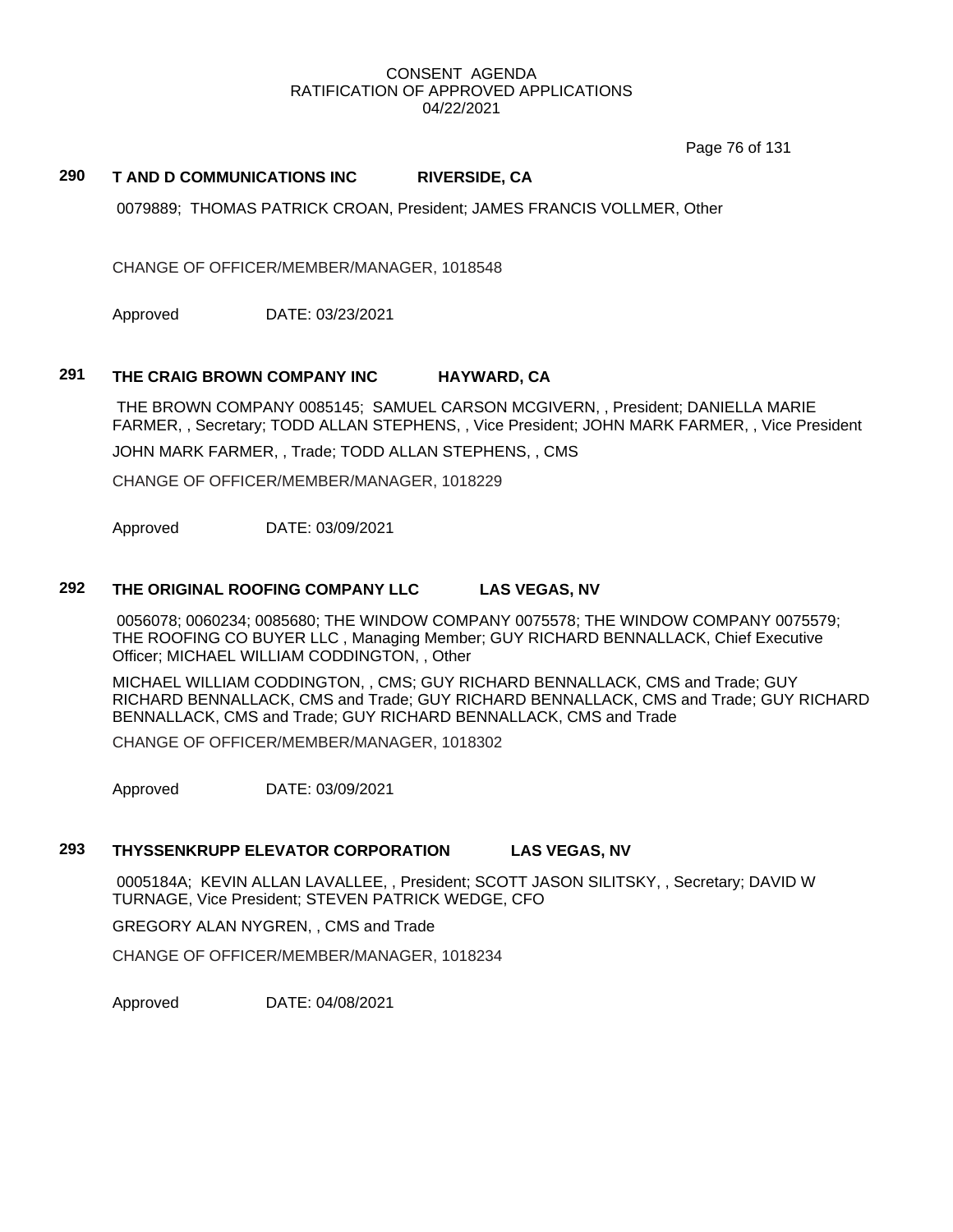CONSENT AGENDA
RATIFICATION OF APPROVED APPLICATIONS
04/22/2021

### 290 T AND D COMMUNICATIONS INC RIVERSIDE, CA

0079889; THOMAS PATRICK CROAN, President; JAMES FRANCIS VOLLMER, Other

CHANGE OF OFFICER/MEMBER/MANAGER, 1018548

Approved DATE: 03/23/2021

### 291 THE CRAIG BROWN COMPANY INC HAYWARD, CA

THE BROWN COMPANY 0085145; SAMUEL CARSON MCGIVERN, , President; DANIELLA MARIE FARMER, , Secretary; TODD ALLAN STEPHENS, , Vice President; JOHN MARK FARMER, , Vice President

JOHN MARK FARMER, , Trade; TODD ALLAN STEPHENS, , CMS

CHANGE OF OFFICER/MEMBER/MANAGER, 1018229

Approved DATE: 03/09/2021

### 292 THE ORIGINAL ROOFING COMPANY LLC LAS VEGAS, NV

0056078; 0060234; 0085680; THE WINDOW COMPANY 0075578; THE WINDOW COMPANY 0075579; THE ROOFING CO BUYER LLC , Managing Member; GUY RICHARD BENNALLACK, Chief Executive Officer; MICHAEL WILLIAM CODDINGTON, , Other

MICHAEL WILLIAM CODDINGTON, , CMS; GUY RICHARD BENNALLACK, CMS and Trade; GUY RICHARD BENNALLACK, CMS and Trade; GUY RICHARD BENNALLACK, CMS and Trade; GUY RICHARD BENNALLACK, CMS and Trade; GUY RICHARD BENNALLACK, CMS and Trade

CHANGE OF OFFICER/MEMBER/MANAGER, 1018302

Approved DATE: 03/09/2021

### 293 THYSSENKRUPP ELEVATOR CORPORATION LAS VEGAS, NV

0005184A; KEVIN ALLAN LAVALLEE, , President; SCOTT JASON SILITSKY, , Secretary; DAVID W TURNAGE, Vice President; STEVEN PATRICK WEDGE, CFO

GREGORY ALAN NYGREN, , CMS and Trade

CHANGE OF OFFICER/MEMBER/MANAGER, 1018234

Approved DATE: 04/08/2021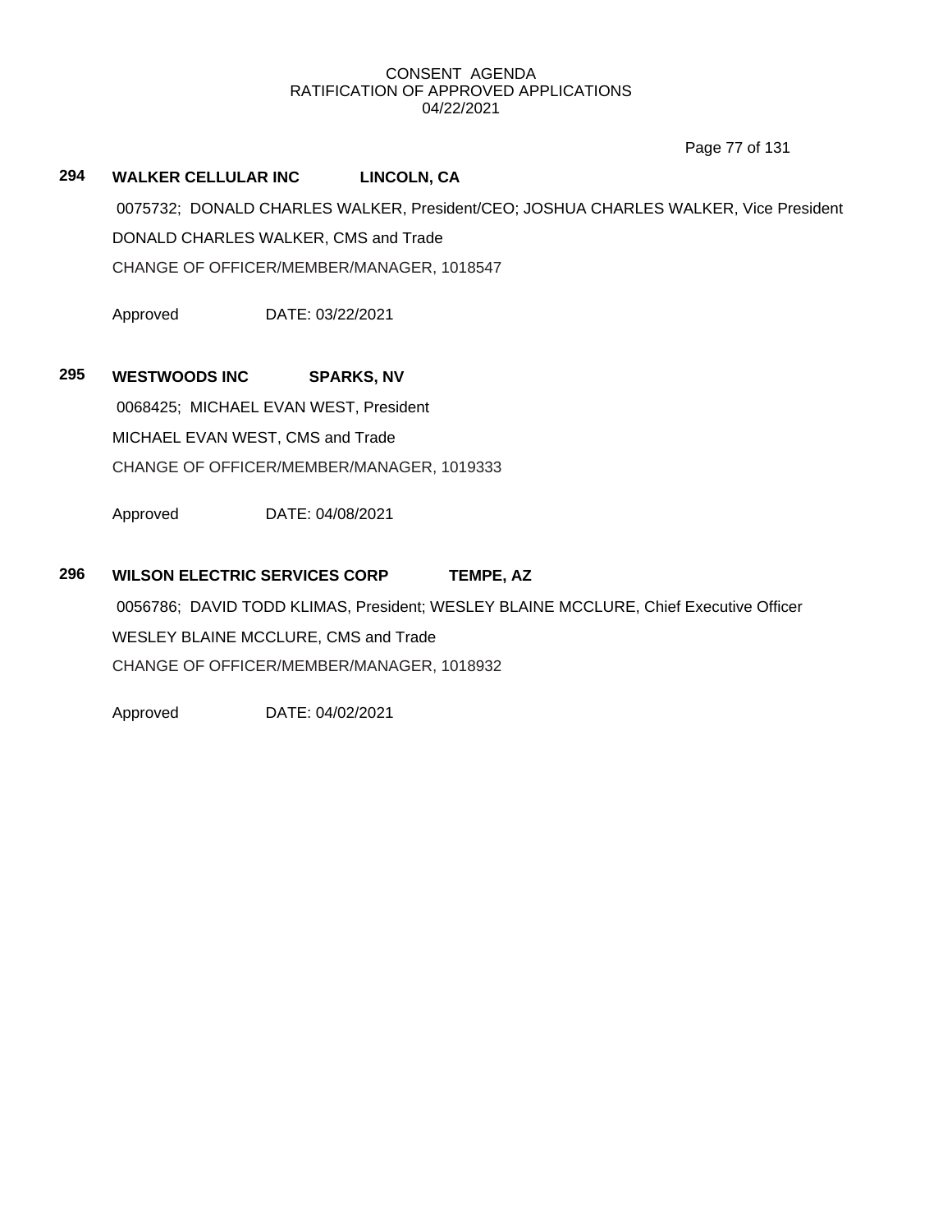CONSENT AGENDA
RATIFICATION OF APPROVED APPLICATIONS
04/22/2021

**294 WALKER CELLULAR INC LINCOLN, CA**

0075732; DONALD CHARLES WALKER, President/CEO; JOSHUA CHARLES WALKER, Vice President

DONALD CHARLES WALKER, CMS and Trade

CHANGE OF OFFICER/MEMBER/MANAGER, 1018547

Approved DATE: 03/22/2021

**295 WESTWOODS INC SPARKS, NV**

0068425; MICHAEL EVAN WEST, President

MICHAEL EVAN WEST, CMS and Trade

CHANGE OF OFFICER/MEMBER/MANAGER, 1019333

Approved DATE: 04/08/2021

**296 WILSON ELECTRIC SERVICES CORP TEMPE, AZ**

0056786; DAVID TODD KLIMAS, President; WESLEY BLAINE MCCLURE, Chief Executive Officer

WESLEY BLAINE MCCLURE, CMS and Trade

CHANGE OF OFFICER/MEMBER/MANAGER, 1018932

Approved DATE: 04/02/2021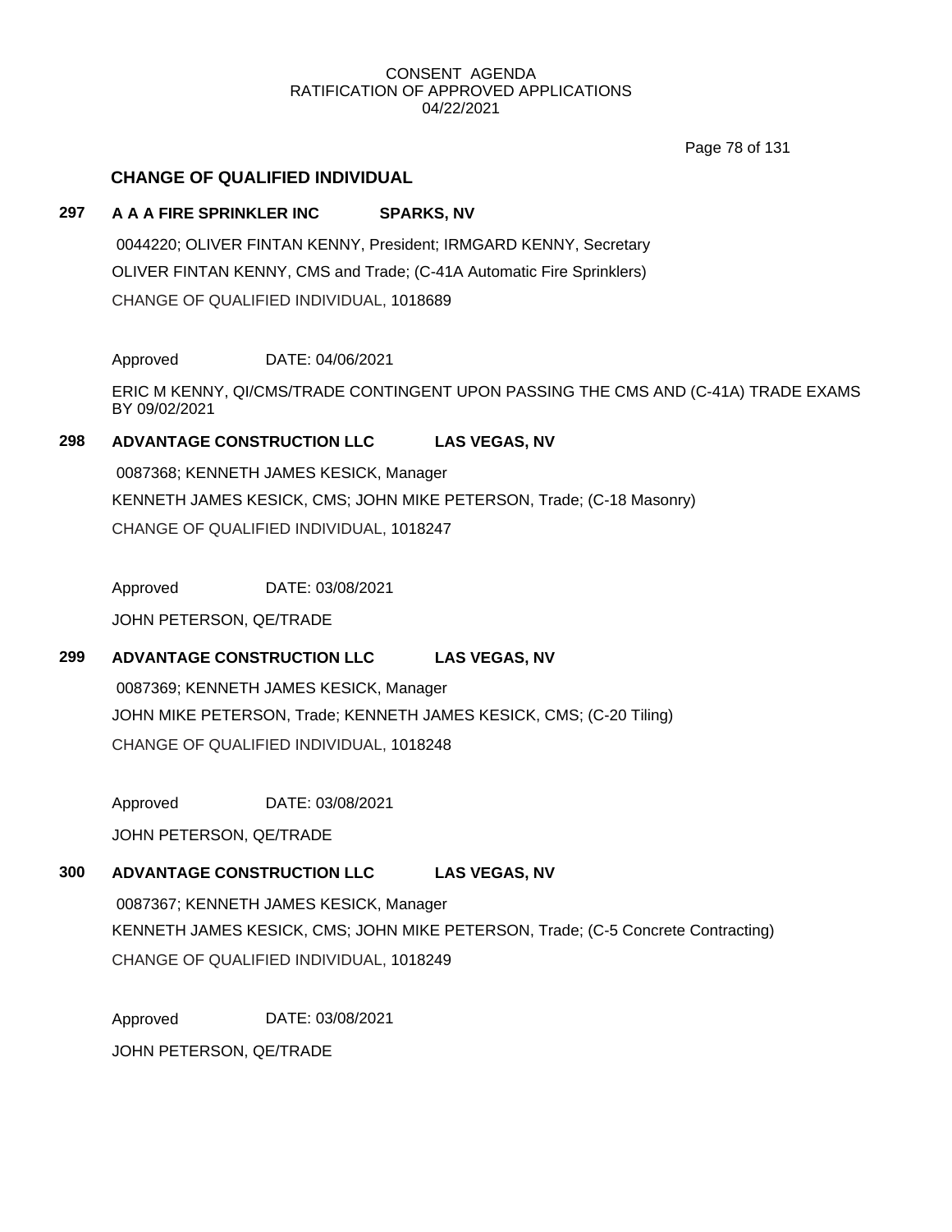## CHANGE OF QUALIFIED INDIVIDUAL

**297 A A A FIRE SPRINKLER INC SPARKS, NV**

0044220; OLIVER FINTAN KENNY, President; IRMGARD KENNY, Secretary

OLIVER FINTAN KENNY, CMS and Trade; (C-41A Automatic Fire Sprinklers)

CHANGE OF QUALIFIED INDIVIDUAL, 1018689

Approved DATE: 04/06/2021

ERIC M KENNY, QI/CMS/TRADE CONTINGENT UPON PASSING THE CMS AND (C-41A) TRADE EXAMS BY 09/02/2021

**298 ADVANTAGE CONSTRUCTION LLC LAS VEGAS, NV**

0087368; KENNETH JAMES KESICK, Manager

KENNETH JAMES KESICK, CMS; JOHN MIKE PETERSON, Trade; (C-18 Masonry)

CHANGE OF QUALIFIED INDIVIDUAL, 1018247

Approved DATE: 03/08/2021

JOHN PETERSON, QE/TRADE

**299 ADVANTAGE CONSTRUCTION LLC LAS VEGAS, NV**

0087369; KENNETH JAMES KESICK, Manager

JOHN MIKE PETERSON, Trade; KENNETH JAMES KESICK, CMS; (C-20 Tiling)

CHANGE OF QUALIFIED INDIVIDUAL, 1018248

Approved DATE: 03/08/2021

JOHN PETERSON, QE/TRADE

**300 ADVANTAGE CONSTRUCTION LLC LAS VEGAS, NV**

0087367; KENNETH JAMES KESICK, Manager

KENNETH JAMES KESICK, CMS; JOHN MIKE PETERSON, Trade; (C-5 Concrete Contracting)

CHANGE OF QUALIFIED INDIVIDUAL, 1018249

Approved DATE: 03/08/2021

JOHN PETERSON, QE/TRADE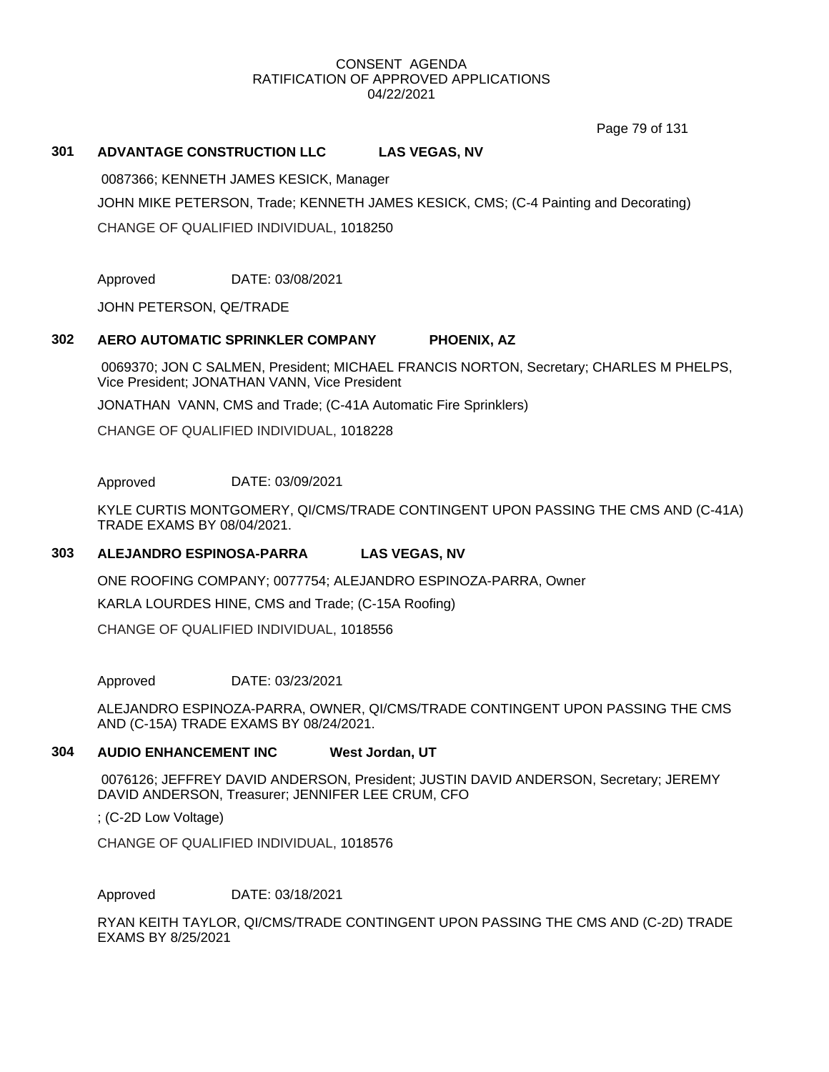CONSENT AGENDA
RATIFICATION OF APPROVED APPLICATIONS
04/22/2021

**301 ADVANTAGE CONSTRUCTION LLC LAS VEGAS, NV**

0087366; KENNETH JAMES KESICK, Manager

JOHN MIKE PETERSON, Trade; KENNETH JAMES KESICK, CMS; (C-4 Painting and Decorating)

CHANGE OF QUALIFIED INDIVIDUAL, 1018250

Approved DATE: 03/08/2021

JOHN PETERSON, QE/TRADE

**302 AERO AUTOMATIC SPRINKLER COMPANY PHOENIX, AZ**

0069370; JON C SALMEN, President; MICHAEL FRANCIS NORTON, Secretary; CHARLES M PHELPS, Vice President; JONATHAN VANN, Vice President

JONATHAN VANN, CMS and Trade; (C-41A Automatic Fire Sprinklers)

CHANGE OF QUALIFIED INDIVIDUAL, 1018228

Approved DATE: 03/09/2021

KYLE CURTIS MONTGOMERY, QI/CMS/TRADE CONTINGENT UPON PASSING THE CMS AND (C-41A) TRADE EXAMS BY 08/04/2021.

**303 ALEJANDRO ESPINOSA-PARRA LAS VEGAS, NV**

ONE ROOFING COMPANY; 0077754; ALEJANDRO ESPINOZA-PARRA, Owner

KARLA LOURDES HINE, CMS and Trade; (C-15A Roofing)

CHANGE OF QUALIFIED INDIVIDUAL, 1018556

Approved DATE: 03/23/2021

ALEJANDRO ESPINOZA-PARRA, OWNER, QI/CMS/TRADE CONTINGENT UPON PASSING THE CMS AND (C-15A) TRADE EXAMS BY 08/24/2021.

**304 AUDIO ENHANCEMENT INC West Jordan, UT**

0076126; JEFFREY DAVID ANDERSON, President; JUSTIN DAVID ANDERSON, Secretary; JEREMY DAVID ANDERSON, Treasurer; JENNIFER LEE CRUM, CFO

; (C-2D Low Voltage)

CHANGE OF QUALIFIED INDIVIDUAL, 1018576

Approved DATE: 03/18/2021

RYAN KEITH TAYLOR, QI/CMS/TRADE CONTINGENT UPON PASSING THE CMS AND (C-2D) TRADE EXAMS BY 8/25/2021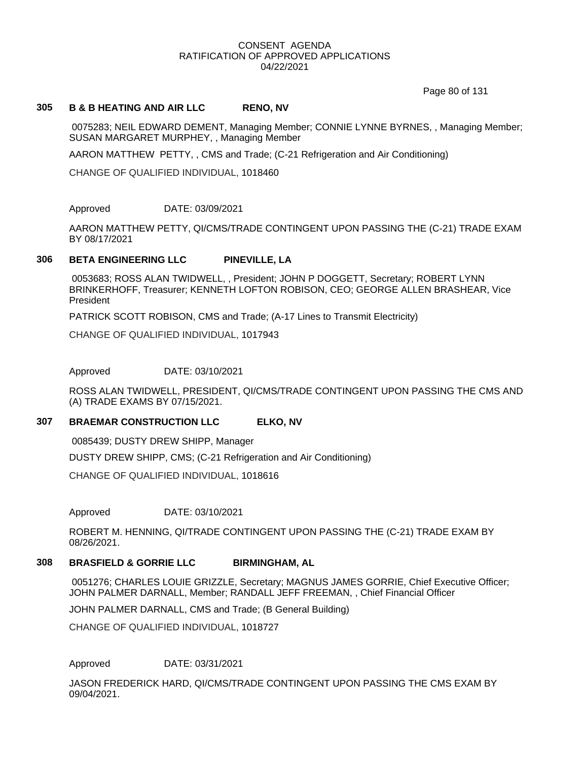CONSENT AGENDA
RATIFICATION OF APPROVED APPLICATIONS
04/22/2021

**305 B & B HEATING AND AIR LLC RENO, NV**

0075283; NEIL EDWARD DEMENT, Managing Member; CONNIE LYNNE BYRNES, , Managing Member; SUSAN MARGARET MURPHEY, , Managing Member

AARON MATTHEW PETTY, , CMS and Trade; (C-21 Refrigeration and Air Conditioning)

CHANGE OF QUALIFIED INDIVIDUAL, 1018460

Approved DATE: 03/09/2021

AARON MATTHEW PETTY, QI/CMS/TRADE CONTINGENT UPON PASSING THE (C-21) TRADE EXAM BY 08/17/2021

**306 BETA ENGINEERING LLC PINEVILLE, LA**

0053683; ROSS ALAN TWIDWELL, , President; JOHN P DOGGETT, Secretary; ROBERT LYNN BRINKERHOFF, Treasurer; KENNETH LOFTON ROBISON, CEO; GEORGE ALLEN BRASHEAR, Vice President

PATRICK SCOTT ROBISON, CMS and Trade; (A-17 Lines to Transmit Electricity)

CHANGE OF QUALIFIED INDIVIDUAL, 1017943

Approved DATE: 03/10/2021

ROSS ALAN TWIDWELL, PRESIDENT, QI/CMS/TRADE CONTINGENT UPON PASSING THE CMS AND (A) TRADE EXAMS BY 07/15/2021.

**307 BRAEMAR CONSTRUCTION LLC ELKO, NV**

0085439; DUSTY DREW SHIPP, Manager

DUSTY DREW SHIPP, CMS; (C-21 Refrigeration and Air Conditioning)

CHANGE OF QUALIFIED INDIVIDUAL, 1018616

Approved DATE: 03/10/2021

ROBERT M. HENNING, QI/TRADE CONTINGENT UPON PASSING THE (C-21) TRADE EXAM BY 08/26/2021.

**308 BRASFIELD & GORRIE LLC BIRMINGHAM, AL**

0051276; CHARLES LOUIE GRIZZLE, Secretary; MAGNUS JAMES GORRIE, Chief Executive Officer; JOHN PALMER DARNALL, Member; RANDALL JEFF FREEMAN, , Chief Financial Officer

JOHN PALMER DARNALL, CMS and Trade; (B General Building)

CHANGE OF QUALIFIED INDIVIDUAL, 1018727

Approved DATE: 03/31/2021

JASON FREDERICK HARD, QI/CMS/TRADE CONTINGENT UPON PASSING THE CMS EXAM BY 09/04/2021.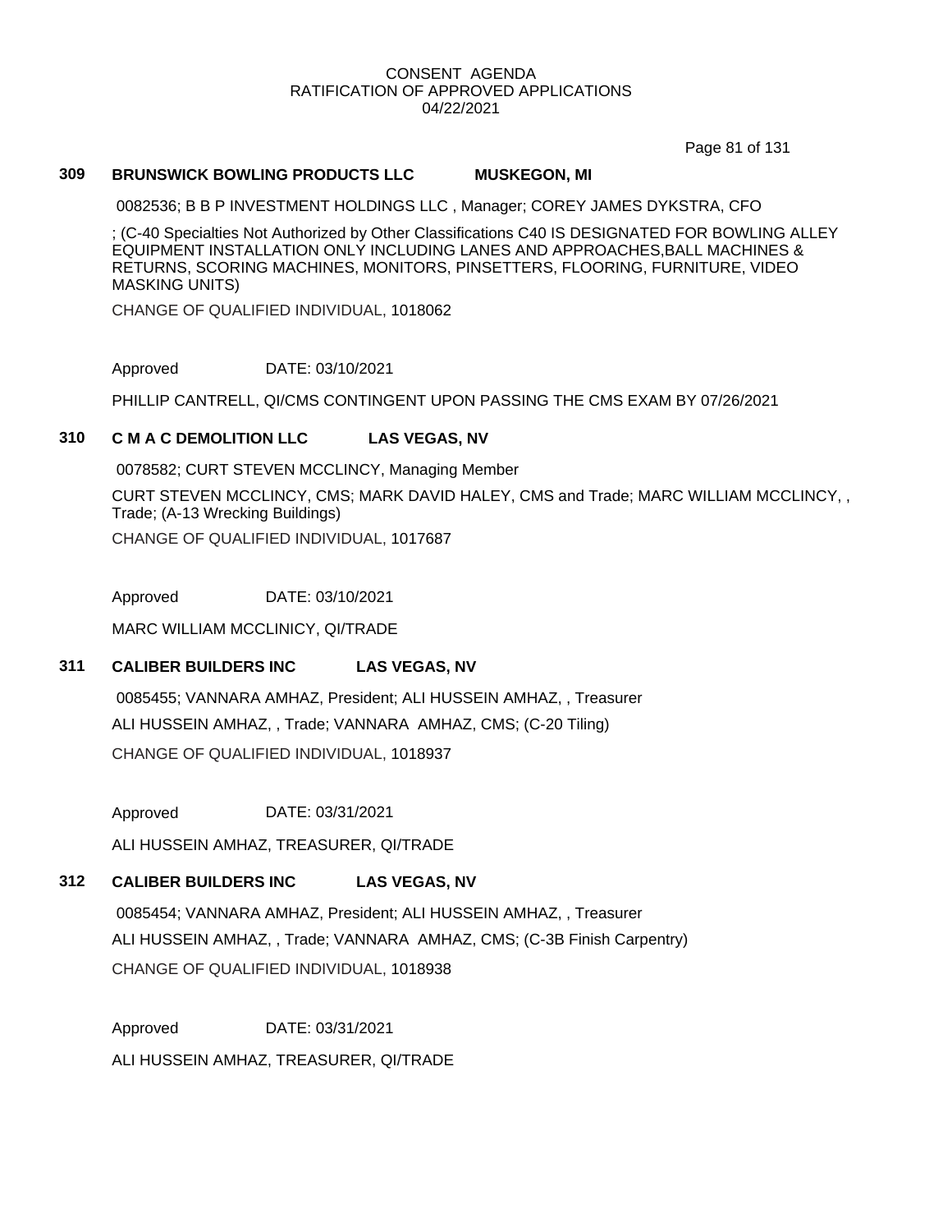CONSENT AGENDA
RATIFICATION OF APPROVED APPLICATIONS
04/22/2021

**309 BRUNSWICK BOWLING PRODUCTS LLC MUSKEGON, MI**

0082536; B B P INVESTMENT HOLDINGS LLC , Manager; COREY JAMES DYKSTRA, CFO

; (C-40 Specialties Not Authorized by Other Classifications C40 IS DESIGNATED FOR BOWLING ALLEY EQUIPMENT INSTALLATION ONLY INCLUDING LANES AND APPROACHES,BALL MACHINES & RETURNS, SCORING MACHINES, MONITORS, PINSETTERS, FLOORING, FURNITURE, VIDEO MASKING UNITS)

CHANGE OF QUALIFIED INDIVIDUAL, 1018062

Approved DATE: 03/10/2021

PHILLIP CANTRELL, QI/CMS CONTINGENT UPON PASSING THE CMS EXAM BY 07/26/2021

**310 C M A C DEMOLITION LLC LAS VEGAS, NV**

0078582; CURT STEVEN MCCLINCY, Managing Member

CURT STEVEN MCCLINCY, CMS; MARK DAVID HALEY, CMS and Trade; MARC WILLIAM MCCLINCY, , Trade; (A-13 Wrecking Buildings)

CHANGE OF QUALIFIED INDIVIDUAL, 1017687

Approved DATE: 03/10/2021

MARC WILLIAM MCCLINICY, QI/TRADE

**311 CALIBER BUILDERS INC LAS VEGAS, NV**

0085455; VANNARA AMHAZ, President; ALI HUSSEIN AMHAZ, , Treasurer

ALI HUSSEIN AMHAZ, , Trade; VANNARA AMHAZ, CMS; (C-20 Tiling)

CHANGE OF QUALIFIED INDIVIDUAL, 1018937

Approved DATE: 03/31/2021

ALI HUSSEIN AMHAZ, TREASURER, QI/TRADE

**312 CALIBER BUILDERS INC LAS VEGAS, NV**

0085454; VANNARA AMHAZ, President; ALI HUSSEIN AMHAZ, , Treasurer

ALI HUSSEIN AMHAZ, , Trade; VANNARA AMHAZ, CMS; (C-3B Finish Carpentry)

CHANGE OF QUALIFIED INDIVIDUAL, 1018938

Approved DATE: 03/31/2021

ALI HUSSEIN AMHAZ, TREASURER, QI/TRADE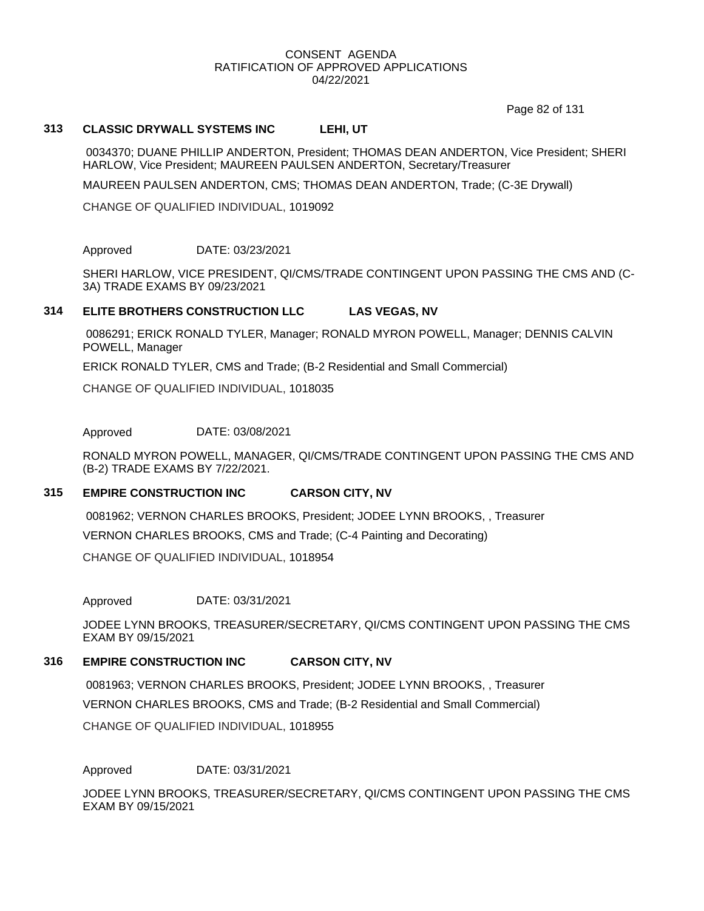CONSENT AGENDA
RATIFICATION OF APPROVED APPLICATIONS
04/22/2021

**313 CLASSIC DRYWALL SYSTEMS INC LEHI, UT**

0034370; DUANE PHILLIP ANDERTON, President; THOMAS DEAN ANDERTON, Vice President; SHERI HARLOW, Vice President; MAUREEN PAULSEN ANDERTON, Secretary/Treasurer

MAUREEN PAULSEN ANDERTON, CMS; THOMAS DEAN ANDERTON, Trade; (C-3E Drywall)

CHANGE OF QUALIFIED INDIVIDUAL, 1019092

Approved DATE: 03/23/2021

SHERI HARLOW, VICE PRESIDENT, QI/CMS/TRADE CONTINGENT UPON PASSING THE CMS AND (C-3A) TRADE EXAMS BY 09/23/2021

**314 ELITE BROTHERS CONSTRUCTION LLC LAS VEGAS, NV**

0086291; ERICK RONALD TYLER, Manager; RONALD MYRON POWELL, Manager; DENNIS CALVIN POWELL, Manager

ERICK RONALD TYLER, CMS and Trade; (B-2 Residential and Small Commercial)

CHANGE OF QUALIFIED INDIVIDUAL, 1018035

Approved DATE: 03/08/2021

RONALD MYRON POWELL, MANAGER, QI/CMS/TRADE CONTINGENT UPON PASSING THE CMS AND (B-2) TRADE EXAMS BY 7/22/2021.

**315 EMPIRE CONSTRUCTION INC CARSON CITY, NV**

0081962; VERNON CHARLES BROOKS, President; JODEE LYNN BROOKS, , Treasurer

VERNON CHARLES BROOKS, CMS and Trade; (C-4 Painting and Decorating)

CHANGE OF QUALIFIED INDIVIDUAL, 1018954

Approved DATE: 03/31/2021

JODEE LYNN BROOKS, TREASURER/SECRETARY, QI/CMS CONTINGENT UPON PASSING THE CMS EXAM BY 09/15/2021

**316 EMPIRE CONSTRUCTION INC CARSON CITY, NV**

0081963; VERNON CHARLES BROOKS, President; JODEE LYNN BROOKS, , Treasurer

VERNON CHARLES BROOKS, CMS and Trade; (B-2 Residential and Small Commercial)

CHANGE OF QUALIFIED INDIVIDUAL, 1018955

Approved DATE: 03/31/2021

JODEE LYNN BROOKS, TREASURER/SECRETARY, QI/CMS CONTINGENT UPON PASSING THE CMS EXAM BY 09/15/2021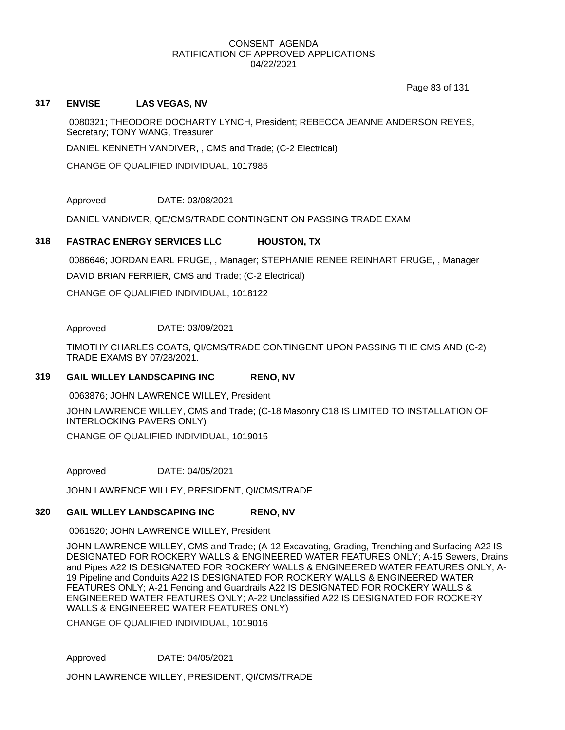CONSENT AGENDA
RATIFICATION OF APPROVED APPLICATIONS
04/22/2021

### 317 ENVISE LAS VEGAS, NV

0080321; THEODORE DOCHARTY LYNCH, President; REBECCA JEANNE ANDERSON REYES, Secretary; TONY WANG, Treasurer

DANIEL KENNETH VANDIVER, , CMS and Trade; (C-2 Electrical)

CHANGE OF QUALIFIED INDIVIDUAL, 1017985

Approved DATE: 03/08/2021

DANIEL VANDIVER, QE/CMS/TRADE CONTINGENT ON PASSING TRADE EXAM

### 318 FASTRAC ENERGY SERVICES LLC HOUSTON, TX

0086646; JORDAN EARL FRUGE, , Manager; STEPHANIE RENEE REINHART FRUGE, , Manager

DAVID BRIAN FERRIER, CMS and Trade; (C-2 Electrical)

CHANGE OF QUALIFIED INDIVIDUAL, 1018122

Approved DATE: 03/09/2021

TIMOTHY CHARLES COATS, QI/CMS/TRADE CONTINGENT UPON PASSING THE CMS AND (C-2) TRADE EXAMS BY 07/28/2021.

### 319 GAIL WILLEY LANDSCAPING INC RENO, NV

0063876; JOHN LAWRENCE WILLEY, President

JOHN LAWRENCE WILLEY, CMS and Trade; (C-18 Masonry C18 IS LIMITED TO INSTALLATION OF INTERLOCKING PAVERS ONLY)

CHANGE OF QUALIFIED INDIVIDUAL, 1019015

Approved DATE: 04/05/2021

JOHN LAWRENCE WILLEY, PRESIDENT, QI/CMS/TRADE

### 320 GAIL WILLEY LANDSCAPING INC RENO, NV

0061520; JOHN LAWRENCE WILLEY, President

JOHN LAWRENCE WILLEY, CMS and Trade; (A-12 Excavating, Grading, Trenching and Surfacing A22 IS DESIGNATED FOR ROCKERY WALLS & ENGINEERED WATER FEATURES ONLY; A-15 Sewers, Drains and Pipes A22 IS DESIGNATED FOR ROCKERY WALLS & ENGINEERED WATER FEATURES ONLY; A-19 Pipeline and Conduits A22 IS DESIGNATED FOR ROCKERY WALLS & ENGINEERED WATER FEATURES ONLY; A-21 Fencing and Guardrails A22 IS DESIGNATED FOR ROCKERY WALLS & ENGINEERED WATER FEATURES ONLY; A-22 Unclassified A22 IS DESIGNATED FOR ROCKERY WALLS & ENGINEERED WATER FEATURES ONLY)

CHANGE OF QUALIFIED INDIVIDUAL, 1019016

Approved DATE: 04/05/2021

JOHN LAWRENCE WILLEY, PRESIDENT, QI/CMS/TRADE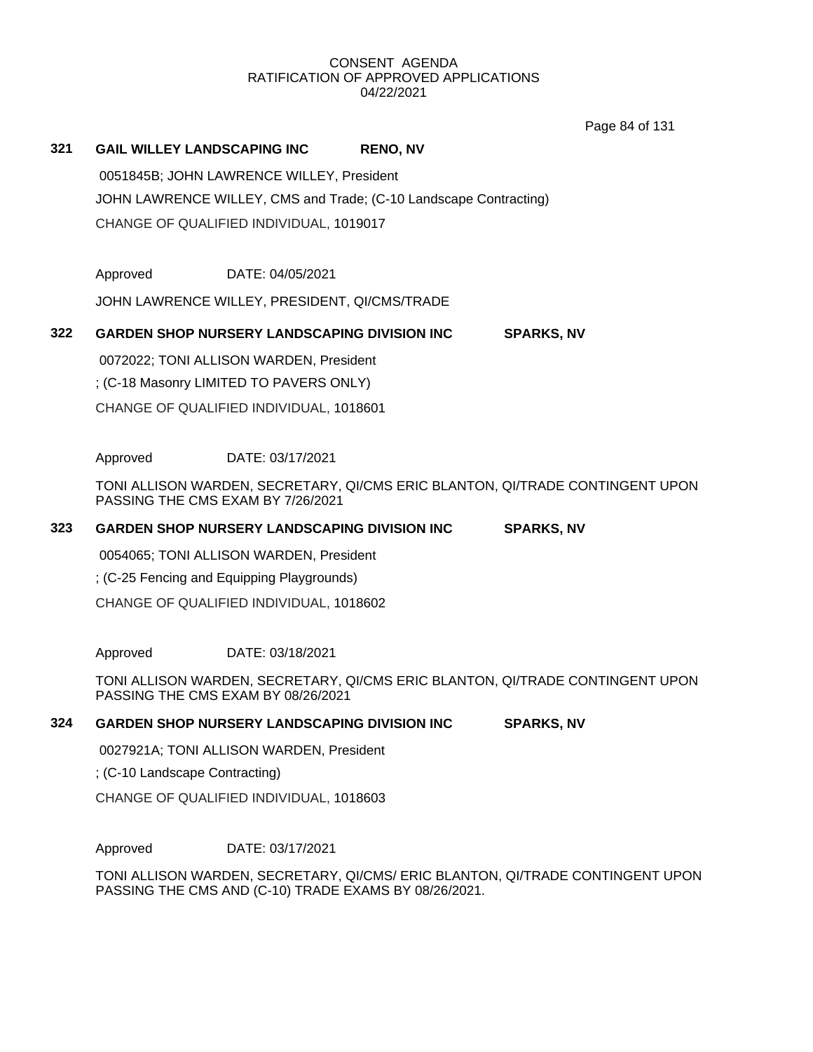CONSENT AGENDA
RATIFICATION OF APPROVED APPLICATIONS
04/22/2021

**321 GAIL WILLEY LANDSCAPING INC RENO, NV**

0051845B; JOHN LAWRENCE WILLEY, President

JOHN LAWRENCE WILLEY, CMS and Trade; (C-10 Landscape Contracting)

CHANGE OF QUALIFIED INDIVIDUAL, 1019017

Approved DATE: 04/05/2021

JOHN LAWRENCE WILLEY, PRESIDENT, QI/CMS/TRADE

**322 GARDEN SHOP NURSERY LANDSCAPING DIVISION INC SPARKS, NV**

0072022; TONI ALLISON WARDEN, President

; (C-18 Masonry LIMITED TO PAVERS ONLY)

CHANGE OF QUALIFIED INDIVIDUAL, 1018601

Approved DATE: 03/17/2021

TONI ALLISON WARDEN, SECRETARY, QI/CMS ERIC BLANTON, QI/TRADE CONTINGENT UPON PASSING THE CMS EXAM BY 7/26/2021

**323 GARDEN SHOP NURSERY LANDSCAPING DIVISION INC SPARKS, NV**

0054065; TONI ALLISON WARDEN, President

; (C-25 Fencing and Equipping Playgrounds)

CHANGE OF QUALIFIED INDIVIDUAL, 1018602

Approved DATE: 03/18/2021

TONI ALLISON WARDEN, SECRETARY, QI/CMS ERIC BLANTON, QI/TRADE CONTINGENT UPON PASSING THE CMS EXAM BY 08/26/2021

**324 GARDEN SHOP NURSERY LANDSCAPING DIVISION INC SPARKS, NV**

0027921A; TONI ALLISON WARDEN, President

; (C-10 Landscape Contracting)

CHANGE OF QUALIFIED INDIVIDUAL, 1018603

Approved DATE: 03/17/2021

TONI ALLISON WARDEN, SECRETARY, QI/CMS/ ERIC BLANTON, QI/TRADE CONTINGENT UPON PASSING THE CMS AND (C-10) TRADE EXAMS BY 08/26/2021.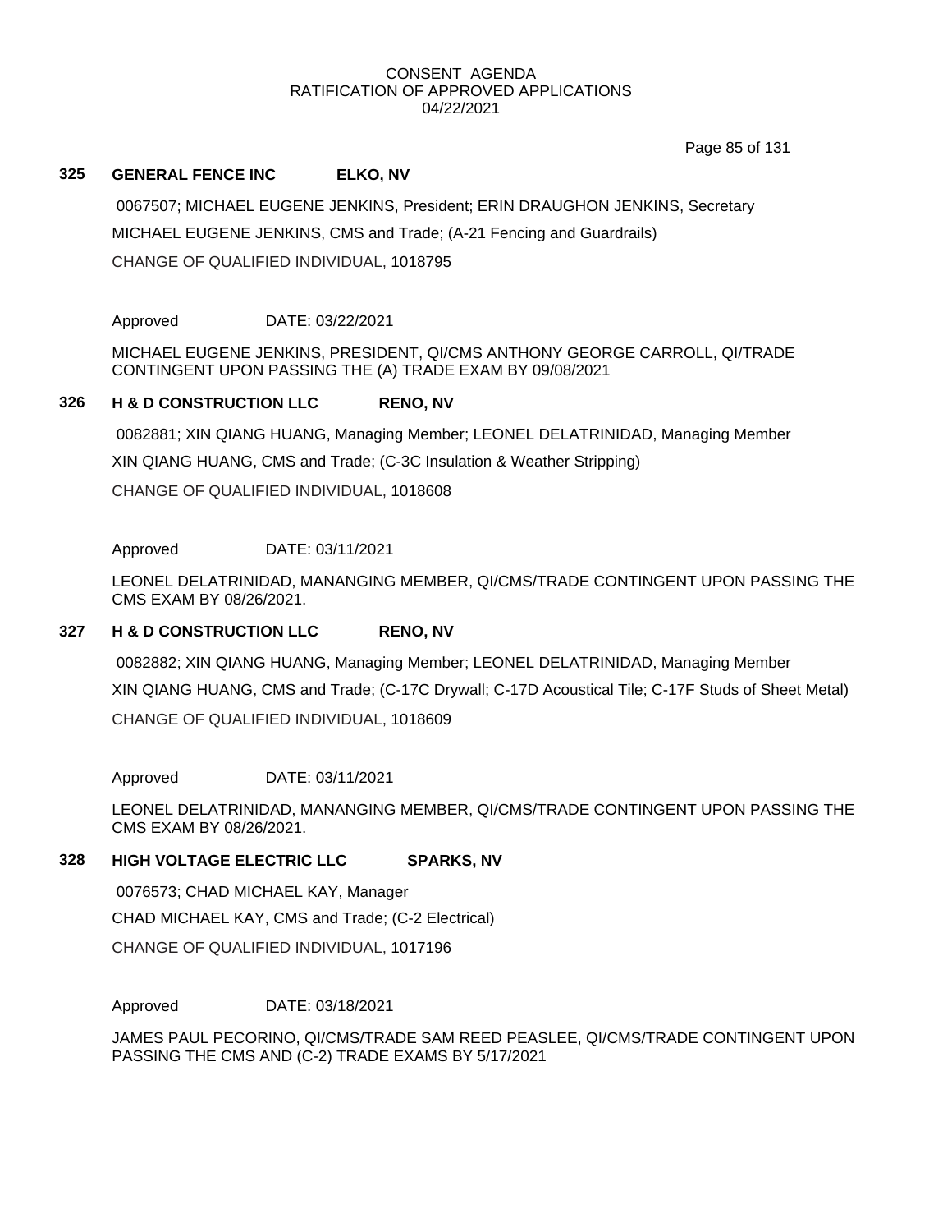CONSENT AGENDA
RATIFICATION OF APPROVED APPLICATIONS
04/22/2021

**325 GENERAL FENCE INC ELKO, NV**

0067507; MICHAEL EUGENE JENKINS, President; ERIN DRAUGHON JENKINS, Secretary

MICHAEL EUGENE JENKINS, CMS and Trade; (A-21 Fencing and Guardrails)

CHANGE OF QUALIFIED INDIVIDUAL, 1018795

Approved DATE: 03/22/2021

MICHAEL EUGENE JENKINS, PRESIDENT, QI/CMS ANTHONY GEORGE CARROLL, QI/TRADE CONTINGENT UPON PASSING THE (A) TRADE EXAM BY 09/08/2021

**326 H & D CONSTRUCTION LLC RENO, NV**

0082881; XIN QIANG HUANG, Managing Member; LEONEL DELATRINIDAD, Managing Member

XIN QIANG HUANG, CMS and Trade; (C-3C Insulation & Weather Stripping)

CHANGE OF QUALIFIED INDIVIDUAL, 1018608

Approved DATE: 03/11/2021

LEONEL DELATRINIDAD, MANANGING MEMBER, QI/CMS/TRADE CONTINGENT UPON PASSING THE CMS EXAM BY 08/26/2021.

**327 H & D CONSTRUCTION LLC RENO, NV**

0082882; XIN QIANG HUANG, Managing Member; LEONEL DELATRINIDAD, Managing Member

XIN QIANG HUANG, CMS and Trade; (C-17C Drywall; C-17D Acoustical Tile; C-17F Studs of Sheet Metal)

CHANGE OF QUALIFIED INDIVIDUAL, 1018609

Approved DATE: 03/11/2021

LEONEL DELATRINIDAD, MANANGING MEMBER, QI/CMS/TRADE CONTINGENT UPON PASSING THE CMS EXAM BY 08/26/2021.

**328 HIGH VOLTAGE ELECTRIC LLC SPARKS, NV**

0076573; CHAD MICHAEL KAY, Manager

CHAD MICHAEL KAY, CMS and Trade; (C-2 Electrical)

CHANGE OF QUALIFIED INDIVIDUAL, 1017196

Approved DATE: 03/18/2021

JAMES PAUL PECORINO, QI/CMS/TRADE SAM REED PEASLEE, QI/CMS/TRADE CONTINGENT UPON PASSING THE CMS AND (C-2) TRADE EXAMS BY 5/17/2021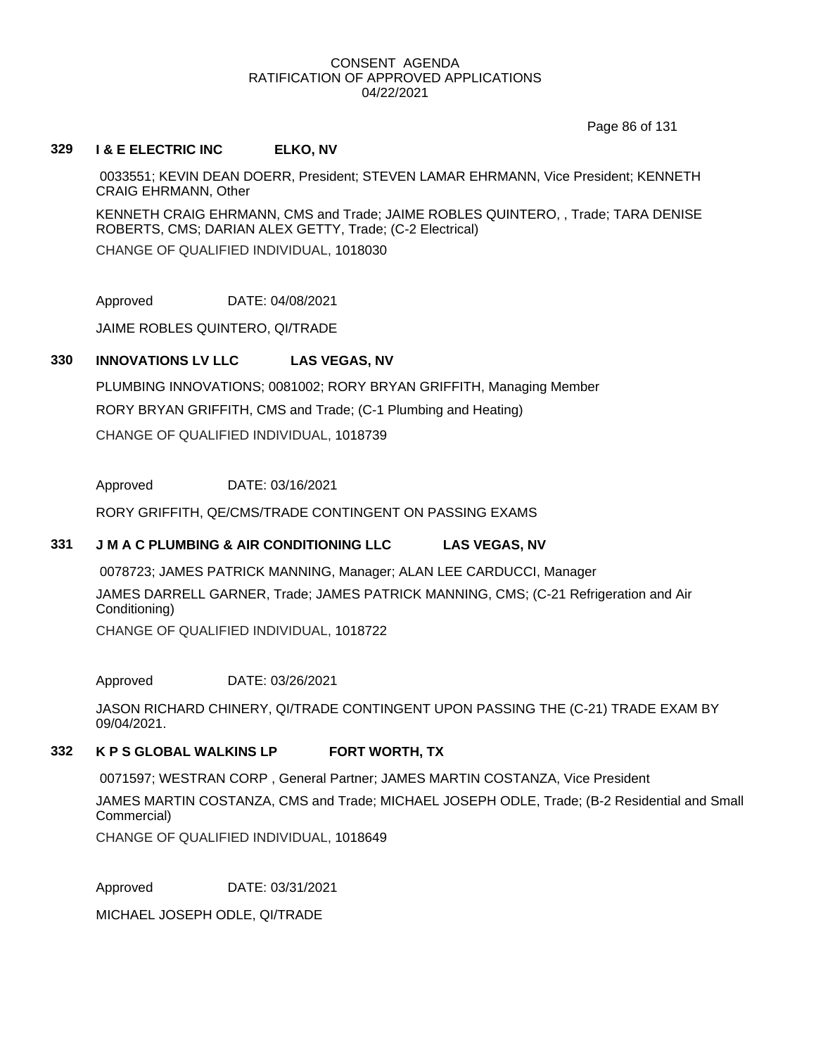CONSENT AGENDA
RATIFICATION OF APPROVED APPLICATIONS
04/22/2021

**329 I & E ELECTRIC INC ELKO, NV**

0033551; KEVIN DEAN DOERR, President; STEVEN LAMAR EHRMANN, Vice President; KENNETH CRAIG EHRMANN, Other

KENNETH CRAIG EHRMANN, CMS and Trade; JAIME ROBLES QUINTERO, , Trade; TARA DENISE ROBERTS, CMS; DARIAN ALEX GETTY, Trade; (C-2 Electrical)

CHANGE OF QUALIFIED INDIVIDUAL, 1018030

Approved DATE: 04/08/2021

JAIME ROBLES QUINTERO, QI/TRADE

**330 INNOVATIONS LV LLC LAS VEGAS, NV**

PLUMBING INNOVATIONS; 0081002; RORY BRYAN GRIFFITH, Managing Member

RORY BRYAN GRIFFITH, CMS and Trade; (C-1 Plumbing and Heating)

CHANGE OF QUALIFIED INDIVIDUAL, 1018739

Approved DATE: 03/16/2021

RORY GRIFFITH, QE/CMS/TRADE CONTINGENT ON PASSING EXAMS

**331 J M A C PLUMBING & AIR CONDITIONING LLC LAS VEGAS, NV**

0078723; JAMES PATRICK MANNING, Manager; ALAN LEE CARDUCCI, Manager

JAMES DARRELL GARNER, Trade; JAMES PATRICK MANNING, CMS; (C-21 Refrigeration and Air Conditioning)

CHANGE OF QUALIFIED INDIVIDUAL, 1018722

Approved DATE: 03/26/2021

JASON RICHARD CHINERY, QI/TRADE CONTINGENT UPON PASSING THE (C-21) TRADE EXAM BY 09/04/2021.

**332 K P S GLOBAL WALKINS LP FORT WORTH, TX**

0071597; WESTRAN CORP , General Partner; JAMES MARTIN COSTANZA, Vice President

JAMES MARTIN COSTANZA, CMS and Trade; MICHAEL JOSEPH ODLE, Trade; (B-2 Residential and Small Commercial)

CHANGE OF QUALIFIED INDIVIDUAL, 1018649

Approved DATE: 03/31/2021

MICHAEL JOSEPH ODLE, QI/TRADE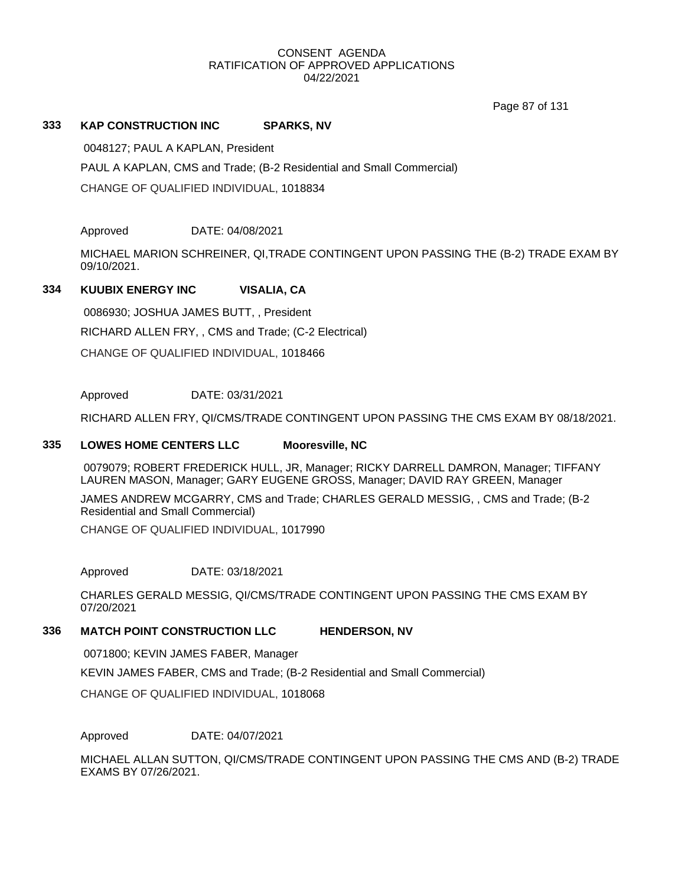CONSENT AGENDA
RATIFICATION OF APPROVED APPLICATIONS
04/22/2021

### 333 KAP CONSTRUCTION INC SPARKS, NV

0048127; PAUL A KAPLAN, President

PAUL A KAPLAN, CMS and Trade; (B-2 Residential and Small Commercial)

CHANGE OF QUALIFIED INDIVIDUAL, 1018834

Approved DATE: 04/08/2021

MICHAEL MARION SCHREINER, QI,TRADE CONTINGENT UPON PASSING THE (B-2) TRADE EXAM BY 09/10/2021.

### 334 KUUBIX ENERGY INC VISALIA, CA

0086930; JOSHUA JAMES BUTT, , President

RICHARD ALLEN FRY, , CMS and Trade; (C-2 Electrical)

CHANGE OF QUALIFIED INDIVIDUAL, 1018466

Approved DATE: 03/31/2021

RICHARD ALLEN FRY, QI/CMS/TRADE CONTINGENT UPON PASSING THE CMS EXAM BY 08/18/2021.

### 335 LOWES HOME CENTERS LLC Mooresville, NC

0079079; ROBERT FREDERICK HULL, JR, Manager; RICKY DARRELL DAMRON, Manager; TIFFANY LAUREN MASON, Manager; GARY EUGENE GROSS, Manager; DAVID RAY GREEN, Manager

JAMES ANDREW MCGARRY, CMS and Trade; CHARLES GERALD MESSIG, , CMS and Trade; (B-2 Residential and Small Commercial)

CHANGE OF QUALIFIED INDIVIDUAL, 1017990

Approved DATE: 03/18/2021

CHARLES GERALD MESSIG, QI/CMS/TRADE CONTINGENT UPON PASSING THE CMS EXAM BY 07/20/2021

### 336 MATCH POINT CONSTRUCTION LLC HENDERSON, NV

0071800; KEVIN JAMES FABER, Manager

KEVIN JAMES FABER, CMS and Trade; (B-2 Residential and Small Commercial)

CHANGE OF QUALIFIED INDIVIDUAL, 1018068

Approved DATE: 04/07/2021

MICHAEL ALLAN SUTTON, QI/CMS/TRADE CONTINGENT UPON PASSING THE CMS AND (B-2) TRADE EXAMS BY 07/26/2021.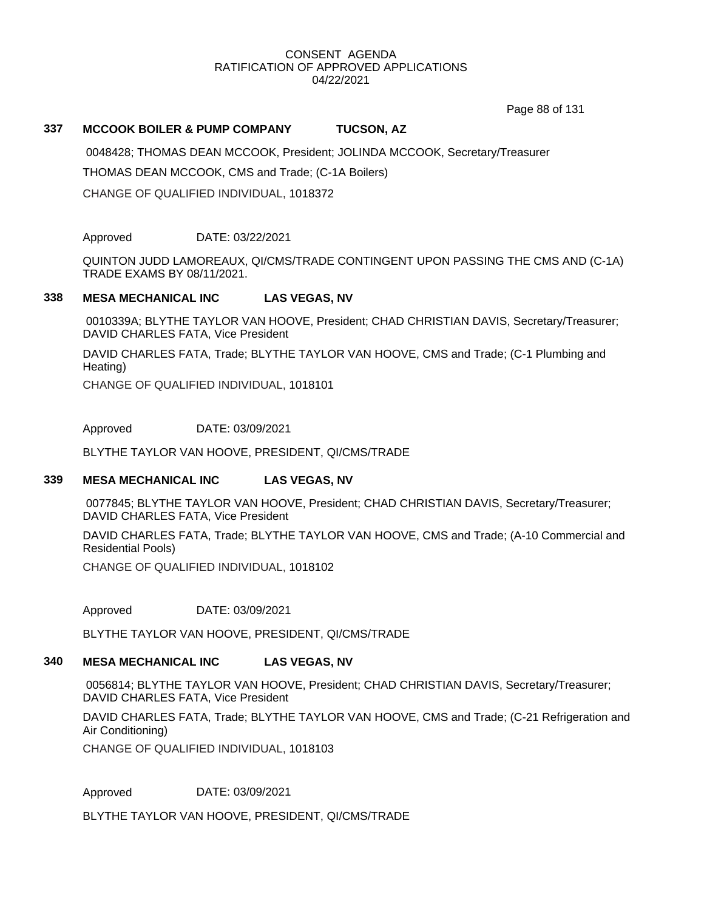CONSENT AGENDA
RATIFICATION OF APPROVED APPLICATIONS
04/22/2021

**337 MCCOOK BOILER & PUMP COMPANY TUCSON, AZ**

0048428; THOMAS DEAN MCCOOK, President; JOLINDA MCCOOK, Secretary/Treasurer

THOMAS DEAN MCCOOK, CMS and Trade; (C-1A Boilers)

CHANGE OF QUALIFIED INDIVIDUAL, 1018372

Approved DATE: 03/22/2021

QUINTON JUDD LAMOREAUX, QI/CMS/TRADE CONTINGENT UPON PASSING THE CMS AND (C-1A) TRADE EXAMS BY 08/11/2021.

**338 MESA MECHANICAL INC LAS VEGAS, NV**

0010339A; BLYTHE TAYLOR VAN HOOVE, President; CHAD CHRISTIAN DAVIS, Secretary/Treasurer; DAVID CHARLES FATA, Vice President

DAVID CHARLES FATA, Trade; BLYTHE TAYLOR VAN HOOVE, CMS and Trade; (C-1 Plumbing and Heating)

CHANGE OF QUALIFIED INDIVIDUAL, 1018101

Approved DATE: 03/09/2021

BLYTHE TAYLOR VAN HOOVE, PRESIDENT, QI/CMS/TRADE

**339 MESA MECHANICAL INC LAS VEGAS, NV**

0077845; BLYTHE TAYLOR VAN HOOVE, President; CHAD CHRISTIAN DAVIS, Secretary/Treasurer; DAVID CHARLES FATA, Vice President

DAVID CHARLES FATA, Trade; BLYTHE TAYLOR VAN HOOVE, CMS and Trade; (A-10 Commercial and Residential Pools)

CHANGE OF QUALIFIED INDIVIDUAL, 1018102

Approved DATE: 03/09/2021

BLYTHE TAYLOR VAN HOOVE, PRESIDENT, QI/CMS/TRADE

**340 MESA MECHANICAL INC LAS VEGAS, NV**

0056814; BLYTHE TAYLOR VAN HOOVE, President; CHAD CHRISTIAN DAVIS, Secretary/Treasurer; DAVID CHARLES FATA, Vice President

DAVID CHARLES FATA, Trade; BLYTHE TAYLOR VAN HOOVE, CMS and Trade; (C-21 Refrigeration and Air Conditioning)

CHANGE OF QUALIFIED INDIVIDUAL, 1018103

Approved DATE: 03/09/2021

BLYTHE TAYLOR VAN HOOVE, PRESIDENT, QI/CMS/TRADE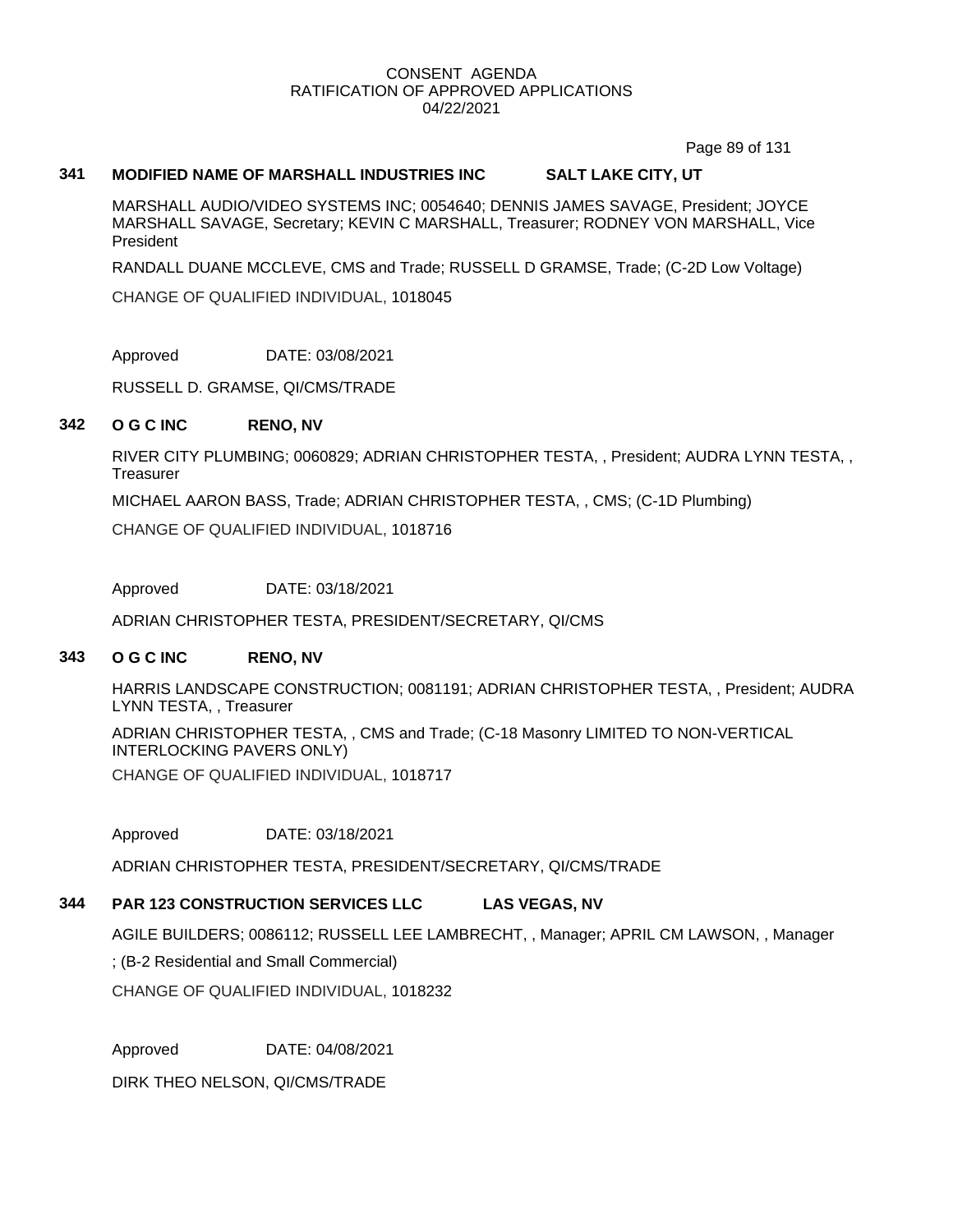CONSENT AGENDA
RATIFICATION OF APPROVED APPLICATIONS
04/22/2021

### 341 MODIFIED NAME OF MARSHALL INDUSTRIES INC SALT LAKE CITY, UT

MARSHALL AUDIO/VIDEO SYSTEMS INC; 0054640; DENNIS JAMES SAVAGE, President; JOYCE MARSHALL SAVAGE, Secretary; KEVIN C MARSHALL, Treasurer; RODNEY VON MARSHALL, Vice President

RANDALL DUANE MCCLEVE, CMS and Trade; RUSSELL D GRAMSE, Trade; (C-2D Low Voltage)

CHANGE OF QUALIFIED INDIVIDUAL, 1018045

Approved DATE: 03/08/2021

RUSSELL D. GRAMSE, QI/CMS/TRADE

### 342 O G C INC RENO, NV

RIVER CITY PLUMBING; 0060829; ADRIAN CHRISTOPHER TESTA, , President; AUDRA LYNN TESTA, , Treasurer

MICHAEL AARON BASS, Trade; ADRIAN CHRISTOPHER TESTA, , CMS; (C-1D Plumbing)

CHANGE OF QUALIFIED INDIVIDUAL, 1018716

Approved DATE: 03/18/2021

ADRIAN CHRISTOPHER TESTA, PRESIDENT/SECRETARY, QI/CMS

### 343 O G C INC RENO, NV

HARRIS LANDSCAPE CONSTRUCTION; 0081191; ADRIAN CHRISTOPHER TESTA, , President; AUDRA LYNN TESTA, , Treasurer

ADRIAN CHRISTOPHER TESTA, , CMS and Trade; (C-18 Masonry LIMITED TO NON-VERTICAL INTERLOCKING PAVERS ONLY)

CHANGE OF QUALIFIED INDIVIDUAL, 1018717

Approved DATE: 03/18/2021

ADRIAN CHRISTOPHER TESTA, PRESIDENT/SECRETARY, QI/CMS/TRADE

### 344 PAR 123 CONSTRUCTION SERVICES LLC LAS VEGAS, NV

AGILE BUILDERS; 0086112; RUSSELL LEE LAMBRECHT, , Manager; APRIL CM LAWSON, , Manager

; (B-2 Residential and Small Commercial)

CHANGE OF QUALIFIED INDIVIDUAL, 1018232

Approved DATE: 04/08/2021

DIRK THEO NELSON, QI/CMS/TRADE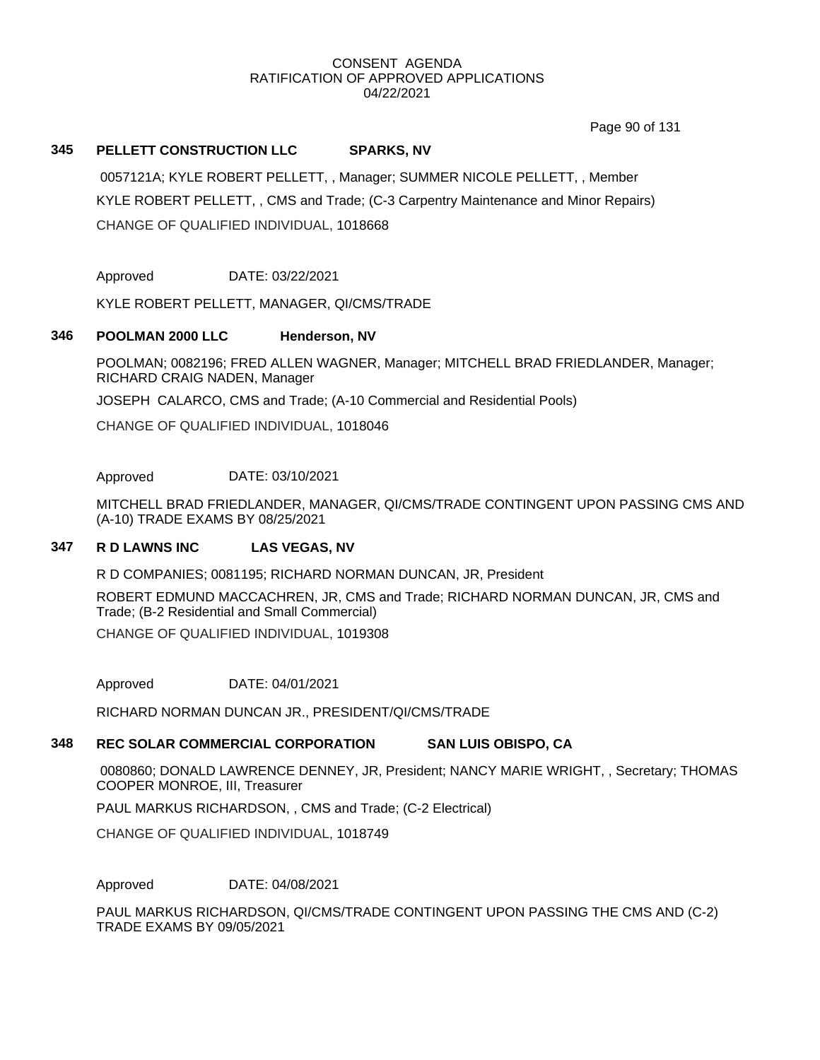CONSENT AGENDA
RATIFICATION OF APPROVED APPLICATIONS
04/22/2021

### 345 PELLETT CONSTRUCTION LLC SPARKS, NV

0057121A; KYLE ROBERT PELLETT, , Manager; SUMMER NICOLE PELLETT, , Member

KYLE ROBERT PELLETT, , CMS and Trade; (C-3 Carpentry Maintenance and Minor Repairs)

CHANGE OF QUALIFIED INDIVIDUAL, 1018668

Approved DATE: 03/22/2021

KYLE ROBERT PELLETT, MANAGER, QI/CMS/TRADE

### 346 POOLMAN 2000 LLC Henderson, NV

POOLMAN; 0082196; FRED ALLEN WAGNER, Manager; MITCHELL BRAD FRIEDLANDER, Manager; RICHARD CRAIG NADEN, Manager

JOSEPH CALARCO, CMS and Trade; (A-10 Commercial and Residential Pools)

CHANGE OF QUALIFIED INDIVIDUAL, 1018046

Approved DATE: 03/10/2021

MITCHELL BRAD FRIEDLANDER, MANAGER, QI/CMS/TRADE CONTINGENT UPON PASSING CMS AND (A-10) TRADE EXAMS BY 08/25/2021

### 347 R D LAWNS INC LAS VEGAS, NV

R D COMPANIES; 0081195; RICHARD NORMAN DUNCAN, JR, President

ROBERT EDMUND MACCACHREN, JR, CMS and Trade; RICHARD NORMAN DUNCAN, JR, CMS and Trade; (B-2 Residential and Small Commercial)

CHANGE OF QUALIFIED INDIVIDUAL, 1019308

Approved DATE: 04/01/2021

RICHARD NORMAN DUNCAN JR., PRESIDENT/QI/CMS/TRADE

### 348 REC SOLAR COMMERCIAL CORPORATION SAN LUIS OBISPO, CA

0080860; DONALD LAWRENCE DENNEY, JR, President; NANCY MARIE WRIGHT, , Secretary; THOMAS COOPER MONROE, III, Treasurer

PAUL MARKUS RICHARDSON, , CMS and Trade; (C-2 Electrical)

CHANGE OF QUALIFIED INDIVIDUAL, 1018749

Approved DATE: 04/08/2021

PAUL MARKUS RICHARDSON, QI/CMS/TRADE CONTINGENT UPON PASSING THE CMS AND (C-2) TRADE EXAMS BY 09/05/2021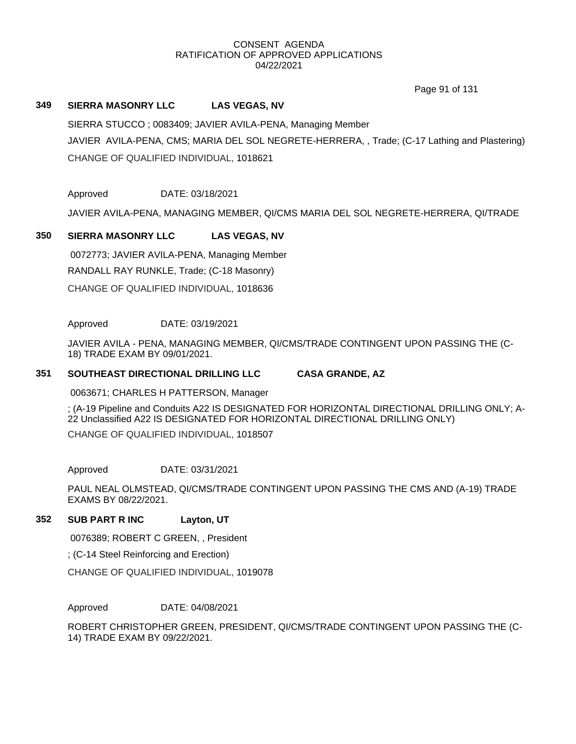CONSENT AGENDA
RATIFICATION OF APPROVED APPLICATIONS
04/22/2021

**349 SIERRA MASONRY LLC LAS VEGAS, NV**

SIERRA STUCCO ; 0083409; JAVIER AVILA-PENA, Managing Member

JAVIER AVILA-PENA, CMS; MARIA DEL SOL NEGRETE-HERRERA, , Trade; (C-17 Lathing and Plastering)

CHANGE OF QUALIFIED INDIVIDUAL, 1018621

Approved DATE: 03/18/2021

JAVIER AVILA-PENA, MANAGING MEMBER, QI/CMS MARIA DEL SOL NEGRETE-HERRERA, QI/TRADE

**350 SIERRA MASONRY LLC LAS VEGAS, NV**

0072773; JAVIER AVILA-PENA, Managing Member

RANDALL RAY RUNKLE, Trade; (C-18 Masonry)

CHANGE OF QUALIFIED INDIVIDUAL, 1018636

Approved DATE: 03/19/2021

JAVIER AVILA - PENA, MANAGING MEMBER, QI/CMS/TRADE CONTINGENT UPON PASSING THE (C-18) TRADE EXAM BY 09/01/2021.

**351 SOUTHEAST DIRECTIONAL DRILLING LLC CASA GRANDE, AZ**

0063671; CHARLES H PATTERSON, Manager

; (A-19 Pipeline and Conduits A22 IS DESIGNATED FOR HORIZONTAL DIRECTIONAL DRILLING ONLY; A-22 Unclassified A22 IS DESIGNATED FOR HORIZONTAL DIRECTIONAL DRILLING ONLY)

CHANGE OF QUALIFIED INDIVIDUAL, 1018507

Approved DATE: 03/31/2021

PAUL NEAL OLMSTEAD, QI/CMS/TRADE CONTINGENT UPON PASSING THE CMS AND (A-19) TRADE EXAMS BY 08/22/2021.

**352 SUB PART R INC Layton, UT**

0076389; ROBERT C GREEN, , President

; (C-14 Steel Reinforcing and Erection)

CHANGE OF QUALIFIED INDIVIDUAL, 1019078

Approved DATE: 04/08/2021

ROBERT CHRISTOPHER GREEN, PRESIDENT, QI/CMS/TRADE CONTINGENT UPON PASSING THE (C-14) TRADE EXAM BY 09/22/2021.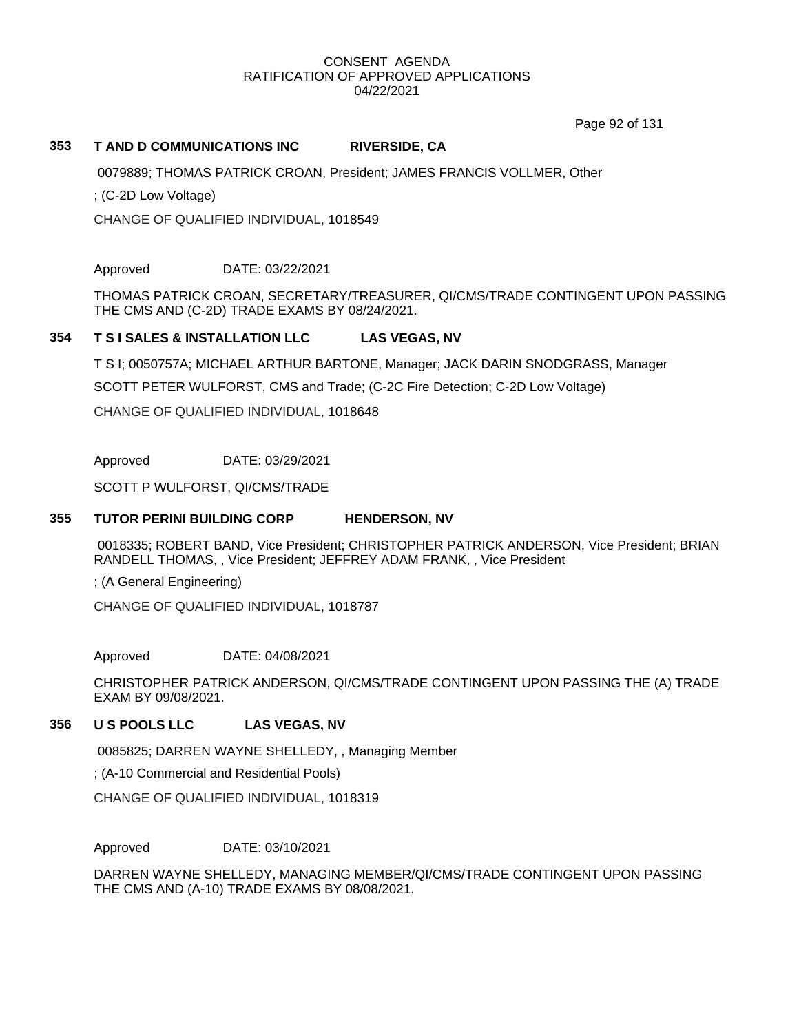CONSENT AGENDA
RATIFICATION OF APPROVED APPLICATIONS
04/22/2021

### 353 T AND D COMMUNICATIONS INC RIVERSIDE, CA

0079889; THOMAS PATRICK CROAN, President; JAMES FRANCIS VOLLMER, Other

; (C-2D Low Voltage)

CHANGE OF QUALIFIED INDIVIDUAL, 1018549

Approved DATE: 03/22/2021

THOMAS PATRICK CROAN, SECRETARY/TREASURER, QI/CMS/TRADE CONTINGENT UPON PASSING THE CMS AND (C-2D) TRADE EXAMS BY 08/24/2021.

### 354 T S I SALES & INSTALLATION LLC LAS VEGAS, NV

T S I; 0050757A; MICHAEL ARTHUR BARTONE, Manager; JACK DARIN SNODGRASS, Manager

SCOTT PETER WULFORST, CMS and Trade; (C-2C Fire Detection; C-2D Low Voltage)

CHANGE OF QUALIFIED INDIVIDUAL, 1018648

Approved DATE: 03/29/2021

SCOTT P WULFORST, QI/CMS/TRADE

### 355 TUTOR PERINI BUILDING CORP HENDERSON, NV

0018335; ROBERT BAND, Vice President; CHRISTOPHER PATRICK ANDERSON, Vice President; BRIAN RANDELL THOMAS, , Vice President; JEFFREY ADAM FRANK, , Vice President

; (A General Engineering)

CHANGE OF QUALIFIED INDIVIDUAL, 1018787

Approved DATE: 04/08/2021

CHRISTOPHER PATRICK ANDERSON, QI/CMS/TRADE CONTINGENT UPON PASSING THE (A) TRADE EXAM BY 09/08/2021.

### 356 U S POOLS LLC LAS VEGAS, NV

0085825; DARREN WAYNE SHELLEDY, , Managing Member

; (A-10 Commercial and Residential Pools)

CHANGE OF QUALIFIED INDIVIDUAL, 1018319

Approved DATE: 03/10/2021

DARREN WAYNE SHELLEDY, MANAGING MEMBER/QI/CMS/TRADE CONTINGENT UPON PASSING THE CMS AND (A-10) TRADE EXAMS BY 08/08/2021.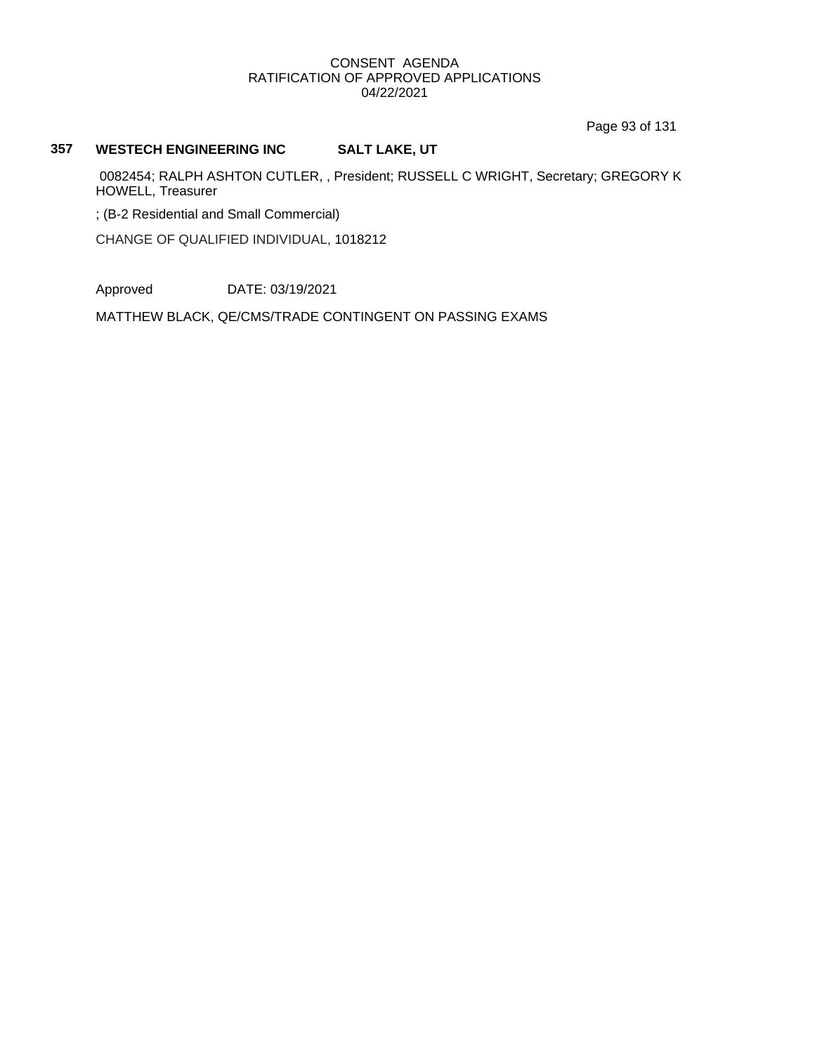CONSENT AGENDA
RATIFICATION OF APPROVED APPLICATIONS
04/22/2021

**357 WESTECH ENGINEERING INC SALT LAKE, UT**

0082454; RALPH ASHTON CUTLER, , President; RUSSELL C WRIGHT, Secretary; GREGORY K HOWELL, Treasurer

; (B-2 Residential and Small Commercial)

CHANGE OF QUALIFIED INDIVIDUAL, 1018212

Approved DATE: 03/19/2021

MATTHEW BLACK, QE/CMS/TRADE CONTINGENT ON PASSING EXAMS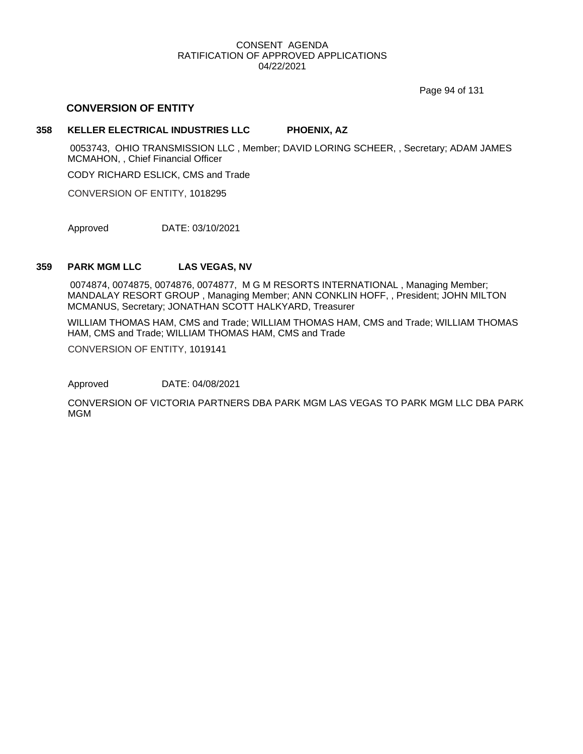CONSENT AGENDA
RATIFICATION OF APPROVED APPLICATIONS
04/22/2021

## CONVERSION OF ENTITY

**358 KELLER ELECTRICAL INDUSTRIES LLC PHOENIX, AZ**

0053743, OHIO TRANSMISSION LLC , Member; DAVID LORING SCHEER, , Secretary; ADAM JAMES MCMAHON, , Chief Financial Officer

CODY RICHARD ESLICK, CMS and Trade

CONVERSION OF ENTITY, 1018295

Approved DATE: 03/10/2021

**359 PARK MGM LLC LAS VEGAS, NV**

0074874, 0074875, 0074876, 0074877, M G M RESORTS INTERNATIONAL , Managing Member; MANDALAY RESORT GROUP , Managing Member; ANN CONKLIN HOFF, , President; JOHN MILTON MCMANUS, Secretary; JONATHAN SCOTT HALKYARD, Treasurer

WILLIAM THOMAS HAM, CMS and Trade; WILLIAM THOMAS HAM, CMS and Trade; WILLIAM THOMAS HAM, CMS and Trade; WILLIAM THOMAS HAM, CMS and Trade

CONVERSION OF ENTITY, 1019141

Approved DATE: 04/08/2021

CONVERSION OF VICTORIA PARTNERS DBA PARK MGM LAS VEGAS TO PARK MGM LLC DBA PARK MGM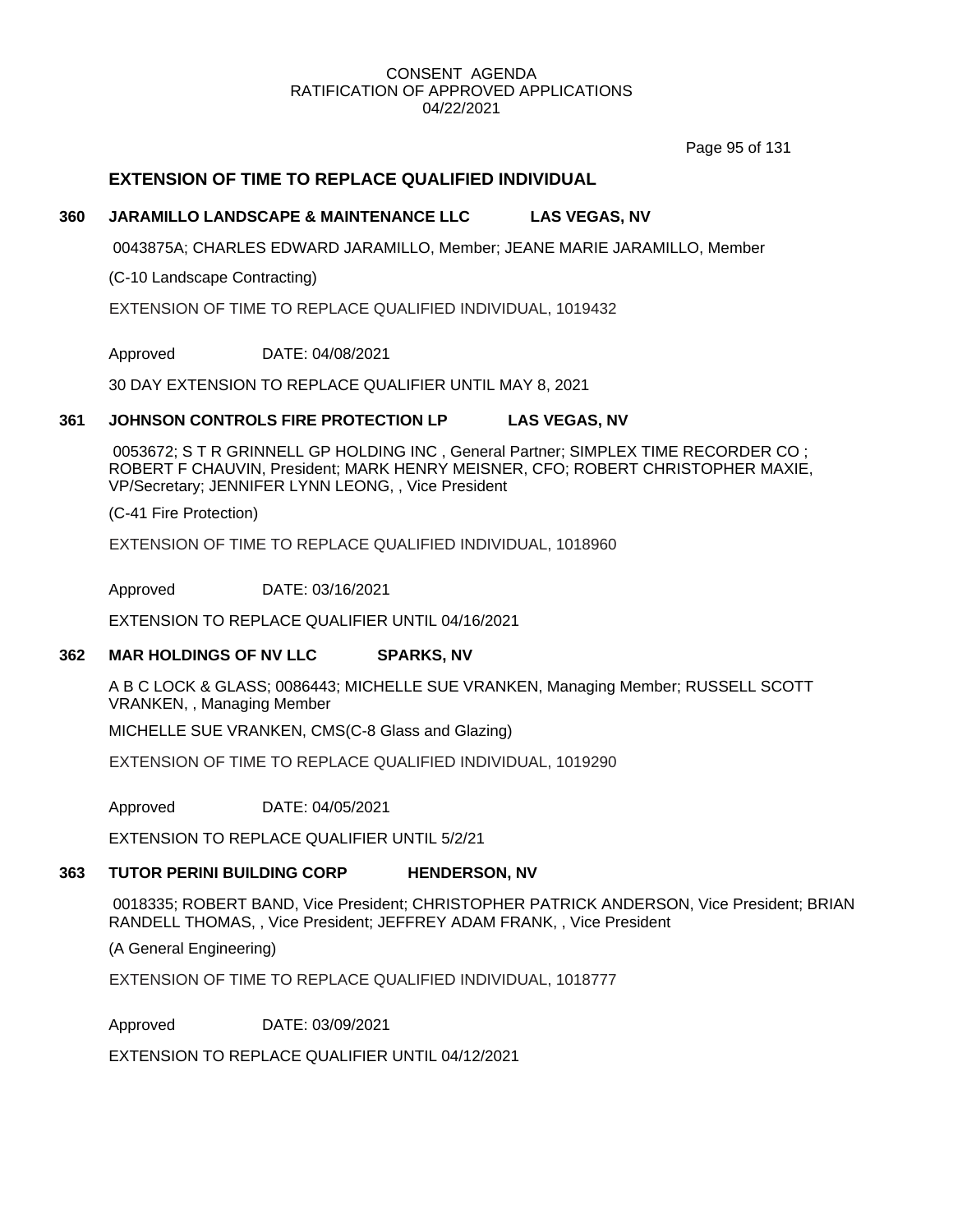CONSENT AGENDA
RATIFICATION OF APPROVED APPLICATIONS
04/22/2021

## EXTENSION OF TIME TO REPLACE QUALIFIED INDIVIDUAL

### 360 JARAMILLO LANDSCAPE & MAINTENANCE LLC LAS VEGAS, NV

0043875A; CHARLES EDWARD JARAMILLO, Member; JEANE MARIE JARAMILLO, Member

(C-10 Landscape Contracting)

EXTENSION OF TIME TO REPLACE QUALIFIED INDIVIDUAL, 1019432

Approved DATE: 04/08/2021

30 DAY EXTENSION TO REPLACE QUALIFIER UNTIL MAY 8, 2021

### 361 JOHNSON CONTROLS FIRE PROTECTION LP LAS VEGAS, NV

0053672; S T R GRINNELL GP HOLDING INC , General Partner; SIMPLEX TIME RECORDER CO ; ROBERT F CHAUVIN, President; MARK HENRY MEISNER, CFO; ROBERT CHRISTOPHER MAXIE, VP/Secretary; JENNIFER LYNN LEONG, , Vice President

(C-41 Fire Protection)

EXTENSION OF TIME TO REPLACE QUALIFIED INDIVIDUAL, 1018960

Approved DATE: 03/16/2021

EXTENSION TO REPLACE QUALIFIER UNTIL 04/16/2021

### 362 MAR HOLDINGS OF NV LLC SPARKS, NV

A B C LOCK & GLASS; 0086443; MICHELLE SUE VRANKEN, Managing Member; RUSSELL SCOTT VRANKEN, , Managing Member

MICHELLE SUE VRANKEN, CMS(C-8 Glass and Glazing)

EXTENSION OF TIME TO REPLACE QUALIFIED INDIVIDUAL, 1019290

Approved DATE: 04/05/2021

EXTENSION TO REPLACE QUALIFIER UNTIL 5/2/21

### 363 TUTOR PERINI BUILDING CORP HENDERSON, NV

0018335; ROBERT BAND, Vice President; CHRISTOPHER PATRICK ANDERSON, Vice President; BRIAN RANDELL THOMAS, , Vice President; JEFFREY ADAM FRANK, , Vice President

(A General Engineering)

EXTENSION OF TIME TO REPLACE QUALIFIED INDIVIDUAL, 1018777

Approved DATE: 03/09/2021

EXTENSION TO REPLACE QUALIFIER UNTIL 04/12/2021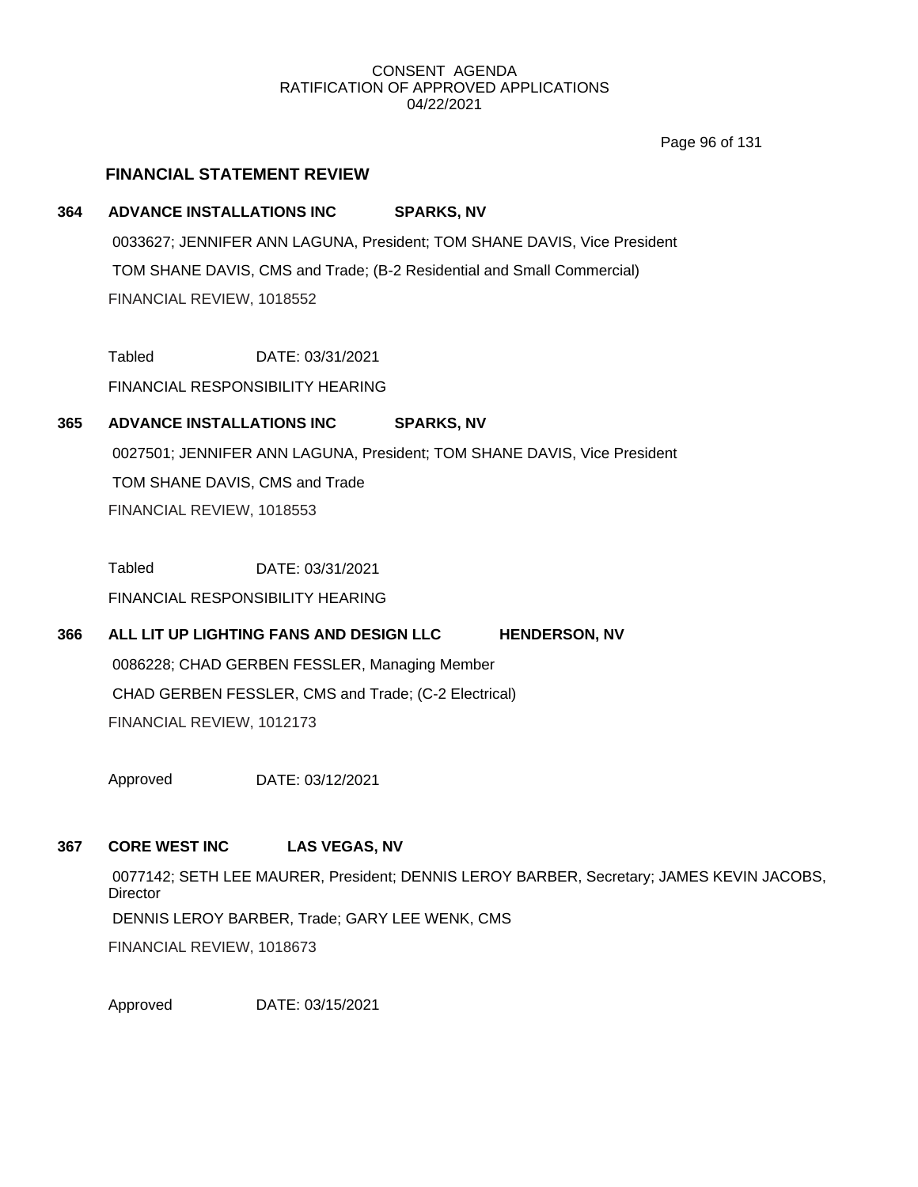## FINANCIAL STATEMENT REVIEW

**364 ADVANCE INSTALLATIONS INC SPARKS, NV**

0033627; JENNIFER ANN LAGUNA, President; TOM SHANE DAVIS, Vice President

TOM SHANE DAVIS, CMS and Trade; (B-2 Residential and Small Commercial)

FINANCIAL REVIEW, 1018552

Tabled DATE: 03/31/2021

FINANCIAL RESPONSIBILITY HEARING

**365 ADVANCE INSTALLATIONS INC SPARKS, NV**

0027501; JENNIFER ANN LAGUNA, President; TOM SHANE DAVIS, Vice President

TOM SHANE DAVIS, CMS and Trade

FINANCIAL REVIEW, 1018553

Tabled DATE: 03/31/2021

FINANCIAL RESPONSIBILITY HEARING

**366 ALL LIT UP LIGHTING FANS AND DESIGN LLC HENDERSON, NV**

0086228; CHAD GERBEN FESSLER, Managing Member

CHAD GERBEN FESSLER, CMS and Trade; (C-2 Electrical)

FINANCIAL REVIEW, 1012173

Approved DATE: 03/12/2021

**367 CORE WEST INC LAS VEGAS, NV**

0077142; SETH LEE MAURER, President; DENNIS LEROY BARBER, Secretary; JAMES KEVIN JACOBS, Director

DENNIS LEROY BARBER, Trade; GARY LEE WENK, CMS

FINANCIAL REVIEW, 1018673

Approved DATE: 03/15/2021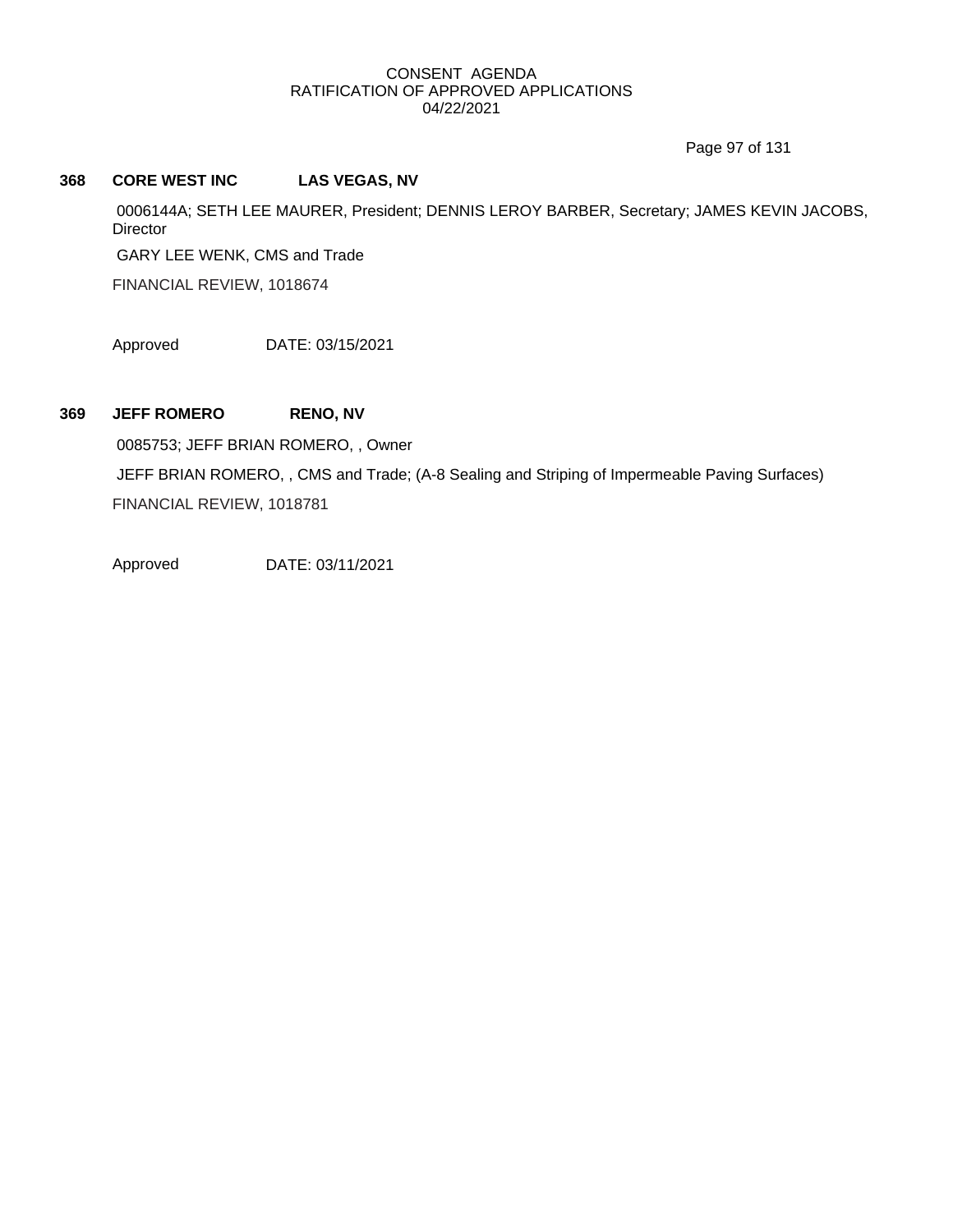**368 CORE WEST INC LAS VEGAS, NV**

0006144A; SETH LEE MAURER, President; DENNIS LEROY BARBER, Secretary; JAMES KEVIN JACOBS, Director

GARY LEE WENK, CMS and Trade

FINANCIAL REVIEW, 1018674

Approved DATE: 03/15/2021

**369 JEFF ROMERO RENO, NV**

0085753; JEFF BRIAN ROMERO, , Owner

JEFF BRIAN ROMERO, , CMS and Trade; (A-8 Sealing and Striping of Impermeable Paving Surfaces)

FINANCIAL REVIEW, 1018781

Approved DATE: 03/11/2021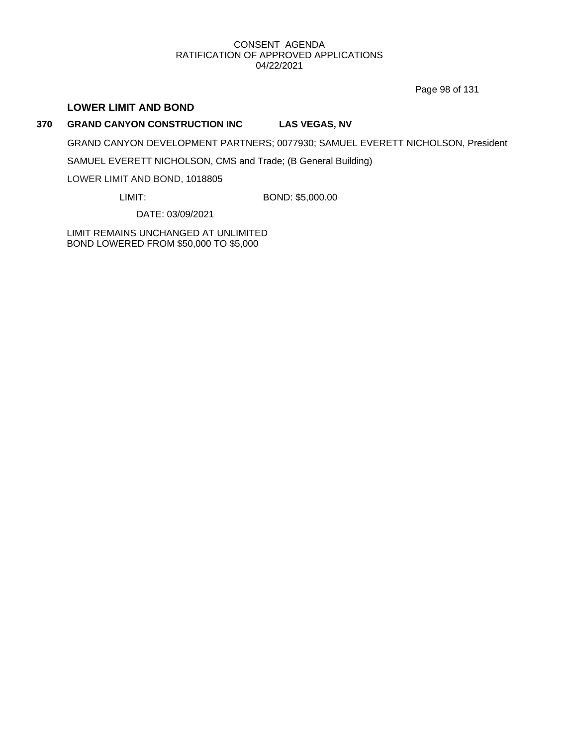CONSENT AGENDA
RATIFICATION OF APPROVED APPLICATIONS
04/22/2021

## LOWER LIMIT AND BOND

**370 GRAND CANYON CONSTRUCTION INC LAS VEGAS, NV**

GRAND CANYON DEVELOPMENT PARTNERS; 0077930; SAMUEL EVERETT NICHOLSON, President

SAMUEL EVERETT NICHOLSON, CMS and Trade; (B General Building)

LOWER LIMIT AND BOND, 1018805

LIMIT: BOND: $5,000.00

DATE: 03/09/2021

LIMIT REMAINS UNCHANGED AT UNLIMITED
BOND LOWERED FROM $50,000 TO $5,000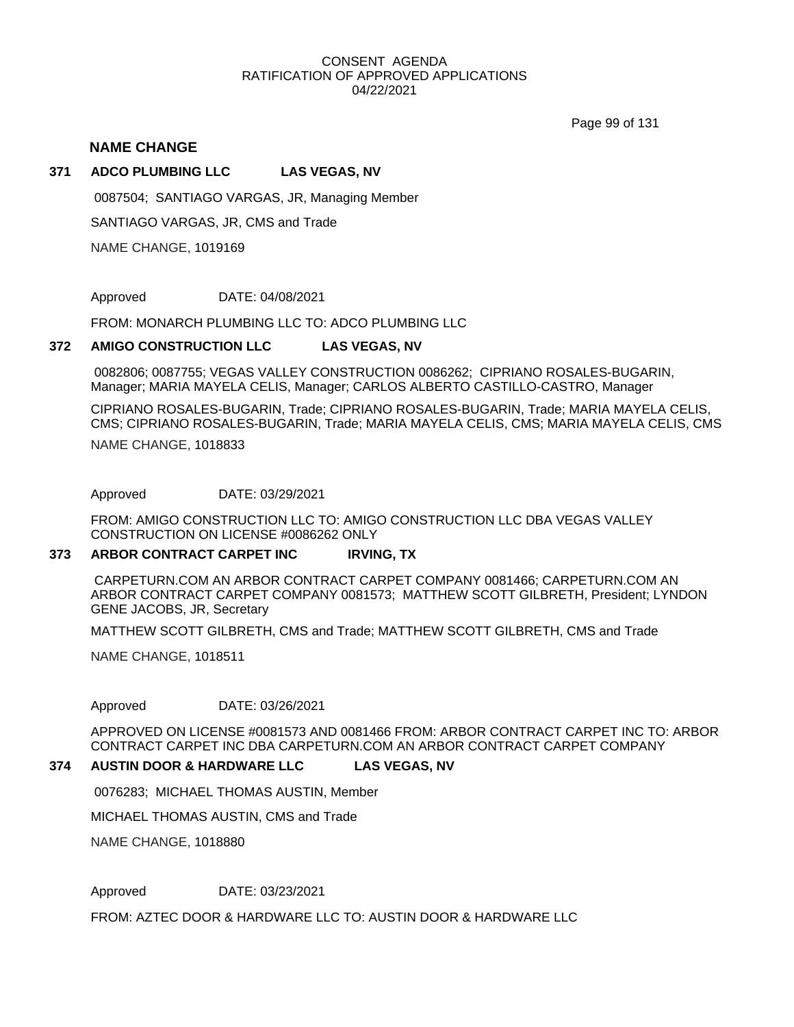CONSENT AGENDA
RATIFICATION OF APPROVED APPLICATIONS
04/22/2021

## NAME CHANGE

### 371 ADCO PLUMBING LLC LAS VEGAS, NV

0087504; SANTIAGO VARGAS, JR, Managing Member

SANTIAGO VARGAS, JR, CMS and Trade

NAME CHANGE, 1019169

Approved DATE: 04/08/2021

FROM: MONARCH PLUMBING LLC TO: ADCO PLUMBING LLC

### 372 AMIGO CONSTRUCTION LLC LAS VEGAS, NV

0082806; 0087755; VEGAS VALLEY CONSTRUCTION 0086262; CIPRIANO ROSALES-BUGARIN, Manager; MARIA MAYELA CELIS, Manager; CARLOS ALBERTO CASTILLO-CASTRO, Manager

CIPRIANO ROSALES-BUGARIN, Trade; CIPRIANO ROSALES-BUGARIN, Trade; MARIA MAYELA CELIS, CMS; CIPRIANO ROSALES-BUGARIN, Trade; MARIA MAYELA CELIS, CMS; MARIA MAYELA CELIS, CMS

NAME CHANGE, 1018833

Approved DATE: 03/29/2021

FROM: AMIGO CONSTRUCTION LLC TO: AMIGO CONSTRUCTION LLC DBA VEGAS VALLEY CONSTRUCTION ON LICENSE #0086262 ONLY

### 373 ARBOR CONTRACT CARPET INC IRVING, TX

CARPETURN.COM AN ARBOR CONTRACT CARPET COMPANY 0081466; CARPETURN.COM AN ARBOR CONTRACT CARPET COMPANY 0081573; MATTHEW SCOTT GILBRETH, President; LYNDON GENE JACOBS, JR, Secretary

MATTHEW SCOTT GILBRETH, CMS and Trade; MATTHEW SCOTT GILBRETH, CMS and Trade

NAME CHANGE, 1018511

Approved DATE: 03/26/2021

APPROVED ON LICENSE #0081573 AND 0081466 FROM: ARBOR CONTRACT CARPET INC TO: ARBOR CONTRACT CARPET INC DBA CARPETURN.COM AN ARBOR CONTRACT CARPET COMPANY

### 374 AUSTIN DOOR & HARDWARE LLC LAS VEGAS, NV

0076283; MICHAEL THOMAS AUSTIN, Member

MICHAEL THOMAS AUSTIN, CMS and Trade

NAME CHANGE, 1018880

Approved DATE: 03/23/2021

FROM: AZTEC DOOR & HARDWARE LLC TO: AUSTIN DOOR & HARDWARE LLC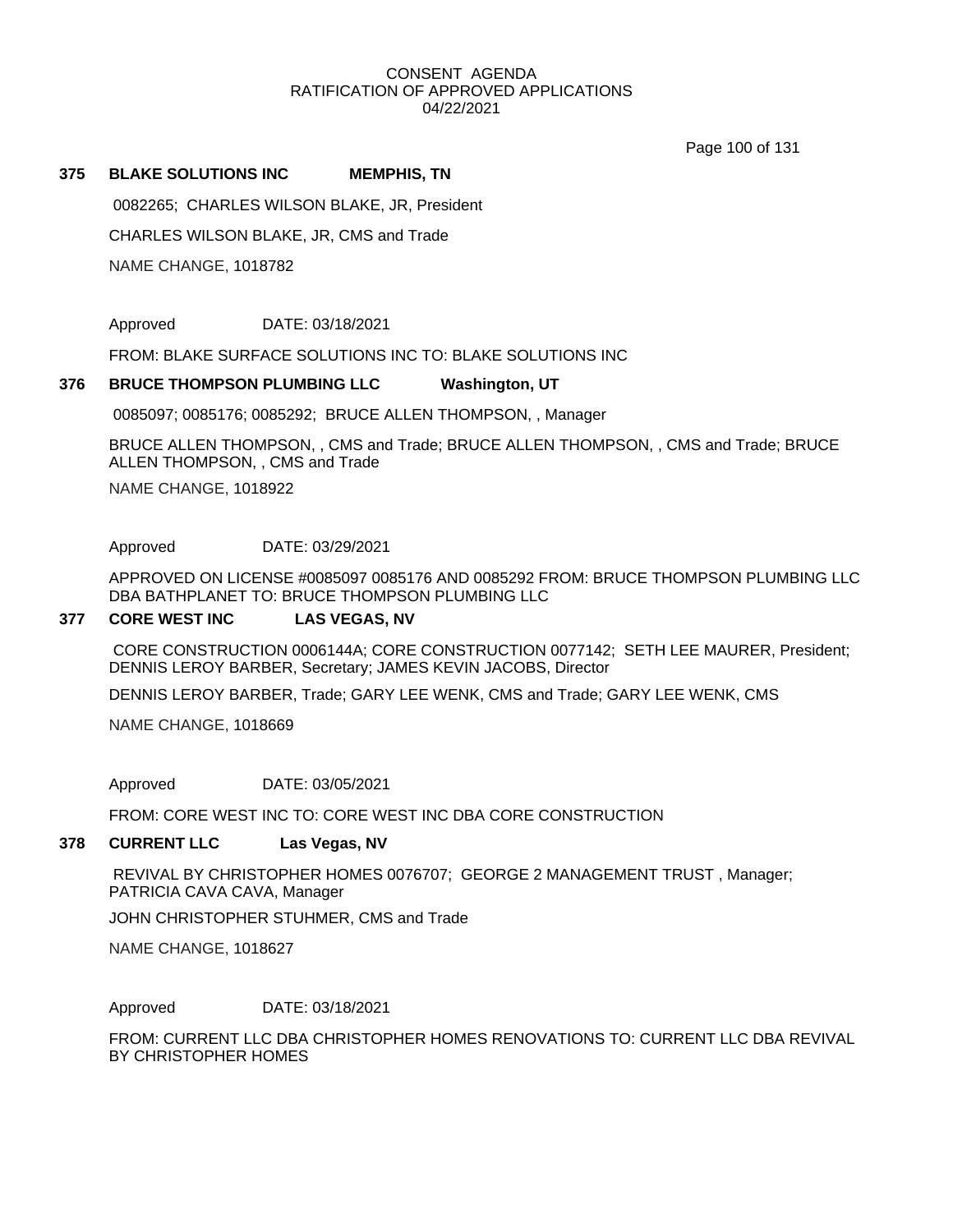CONSENT AGENDA
RATIFICATION OF APPROVED APPLICATIONS
04/22/2021

**375 BLAKE SOLUTIONS INC MEMPHIS, TN**

0082265; CHARLES WILSON BLAKE, JR, President

CHARLES WILSON BLAKE, JR, CMS and Trade

NAME CHANGE, 1018782

Approved DATE: 03/18/2021

FROM: BLAKE SURFACE SOLUTIONS INC TO: BLAKE SOLUTIONS INC

**376 BRUCE THOMPSON PLUMBING LLC Washington, UT**

0085097; 0085176; 0085292; BRUCE ALLEN THOMPSON, , Manager

BRUCE ALLEN THOMPSON, , CMS and Trade; BRUCE ALLEN THOMPSON, , CMS and Trade; BRUCE ALLEN THOMPSON, , CMS and Trade

NAME CHANGE, 1018922

Approved DATE: 03/29/2021

APPROVED ON LICENSE #0085097 0085176 AND 0085292 FROM: BRUCE THOMPSON PLUMBING LLC DBA BATHPLANET TO: BRUCE THOMPSON PLUMBING LLC

**377 CORE WEST INC LAS VEGAS, NV**

CORE CONSTRUCTION 0006144A; CORE CONSTRUCTION 0077142; SETH LEE MAURER, President; DENNIS LEROY BARBER, Secretary; JAMES KEVIN JACOBS, Director

DENNIS LEROY BARBER, Trade; GARY LEE WENK, CMS and Trade; GARY LEE WENK, CMS

NAME CHANGE, 1018669

Approved DATE: 03/05/2021

FROM: CORE WEST INC TO: CORE WEST INC DBA CORE CONSTRUCTION

**378 CURRENT LLC Las Vegas, NV**

REVIVAL BY CHRISTOPHER HOMES 0076707; GEORGE 2 MANAGEMENT TRUST , Manager; PATRICIA CAVA CAVA, Manager

JOHN CHRISTOPHER STUHMER, CMS and Trade

NAME CHANGE, 1018627

Approved DATE: 03/18/2021

FROM: CURRENT LLC DBA CHRISTOPHER HOMES RENOVATIONS TO: CURRENT LLC DBA REVIVAL BY CHRISTOPHER HOMES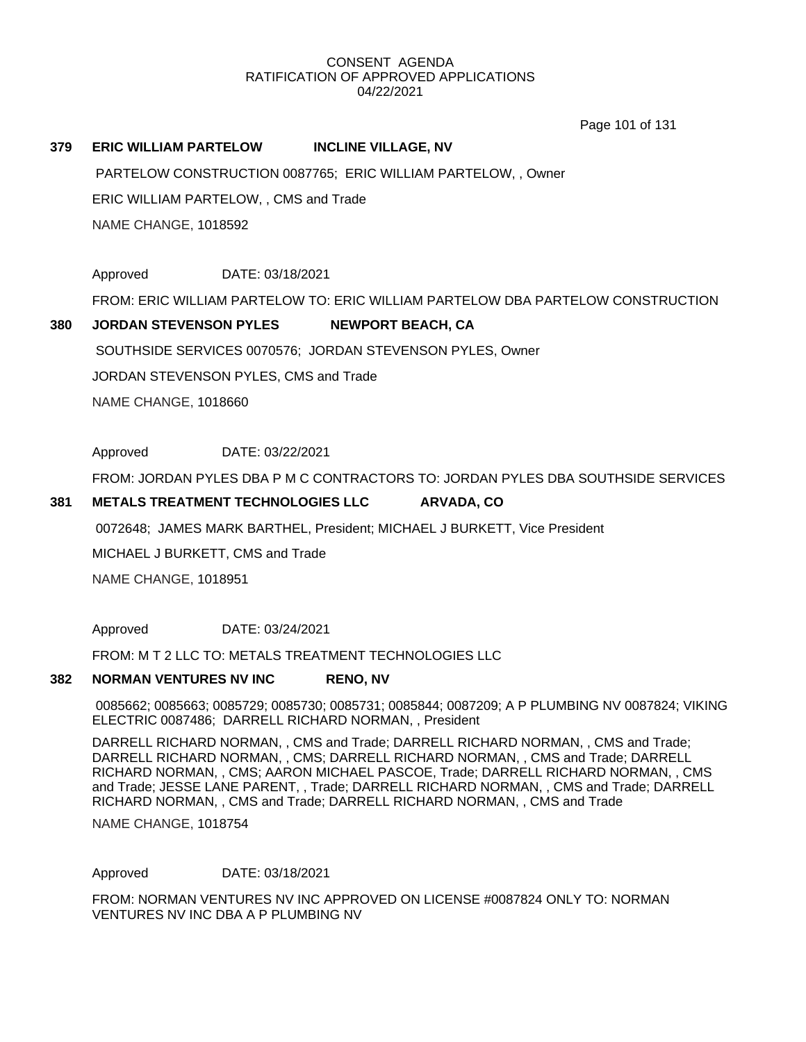CONSENT AGENDA
RATIFICATION OF APPROVED APPLICATIONS
04/22/2021

**379 ERIC WILLIAM PARTELOW INCLINE VILLAGE, NV**

PARTELOW CONSTRUCTION 0087765; ERIC WILLIAM PARTELOW, , Owner

ERIC WILLIAM PARTELOW, , CMS and Trade

NAME CHANGE, 1018592

Approved DATE: 03/18/2021

FROM: ERIC WILLIAM PARTELOW TO: ERIC WILLIAM PARTELOW DBA PARTELOW CONSTRUCTION

**380 JORDAN STEVENSON PYLES NEWPORT BEACH, CA**

SOUTHSIDE SERVICES 0070576; JORDAN STEVENSON PYLES, Owner

JORDAN STEVENSON PYLES, CMS and Trade

NAME CHANGE, 1018660

Approved DATE: 03/22/2021

FROM: JORDAN PYLES DBA P M C CONTRACTORS TO: JORDAN PYLES DBA SOUTHSIDE SERVICES

**381 METALS TREATMENT TECHNOLOGIES LLC ARVADA, CO**

0072648; JAMES MARK BARTHEL, President; MICHAEL J BURKETT, Vice President

MICHAEL J BURKETT, CMS and Trade

NAME CHANGE, 1018951

Approved DATE: 03/24/2021

FROM: M T 2 LLC TO: METALS TREATMENT TECHNOLOGIES LLC

**382 NORMAN VENTURES NV INC RENO, NV**

0085662; 0085663; 0085729; 0085730; 0085731; 0085844; 0087209; A P PLUMBING NV 0087824; VIKING ELECTRIC 0087486; DARRELL RICHARD NORMAN, , President

DARRELL RICHARD NORMAN, , CMS and Trade; DARRELL RICHARD NORMAN, , CMS and Trade; DARRELL RICHARD NORMAN, , CMS; DARRELL RICHARD NORMAN, , CMS and Trade; DARRELL RICHARD NORMAN, , CMS; AARON MICHAEL PASCOE, Trade; DARRELL RICHARD NORMAN, , CMS and Trade; JESSE LANE PARENT, , Trade; DARRELL RICHARD NORMAN, , CMS and Trade; DARRELL RICHARD NORMAN, , CMS and Trade; DARRELL RICHARD NORMAN, , CMS and Trade

NAME CHANGE, 1018754

Approved DATE: 03/18/2021

FROM: NORMAN VENTURES NV INC APPROVED ON LICENSE #0087824 ONLY TO: NORMAN VENTURES NV INC DBA A P PLUMBING NV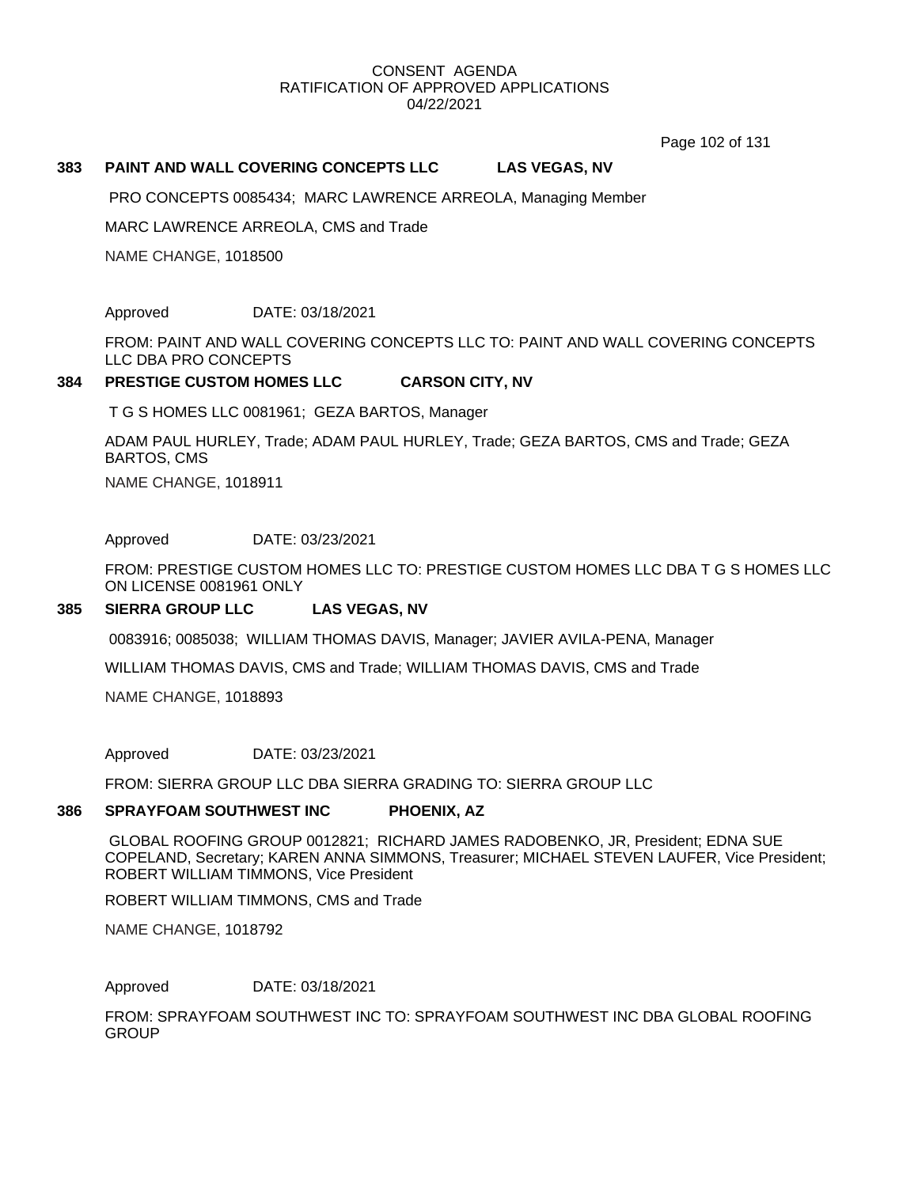CONSENT AGENDA
RATIFICATION OF APPROVED APPLICATIONS
04/22/2021

**383 PAINT AND WALL COVERING CONCEPTS LLC LAS VEGAS, NV**

PRO CONCEPTS 0085434; MARC LAWRENCE ARREOLA, Managing Member

MARC LAWRENCE ARREOLA, CMS and Trade

NAME CHANGE, 1018500

Approved DATE: 03/18/2021

FROM: PAINT AND WALL COVERING CONCEPTS LLC TO: PAINT AND WALL COVERING CONCEPTS LLC DBA PRO CONCEPTS

**384 PRESTIGE CUSTOM HOMES LLC CARSON CITY, NV**

T G S HOMES LLC 0081961; GEZA BARTOS, Manager

ADAM PAUL HURLEY, Trade; ADAM PAUL HURLEY, Trade; GEZA BARTOS, CMS and Trade; GEZA BARTOS, CMS

NAME CHANGE, 1018911

Approved DATE: 03/23/2021

FROM: PRESTIGE CUSTOM HOMES LLC TO: PRESTIGE CUSTOM HOMES LLC DBA T G S HOMES LLC ON LICENSE 0081961 ONLY

**385 SIERRA GROUP LLC LAS VEGAS, NV**

0083916; 0085038; WILLIAM THOMAS DAVIS, Manager; JAVIER AVILA-PENA, Manager

WILLIAM THOMAS DAVIS, CMS and Trade; WILLIAM THOMAS DAVIS, CMS and Trade

NAME CHANGE, 1018893

Approved DATE: 03/23/2021

FROM: SIERRA GROUP LLC DBA SIERRA GRADING TO: SIERRA GROUP LLC

**386 SPRAYFOAM SOUTHWEST INC PHOENIX, AZ**

GLOBAL ROOFING GROUP 0012821; RICHARD JAMES RADOBENKO, JR, President; EDNA SUE COPELAND, Secretary; KAREN ANNA SIMMONS, Treasurer; MICHAEL STEVEN LAUFER, Vice President; ROBERT WILLIAM TIMMONS, Vice President

ROBERT WILLIAM TIMMONS, CMS and Trade

NAME CHANGE, 1018792

Approved DATE: 03/18/2021

FROM: SPRAYFOAM SOUTHWEST INC TO: SPRAYFOAM SOUTHWEST INC DBA GLOBAL ROOFING GROUP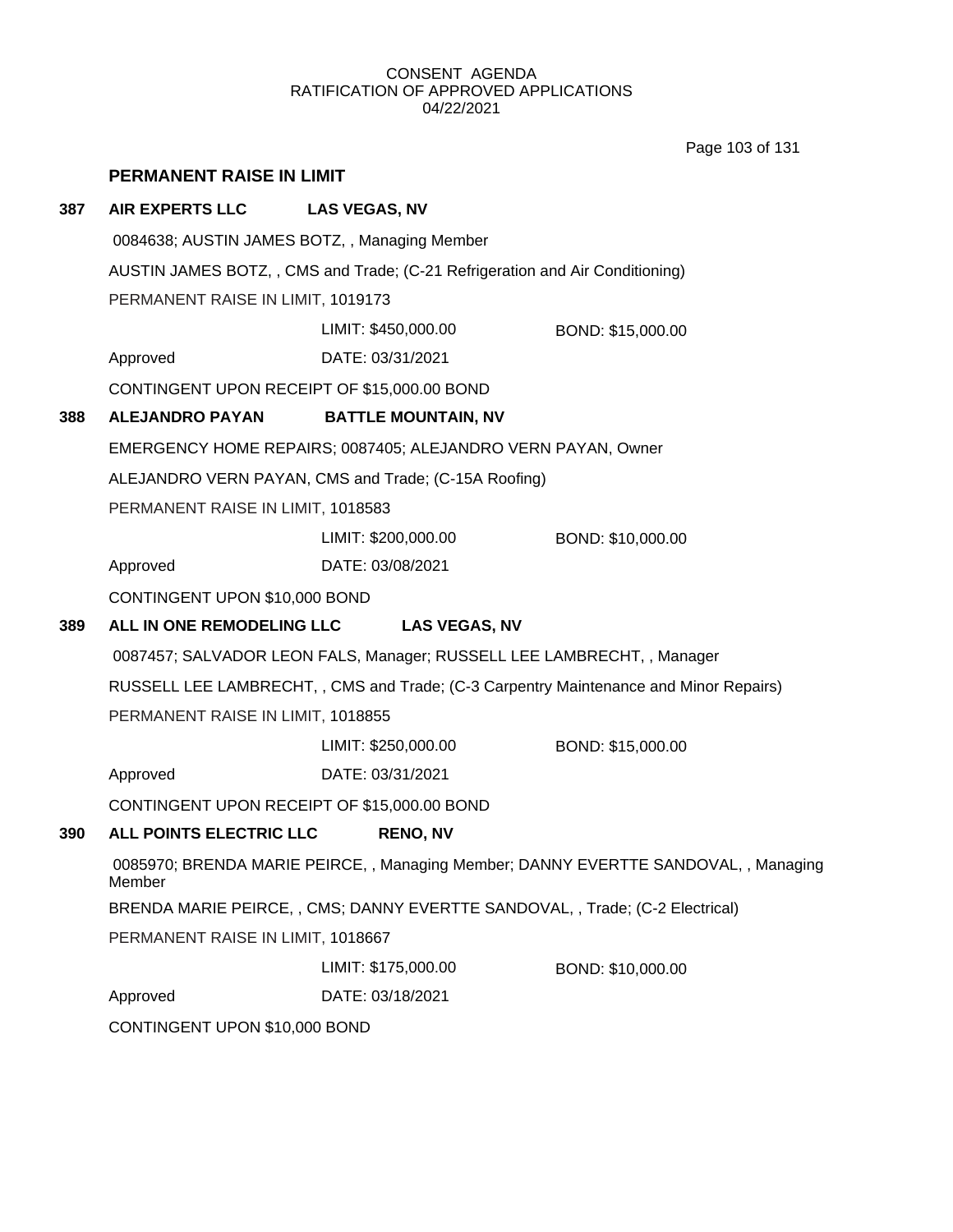CONSENT AGENDA
RATIFICATION OF APPROVED APPLICATIONS
04/22/2021

## PERMANENT RAISE IN LIMIT

**387 AIR EXPERTS LLC LAS VEGAS, NV**

0084638; AUSTIN JAMES BOTZ, , Managing Member

AUSTIN JAMES BOTZ, , CMS and Trade; (C-21 Refrigeration and Air Conditioning)

PERMANENT RAISE IN LIMIT, 1019173

LIMIT: $450,000.00 BOND: $15,000.00

Approved DATE: 03/31/2021

CONTINGENT UPON RECEIPT OF $15,000.00 BOND

**388 ALEJANDRO PAYAN BATTLE MOUNTAIN, NV**

EMERGENCY HOME REPAIRS; 0087405; ALEJANDRO VERN PAYAN, Owner

ALEJANDRO VERN PAYAN, CMS and Trade; (C-15A Roofing)

PERMANENT RAISE IN LIMIT, 1018583

LIMIT: $200,000.00 BOND: $10,000.00

Approved DATE: 03/08/2021

CONTINGENT UPON $10,000 BOND

**389 ALL IN ONE REMODELING LLC LAS VEGAS, NV**

0087457; SALVADOR LEON FALS, Manager; RUSSELL LEE LAMBRECHT, , Manager

RUSSELL LEE LAMBRECHT, , CMS and Trade; (C-3 Carpentry Maintenance and Minor Repairs)

PERMANENT RAISE IN LIMIT, 1018855

LIMIT: $250,000.00 BOND: $15,000.00

Approved DATE: 03/31/2021

CONTINGENT UPON RECEIPT OF $15,000.00 BOND

**390 ALL POINTS ELECTRIC LLC RENO, NV**

0085970; BRENDA MARIE PEIRCE, , Managing Member; DANNY EVERTTE SANDOVAL, , Managing Member

BRENDA MARIE PEIRCE, , CMS; DANNY EVERTTE SANDOVAL, , Trade; (C-2 Electrical)

PERMANENT RAISE IN LIMIT, 1018667

LIMIT: $175,000.00 BOND: $10,000.00

Approved DATE: 03/18/2021

CONTINGENT UPON $10,000 BOND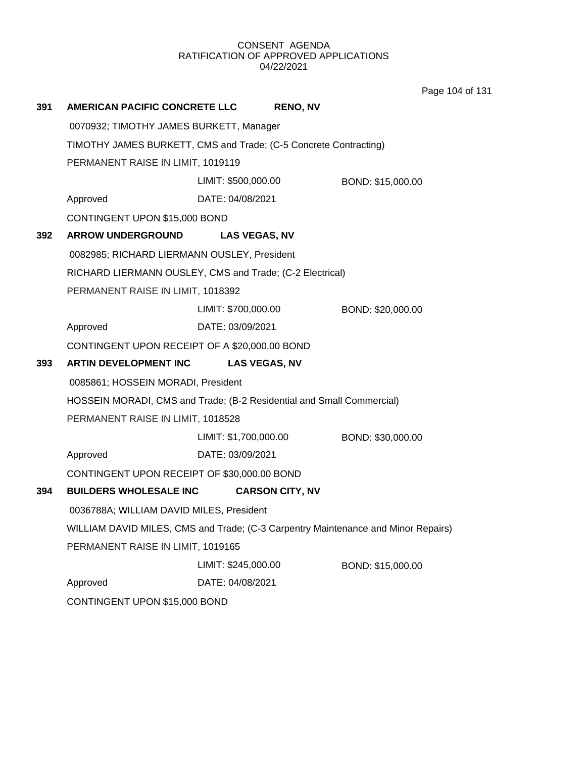CONSENT AGENDA
RATIFICATION OF APPROVED APPLICATIONS
04/22/2021

**391 AMERICAN PACIFIC CONCRETE LLC RENO, NV**

0070932; TIMOTHY JAMES BURKETT, Manager

TIMOTHY JAMES BURKETT, CMS and Trade; (C-5 Concrete Contracting)

PERMANENT RAISE IN LIMIT, 1019119

LIMIT: $500,000.00 BOND: $15,000.00

Approved DATE: 04/08/2021

CONTINGENT UPON $15,000 BOND

**392 ARROW UNDERGROUND LAS VEGAS, NV**

0082985; RICHARD LIERMANN OUSLEY, President

RICHARD LIERMANN OUSLEY, CMS and Trade; (C-2 Electrical)

PERMANENT RAISE IN LIMIT, 1018392

LIMIT: $700,000.00 BOND: $20,000.00

Approved DATE: 03/09/2021

CONTINGENT UPON RECEIPT OF A $20,000.00 BOND

**393 ARTIN DEVELOPMENT INC LAS VEGAS, NV**

0085861; HOSSEIN MORADI, President

HOSSEIN MORADI, CMS and Trade; (B-2 Residential and Small Commercial)

PERMANENT RAISE IN LIMIT, 1018528

LIMIT: $1,700,000.00 BOND: $30,000.00

Approved DATE: 03/09/2021

CONTINGENT UPON RECEIPT OF $30,000.00 BOND

**394 BUILDERS WHOLESALE INC CARSON CITY, NV**

0036788A; WILLIAM DAVID MILES, President

WILLIAM DAVID MILES, CMS and Trade; (C-3 Carpentry Maintenance and Minor Repairs)

PERMANENT RAISE IN LIMIT, 1019165

LIMIT: $245,000.00 BOND: $15,000.00

Approved DATE: 04/08/2021

CONTINGENT UPON $15,000 BOND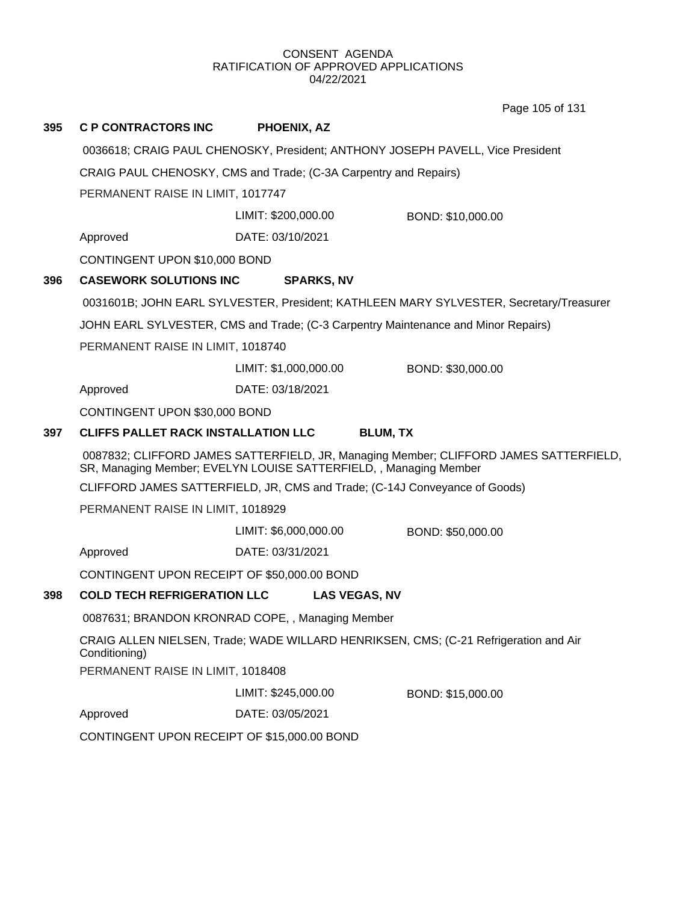CONSENT AGENDA
RATIFICATION OF APPROVED APPLICATIONS
04/22/2021

**395 C P CONTRACTORS INC PHOENIX, AZ**

0036618; CRAIG PAUL CHENOSKY, President; ANTHONY JOSEPH PAVELL, Vice President

CRAIG PAUL CHENOSKY, CMS and Trade; (C-3A Carpentry and Repairs)

PERMANENT RAISE IN LIMIT, 1017747

LIMIT: $200,000.00 BOND: $10,000.00

Approved DATE: 03/10/2021

CONTINGENT UPON $10,000 BOND

**396 CASEWORK SOLUTIONS INC SPARKS, NV**

0031601B; JOHN EARL SYLVESTER, President; KATHLEEN MARY SYLVESTER, Secretary/Treasurer

JOHN EARL SYLVESTER, CMS and Trade; (C-3 Carpentry Maintenance and Minor Repairs)

PERMANENT RAISE IN LIMIT, 1018740

LIMIT: $1,000,000.00 BOND: $30,000.00

Approved DATE: 03/18/2021

CONTINGENT UPON $30,000 BOND

**397 CLIFFS PALLET RACK INSTALLATION LLC BLUM, TX**

0087832; CLIFFORD JAMES SATTERFIELD, JR, Managing Member; CLIFFORD JAMES SATTERFIELD, SR, Managing Member; EVELYN LOUISE SATTERFIELD, , Managing Member

CLIFFORD JAMES SATTERFIELD, JR, CMS and Trade; (C-14J Conveyance of Goods)

PERMANENT RAISE IN LIMIT, 1018929

LIMIT: $6,000,000.00 BOND: $50,000.00

Approved DATE: 03/31/2021

CONTINGENT UPON RECEIPT OF $50,000.00 BOND

**398 COLD TECH REFRIGERATION LLC LAS VEGAS, NV**

0087631; BRANDON KRONRAD COPE, , Managing Member

CRAIG ALLEN NIELSEN, Trade; WADE WILLARD HENRIKSEN, CMS; (C-21 Refrigeration and Air Conditioning)

PERMANENT RAISE IN LIMIT, 1018408

LIMIT: $245,000.00 BOND: $15,000.00

Approved DATE: 03/05/2021

CONTINGENT UPON RECEIPT OF $15,000.00 BOND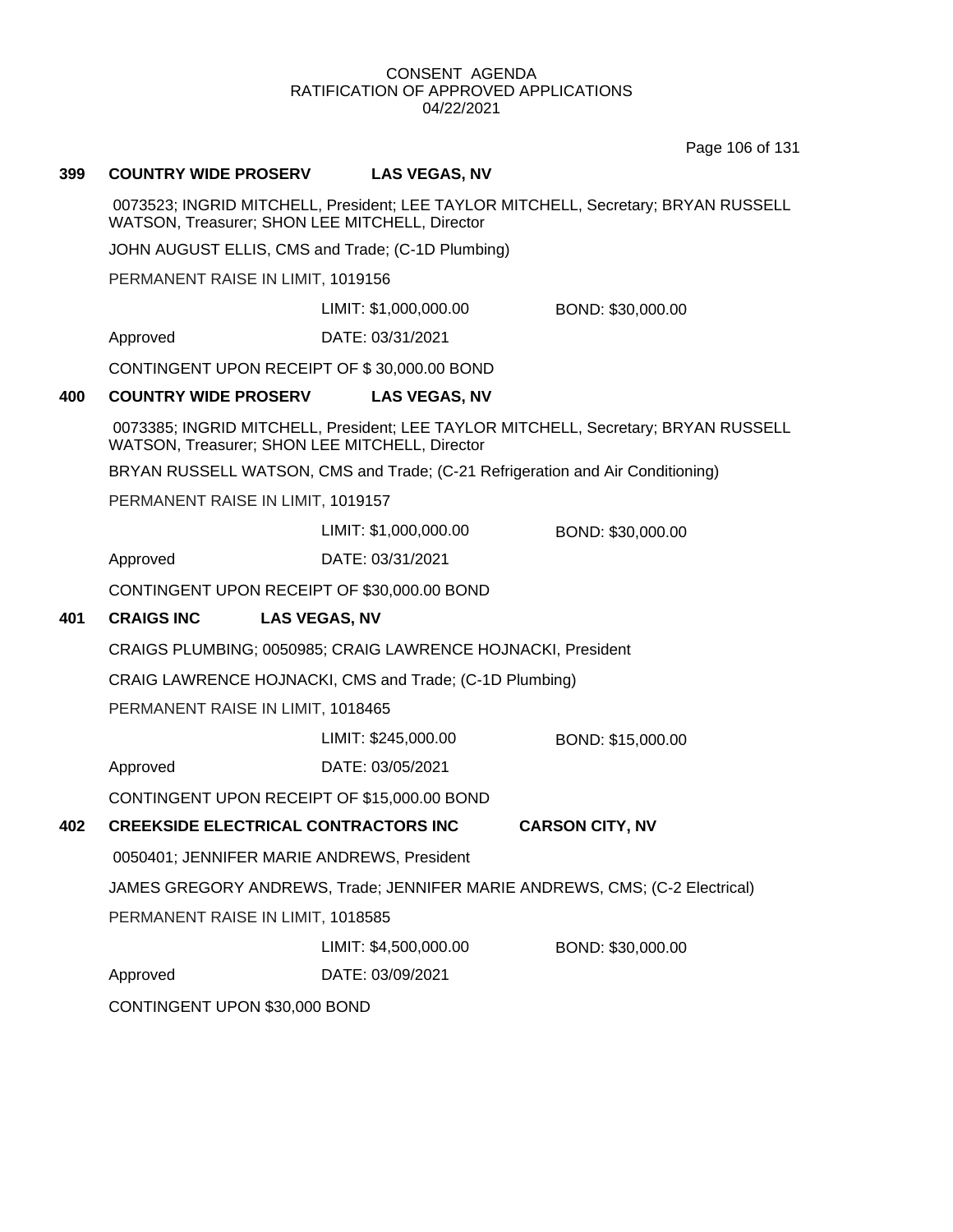CONSENT AGENDA
RATIFICATION OF APPROVED APPLICATIONS
04/22/2021

**399 COUNTRY WIDE PROSERV LAS VEGAS, NV**

0073523; INGRID MITCHELL, President; LEE TAYLOR MITCHELL, Secretary; BRYAN RUSSELL WATSON, Treasurer; SHON LEE MITCHELL, Director

JOHN AUGUST ELLIS, CMS and Trade; (C-1D Plumbing)

PERMANENT RAISE IN LIMIT, 1019156

LIMIT: $1,000,000.00 BOND: $30,000.00

Approved DATE: 03/31/2021

CONTINGENT UPON RECEIPT OF $ 30,000.00 BOND

**400 COUNTRY WIDE PROSERV LAS VEGAS, NV**

0073385; INGRID MITCHELL, President; LEE TAYLOR MITCHELL, Secretary; BRYAN RUSSELL WATSON, Treasurer; SHON LEE MITCHELL, Director

BRYAN RUSSELL WATSON, CMS and Trade; (C-21 Refrigeration and Air Conditioning)

PERMANENT RAISE IN LIMIT, 1019157

LIMIT: $1,000,000.00 BOND: $30,000.00

Approved DATE: 03/31/2021

CONTINGENT UPON RECEIPT OF $30,000.00 BOND

**401 CRAIGS INC LAS VEGAS, NV**

CRAIGS PLUMBING; 0050985; CRAIG LAWRENCE HOJNACKI, President

CRAIG LAWRENCE HOJNACKI, CMS and Trade; (C-1D Plumbing)

PERMANENT RAISE IN LIMIT, 1018465

LIMIT: $245,000.00 BOND: $15,000.00

Approved DATE: 03/05/2021

CONTINGENT UPON RECEIPT OF $15,000.00 BOND

**402 CREEKSIDE ELECTRICAL CONTRACTORS INC CARSON CITY, NV**

0050401; JENNIFER MARIE ANDREWS, President

JAMES GREGORY ANDREWS, Trade; JENNIFER MARIE ANDREWS, CMS; (C-2 Electrical)

PERMANENT RAISE IN LIMIT, 1018585

LIMIT: $4,500,000.00 BOND: $30,000.00

Approved DATE: 03/09/2021

CONTINGENT UPON $30,000 BOND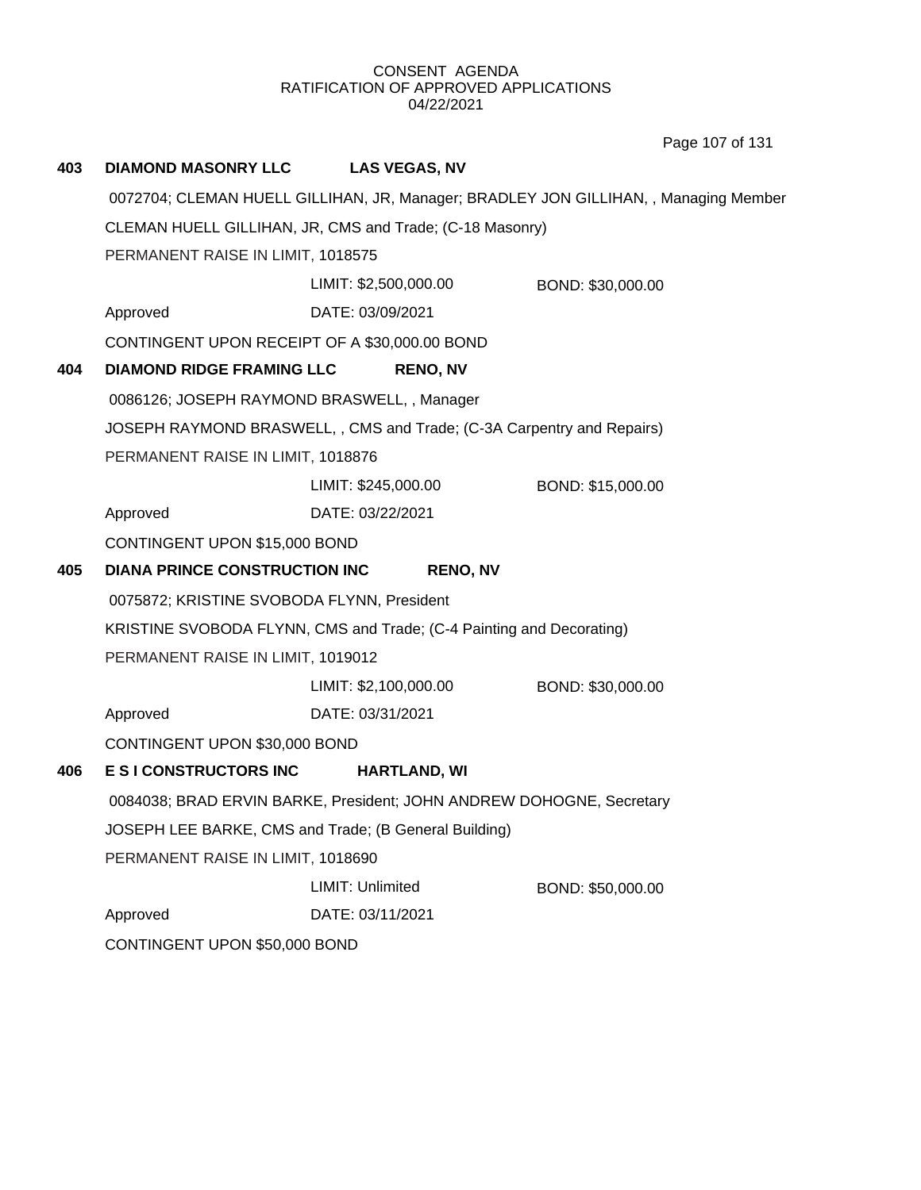CONSENT AGENDA
RATIFICATION OF APPROVED APPLICATIONS
04/22/2021

**403 DIAMOND MASONRY LLC LAS VEGAS, NV**

0072704; CLEMAN HUELL GILLIHAN, JR, Manager; BRADLEY JON GILLIHAN, , Managing Member

CLEMAN HUELL GILLIHAN, JR, CMS and Trade; (C-18 Masonry)

PERMANENT RAISE IN LIMIT, 1018575

LIMIT: $2,500,000.00 BOND: $30,000.00

Approved DATE: 03/09/2021

CONTINGENT UPON RECEIPT OF A $30,000.00 BOND

**404 DIAMOND RIDGE FRAMING LLC RENO, NV**

0086126; JOSEPH RAYMOND BRASWELL, , Manager

JOSEPH RAYMOND BRASWELL, , CMS and Trade; (C-3A Carpentry and Repairs)

PERMANENT RAISE IN LIMIT, 1018876

LIMIT: $245,000.00 BOND: $15,000.00

Approved DATE: 03/22/2021

CONTINGENT UPON $15,000 BOND

**405 DIANA PRINCE CONSTRUCTION INC RENO, NV**

0075872; KRISTINE SVOBODA FLYNN, President

KRISTINE SVOBODA FLYNN, CMS and Trade; (C-4 Painting and Decorating)

PERMANENT RAISE IN LIMIT, 1019012

LIMIT: $2,100,000.00 BOND: $30,000.00

Approved DATE: 03/31/2021

CONTINGENT UPON $30,000 BOND

**406 E S I CONSTRUCTORS INC HARTLAND, WI**

0084038; BRAD ERVIN BARKE, President; JOHN ANDREW DOHOGNE, Secretary

JOSEPH LEE BARKE, CMS and Trade; (B General Building)

PERMANENT RAISE IN LIMIT, 1018690

LIMIT: Unlimited BOND: $50,000.00

Approved DATE: 03/11/2021

CONTINGENT UPON $50,000 BOND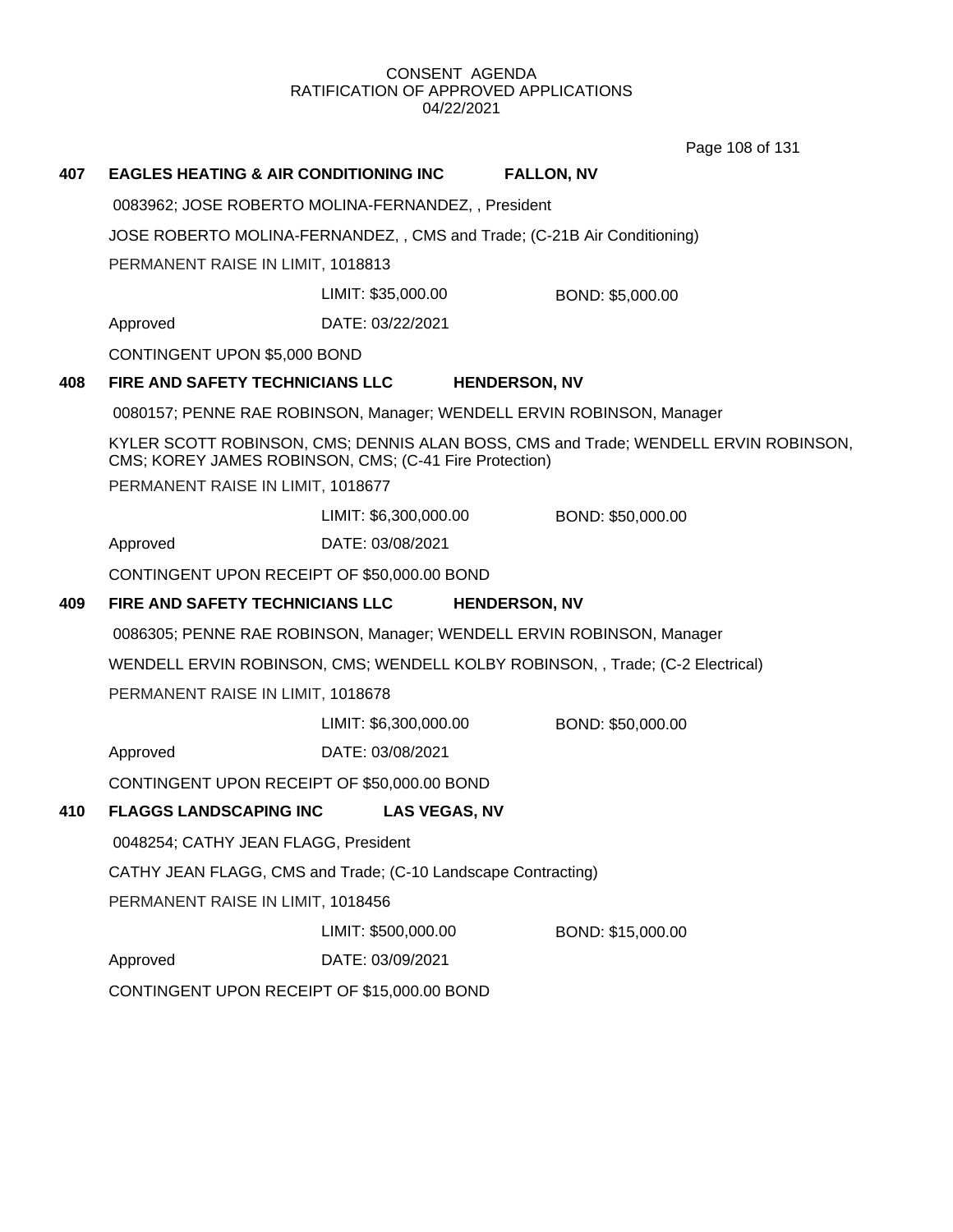CONSENT AGENDA
RATIFICATION OF APPROVED APPLICATIONS
04/22/2021

**407 EAGLES HEATING & AIR CONDITIONING INC FALLON, NV**

0083962; JOSE ROBERTO MOLINA-FERNANDEZ, , President

JOSE ROBERTO MOLINA-FERNANDEZ, , CMS and Trade; (C-21B Air Conditioning)

PERMANENT RAISE IN LIMIT, 1018813

LIMIT: $35,000.00 BOND: $5,000.00

Approved DATE: 03/22/2021

CONTINGENT UPON $5,000 BOND

**408 FIRE AND SAFETY TECHNICIANS LLC HENDERSON, NV**

0080157; PENNE RAE ROBINSON, Manager; WENDELL ERVIN ROBINSON, Manager

KYLER SCOTT ROBINSON, CMS; DENNIS ALAN BOSS, CMS and Trade; WENDELL ERVIN ROBINSON, CMS; KOREY JAMES ROBINSON, CMS; (C-41 Fire Protection)

PERMANENT RAISE IN LIMIT, 1018677

LIMIT: $6,300,000.00 BOND: $50,000.00

Approved DATE: 03/08/2021

CONTINGENT UPON RECEIPT OF $50,000.00 BOND

**409 FIRE AND SAFETY TECHNICIANS LLC HENDERSON, NV**

0086305; PENNE RAE ROBINSON, Manager; WENDELL ERVIN ROBINSON, Manager

WENDELL ERVIN ROBINSON, CMS; WENDELL KOLBY ROBINSON, , Trade; (C-2 Electrical)

PERMANENT RAISE IN LIMIT, 1018678

LIMIT: $6,300,000.00 BOND: $50,000.00

Approved DATE: 03/08/2021

CONTINGENT UPON RECEIPT OF $50,000.00 BOND

**410 FLAGGS LANDSCAPING INC LAS VEGAS, NV**

0048254; CATHY JEAN FLAGG, President

CATHY JEAN FLAGG, CMS and Trade; (C-10 Landscape Contracting)

PERMANENT RAISE IN LIMIT, 1018456

LIMIT: $500,000.00 BOND: $15,000.00

Approved DATE: 03/09/2021

CONTINGENT UPON RECEIPT OF $15,000.00 BOND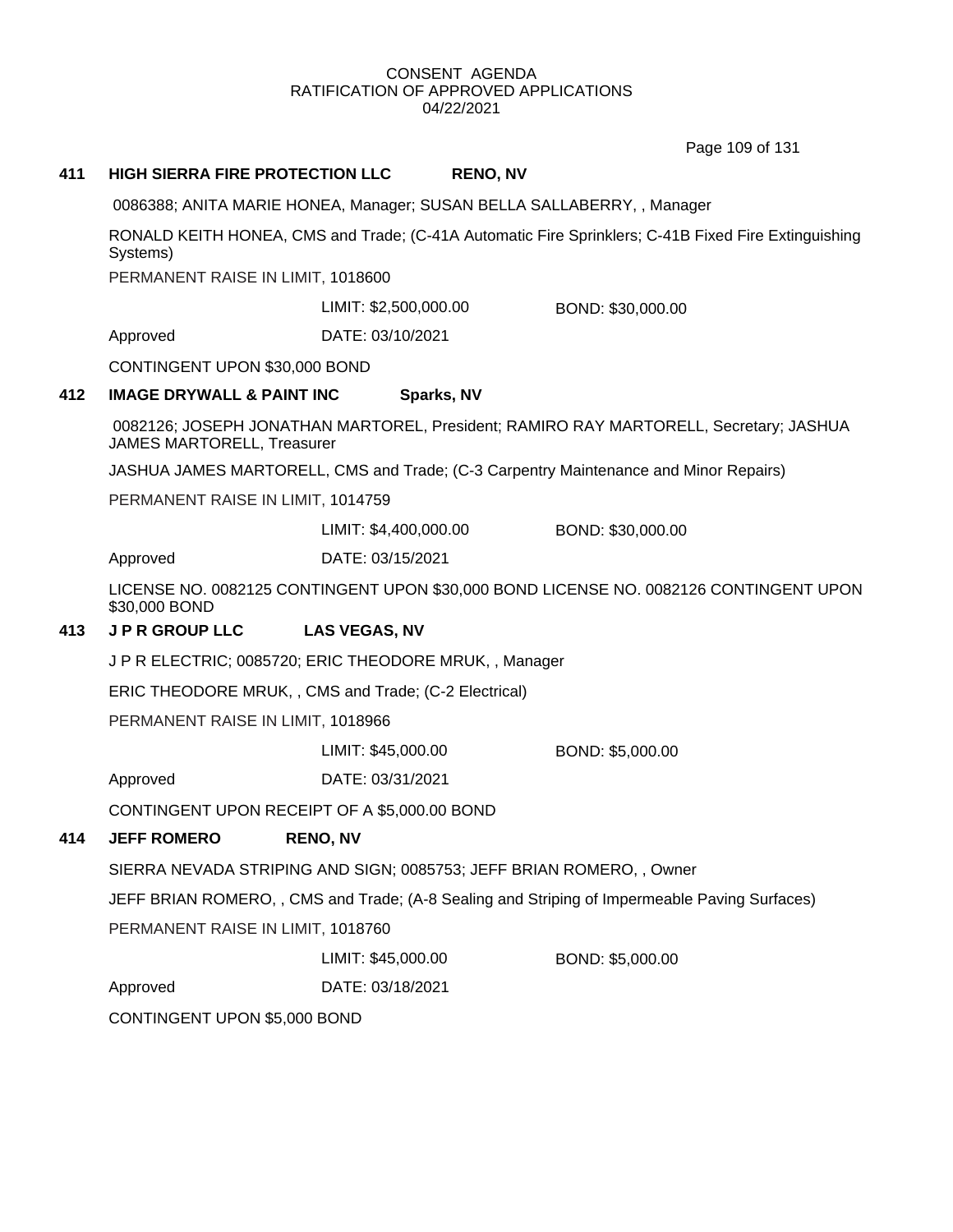CONSENT AGENDA
RATIFICATION OF APPROVED APPLICATIONS
04/22/2021

**411 HIGH SIERRA FIRE PROTECTION LLC RENO, NV**

0086388; ANITA MARIE HONEA, Manager; SUSAN BELLA SALLABERRY, , Manager

RONALD KEITH HONEA, CMS and Trade; (C-41A Automatic Fire Sprinklers; C-41B Fixed Fire Extinguishing Systems)

PERMANENT RAISE IN LIMIT, 1018600

LIMIT: $2,500,000.00 BOND: $30,000.00

Approved DATE: 03/10/2021

CONTINGENT UPON $30,000 BOND

**412 IMAGE DRYWALL & PAINT INC Sparks, NV**

0082126; JOSEPH JONATHAN MARTOREL, President; RAMIRO RAY MARTORELL, Secretary; JASHUA JAMES MARTORELL, Treasurer

JASHUA JAMES MARTORELL, CMS and Trade; (C-3 Carpentry Maintenance and Minor Repairs)

PERMANENT RAISE IN LIMIT, 1014759

LIMIT: $4,400,000.00 BOND: $30,000.00

Approved DATE: 03/15/2021

LICENSE NO. 0082125 CONTINGENT UPON $30,000 BOND LICENSE NO. 0082126 CONTINGENT UPON $30,000 BOND

**413 J P R GROUP LLC LAS VEGAS, NV**

J P R ELECTRIC; 0085720; ERIC THEODORE MRUK, , Manager

ERIC THEODORE MRUK, , CMS and Trade; (C-2 Electrical)

PERMANENT RAISE IN LIMIT, 1018966

LIMIT: $45,000.00 BOND: $5,000.00

Approved DATE: 03/31/2021

CONTINGENT UPON RECEIPT OF A $5,000.00 BOND

**414 JEFF ROMERO RENO, NV**

SIERRA NEVADA STRIPING AND SIGN; 0085753; JEFF BRIAN ROMERO, , Owner

JEFF BRIAN ROMERO, , CMS and Trade; (A-8 Sealing and Striping of Impermeable Paving Surfaces)

PERMANENT RAISE IN LIMIT, 1018760

LIMIT: $45,000.00 BOND: $5,000.00

Approved DATE: 03/18/2021

CONTINGENT UPON $5,000 BOND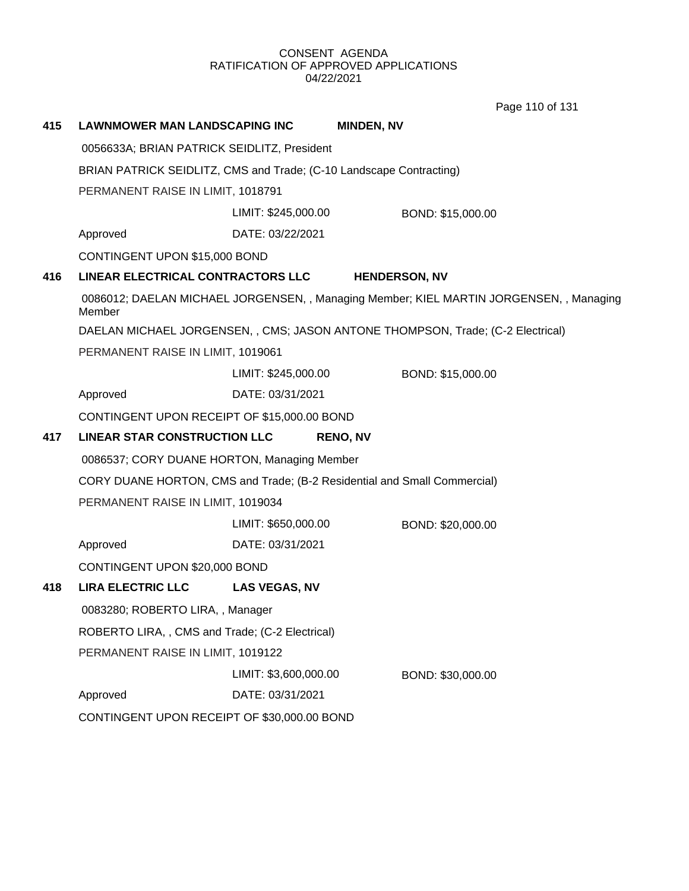CONSENT AGENDA
RATIFICATION OF APPROVED APPLICATIONS
04/22/2021

**415 LAWNMOWER MAN LANDSCAPING INC — MINDEN, NV**

0056633A; BRIAN PATRICK SEIDLITZ, President

BRIAN PATRICK SEIDLITZ, CMS and Trade; (C-10 Landscape Contracting)

PERMANENT RAISE IN LIMIT, 1018791

LIMIT: $245,000.00 BOND: $15,000.00

Approved DATE: 03/22/2021

CONTINGENT UPON $15,000 BOND

**416 LINEAR ELECTRICAL CONTRACTORS LLC — HENDERSON, NV**

0086012; DAELAN MICHAEL JORGENSEN, , Managing Member; KIEL MARTIN JORGENSEN, , Managing Member

DAELAN MICHAEL JORGENSEN, , CMS; JASON ANTONE THOMPSON, Trade; (C-2 Electrical)

PERMANENT RAISE IN LIMIT, 1019061

LIMIT: $245,000.00 BOND: $15,000.00

Approved DATE: 03/31/2021

CONTINGENT UPON RECEIPT OF $15,000.00 BOND

**417 LINEAR STAR CONSTRUCTION LLC — RENO, NV**

0086537; CORY DUANE HORTON, Managing Member

CORY DUANE HORTON, CMS and Trade; (B-2 Residential and Small Commercial)

PERMANENT RAISE IN LIMIT, 1019034

LIMIT: $650,000.00 BOND: $20,000.00

Approved DATE: 03/31/2021

CONTINGENT UPON $20,000 BOND

**418 LIRA ELECTRIC LLC — LAS VEGAS, NV**

0083280; ROBERTO LIRA, , Manager

ROBERTO LIRA, , CMS and Trade; (C-2 Electrical)

PERMANENT RAISE IN LIMIT, 1019122

LIMIT: $3,600,000.00 BOND: $30,000.00

Approved DATE: 03/31/2021

CONTINGENT UPON RECEIPT OF $30,000.00 BOND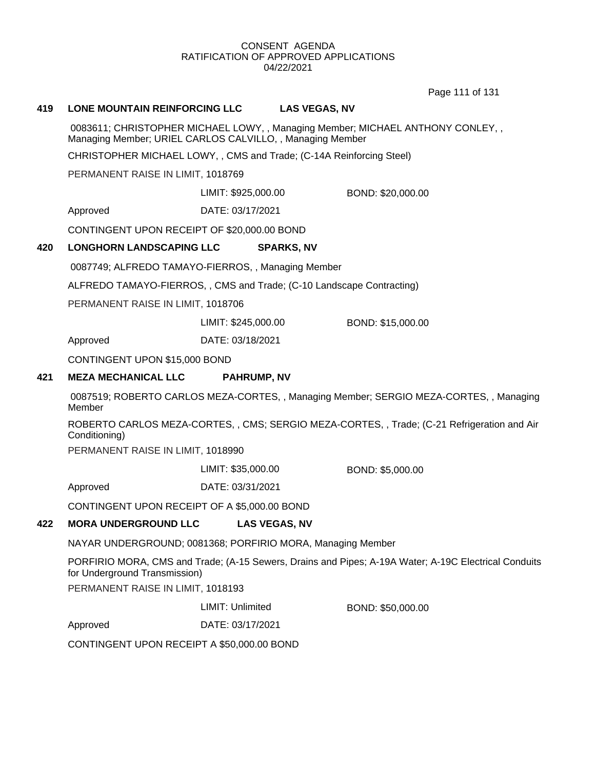CONSENT AGENDA
RATIFICATION OF APPROVED APPLICATIONS
04/22/2021

**419 LONE MOUNTAIN REINFORCING LLC LAS VEGAS, NV**

0083611; CHRISTOPHER MICHAEL LOWY, , Managing Member; MICHAEL ANTHONY CONLEY, , Managing Member; URIEL CARLOS CALVILLO, , Managing Member

CHRISTOPHER MICHAEL LOWY, , CMS and Trade; (C-14A Reinforcing Steel)

PERMANENT RAISE IN LIMIT, 1018769

LIMIT: $925,000.00 BOND: $20,000.00

Approved DATE: 03/17/2021

CONTINGENT UPON RECEIPT OF $20,000.00 BOND

**420 LONGHORN LANDSCAPING LLC SPARKS, NV**

0087749; ALFREDO TAMAYO-FIERROS, , Managing Member

ALFREDO TAMAYO-FIERROS, , CMS and Trade; (C-10 Landscape Contracting)

PERMANENT RAISE IN LIMIT, 1018706

LIMIT: $245,000.00 BOND: $15,000.00

Approved DATE: 03/18/2021

CONTINGENT UPON $15,000 BOND

**421 MEZA MECHANICAL LLC PAHRUMP, NV**

0087519; ROBERTO CARLOS MEZA-CORTES, , Managing Member; SERGIO MEZA-CORTES, , Managing Member

ROBERTO CARLOS MEZA-CORTES, , CMS; SERGIO MEZA-CORTES, , Trade; (C-21 Refrigeration and Air Conditioning)

PERMANENT RAISE IN LIMIT, 1018990

LIMIT: $35,000.00 BOND: $5,000.00

Approved DATE: 03/31/2021

CONTINGENT UPON RECEIPT OF A $5,000.00 BOND

**422 MORA UNDERGROUND LLC LAS VEGAS, NV**

NAYAR UNDERGROUND; 0081368; PORFIRIO MORA, Managing Member

PORFIRIO MORA, CMS and Trade; (A-15 Sewers, Drains and Pipes; A-19A Water; A-19C Electrical Conduits for Underground Transmission)

PERMANENT RAISE IN LIMIT, 1018193

LIMIT: Unlimited BOND: $50,000.00

Approved DATE: 03/17/2021

CONTINGENT UPON RECEIPT A $50,000.00 BOND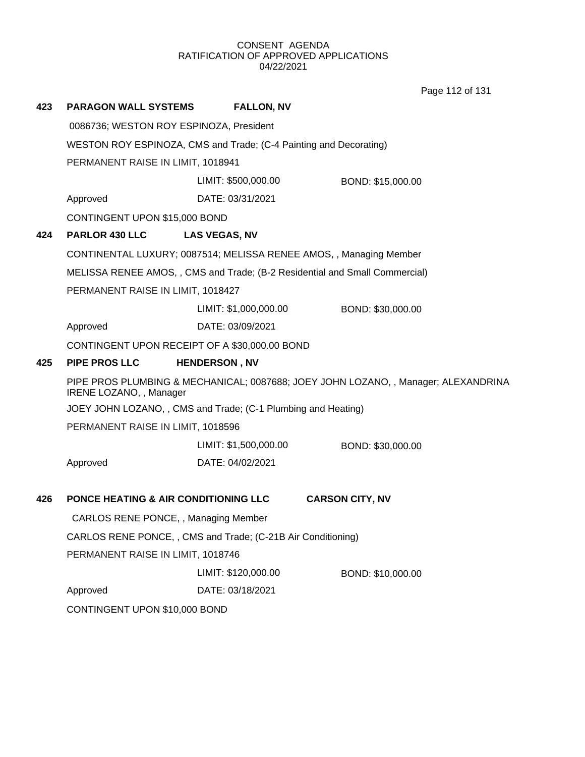CONSENT AGENDA
RATIFICATION OF APPROVED APPLICATIONS
04/22/2021

**423 PARAGON WALL SYSTEMS FALLON, NV**

0086736; WESTON ROY ESPINOZA, President

WESTON ROY ESPINOZA, CMS and Trade; (C-4 Painting and Decorating)

PERMANENT RAISE IN LIMIT, 1018941

LIMIT: $500,000.00 BOND: $15,000.00

Approved DATE: 03/31/2021

CONTINGENT UPON $15,000 BOND

**424 PARLOR 430 LLC LAS VEGAS, NV**

CONTINENTAL LUXURY; 0087514; MELISSA RENEE AMOS, , Managing Member

MELISSA RENEE AMOS, , CMS and Trade; (B-2 Residential and Small Commercial)

PERMANENT RAISE IN LIMIT, 1018427

LIMIT: $1,000,000.00 BOND: $30,000.00

Approved DATE: 03/09/2021

CONTINGENT UPON RECEIPT OF A $30,000.00 BOND

**425 PIPE PROS LLC HENDERSON , NV**

PIPE PROS PLUMBING & MECHANICAL; 0087688; JOEY JOHN LOZANO, , Manager; ALEXANDRINA IRENE LOZANO, , Manager

JOEY JOHN LOZANO, , CMS and Trade; (C-1 Plumbing and Heating)

PERMANENT RAISE IN LIMIT, 1018596

LIMIT: $1,500,000.00 BOND: $30,000.00

Approved DATE: 04/02/2021

**426 PONCE HEATING & AIR CONDITIONING LLC CARSON CITY, NV**

CARLOS RENE PONCE, , Managing Member

CARLOS RENE PONCE, , CMS and Trade; (C-21B Air Conditioning)

PERMANENT RAISE IN LIMIT, 1018746

LIMIT: $120,000.00 BOND: $10,000.00

Approved DATE: 03/18/2021

CONTINGENT UPON $10,000 BOND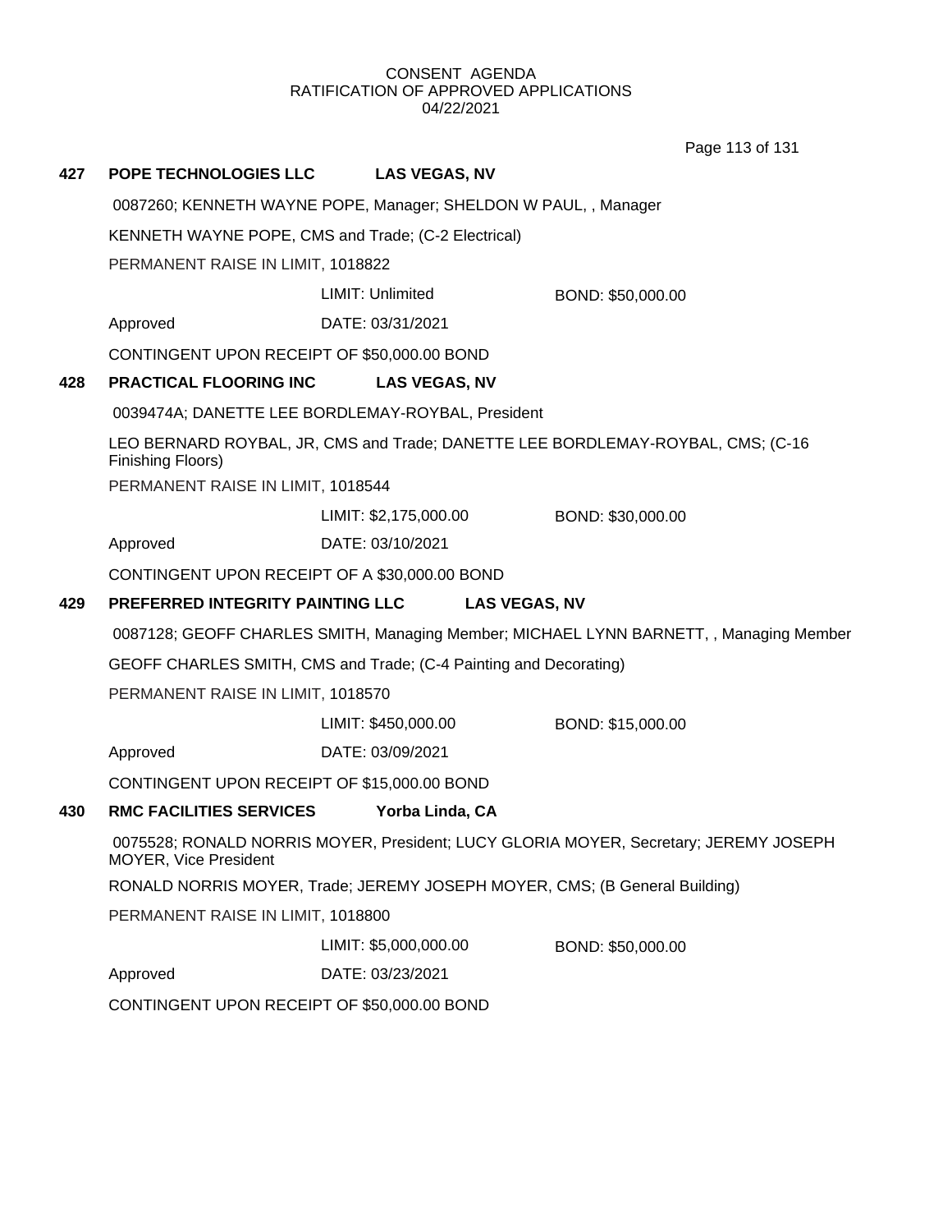CONSENT AGENDA
RATIFICATION OF APPROVED APPLICATIONS
04/22/2021

**427 POPE TECHNOLOGIES LLC LAS VEGAS, NV**

0087260; KENNETH WAYNE POPE, Manager; SHELDON W PAUL, , Manager

KENNETH WAYNE POPE, CMS and Trade; (C-2 Electrical)

PERMANENT RAISE IN LIMIT, 1018822

LIMIT: Unlimited BOND: $50,000.00

Approved DATE: 03/31/2021

CONTINGENT UPON RECEIPT OF $50,000.00 BOND

**428 PRACTICAL FLOORING INC LAS VEGAS, NV**

0039474A; DANETTE LEE BORDLEMAY-ROYBAL, President

LEO BERNARD ROYBAL, JR, CMS and Trade; DANETTE LEE BORDLEMAY-ROYBAL, CMS; (C-16 Finishing Floors)

PERMANENT RAISE IN LIMIT, 1018544

LIMIT: $2,175,000.00 BOND: $30,000.00

Approved DATE: 03/10/2021

CONTINGENT UPON RECEIPT OF A $30,000.00 BOND

**429 PREFERRED INTEGRITY PAINTING LLC LAS VEGAS, NV**

0087128; GEOFF CHARLES SMITH, Managing Member; MICHAEL LYNN BARNETT, , Managing Member

GEOFF CHARLES SMITH, CMS and Trade; (C-4 Painting and Decorating)

PERMANENT RAISE IN LIMIT, 1018570

LIMIT: $450,000.00 BOND: $15,000.00

Approved DATE: 03/09/2021

CONTINGENT UPON RECEIPT OF $15,000.00 BOND

**430 RMC FACILITIES SERVICES Yorba Linda, CA**

0075528; RONALD NORRIS MOYER, President; LUCY GLORIA MOYER, Secretary; JEREMY JOSEPH MOYER, Vice President

RONALD NORRIS MOYER, Trade; JEREMY JOSEPH MOYER, CMS; (B General Building)

PERMANENT RAISE IN LIMIT, 1018800

LIMIT: $5,000,000.00 BOND: $50,000.00

Approved DATE: 03/23/2021

CONTINGENT UPON RECEIPT OF $50,000.00 BOND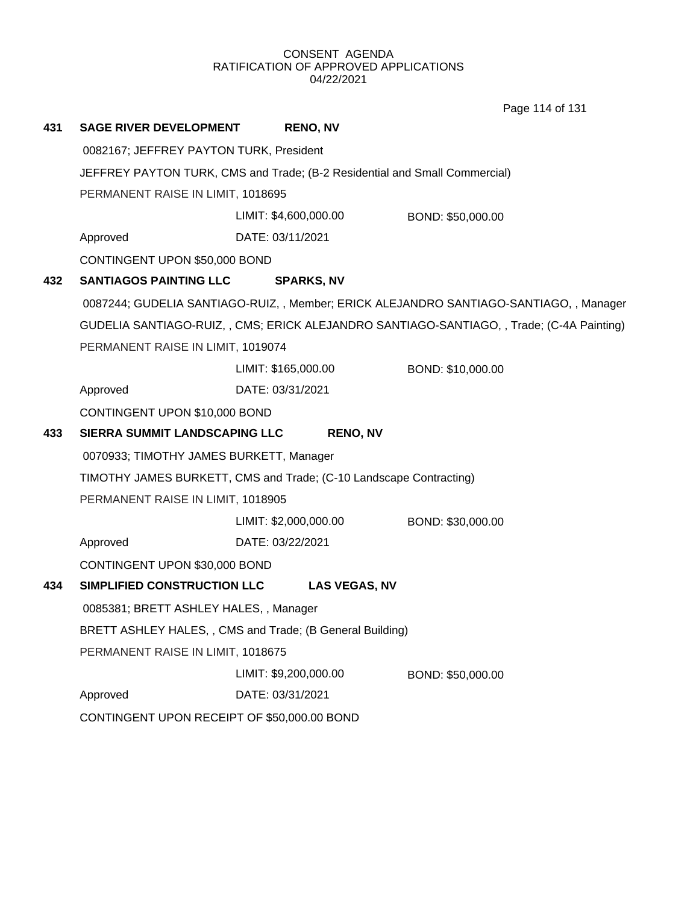CONSENT AGENDA
RATIFICATION OF APPROVED APPLICATIONS
04/22/2021

**431 SAGE RIVER DEVELOPMENT RENO, NV**

0082167; JEFFREY PAYTON TURK, President

JEFFREY PAYTON TURK, CMS and Trade; (B-2 Residential and Small Commercial)

PERMANENT RAISE IN LIMIT, 1018695

LIMIT: $4,600,000.00 BOND: $50,000.00

Approved DATE: 03/11/2021

CONTINGENT UPON $50,000 BOND

**432 SANTIAGOS PAINTING LLC SPARKS, NV**

0087244; GUDELIA SANTIAGO-RUIZ, , Member; ERICK ALEJANDRO SANTIAGO-SANTIAGO, , Manager

GUDELIA SANTIAGO-RUIZ, , CMS; ERICK ALEJANDRO SANTIAGO-SANTIAGO, , Trade; (C-4A Painting)

PERMANENT RAISE IN LIMIT, 1019074

LIMIT: $165,000.00 BOND: $10,000.00

Approved DATE: 03/31/2021

CONTINGENT UPON $10,000 BOND

**433 SIERRA SUMMIT LANDSCAPING LLC RENO, NV**

0070933; TIMOTHY JAMES BURKETT, Manager

TIMOTHY JAMES BURKETT, CMS and Trade; (C-10 Landscape Contracting)

PERMANENT RAISE IN LIMIT, 1018905

LIMIT: $2,000,000.00 BOND: $30,000.00

Approved DATE: 03/22/2021

CONTINGENT UPON $30,000 BOND

**434 SIMPLIFIED CONSTRUCTION LLC LAS VEGAS, NV**

0085381; BRETT ASHLEY HALES, , Manager

BRETT ASHLEY HALES, , CMS and Trade; (B General Building)

PERMANENT RAISE IN LIMIT, 1018675

LIMIT: $9,200,000.00 BOND: $50,000.00

Approved DATE: 03/31/2021

CONTINGENT UPON RECEIPT OF $50,000.00 BOND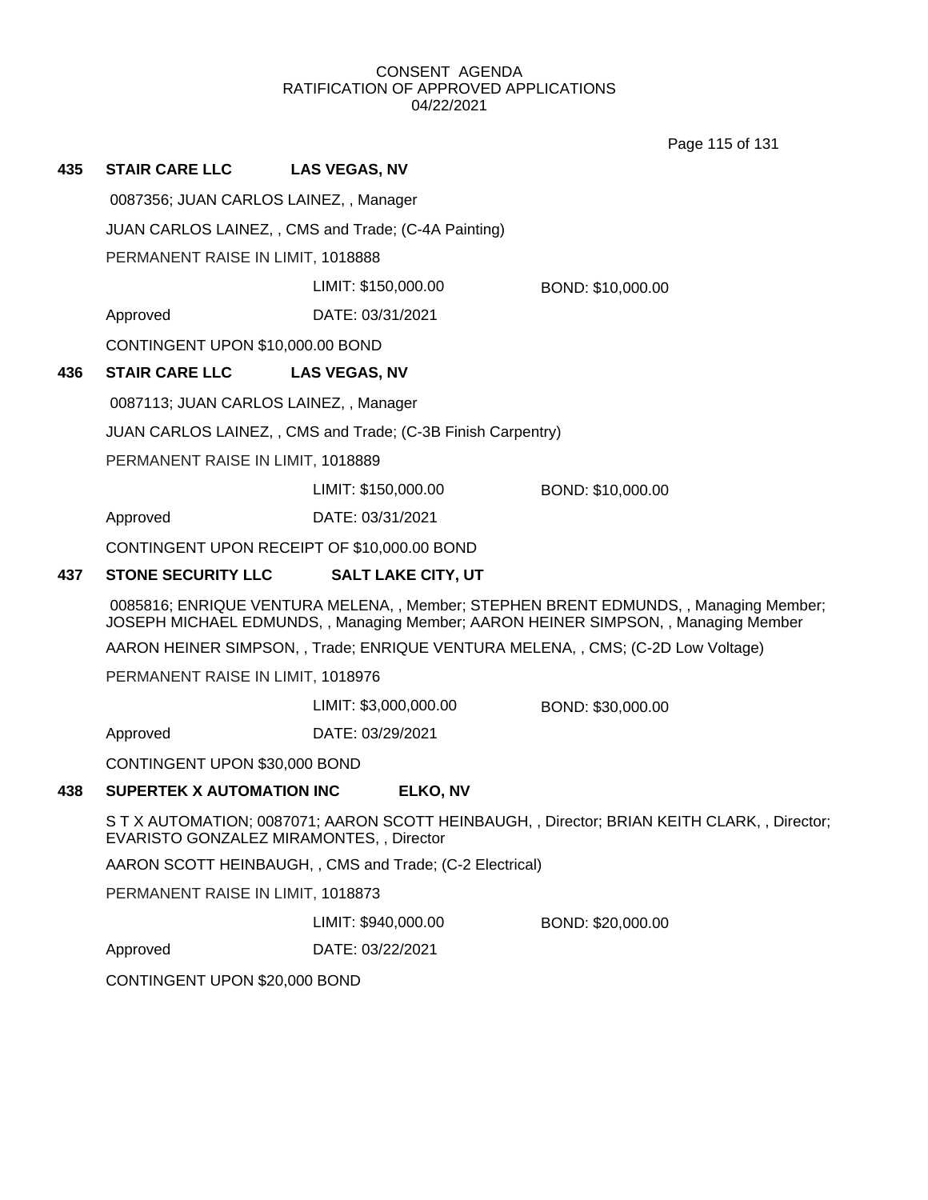CONSENT AGENDA
RATIFICATION OF APPROVED APPLICATIONS
04/22/2021

**435 STAIR CARE LLC LAS VEGAS, NV**

0087356; JUAN CARLOS LAINEZ, , Manager

JUAN CARLOS LAINEZ, , CMS and Trade; (C-4A Painting)

PERMANENT RAISE IN LIMIT, 1018888

LIMIT: $150,000.00 BOND: $10,000.00

Approved DATE: 03/31/2021

CONTINGENT UPON $10,000.00 BOND

**436 STAIR CARE LLC LAS VEGAS, NV**

0087113; JUAN CARLOS LAINEZ, , Manager

JUAN CARLOS LAINEZ, , CMS and Trade; (C-3B Finish Carpentry)

PERMANENT RAISE IN LIMIT, 1018889

LIMIT: $150,000.00 BOND: $10,000.00

Approved DATE: 03/31/2021

CONTINGENT UPON RECEIPT OF $10,000.00 BOND

**437 STONE SECURITY LLC SALT LAKE CITY, UT**

0085816; ENRIQUE VENTURA MELENA, , Member; STEPHEN BRENT EDMUNDS, , Managing Member; JOSEPH MICHAEL EDMUNDS, , Managing Member; AARON HEINER SIMPSON, , Managing Member

AARON HEINER SIMPSON, , Trade; ENRIQUE VENTURA MELENA, , CMS; (C-2D Low Voltage)

PERMANENT RAISE IN LIMIT, 1018976

LIMIT: $3,000,000.00 BOND: $30,000.00

Approved DATE: 03/29/2021

CONTINGENT UPON $30,000 BOND

**438 SUPERTEK X AUTOMATION INC ELKO, NV**

S T X AUTOMATION; 0087071; AARON SCOTT HEINBAUGH, , Director; BRIAN KEITH CLARK, , Director; EVARISTO GONZALEZ MIRAMONTES, , Director

AARON SCOTT HEINBAUGH, , CMS and Trade; (C-2 Electrical)

PERMANENT RAISE IN LIMIT, 1018873

LIMIT: $940,000.00 BOND: $20,000.00

Approved DATE: 03/22/2021

CONTINGENT UPON $20,000 BOND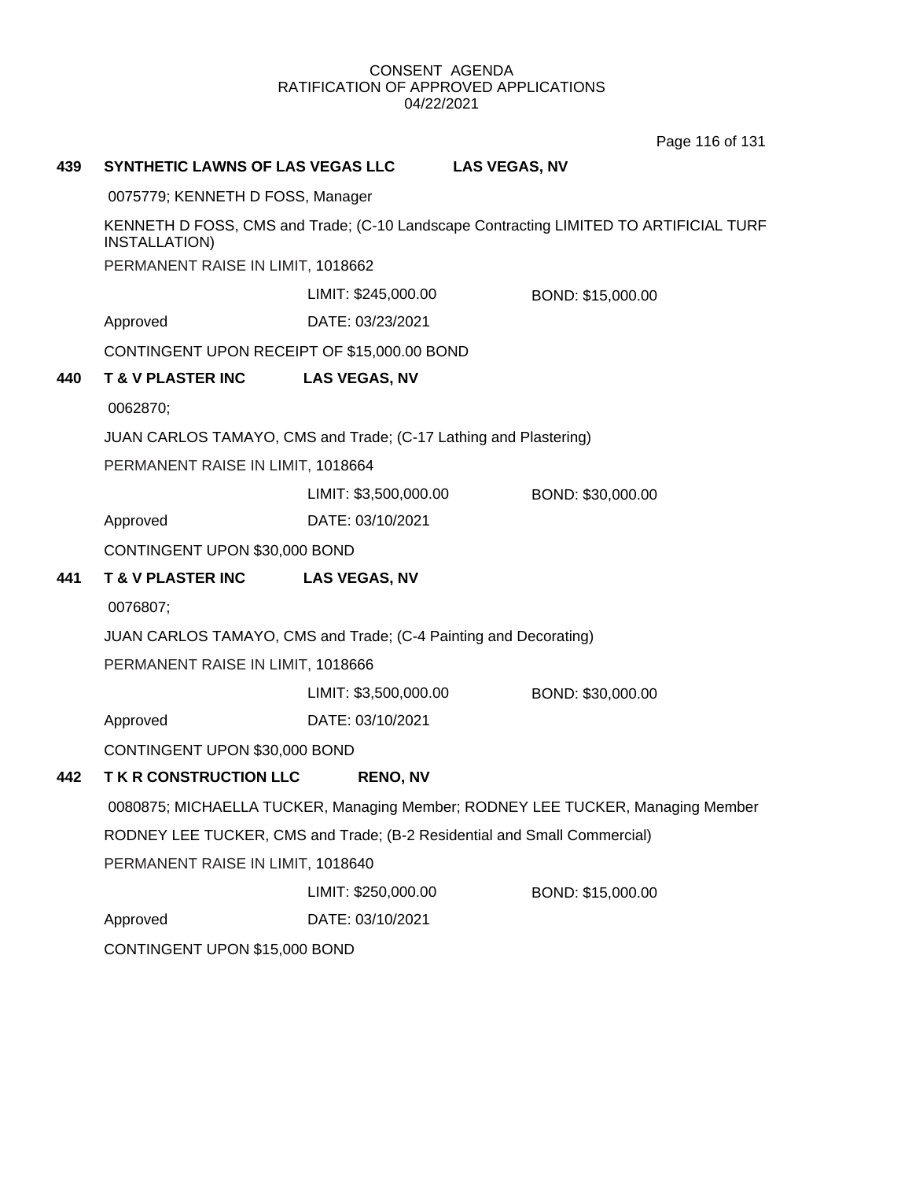CONSENT AGENDA
RATIFICATION OF APPROVED APPLICATIONS
04/22/2021

**439 SYNTHETIC LAWNS OF LAS VEGAS LLC LAS VEGAS, NV**

0075779; KENNETH D FOSS, Manager

KENNETH D FOSS, CMS and Trade; (C-10 Landscape Contracting LIMITED TO ARTIFICIAL TURF INSTALLATION)

PERMANENT RAISE IN LIMIT, 1018662

LIMIT: $245,000.00 BOND: $15,000.00

Approved DATE: 03/23/2021

CONTINGENT UPON RECEIPT OF $15,000.00 BOND

**440 T & V PLASTER INC LAS VEGAS, NV**

0062870;

JUAN CARLOS TAMAYO, CMS and Trade; (C-17 Lathing and Plastering)

PERMANENT RAISE IN LIMIT, 1018664

LIMIT: $3,500,000.00 BOND: $30,000.00

Approved DATE: 03/10/2021

CONTINGENT UPON $30,000 BOND

**441 T & V PLASTER INC LAS VEGAS, NV**

0076807;

JUAN CARLOS TAMAYO, CMS and Trade; (C-4 Painting and Decorating)

PERMANENT RAISE IN LIMIT, 1018666

LIMIT: $3,500,000.00 BOND: $30,000.00

Approved DATE: 03/10/2021

CONTINGENT UPON $30,000 BOND

**442 T K R CONSTRUCTION LLC RENO, NV**

0080875; MICHAELLA TUCKER, Managing Member; RODNEY LEE TUCKER, Managing Member

RODNEY LEE TUCKER, CMS and Trade; (B-2 Residential and Small Commercial)

PERMANENT RAISE IN LIMIT, 1018640

LIMIT: $250,000.00 BOND: $15,000.00

Approved DATE: 03/10/2021

CONTINGENT UPON $15,000 BOND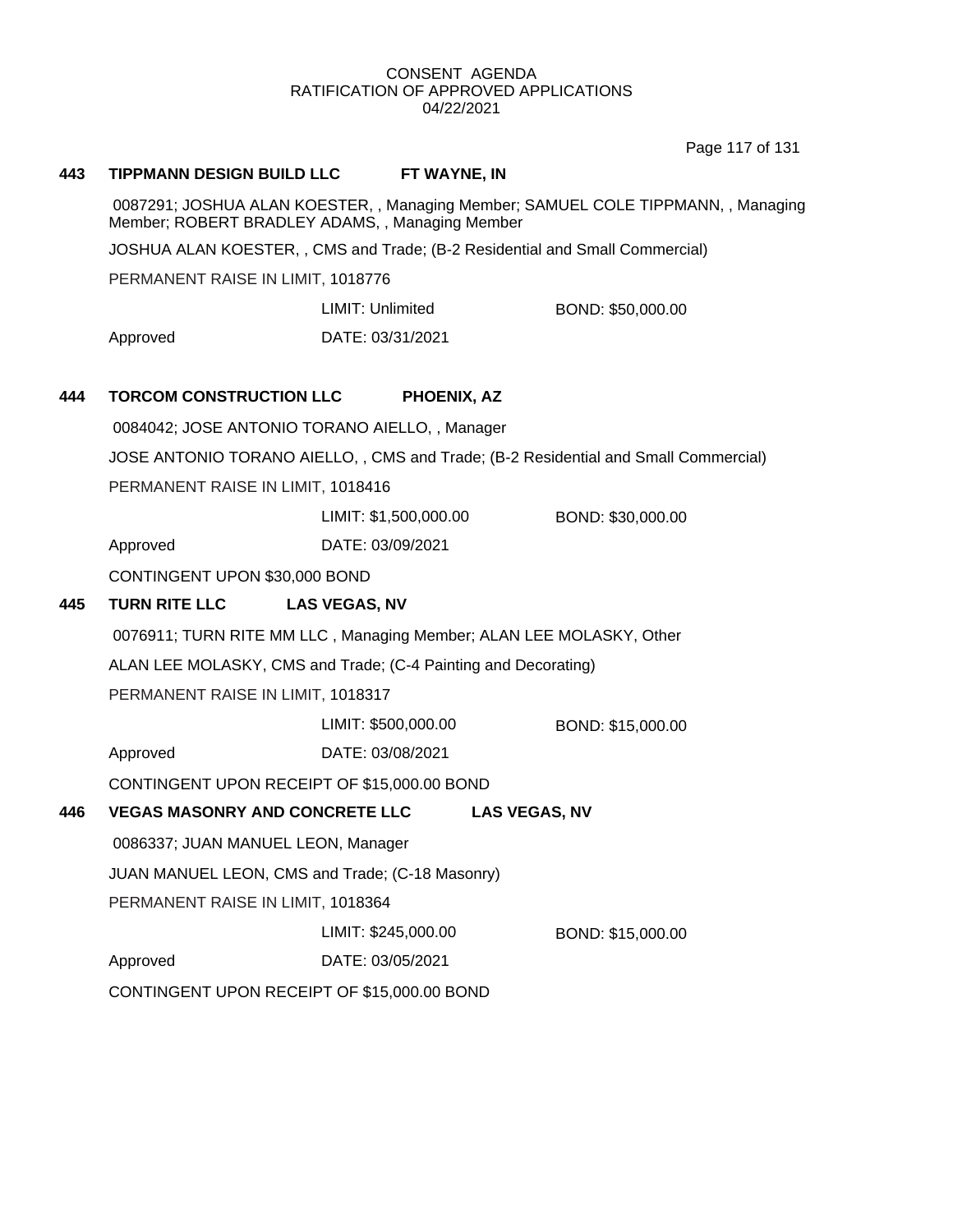CONSENT AGENDA
RATIFICATION OF APPROVED APPLICATIONS
04/22/2021

**443 TIPPMANN DESIGN BUILD LLC FT WAYNE, IN**

0087291; JOSHUA ALAN KOESTER, , Managing Member; SAMUEL COLE TIPPMANN, , Managing Member; ROBERT BRADLEY ADAMS, , Managing Member

JOSHUA ALAN KOESTER, , CMS and Trade; (B-2 Residential and Small Commercial)

PERMANENT RAISE IN LIMIT, 1018776

LIMIT: Unlimited BOND: $50,000.00

Approved DATE: 03/31/2021

**444 TORCOM CONSTRUCTION LLC PHOENIX, AZ**

0084042; JOSE ANTONIO TORANO AIELLO, , Manager

JOSE ANTONIO TORANO AIELLO, , CMS and Trade; (B-2 Residential and Small Commercial)

PERMANENT RAISE IN LIMIT, 1018416

LIMIT: $1,500,000.00 BOND: $30,000.00

Approved DATE: 03/09/2021

CONTINGENT UPON $30,000 BOND

**445 TURN RITE LLC LAS VEGAS, NV**

0076911; TURN RITE MM LLC , Managing Member; ALAN LEE MOLASKY, Other

ALAN LEE MOLASKY, CMS and Trade; (C-4 Painting and Decorating)

PERMANENT RAISE IN LIMIT, 1018317

LIMIT: $500,000.00 BOND: $15,000.00

Approved DATE: 03/08/2021

CONTINGENT UPON RECEIPT OF $15,000.00 BOND

**446 VEGAS MASONRY AND CONCRETE LLC LAS VEGAS, NV**

0086337; JUAN MANUEL LEON, Manager

JUAN MANUEL LEON, CMS and Trade; (C-18 Masonry)

PERMANENT RAISE IN LIMIT, 1018364

LIMIT: $245,000.00 BOND: $15,000.00

Approved DATE: 03/05/2021

CONTINGENT UPON RECEIPT OF $15,000.00 BOND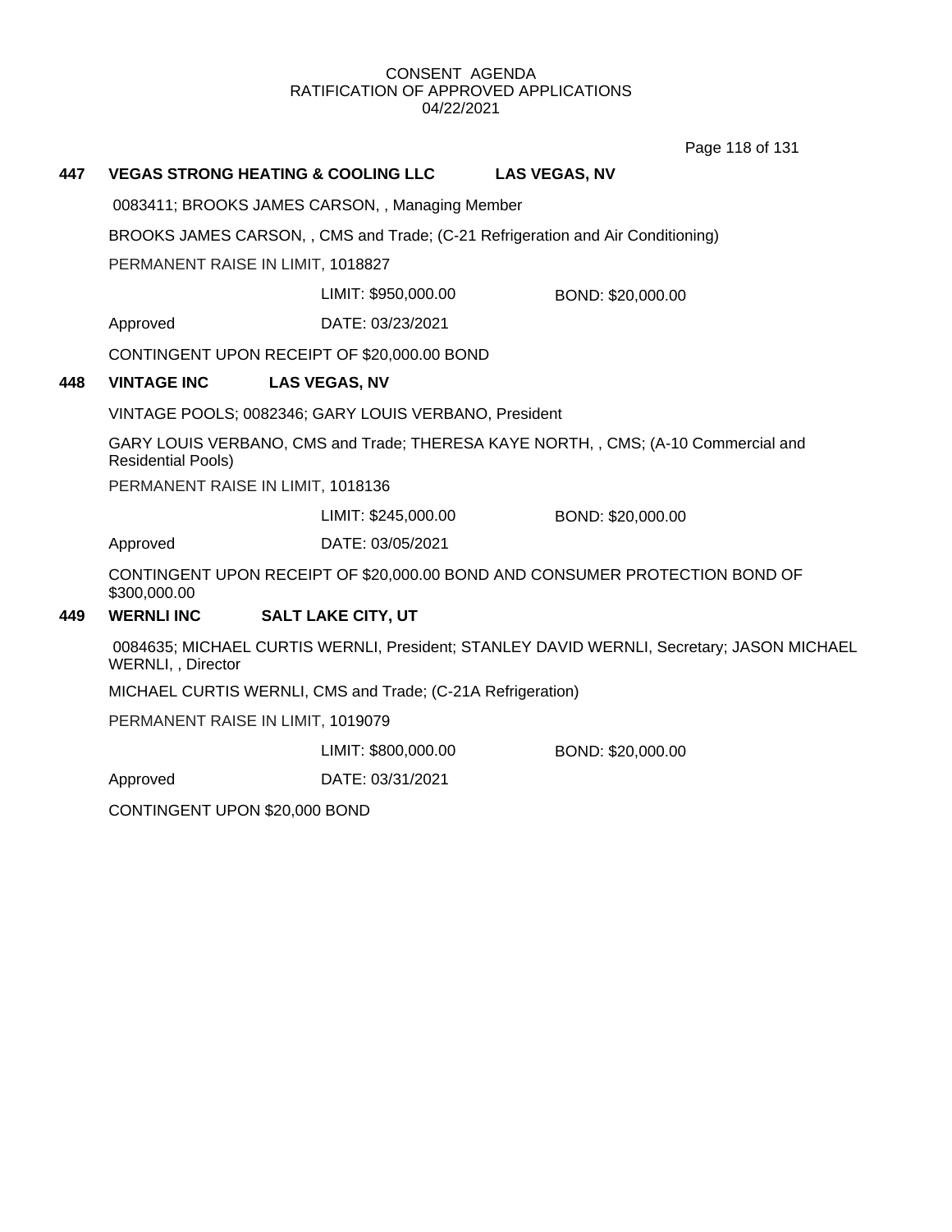CONSENT AGENDA
RATIFICATION OF APPROVED APPLICATIONS
04/22/2021

**447 VEGAS STRONG HEATING & COOLING LLC LAS VEGAS, NV**

0083411; BROOKS JAMES CARSON, , Managing Member

BROOKS JAMES CARSON, , CMS and Trade; (C-21 Refrigeration and Air Conditioning)

PERMANENT RAISE IN LIMIT, 1018827

LIMIT: $950,000.00 BOND: $20,000.00

Approved DATE: 03/23/2021

CONTINGENT UPON RECEIPT OF $20,000.00 BOND

**448 VINTAGE INC LAS VEGAS, NV**

VINTAGE POOLS; 0082346; GARY LOUIS VERBANO, President

GARY LOUIS VERBANO, CMS and Trade; THERESA KAYE NORTH, , CMS; (A-10 Commercial and Residential Pools)

PERMANENT RAISE IN LIMIT, 1018136

LIMIT: $245,000.00 BOND: $20,000.00

Approved DATE: 03/05/2021

CONTINGENT UPON RECEIPT OF $20,000.00 BOND AND CONSUMER PROTECTION BOND OF $300,000.00

**449 WERNLI INC SALT LAKE CITY, UT**

0084635; MICHAEL CURTIS WERNLI, President; STANLEY DAVID WERNLI, Secretary; JASON MICHAEL WERNLI, , Director

MICHAEL CURTIS WERNLI, CMS and Trade; (C-21A Refrigeration)

PERMANENT RAISE IN LIMIT, 1019079

LIMIT: $800,000.00 BOND: $20,000.00

Approved DATE: 03/31/2021

CONTINGENT UPON $20,000 BOND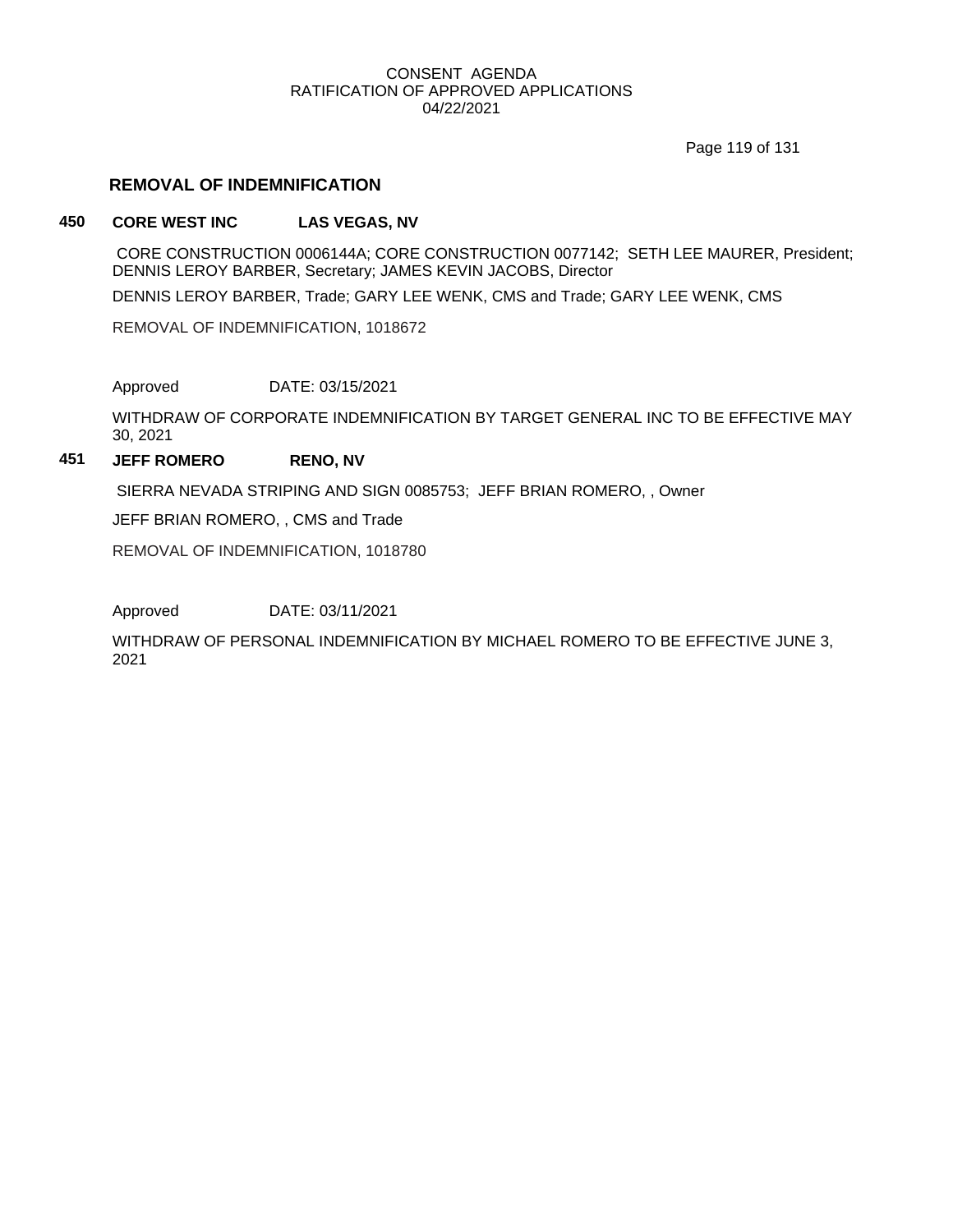## REMOVAL OF INDEMNIFICATION

**450 CORE WEST INC LAS VEGAS, NV**

CORE CONSTRUCTION 0006144A; CORE CONSTRUCTION 0077142; SETH LEE MAURER, President; DENNIS LEROY BARBER, Secretary; JAMES KEVIN JACOBS, Director

DENNIS LEROY BARBER, Trade; GARY LEE WENK, CMS and Trade; GARY LEE WENK, CMS

REMOVAL OF INDEMNIFICATION, 1018672

Approved DATE: 03/15/2021

WITHDRAW OF CORPORATE INDEMNIFICATION BY TARGET GENERAL INC TO BE EFFECTIVE MAY 30, 2021

**451 JEFF ROMERO RENO, NV**

SIERRA NEVADA STRIPING AND SIGN 0085753; JEFF BRIAN ROMERO, , Owner

JEFF BRIAN ROMERO, , CMS and Trade

REMOVAL OF INDEMNIFICATION, 1018780

Approved DATE: 03/11/2021

WITHDRAW OF PERSONAL INDEMNIFICATION BY MICHAEL ROMERO TO BE EFFECTIVE JUNE 3, 2021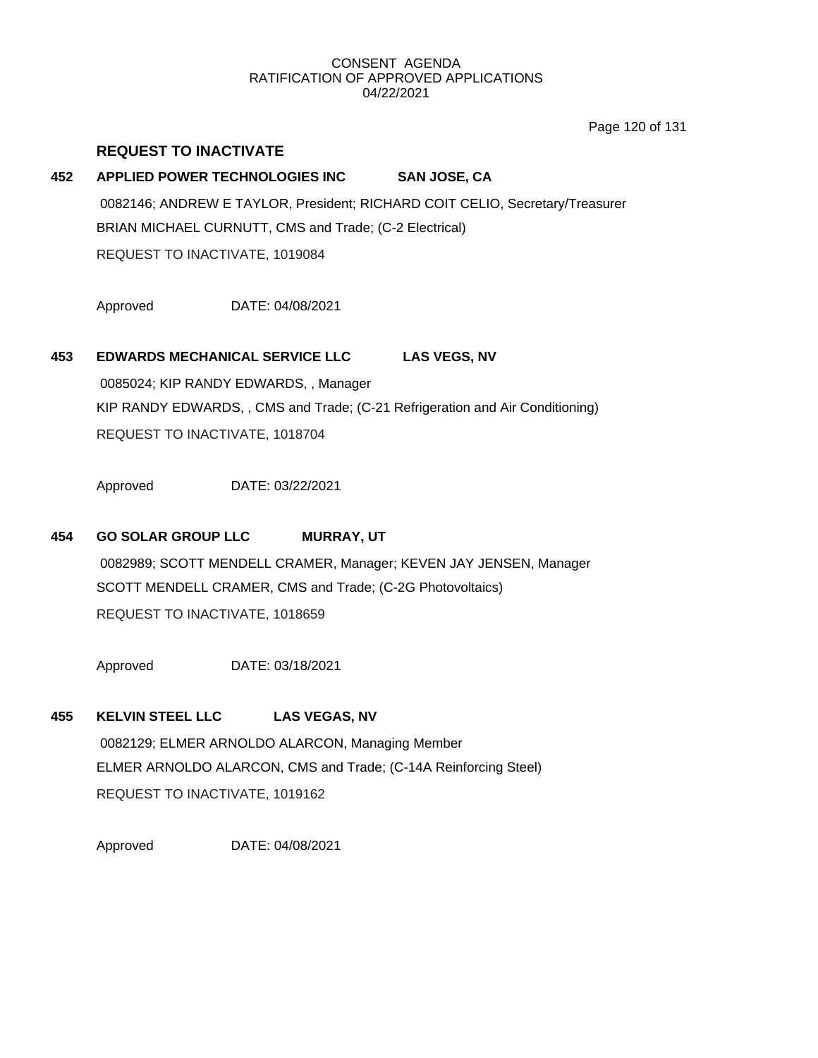## REQUEST TO INACTIVATE

**452 APPLIED POWER TECHNOLOGIES INC SAN JOSE, CA**

0082146; ANDREW E TAYLOR, President; RICHARD COIT CELIO, Secretary/Treasurer

BRIAN MICHAEL CURNUTT, CMS and Trade; (C-2 Electrical)

REQUEST TO INACTIVATE, 1019084

Approved DATE: 04/08/2021

**453 EDWARDS MECHANICAL SERVICE LLC LAS VEGS, NV**

0085024; KIP RANDY EDWARDS, , Manager

KIP RANDY EDWARDS, , CMS and Trade; (C-21 Refrigeration and Air Conditioning)

REQUEST TO INACTIVATE, 1018704

Approved DATE: 03/22/2021

**454 GO SOLAR GROUP LLC MURRAY, UT**

0082989; SCOTT MENDELL CRAMER, Manager; KEVEN JAY JENSEN, Manager

SCOTT MENDELL CRAMER, CMS and Trade; (C-2G Photovoltaics)

REQUEST TO INACTIVATE, 1018659

Approved DATE: 03/18/2021

**455 KELVIN STEEL LLC LAS VEGAS, NV**

0082129; ELMER ARNOLDO ALARCON, Managing Member

ELMER ARNOLDO ALARCON, CMS and Trade; (C-14A Reinforcing Steel)

REQUEST TO INACTIVATE, 1019162

Approved DATE: 04/08/2021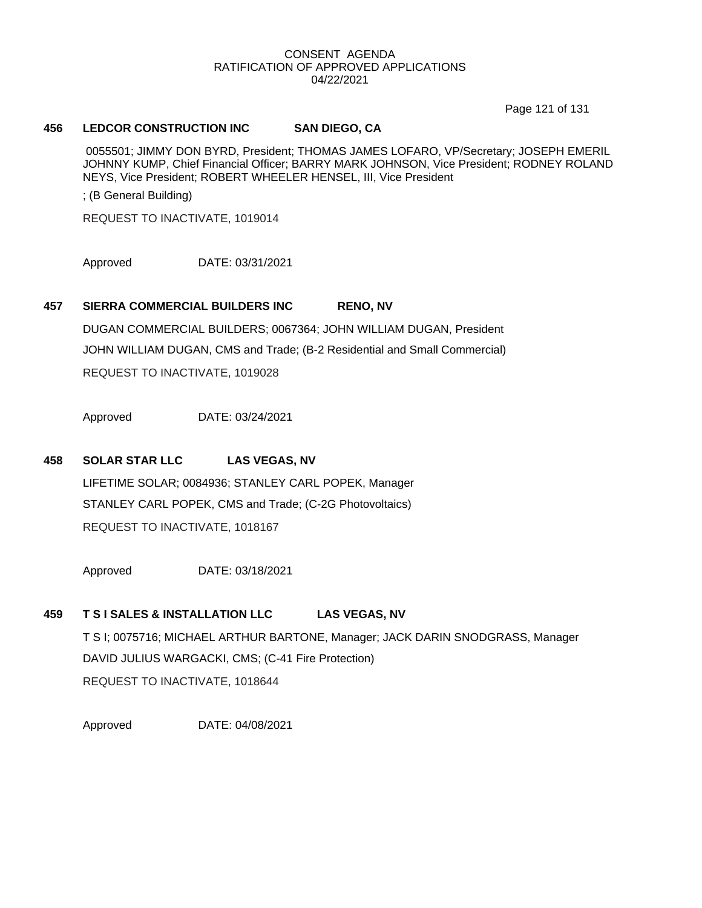CONSENT AGENDA
RATIFICATION OF APPROVED APPLICATIONS
04/22/2021

**456 LEDCOR CONSTRUCTION INC SAN DIEGO, CA**

0055501; JIMMY DON BYRD, President; THOMAS JAMES LOFARO, VP/Secretary; JOSEPH EMERIL JOHNNY KUMP, Chief Financial Officer; BARRY MARK JOHNSON, Vice President; RODNEY ROLAND NEYS, Vice President; ROBERT WHEELER HENSEL, III, Vice President

; (B General Building)

REQUEST TO INACTIVATE, 1019014

Approved DATE: 03/31/2021

**457 SIERRA COMMERCIAL BUILDERS INC RENO, NV**

DUGAN COMMERCIAL BUILDERS; 0067364; JOHN WILLIAM DUGAN, President

JOHN WILLIAM DUGAN, CMS and Trade; (B-2 Residential and Small Commercial)

REQUEST TO INACTIVATE, 1019028

Approved DATE: 03/24/2021

**458 SOLAR STAR LLC LAS VEGAS, NV**

LIFETIME SOLAR; 0084936; STANLEY CARL POPEK, Manager

STANLEY CARL POPEK, CMS and Trade; (C-2G Photovoltaics)

REQUEST TO INACTIVATE, 1018167

Approved DATE: 03/18/2021

**459 T S I SALES & INSTALLATION LLC LAS VEGAS, NV**

T S I; 0075716; MICHAEL ARTHUR BARTONE, Manager; JACK DARIN SNODGRASS, Manager

DAVID JULIUS WARGACKI, CMS; (C-41 Fire Protection)

REQUEST TO INACTIVATE, 1018644

Approved DATE: 04/08/2021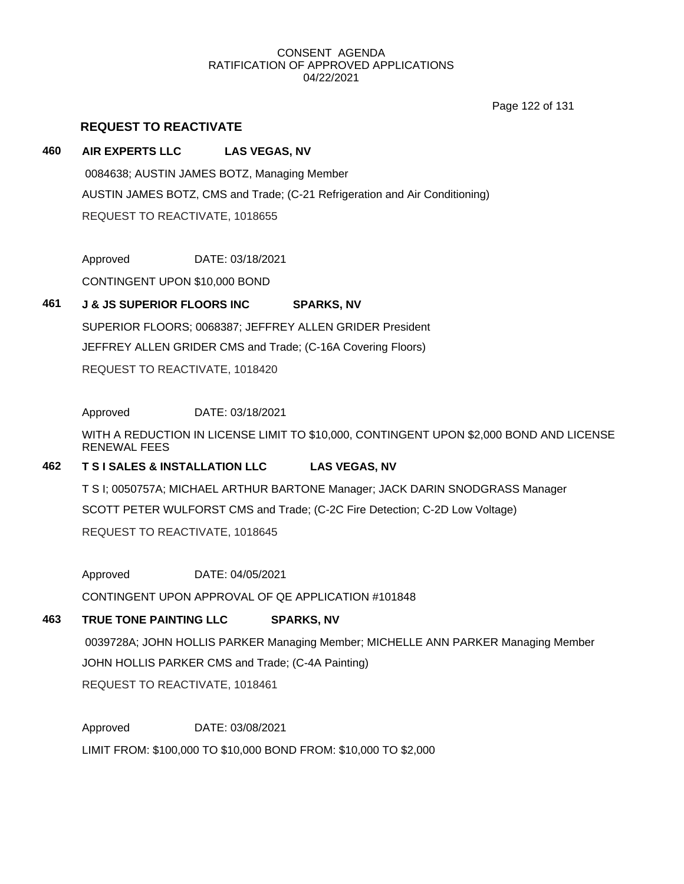CONSENT AGENDA
RATIFICATION OF APPROVED APPLICATIONS
04/22/2021

## REQUEST TO REACTIVATE

**460 AIR EXPERTS LLC LAS VEGAS, NV**

0084638; AUSTIN JAMES BOTZ, Managing Member

AUSTIN JAMES BOTZ, CMS and Trade; (C-21 Refrigeration and Air Conditioning)

REQUEST TO REACTIVATE, 1018655

Approved DATE: 03/18/2021

CONTINGENT UPON $10,000 BOND

**461 J & JS SUPERIOR FLOORS INC SPARKS, NV**

SUPERIOR FLOORS; 0068387; JEFFREY ALLEN GRIDER President

JEFFREY ALLEN GRIDER CMS and Trade; (C-16A Covering Floors)

REQUEST TO REACTIVATE, 1018420

Approved DATE: 03/18/2021

WITH A REDUCTION IN LICENSE LIMIT TO $10,000, CONTINGENT UPON $2,000 BOND AND LICENSE RENEWAL FEES

**462 T S I SALES & INSTALLATION LLC LAS VEGAS, NV**

T S I; 0050757A; MICHAEL ARTHUR BARTONE Manager; JACK DARIN SNODGRASS Manager

SCOTT PETER WULFORST CMS and Trade; (C-2C Fire Detection; C-2D Low Voltage)

REQUEST TO REACTIVATE, 1018645

Approved DATE: 04/05/2021

CONTINGENT UPON APPROVAL OF QE APPLICATION #101848

**463 TRUE TONE PAINTING LLC SPARKS, NV**

0039728A; JOHN HOLLIS PARKER Managing Member; MICHELLE ANN PARKER Managing Member

JOHN HOLLIS PARKER CMS and Trade; (C-4A Painting)

REQUEST TO REACTIVATE, 1018461

Approved DATE: 03/08/2021

LIMIT FROM: $100,000 TO $10,000 BOND FROM: $10,000 TO $2,000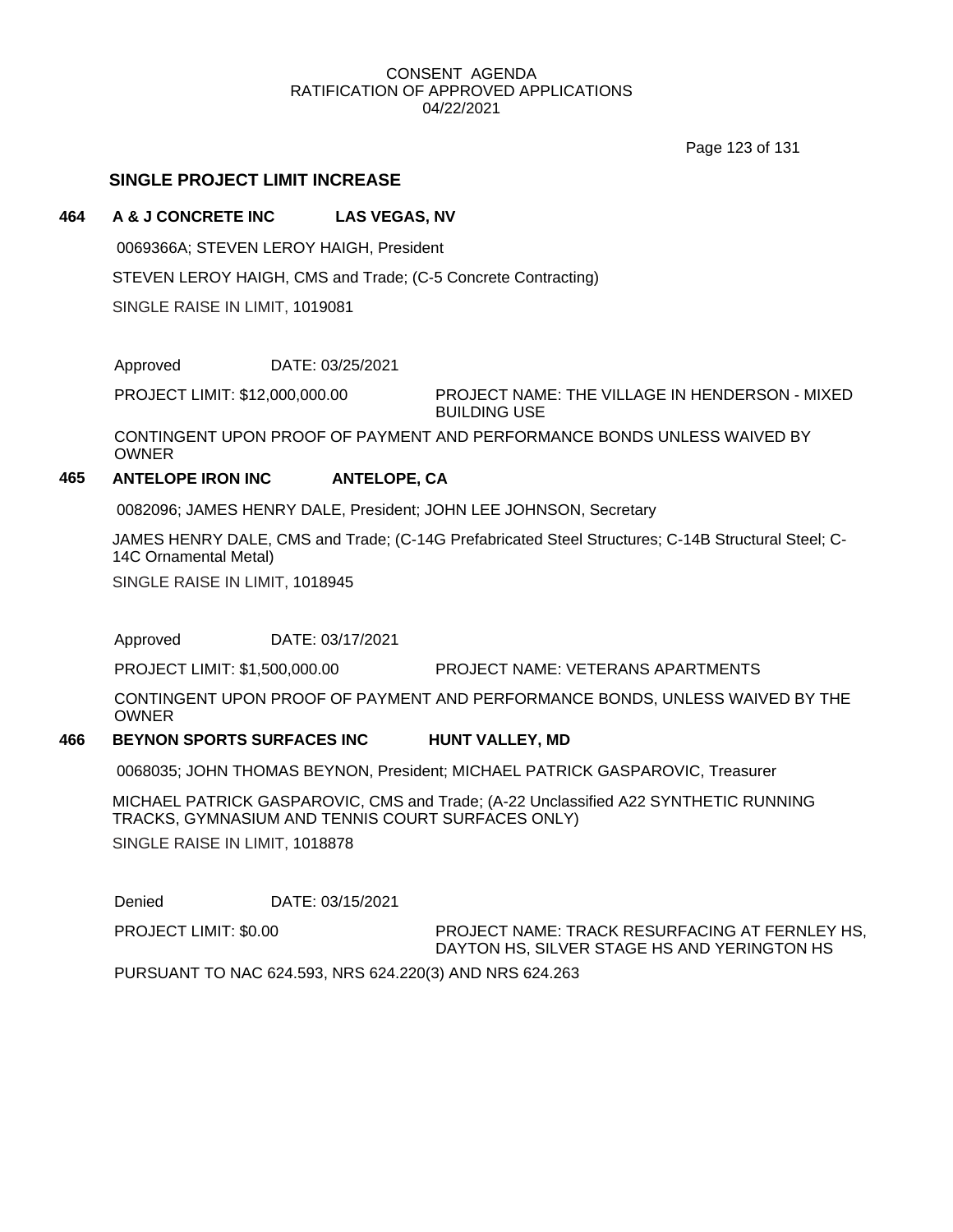CONSENT AGENDA
RATIFICATION OF APPROVED APPLICATIONS
04/22/2021

## SINGLE PROJECT LIMIT INCREASE

**464 A & J CONCRETE INC LAS VEGAS, NV**

0069366A; STEVEN LEROY HAIGH, President

STEVEN LEROY HAIGH, CMS and Trade; (C-5 Concrete Contracting)

SINGLE RAISE IN LIMIT, 1019081

Approved DATE: 03/25/2021

PROJECT LIMIT: $12,000,000.00 PROJECT NAME: THE VILLAGE IN HENDERSON - MIXED BUILDING USE

CONTINGENT UPON PROOF OF PAYMENT AND PERFORMANCE BONDS UNLESS WAIVED BY OWNER

**465 ANTELOPE IRON INC ANTELOPE, CA**

0082096; JAMES HENRY DALE, President; JOHN LEE JOHNSON, Secretary

JAMES HENRY DALE, CMS and Trade; (C-14G Prefabricated Steel Structures; C-14B Structural Steel; C-14C Ornamental Metal)

SINGLE RAISE IN LIMIT, 1018945

Approved DATE: 03/17/2021

PROJECT LIMIT: $1,500,000.00 PROJECT NAME: VETERANS APARTMENTS

CONTINGENT UPON PROOF OF PAYMENT AND PERFORMANCE BONDS, UNLESS WAIVED BY THE OWNER

**466 BEYNON SPORTS SURFACES INC HUNT VALLEY, MD**

0068035; JOHN THOMAS BEYNON, President; MICHAEL PATRICK GASPAROVIC, Treasurer

MICHAEL PATRICK GASPAROVIC, CMS and Trade; (A-22 Unclassified A22 SYNTHETIC RUNNING TRACKS, GYMNASIUM AND TENNIS COURT SURFACES ONLY)

SINGLE RAISE IN LIMIT, 1018878

Denied DATE: 03/15/2021

PROJECT LIMIT: $0.00 PROJECT NAME: TRACK RESURFACING AT FERNLEY HS, DAYTON HS, SILVER STAGE HS AND YERINGTON HS

PURSUANT TO NAC 624.593, NRS 624.220(3) AND NRS 624.263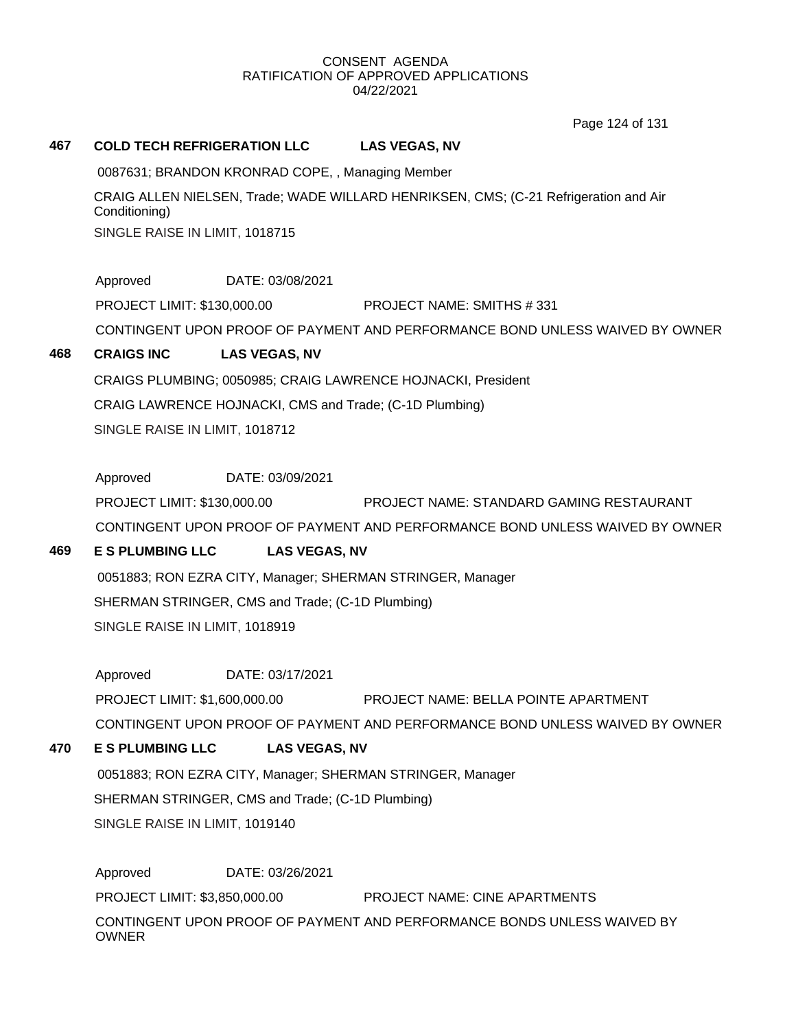CONSENT AGENDA
RATIFICATION OF APPROVED APPLICATIONS
04/22/2021

**467 COLD TECH REFRIGERATION LLC LAS VEGAS, NV**

0087631; BRANDON KRONRAD COPE, , Managing Member

CRAIG ALLEN NIELSEN, Trade; WADE WILLARD HENRIKSEN, CMS; (C-21 Refrigeration and Air Conditioning)

SINGLE RAISE IN LIMIT, 1018715

Approved DATE: 03/08/2021

PROJECT LIMIT: $130,000.00 PROJECT NAME: SMITHS # 331

CONTINGENT UPON PROOF OF PAYMENT AND PERFORMANCE BOND UNLESS WAIVED BY OWNER

**468 CRAIGS INC LAS VEGAS, NV**

CRAIGS PLUMBING; 0050985; CRAIG LAWRENCE HOJNACKI, President

CRAIG LAWRENCE HOJNACKI, CMS and Trade; (C-1D Plumbing)

SINGLE RAISE IN LIMIT, 1018712

Approved DATE: 03/09/2021

PROJECT LIMIT: $130,000.00 PROJECT NAME: STANDARD GAMING RESTAURANT

CONTINGENT UPON PROOF OF PAYMENT AND PERFORMANCE BOND UNLESS WAIVED BY OWNER

**469 E S PLUMBING LLC LAS VEGAS, NV**

0051883; RON EZRA CITY, Manager; SHERMAN STRINGER, Manager

SHERMAN STRINGER, CMS and Trade; (C-1D Plumbing)

SINGLE RAISE IN LIMIT, 1018919

Approved DATE: 03/17/2021

PROJECT LIMIT: $1,600,000.00 PROJECT NAME: BELLA POINTE APARTMENT

CONTINGENT UPON PROOF OF PAYMENT AND PERFORMANCE BOND UNLESS WAIVED BY OWNER

**470 E S PLUMBING LLC LAS VEGAS, NV**

0051883; RON EZRA CITY, Manager; SHERMAN STRINGER, Manager

SHERMAN STRINGER, CMS and Trade; (C-1D Plumbing)

SINGLE RAISE IN LIMIT, 1019140

Approved DATE: 03/26/2021

PROJECT LIMIT: $3,850,000.00 PROJECT NAME: CINE APARTMENTS

CONTINGENT UPON PROOF OF PAYMENT AND PERFORMANCE BONDS UNLESS WAIVED BY OWNER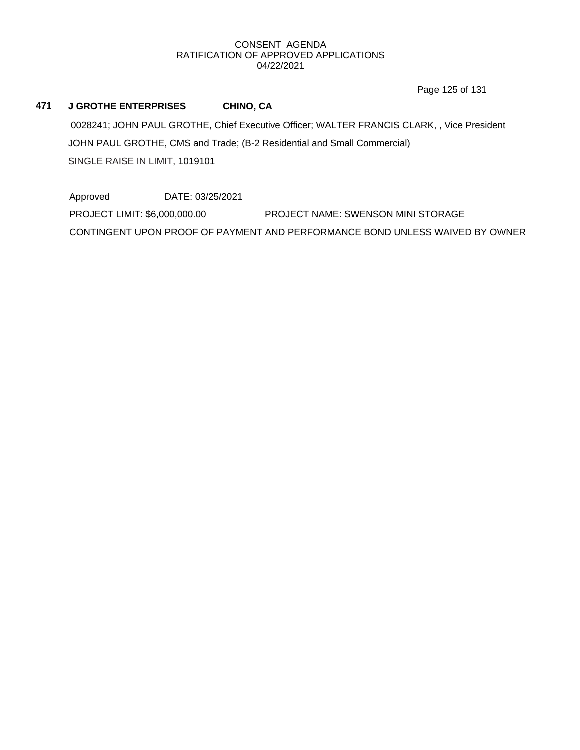CONSENT AGENDA
RATIFICATION OF APPROVED APPLICATIONS
04/22/2021

**471 J GROTHE ENTERPRISES CHINO, CA**

0028241; JOHN PAUL GROTHE, Chief Executive Officer; WALTER FRANCIS CLARK, , Vice President

JOHN PAUL GROTHE, CMS and Trade; (B-2 Residential and Small Commercial)

SINGLE RAISE IN LIMIT, 1019101

Approved DATE: 03/25/2021

PROJECT LIMIT: $6,000,000.00 PROJECT NAME: SWENSON MINI STORAGE

CONTINGENT UPON PROOF OF PAYMENT AND PERFORMANCE BOND UNLESS WAIVED BY OWNER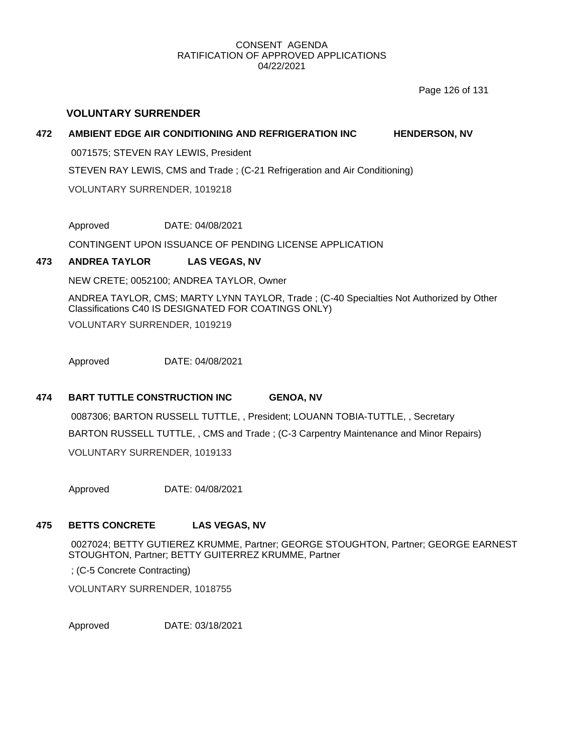CONSENT AGENDA
RATIFICATION OF APPROVED APPLICATIONS
04/22/2021

## VOLUNTARY SURRENDER

### 472 AMBIENT EDGE AIR CONDITIONING AND REFRIGERATION INC HENDERSON, NV

0071575; STEVEN RAY LEWIS, President

STEVEN RAY LEWIS, CMS and Trade ; (C-21 Refrigeration and Air Conditioning)

VOLUNTARY SURRENDER, 1019218

Approved DATE: 04/08/2021

CONTINGENT UPON ISSUANCE OF PENDING LICENSE APPLICATION

### 473 ANDREA TAYLOR LAS VEGAS, NV

NEW CRETE; 0052100; ANDREA TAYLOR, Owner

ANDREA TAYLOR, CMS; MARTY LYNN TAYLOR, Trade ; (C-40 Specialties Not Authorized by Other Classifications C40 IS DESIGNATED FOR COATINGS ONLY)

VOLUNTARY SURRENDER, 1019219

Approved DATE: 04/08/2021

### 474 BART TUTTLE CONSTRUCTION INC GENOA, NV

0087306; BARTON RUSSELL TUTTLE, , President; LOUANN TOBIA-TUTTLE, , Secretary

BARTON RUSSELL TUTTLE, , CMS and Trade ; (C-3 Carpentry Maintenance and Minor Repairs)

VOLUNTARY SURRENDER, 1019133

Approved DATE: 04/08/2021

### 475 BETTS CONCRETE LAS VEGAS, NV

0027024; BETTY GUTIEREZ KRUMME, Partner; GEORGE STOUGHTON, Partner; GEORGE EARNEST STOUGHTON, Partner; BETTY GUITERREZ KRUMME, Partner

; (C-5 Concrete Contracting)

VOLUNTARY SURRENDER, 1018755

Approved DATE: 03/18/2021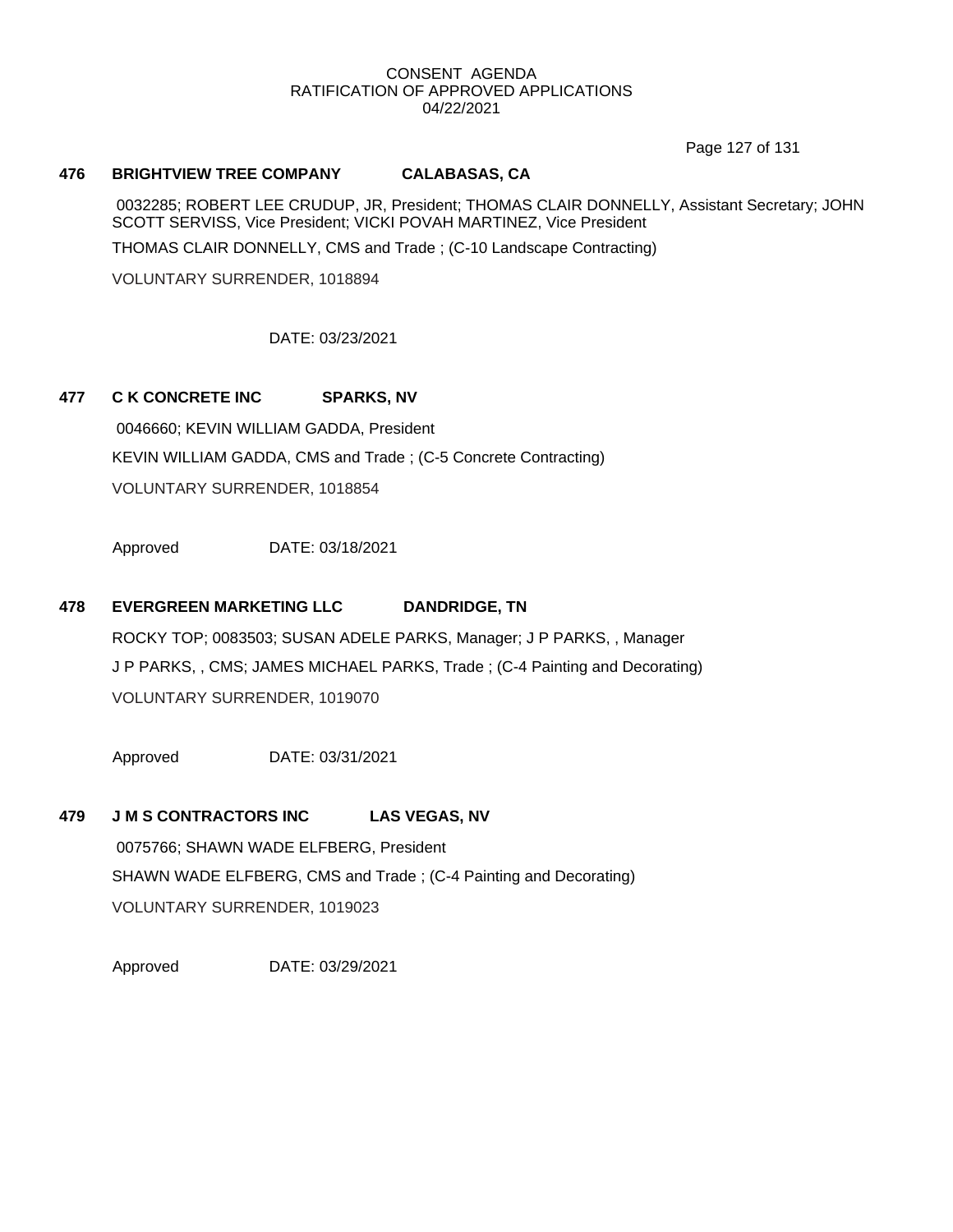CONSENT AGENDA
RATIFICATION OF APPROVED APPLICATIONS
04/22/2021

**476 BRIGHTVIEW TREE COMPANY CALABASAS, CA**

0032285; ROBERT LEE CRUDUP, JR, President; THOMAS CLAIR DONNELLY, Assistant Secretary; JOHN SCOTT SERVISS, Vice President; VICKI POVAH MARTINEZ, Vice President

THOMAS CLAIR DONNELLY, CMS and Trade ; (C-10 Landscape Contracting)

VOLUNTARY SURRENDER, 1018894

DATE: 03/23/2021

**477 C K CONCRETE INC SPARKS, NV**

0046660; KEVIN WILLIAM GADDA, President

KEVIN WILLIAM GADDA, CMS and Trade ; (C-5 Concrete Contracting)

VOLUNTARY SURRENDER, 1018854

Approved DATE: 03/18/2021

**478 EVERGREEN MARKETING LLC DANDRIDGE, TN**

ROCKY TOP; 0083503; SUSAN ADELE PARKS, Manager; J P PARKS, , Manager

J P PARKS, , CMS; JAMES MICHAEL PARKS, Trade ; (C-4 Painting and Decorating)

VOLUNTARY SURRENDER, 1019070

Approved DATE: 03/31/2021

**479 J M S CONTRACTORS INC LAS VEGAS, NV**

0075766; SHAWN WADE ELFBERG, President

SHAWN WADE ELFBERG, CMS and Trade ; (C-4 Painting and Decorating)

VOLUNTARY SURRENDER, 1019023

Approved DATE: 03/29/2021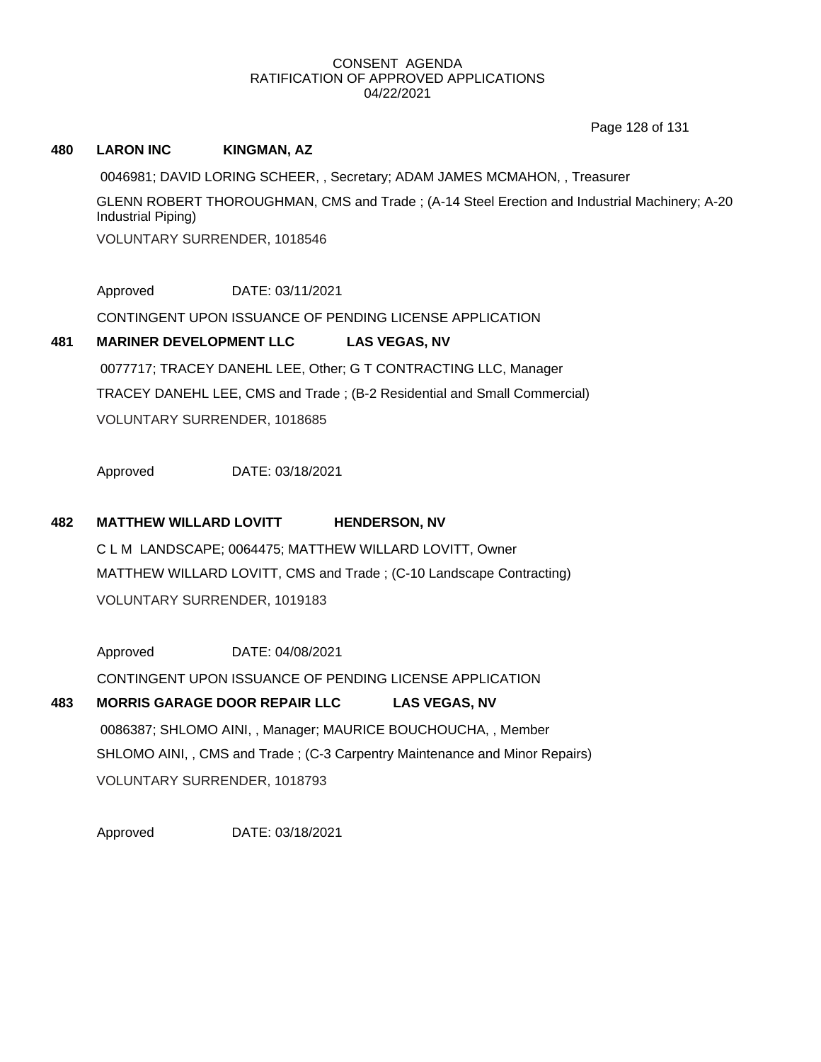CONSENT AGENDA
RATIFICATION OF APPROVED APPLICATIONS
04/22/2021

**480 LARON INC KINGMAN, AZ**

0046981; DAVID LORING SCHEER, , Secretary; ADAM JAMES MCMAHON, , Treasurer

GLENN ROBERT THOROUGHMAN, CMS and Trade ; (A-14 Steel Erection and Industrial Machinery; A-20 Industrial Piping)

VOLUNTARY SURRENDER, 1018546

Approved DATE: 03/11/2021

CONTINGENT UPON ISSUANCE OF PENDING LICENSE APPLICATION

**481 MARINER DEVELOPMENT LLC LAS VEGAS, NV**

0077717; TRACEY DANEHL LEE, Other; G T CONTRACTING LLC, Manager

TRACEY DANEHL LEE, CMS and Trade ; (B-2 Residential and Small Commercial)

VOLUNTARY SURRENDER, 1018685

Approved DATE: 03/18/2021

**482 MATTHEW WILLARD LOVITT HENDERSON, NV**

C L M LANDSCAPE; 0064475; MATTHEW WILLARD LOVITT, Owner

MATTHEW WILLARD LOVITT, CMS and Trade ; (C-10 Landscape Contracting)

VOLUNTARY SURRENDER, 1019183

Approved DATE: 04/08/2021

CONTINGENT UPON ISSUANCE OF PENDING LICENSE APPLICATION

**483 MORRIS GARAGE DOOR REPAIR LLC LAS VEGAS, NV**

0086387; SHLOMO AINI, , Manager; MAURICE BOUCHOUCHA, , Member

SHLOMO AINI, , CMS and Trade ; (C-3 Carpentry Maintenance and Minor Repairs)

VOLUNTARY SURRENDER, 1018793

Approved DATE: 03/18/2021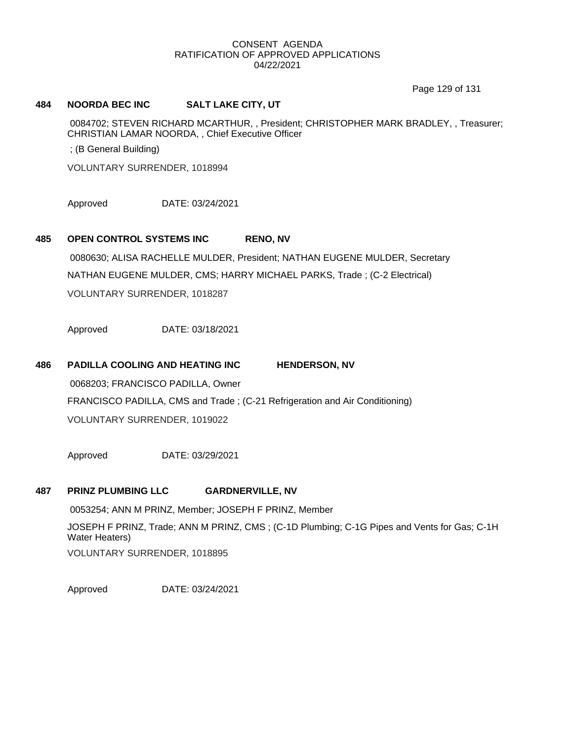CONSENT AGENDA
RATIFICATION OF APPROVED APPLICATIONS
04/22/2021

**484 NOORDA BEC INC SALT LAKE CITY, UT**

0084702; STEVEN RICHARD MCARTHUR, , President; CHRISTOPHER MARK BRADLEY, , Treasurer; CHRISTIAN LAMAR NOORDA, , Chief Executive Officer

; (B General Building)

VOLUNTARY SURRENDER, 1018994

Approved DATE: 03/24/2021

**485 OPEN CONTROL SYSTEMS INC RENO, NV**

0080630; ALISA RACHELLE MULDER, President; NATHAN EUGENE MULDER, Secretary

NATHAN EUGENE MULDER, CMS; HARRY MICHAEL PARKS, Trade ; (C-2 Electrical)

VOLUNTARY SURRENDER, 1018287

Approved DATE: 03/18/2021

**486 PADILLA COOLING AND HEATING INC HENDERSON, NV**

0068203; FRANCISCO PADILLA, Owner

FRANCISCO PADILLA, CMS and Trade ; (C-21 Refrigeration and Air Conditioning)

VOLUNTARY SURRENDER, 1019022

Approved DATE: 03/29/2021

**487 PRINZ PLUMBING LLC GARDNERVILLE, NV**

0053254; ANN M PRINZ, Member; JOSEPH F PRINZ, Member

JOSEPH F PRINZ, Trade; ANN M PRINZ, CMS ; (C-1D Plumbing; C-1G Pipes and Vents for Gas; C-1H Water Heaters)

VOLUNTARY SURRENDER, 1018895

Approved DATE: 03/24/2021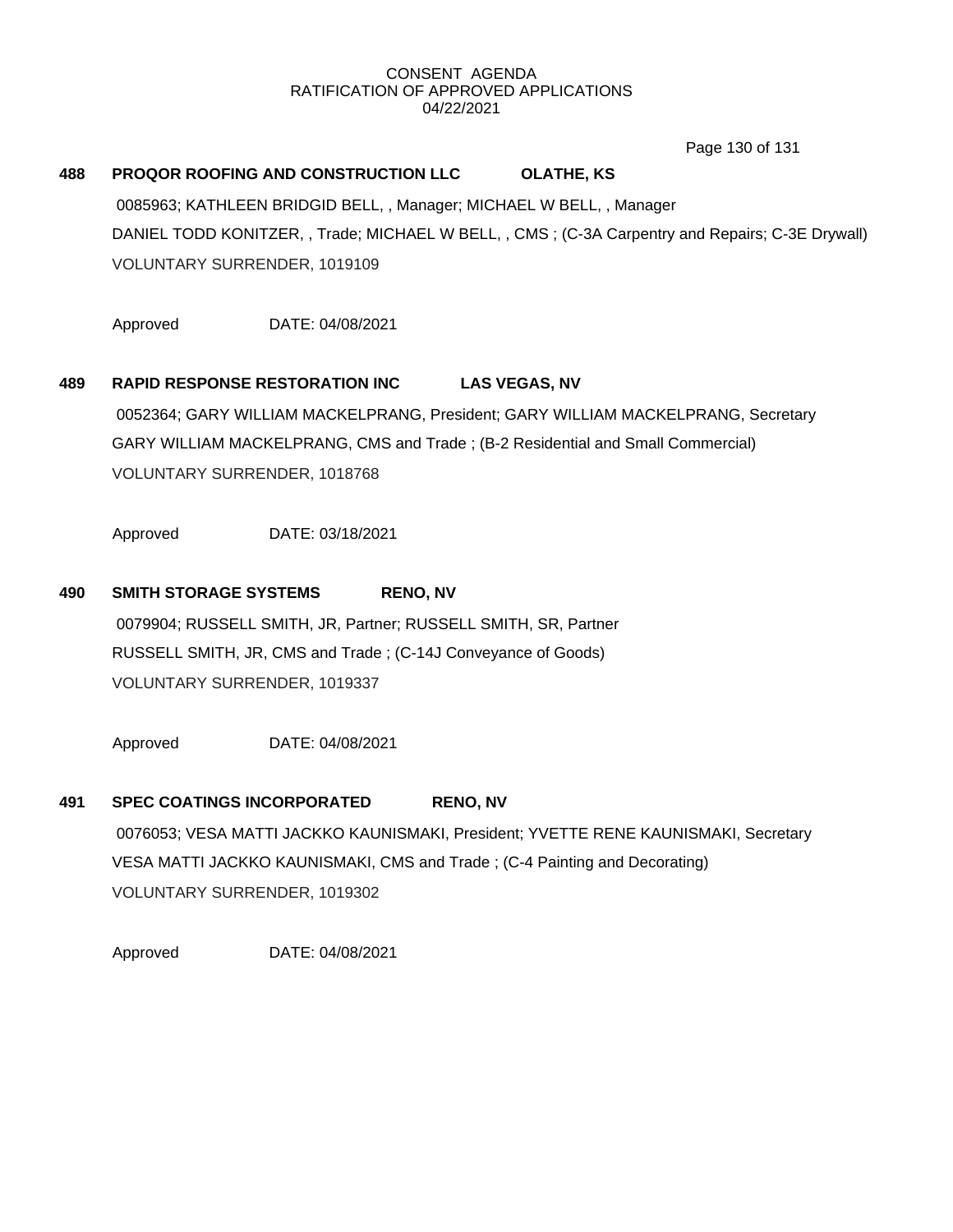CONSENT AGENDA
RATIFICATION OF APPROVED APPLICATIONS
04/22/2021

**488 PROQOR ROOFING AND CONSTRUCTION LLC OLATHE, KS**

0085963; KATHLEEN BRIDGID BELL, , Manager; MICHAEL W BELL, , Manager
DANIEL TODD KONITZER, , Trade; MICHAEL W BELL, , CMS ; (C-3A Carpentry and Repairs; C-3E Drywall)
VOLUNTARY SURRENDER, 1019109

Approved DATE: 04/08/2021

**489 RAPID RESPONSE RESTORATION INC LAS VEGAS, NV**

0052364; GARY WILLIAM MACKELPRANG, President; GARY WILLIAM MACKELPRANG, Secretary
GARY WILLIAM MACKELPRANG, CMS and Trade ; (B-2 Residential and Small Commercial)
VOLUNTARY SURRENDER, 1018768

Approved DATE: 03/18/2021

**490 SMITH STORAGE SYSTEMS RENO, NV**

0079904; RUSSELL SMITH, JR, Partner; RUSSELL SMITH, SR, Partner
RUSSELL SMITH, JR, CMS and Trade ; (C-14J Conveyance of Goods)
VOLUNTARY SURRENDER, 1019337

Approved DATE: 04/08/2021

**491 SPEC COATINGS INCORPORATED RENO, NV**

0076053; VESA MATTI JACKKO KAUNISMAKI, President; YVETTE RENE KAUNISMAKI, Secretary
VESA MATTI JACKKO KAUNISMAKI, CMS and Trade ; (C-4 Painting and Decorating)
VOLUNTARY SURRENDER, 1019302

Approved DATE: 04/08/2021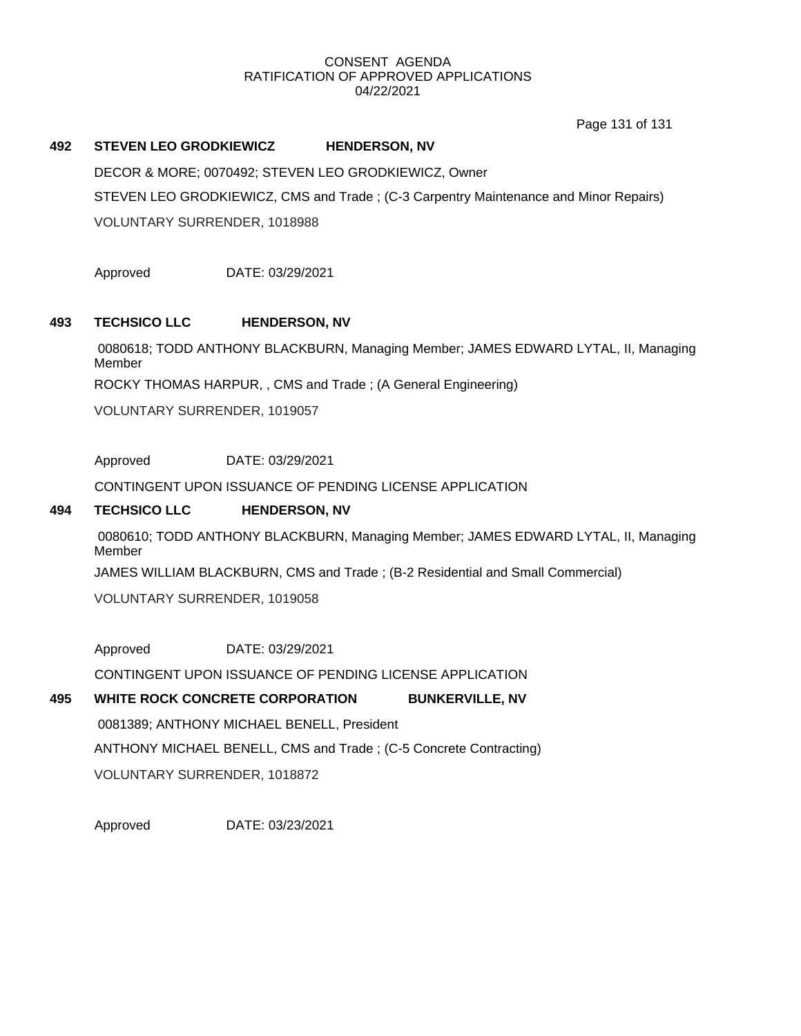CONSENT AGENDA
RATIFICATION OF APPROVED APPLICATIONS
04/22/2021

**492 STEVEN LEO GRODKIEWICZ HENDERSON, NV**

DECOR & MORE; 0070492; STEVEN LEO GRODKIEWICZ, Owner

STEVEN LEO GRODKIEWICZ, CMS and Trade ; (C-3 Carpentry Maintenance and Minor Repairs)

VOLUNTARY SURRENDER, 1018988

Approved DATE: 03/29/2021

**493 TECHSICO LLC HENDERSON, NV**

0080618; TODD ANTHONY BLACKBURN, Managing Member; JAMES EDWARD LYTAL, II, Managing Member

ROCKY THOMAS HARPUR, , CMS and Trade ; (A General Engineering)

VOLUNTARY SURRENDER, 1019057

Approved DATE: 03/29/2021

CONTINGENT UPON ISSUANCE OF PENDING LICENSE APPLICATION

**494 TECHSICO LLC HENDERSON, NV**

0080610; TODD ANTHONY BLACKBURN, Managing Member; JAMES EDWARD LYTAL, II, Managing Member

JAMES WILLIAM BLACKBURN, CMS and Trade ; (B-2 Residential and Small Commercial)

VOLUNTARY SURRENDER, 1019058

Approved DATE: 03/29/2021

CONTINGENT UPON ISSUANCE OF PENDING LICENSE APPLICATION

**495 WHITE ROCK CONCRETE CORPORATION BUNKERVILLE, NV**

0081389; ANTHONY MICHAEL BENELL, President

ANTHONY MICHAEL BENELL, CMS and Trade ; (C-5 Concrete Contracting)

VOLUNTARY SURRENDER, 1018872

Approved DATE: 03/23/2021